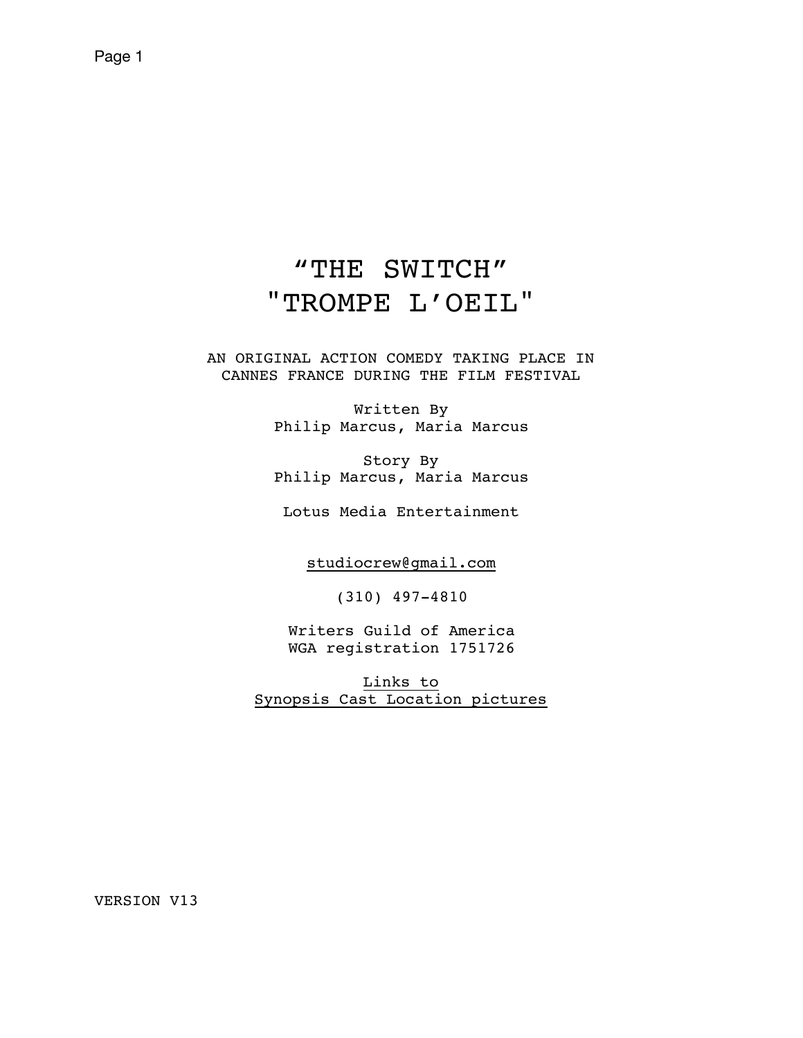# "THE SWITCH"
# "TROMPE L'OEIL"

AN ORIGINAL ACTION COMEDY TAKING PLACE IN CANNES FRANCE DURING THE FILM FESTIVAL

Written By
Philip Marcus, Maria Marcus

Story By
Philip Marcus, Maria Marcus

Lotus Media Entertainment

studiocrew@gmail.com

(310) 497-4810

Writers Guild of America
WGA registration 1751726

Links to
Synopsis Cast Location pictures

VERSION V13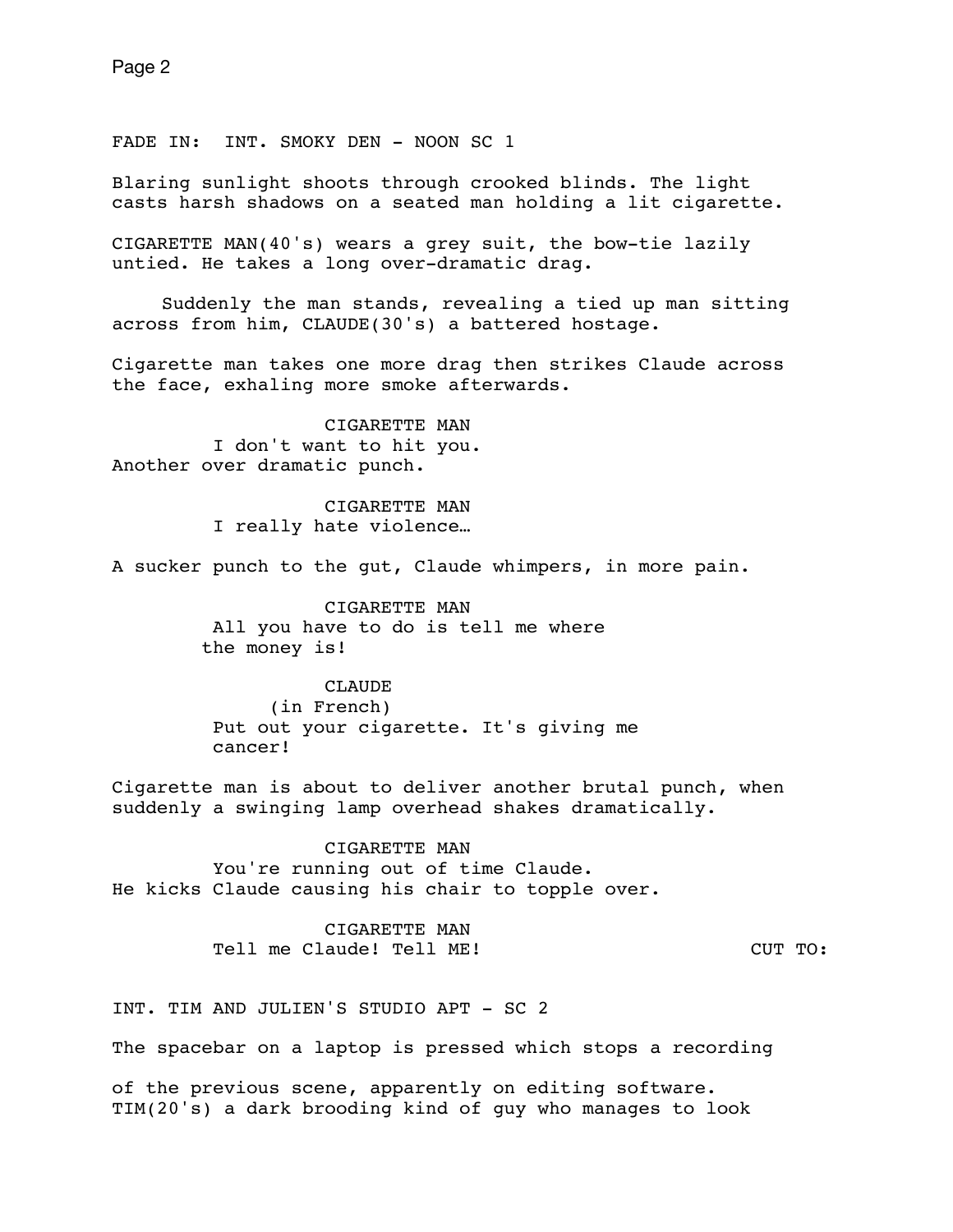FADE IN: INT. SMOKY DEN - NOON SC 1

Blaring sunlight shoots through crooked blinds. The light casts harsh shadows on a seated man holding a lit cigarette.

CIGARETTE MAN(40's) wears a grey suit, the bow-tie lazily untied. He takes a long over-dramatic drag.

Suddenly the man stands, revealing a tied up man sitting across from him, CLAUDE(30's) a battered hostage.

Cigarette man takes one more drag then strikes Claude across the face, exhaling more smoke afterwards.

CIGARETTE MAN
I don't want to hit you.

Another over dramatic punch.

CIGARETTE MAN
I really hate violence…

A sucker punch to the gut, Claude whimpers, in more pain.

CIGARETTE MAN
All you have to do is tell me where the money is!

CLAUDE
(in French)
Put out your cigarette. It's giving me cancer!

Cigarette man is about to deliver another brutal punch, when suddenly a swinging lamp overhead shakes dramatically.

CIGARETTE MAN
You're running out of time Claude.

He kicks Claude causing his chair to topple over.

CIGARETTE MAN
Tell me Claude! Tell ME!

CUT TO:

INT. TIM AND JULIEN'S STUDIO APT - SC 2

The spacebar on a laptop is pressed which stops a recording

of the previous scene, apparently on editing software. TIM(20's) a dark brooding kind of guy who manages to look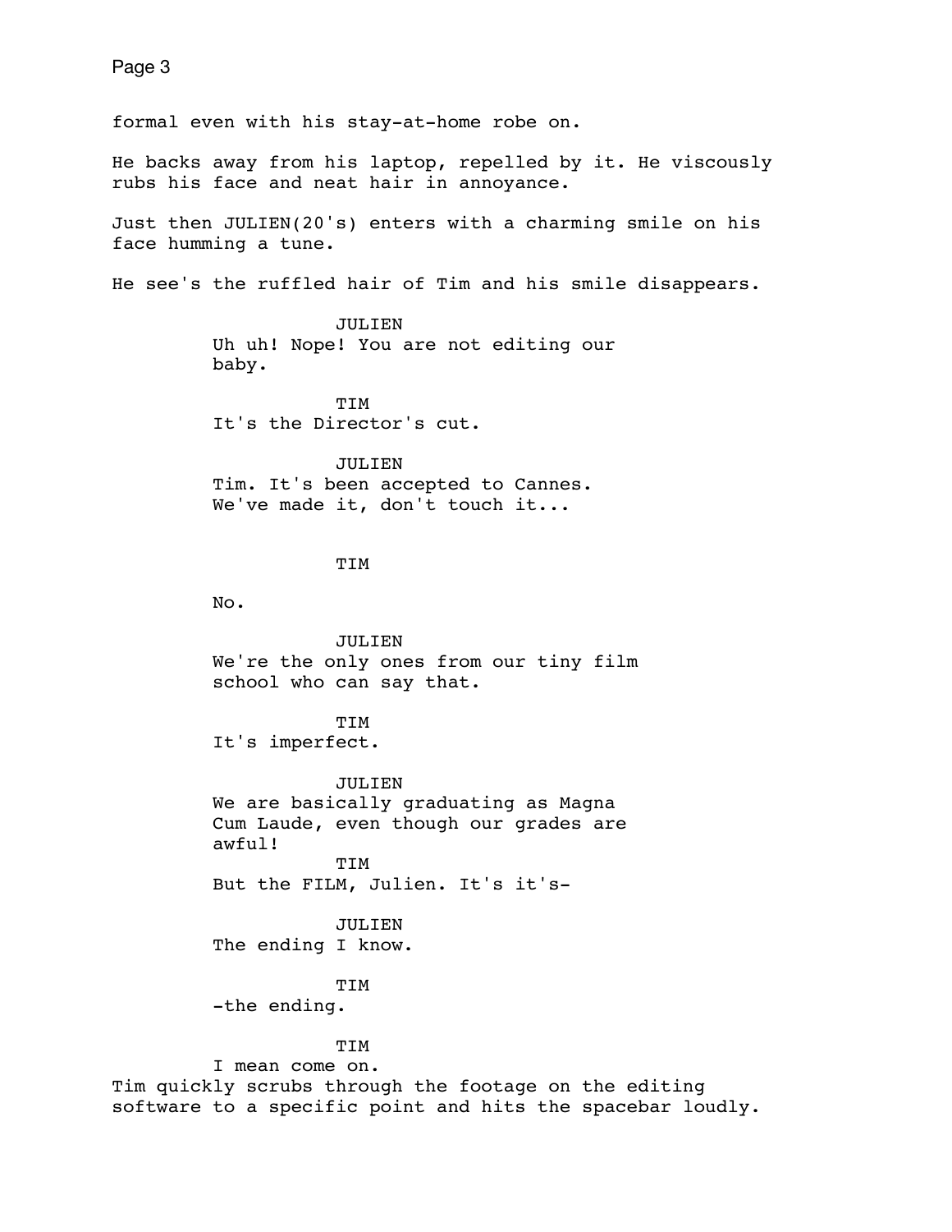formal even with his stay-at-home robe on.

He backs away from his laptop, repelled by it. He viscously rubs his face and neat hair in annoyance.

Just then JULIEN(20's) enters with a charming smile on his face humming a tune.

He see's the ruffled hair of Tim and his smile disappears.

JULIEN
Uh uh! Nope! You are not editing our baby.

TIM
It's the Director's cut.

JULIEN
Tim. It's been accepted to Cannes. We've made it, don't touch it...

TIM

No.

JULIEN
We're the only ones from our tiny film school who can say that.

TIM
It's imperfect.

JULIEN
We are basically graduating as Magna Cum Laude, even though our grades are awful!

TIM
But the FILM, Julien. It's it's-

JULIEN
The ending I know.

TIM
-the ending.

TIM
I mean come on.

Tim quickly scrubs through the footage on the editing software to a specific point and hits the spacebar loudly.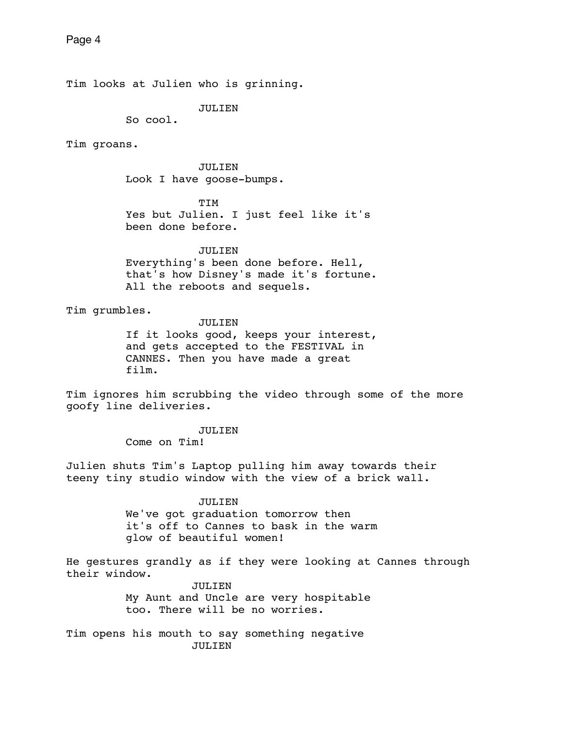Tim looks at Julien who is grinning.

JULIEN
So cool.

Tim groans.

JULIEN
Look I have goose-bumps.

TIM
Yes but Julien. I just feel like it's been done before.

JULIEN
Everything's been done before. Hell, that's how Disney's made it's fortune. All the reboots and sequels.

Tim grumbles.

JULIEN
If it looks good, keeps your interest, and gets accepted to the FESTIVAL in CANNES. Then you have made a great film.

Tim ignores him scrubbing the video through some of the more goofy line deliveries.

JULIEN
Come on Tim!

Julien shuts Tim's Laptop pulling him away towards their teeny tiny studio window with the view of a brick wall.

JULIEN
We've got graduation tomorrow then it's off to Cannes to bask in the warm glow of beautiful women!

He gestures grandly as if they were looking at Cannes through their window.

JULIEN
My Aunt and Uncle are very hospitable too. There will be no worries.

Tim opens his mouth to say something negative

JULIEN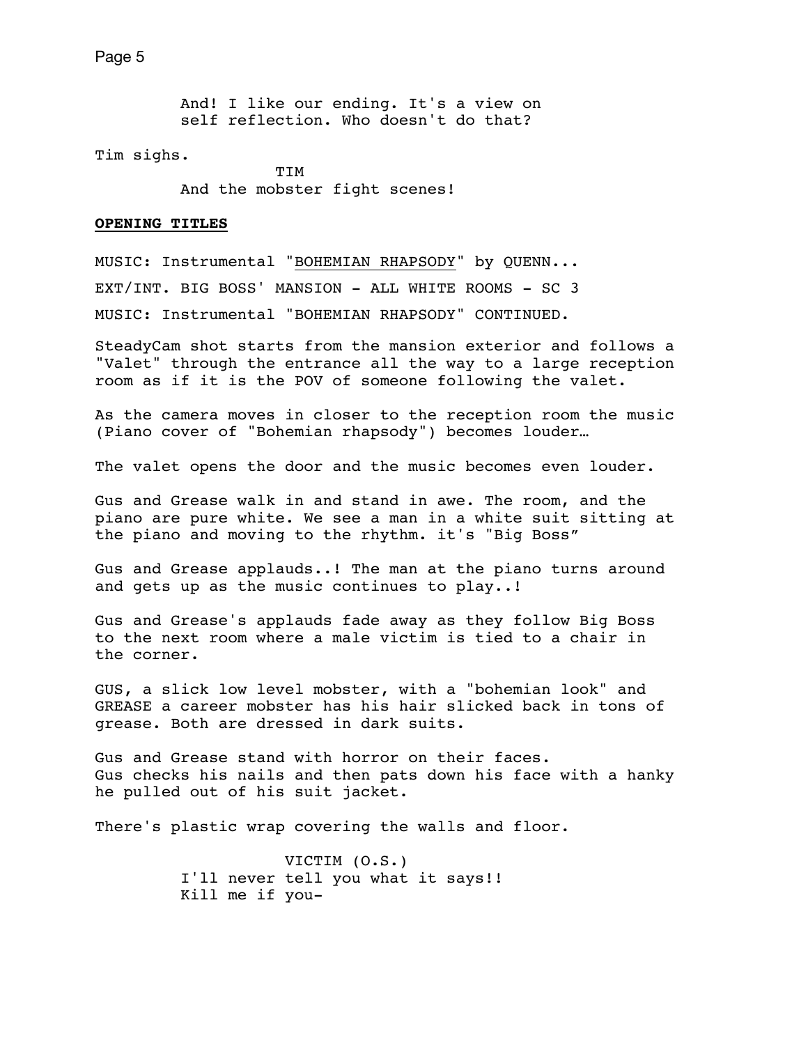And! I like our ending. It's a view on self reflection. Who doesn't do that?

Tim sighs.

TIM

And the mobster fight scenes!

**OPENING TITLES**

MUSIC: Instrumental "BOHEMIAN RHAPSODY" by QUENN...

EXT/INT. BIG BOSS' MANSION - ALL WHITE ROOMS - SC 3

MUSIC: Instrumental "BOHEMIAN RHAPSODY" CONTINUED.

SteadyCam shot starts from the mansion exterior and follows a "Valet" through the entrance all the way to a large reception room as if it is the POV of someone following the valet.

As the camera moves in closer to the reception room the music (Piano cover of "Bohemian rhapsody") becomes louder…

The valet opens the door and the music becomes even louder.

Gus and Grease walk in and stand in awe. The room, and the piano are pure white. We see a man in a white suit sitting at the piano and moving to the rhythm. it's "Big Boss”

Gus and Grease applauds..! The man at the piano turns around and gets up as the music continues to play..!

Gus and Grease's applauds fade away as they follow Big Boss to the next room where a male victim is tied to a chair in the corner.

GUS, a slick low level mobster, with a "bohemian look" and GREASE a career mobster has his hair slicked back in tons of grease. Both are dressed in dark suits.

Gus and Grease stand with horror on their faces.
Gus checks his nails and then pats down his face with a hanky he pulled out of his suit jacket.

There's plastic wrap covering the walls and floor.

VICTIM (O.S.)

I'll never tell you what it says!!
Kill me if you-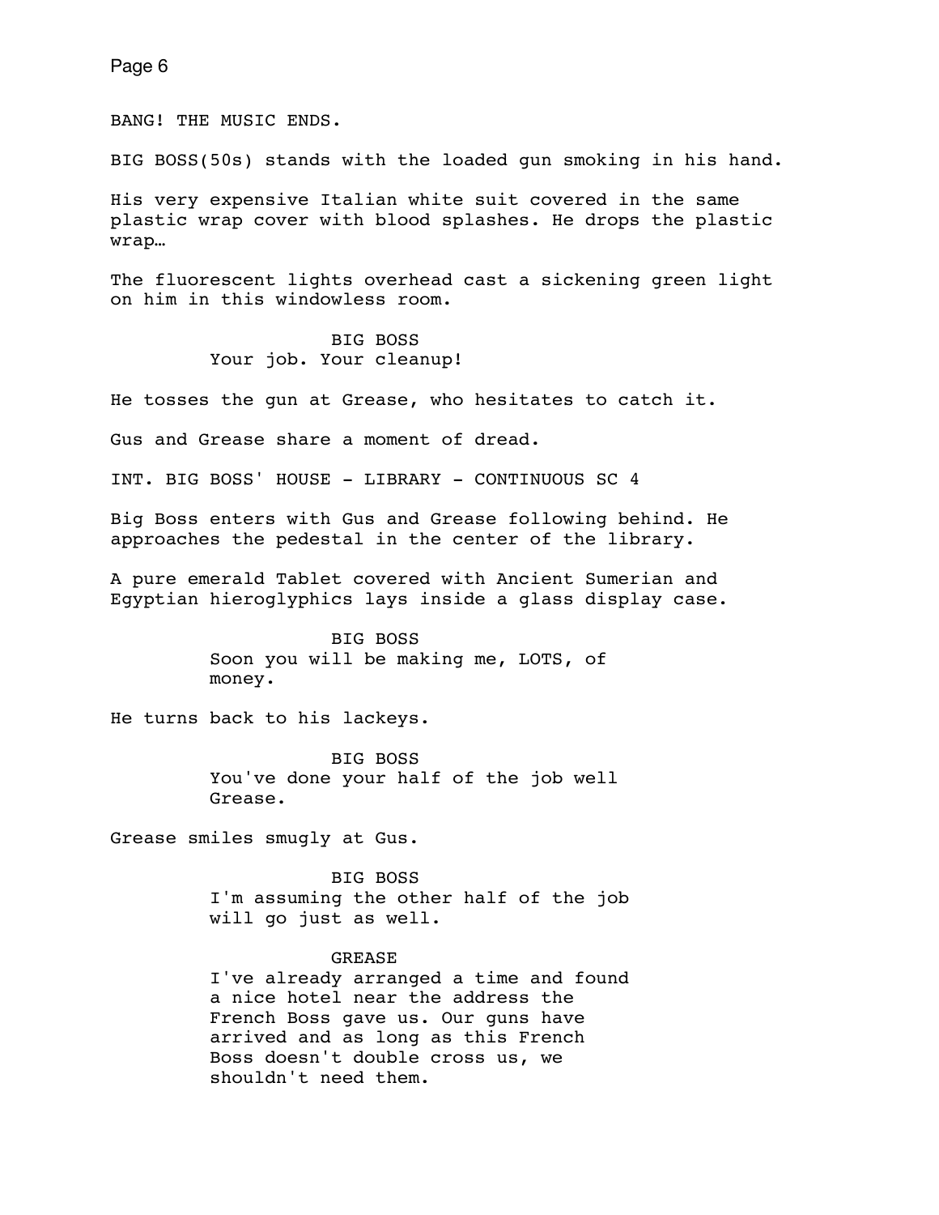BANG! THE MUSIC ENDS.

BIG BOSS(50s) stands with the loaded gun smoking in his hand.

His very expensive Italian white suit covered in the same plastic wrap cover with blood splashes. He drops the plastic wrap…

The fluorescent lights overhead cast a sickening green light on him in this windowless room.

BIG BOSS
Your job. Your cleanup!

He tosses the gun at Grease, who hesitates to catch it.

Gus and Grease share a moment of dread.

INT. BIG BOSS' HOUSE - LIBRARY - CONTINUOUS SC 4

Big Boss enters with Gus and Grease following behind. He approaches the pedestal in the center of the library.

A pure emerald Tablet covered with Ancient Sumerian and Egyptian hieroglyphics lays inside a glass display case.

BIG BOSS
Soon you will be making me, LOTS, of money.

He turns back to his lackeys.

BIG BOSS
You've done your half of the job well Grease.

Grease smiles smugly at Gus.

BIG BOSS
I'm assuming the other half of the job will go just as well.

GREASE
I've already arranged a time and found a nice hotel near the address the French Boss gave us. Our guns have arrived and as long as this French Boss doesn't double cross us, we shouldn't need them.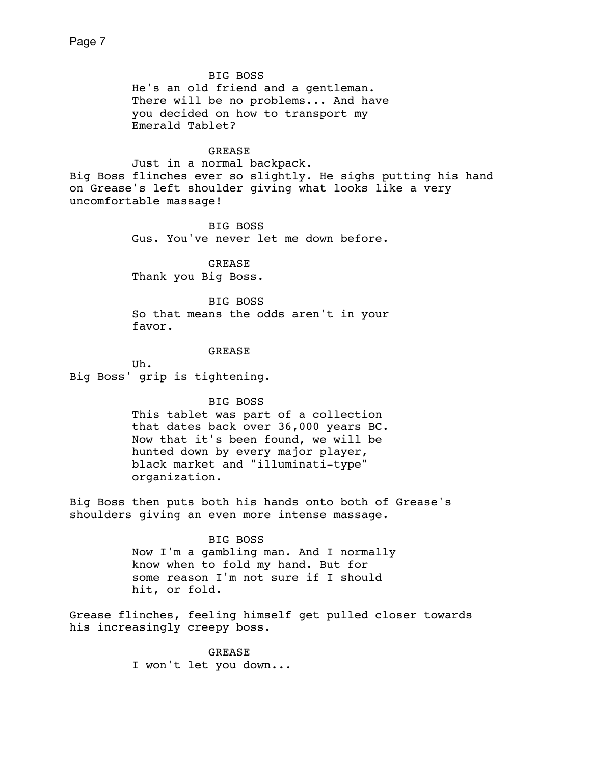BIG BOSS

He's an old friend and a gentleman. There will be no problems... And have you decided on how to transport my Emerald Tablet?

GREASE

Just in a normal backpack.

Big Boss flinches ever so slightly. He sighs putting his hand on Grease's left shoulder giving what looks like a very uncomfortable massage!

BIG BOSS

Gus. You've never let me down before.

GREASE

Thank you Big Boss.

BIG BOSS

So that means the odds aren't in your favor.

GREASE

Uh.

Big Boss' grip is tightening.

BIG BOSS

This tablet was part of a collection that dates back over 36,000 years BC. Now that it's been found, we will be hunted down by every major player, black market and "illuminati-type" organization.

Big Boss then puts both his hands onto both of Grease's shoulders giving an even more intense massage.

BIG BOSS

Now I'm a gambling man. And I normally know when to fold my hand. But for some reason I'm not sure if I should hit, or fold.

Grease flinches, feeling himself get pulled closer towards his increasingly creepy boss.

GREASE

I won't let you down...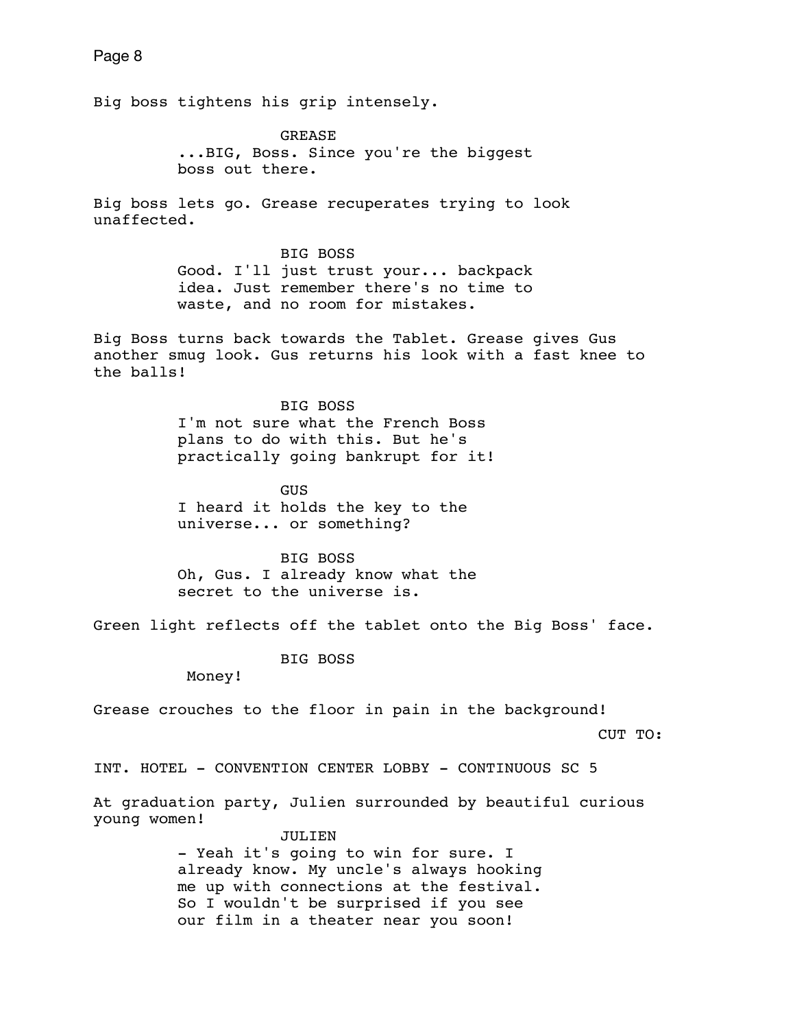Big boss tightens his grip intensely.

GREASE
...BIG, Boss. Since you're the biggest boss out there.

Big boss lets go. Grease recuperates trying to look unaffected.

BIG BOSS
Good. I'll just trust your... backpack idea. Just remember there's no time to waste, and no room for mistakes.

Big Boss turns back towards the Tablet. Grease gives Gus another smug look. Gus returns his look with a fast knee to the balls!

BIG BOSS
I'm not sure what the French Boss plans to do with this. But he's practically going bankrupt for it!

GUS
I heard it holds the key to the universe... or something?

BIG BOSS
Oh, Gus. I already know what the secret to the universe is.

Green light reflects off the tablet onto the Big Boss' face.

BIG BOSS
Money!

Grease crouches to the floor in pain in the background!

CUT TO:

INT. HOTEL - CONVENTION CENTER LOBBY - CONTINUOUS SC 5

At graduation party, Julien surrounded by beautiful curious young women!

JULIEN
- Yeah it's going to win for sure. I already know. My uncle's always hooking me up with connections at the festival. So I wouldn't be surprised if you see our film in a theater near you soon!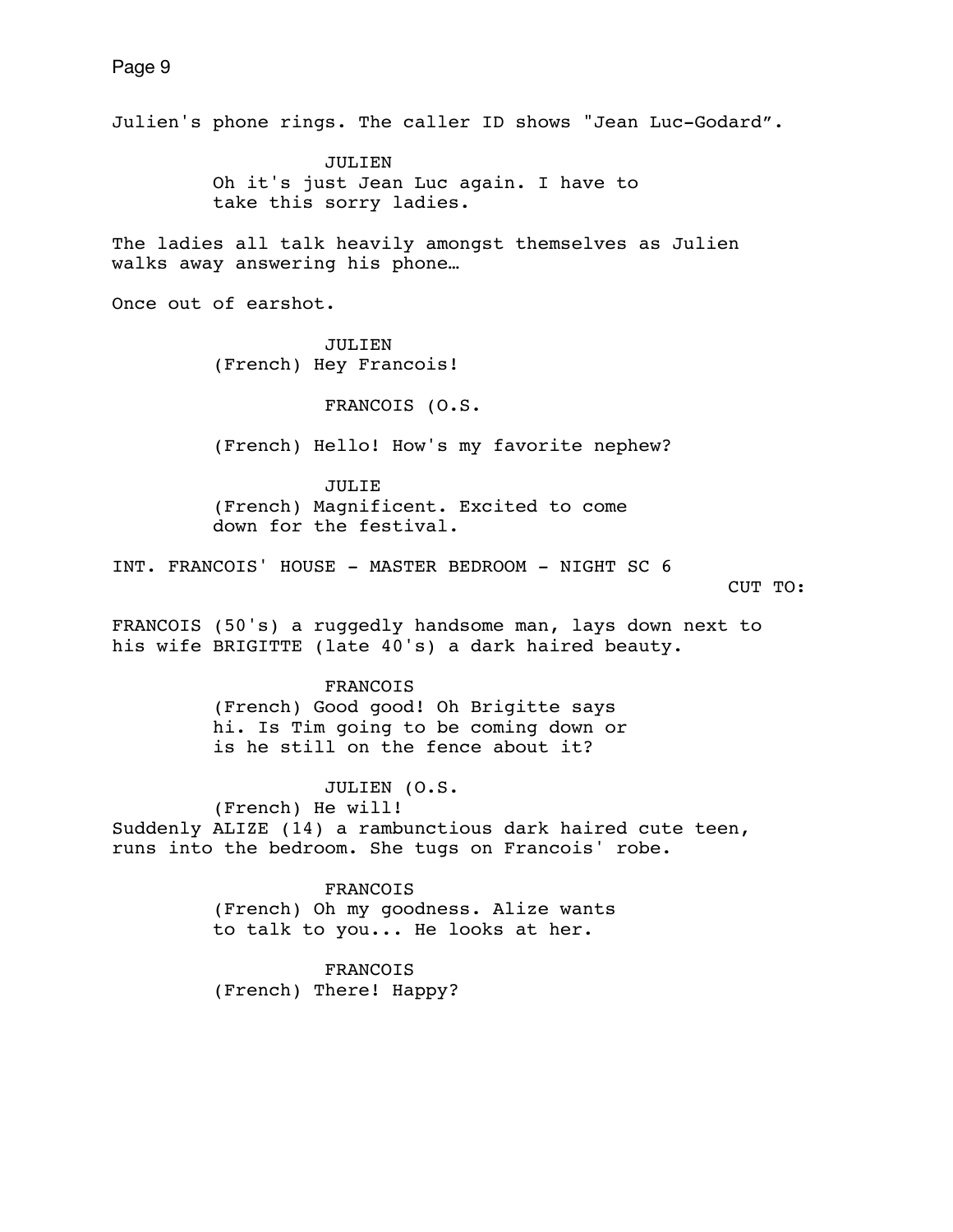Julien's phone rings. The caller ID shows "Jean Luc-Godard".

JULIEN
Oh it's just Jean Luc again. I have to take this sorry ladies.

The ladies all talk heavily amongst themselves as Julien walks away answering his phone…

Once out of earshot.

JULIEN
(French) Hey Francois!

FRANCOIS (O.S.

(French) Hello! How's my favorite nephew?

JULIE
(French) Magnificent. Excited to come down for the festival.

INT. FRANCOIS' HOUSE - MASTER BEDROOM - NIGHT SC 6

CUT TO:

FRANCOIS (50's) a ruggedly handsome man, lays down next to his wife BRIGITTE (late 40's) a dark haired beauty.

FRANCOIS
(French) Good good! Oh Brigitte says hi. Is Tim going to be coming down or is he still on the fence about it?

JULIEN (O.S.
(French) He will!

Suddenly ALIZE (14) a rambunctious dark haired cute teen, runs into the bedroom. She tugs on Francois' robe.

FRANCOIS
(French) Oh my goodness. Alize wants to talk to you... He looks at her.

FRANCOIS
(French) There! Happy?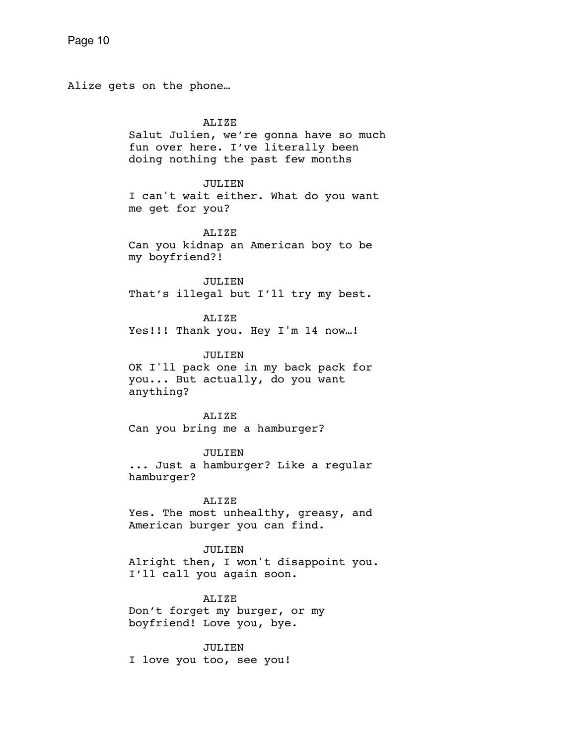Alize gets on the phone…

ALIZE
Salut Julien, we're gonna have so much fun over here. I've literally been doing nothing the past few months

JULIEN
I can't wait either. What do you want me get for you?

ALIZE
Can you kidnap an American boy to be my boyfriend?!

JULIEN
That's illegal but I'll try my best.

ALIZE
Yes!!! Thank you. Hey I'm 14 now…!

JULIEN
OK I'll pack one in my back pack for you... But actually, do you want anything?

ALIZE
Can you bring me a hamburger?

JULIEN
... Just a hamburger? Like a regular hamburger?

ALIZE
Yes. The most unhealthy, greasy, and American burger you can find.

JULIEN
Alright then, I won't disappoint you. I'll call you again soon.

ALIZE
Don't forget my burger, or my boyfriend! Love you, bye.

JULIEN
I love you too, see you!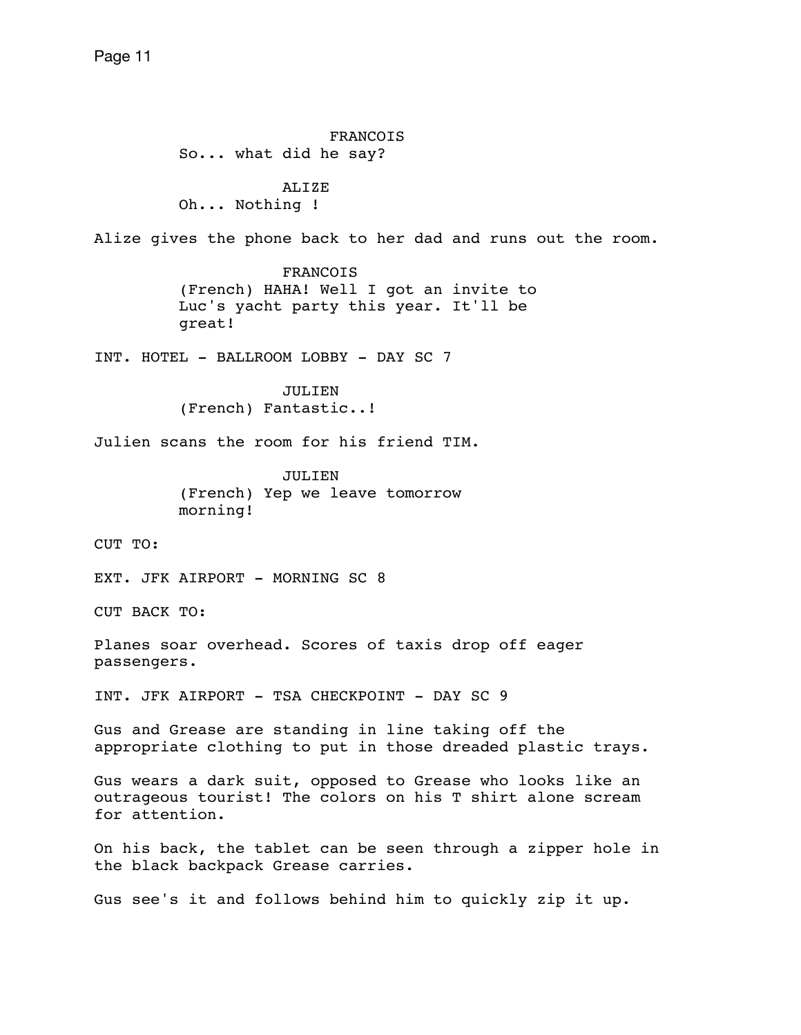FRANCOIS

So... what did he say?

ALIZE

Oh... Nothing !

Alize gives the phone back to her dad and runs out the room.

FRANCOIS

(French) HAHA! Well I got an invite to Luc's yacht party this year. It'll be great!

INT. HOTEL - BALLROOM LOBBY - DAY SC 7

JULIEN

(French) Fantastic..!

Julien scans the room for his friend TIM.

JULIEN

(French) Yep we leave tomorrow morning!

CUT TO:

EXT. JFK AIRPORT - MORNING SC 8

CUT BACK TO:

Planes soar overhead. Scores of taxis drop off eager passengers.

INT. JFK AIRPORT - TSA CHECKPOINT - DAY SC 9

Gus and Grease are standing in line taking off the appropriate clothing to put in those dreaded plastic trays.

Gus wears a dark suit, opposed to Grease who looks like an outrageous tourist! The colors on his T shirt alone scream for attention.

On his back, the tablet can be seen through a zipper hole in the black backpack Grease carries.

Gus see's it and follows behind him to quickly zip it up.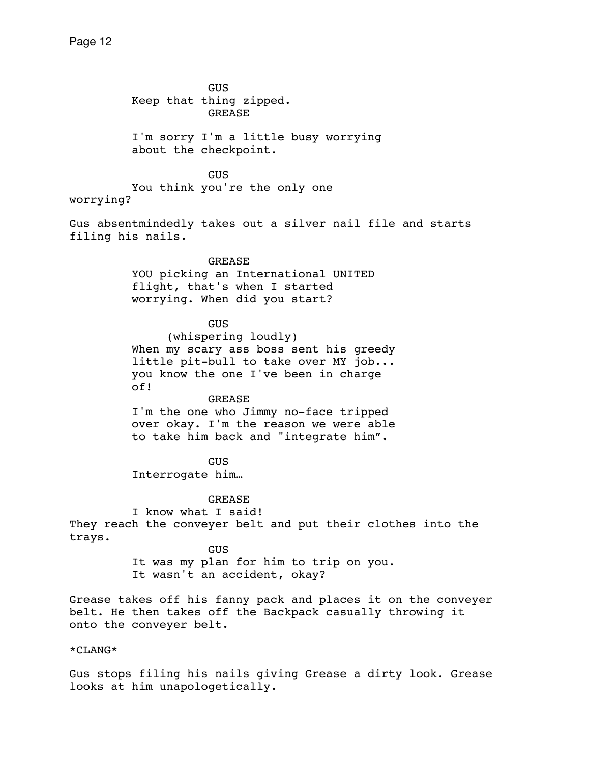GUS

Keep that thing zipped.

GREASE

I'm sorry I'm a little busy worrying about the checkpoint.

GUS

You think you're the only one worrying?

Gus absentmindedly takes out a silver nail file and starts filing his nails.

GREASE

YOU picking an International UNITED flight, that's when I started worrying. When did you start?

GUS

(whispering loudly)

When my scary ass boss sent his greedy little pit-bull to take over MY job... you know the one I've been in charge of!

GREASE

I'm the one who Jimmy no-face tripped over okay. I'm the reason we were able to take him back and "integrate him".

GUS

Interrogate him…

GREASE

I know what I said!

They reach the conveyer belt and put their clothes into the trays.

GUS

It was my plan for him to trip on you. It wasn't an accident, okay?

Grease takes off his fanny pack and places it on the conveyer belt. He then takes off the Backpack casually throwing it onto the conveyer belt.

*CLANG*

Gus stops filing his nails giving Grease a dirty look. Grease looks at him unapologetically.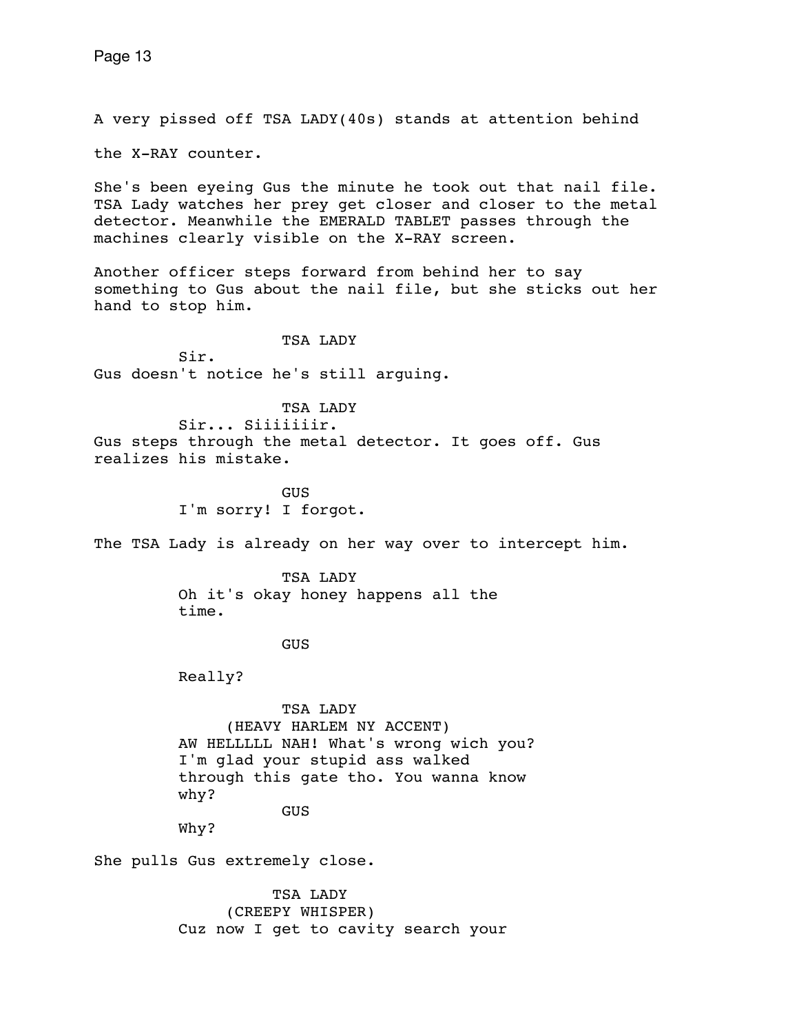A very pissed off TSA LADY(40s) stands at attention behind the X-RAY counter.

She's been eyeing Gus the minute he took out that nail file. TSA Lady watches her prey get closer and closer to the metal detector. Meanwhile the EMERALD TABLET passes through the machines clearly visible on the X-RAY screen.

Another officer steps forward from behind her to say something to Gus about the nail file, but she sticks out her hand to stop him.

TSA LADY

Sir.

Gus doesn't notice he's still arguing.

TSA LADY

Sir... Siiiiiiir.

Gus steps through the metal detector. It goes off. Gus realizes his mistake.

GUS

I'm sorry! I forgot.

The TSA Lady is already on her way over to intercept him.

TSA LADY

Oh it's okay honey happens all the time.

GUS

Really?

TSA LADY

(HEAVY HARLEM NY ACCENT)

AW HELLLLL NAH! What's wrong wich you? I'm glad your stupid ass walked through this gate tho. You wanna know why?

GUS

Why?

She pulls Gus extremely close.

TSA LADY

(CREEPY WHISPER)

Cuz now I get to cavity search your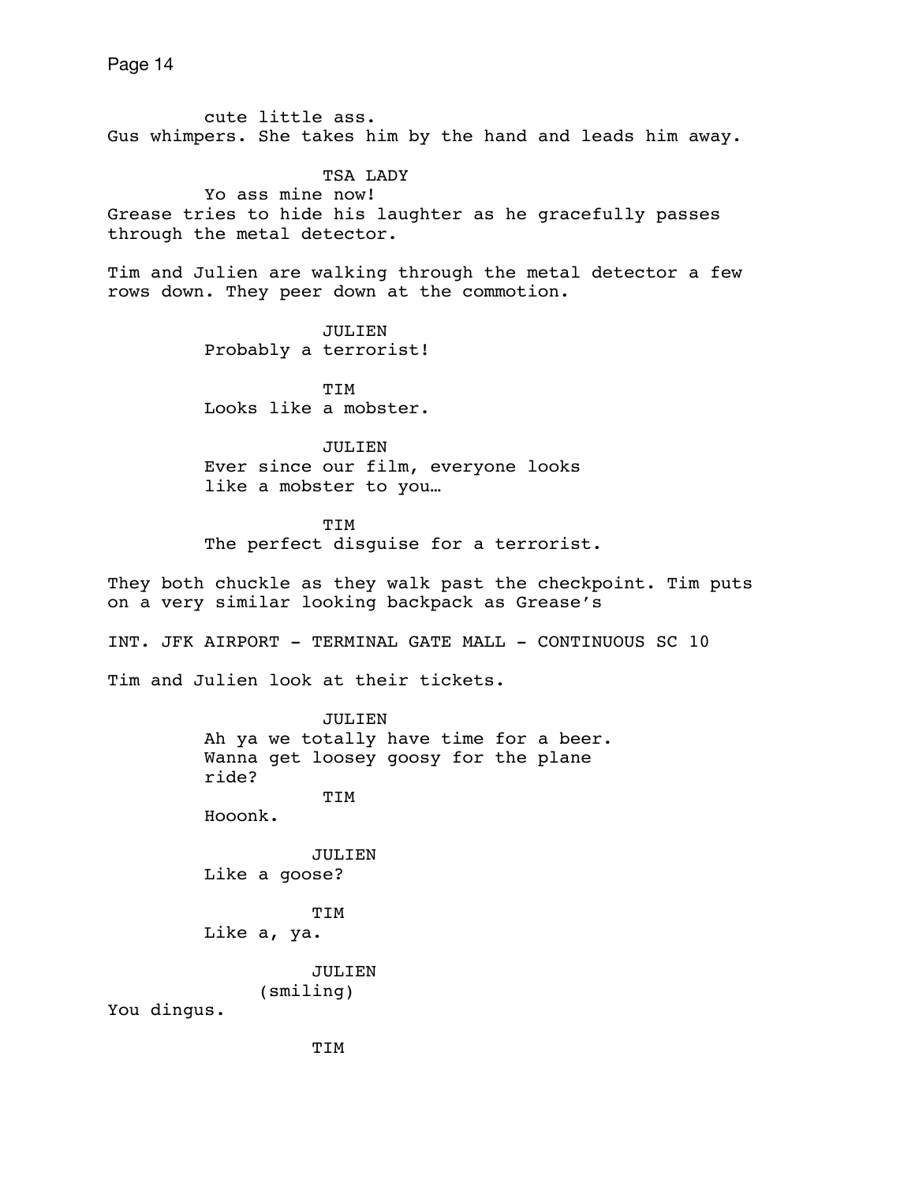cute little ass.

Gus whimpers. She takes him by the hand and leads him away.

TSA LADY

Yo ass mine now!

Grease tries to hide his laughter as he gracefully passes through the metal detector.

Tim and Julien are walking through the metal detector a few rows down. They peer down at the commotion.

JULIEN

Probably a terrorist!

TIM

Looks like a mobster.

JULIEN

Ever since our film, everyone looks like a mobster to you…

TIM

The perfect disguise for a terrorist.

They both chuckle as they walk past the checkpoint. Tim puts on a very similar looking backpack as Grease's

INT. JFK AIRPORT - TERMINAL GATE MALL - CONTINUOUS SC 10

Tim and Julien look at their tickets.

JULIEN

Ah ya we totally have time for a beer. Wanna get loosey goosy for the plane ride?

TIM

Hooonk.

JULIEN

Like a goose?

TIM

Like a, ya.

JULIEN

(smiling)

You dingus.

TIM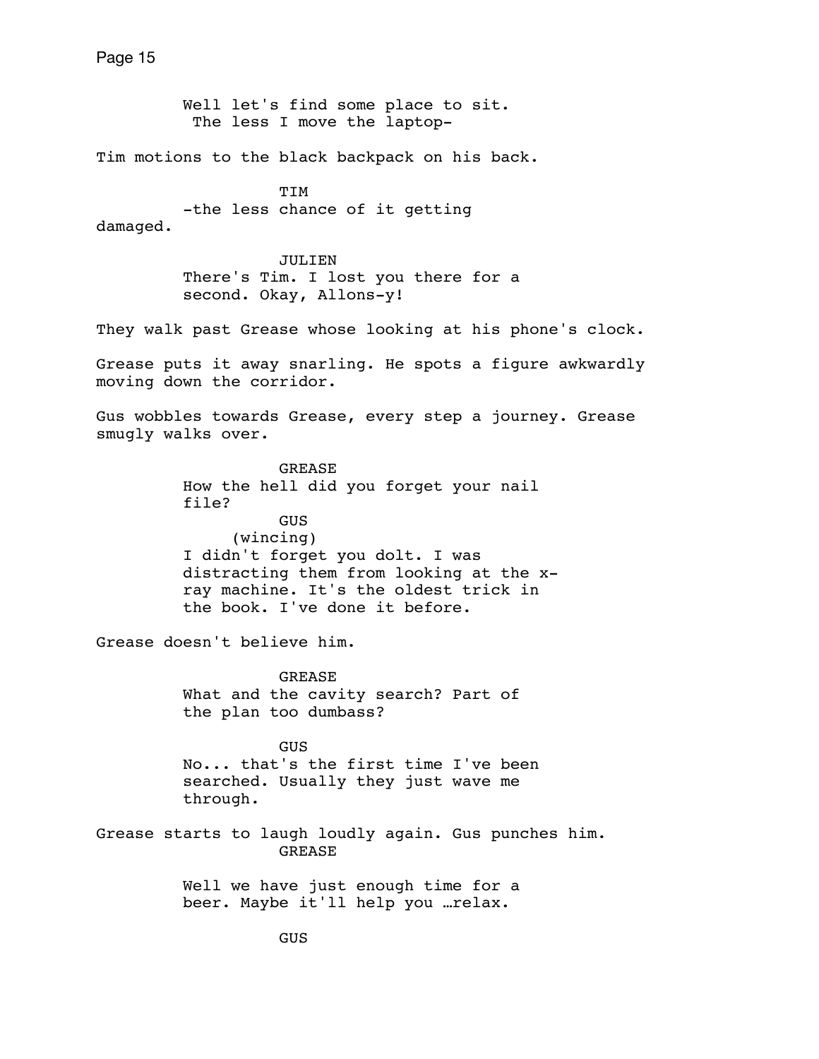Well let's find some place to sit. The less I move the laptop-

Tim motions to the black backpack on his back.

TIM

-the less chance of it getting damaged.

JULIEN

There's Tim. I lost you there for a second. Okay, Allons-y!

They walk past Grease whose looking at his phone's clock.

Grease puts it away snarling. He spots a figure awkwardly moving down the corridor.

Gus wobbles towards Grease, every step a journey. Grease smugly walks over.

GREASE

How the hell did you forget your nail file?

GUS

(wincing)

I didn't forget you dolt. I was distracting them from looking at the x-ray machine. It's the oldest trick in the book. I've done it before.

Grease doesn't believe him.

GREASE

What and the cavity search? Part of the plan too dumbass?

GUS

No... that's the first time I've been searched. Usually they just wave me through.

Grease starts to laugh loudly again. Gus punches him.

GREASE

Well we have just enough time for a beer. Maybe it'll help you …relax.

GUS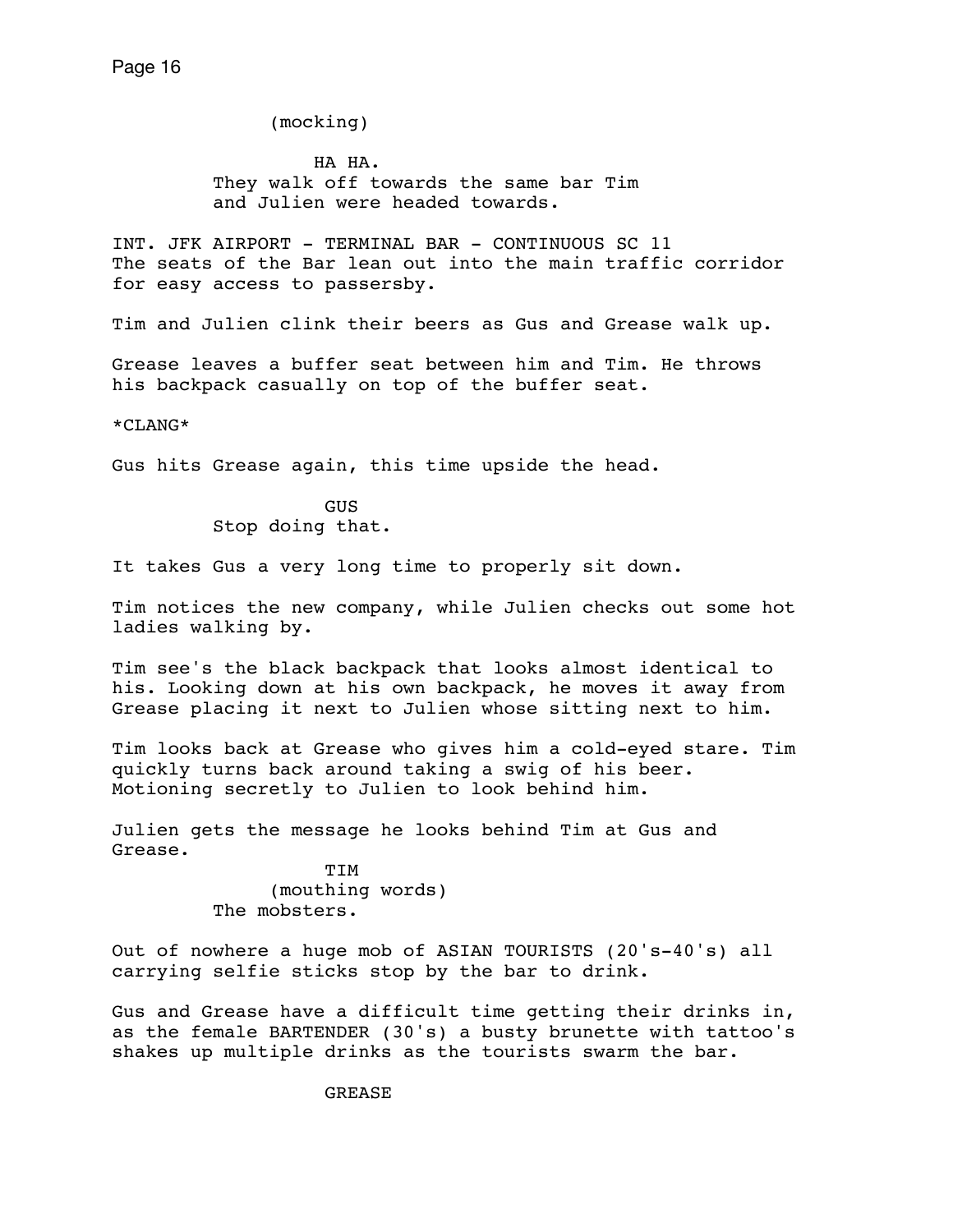(mocking)

HA HA.

They walk off towards the same bar Tim and Julien were headed towards.

INT. JFK AIRPORT - TERMINAL BAR - CONTINUOUS SC 11

The seats of the Bar lean out into the main traffic corridor for easy access to passersby.

Tim and Julien clink their beers as Gus and Grease walk up.

Grease leaves a buffer seat between him and Tim. He throws his backpack casually on top of the buffer seat.

*CLANG*

Gus hits Grease again, this time upside the head.

GUS

Stop doing that.

It takes Gus a very long time to properly sit down.

Tim notices the new company, while Julien checks out some hot ladies walking by.

Tim see's the black backpack that looks almost identical to his. Looking down at his own backpack, he moves it away from Grease placing it next to Julien whose sitting next to him.

Tim looks back at Grease who gives him a cold-eyed stare. Tim quickly turns back around taking a swig of his beer. Motioning secretly to Julien to look behind him.

Julien gets the message he looks behind Tim at Gus and Grease.

TIM

(mouthing words)

The mobsters.

Out of nowhere a huge mob of ASIAN TOURISTS (20's-40's) all carrying selfie sticks stop by the bar to drink.

Gus and Grease have a difficult time getting their drinks in, as the female BARTENDER (30's) a busty brunette with tattoo's shakes up multiple drinks as the tourists swarm the bar.

GREASE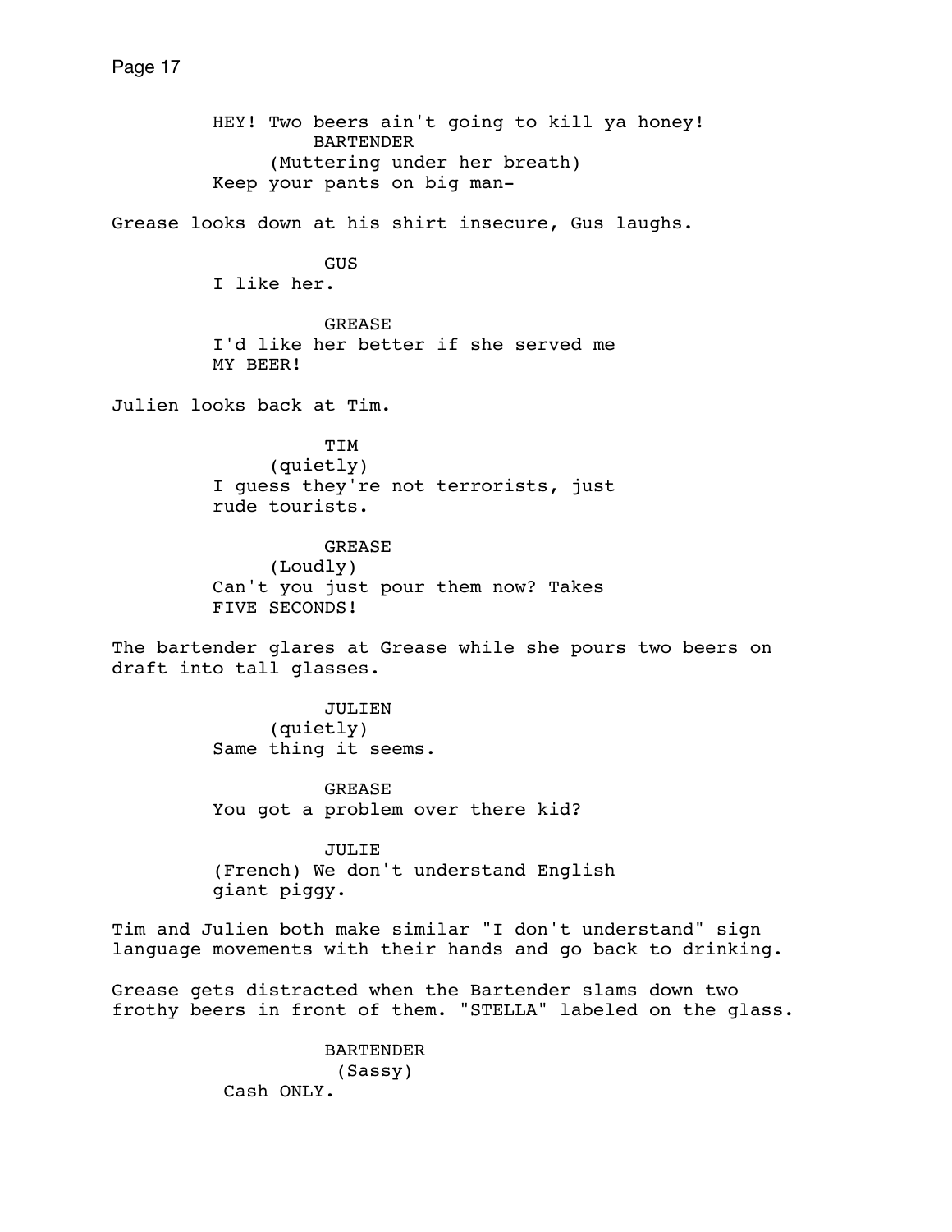HEY! Two beers ain't going to kill ya honey!

BARTENDER
(Muttering under her breath)
Keep your pants on big man-

Grease looks down at his shirt insecure, Gus laughs.

GUS
I like her.

GREASE
I'd like her better if she served me
MY BEER!

Julien looks back at Tim.

TIM
(quietly)
I guess they're not terrorists, just
rude tourists.

GREASE
(Loudly)
Can't you just pour them now? Takes
FIVE SECONDS!

The bartender glares at Grease while she pours two beers on draft into tall glasses.

JULIEN
(quietly)
Same thing it seems.

GREASE
You got a problem over there kid?

JULIE
(French) We don't understand English
giant piggy.

Tim and Julien both make similar "I don't understand" sign language movements with their hands and go back to drinking.

Grease gets distracted when the Bartender slams down two frothy beers in front of them. "STELLA" labeled on the glass.

BARTENDER
(Sassy)
Cash ONLY.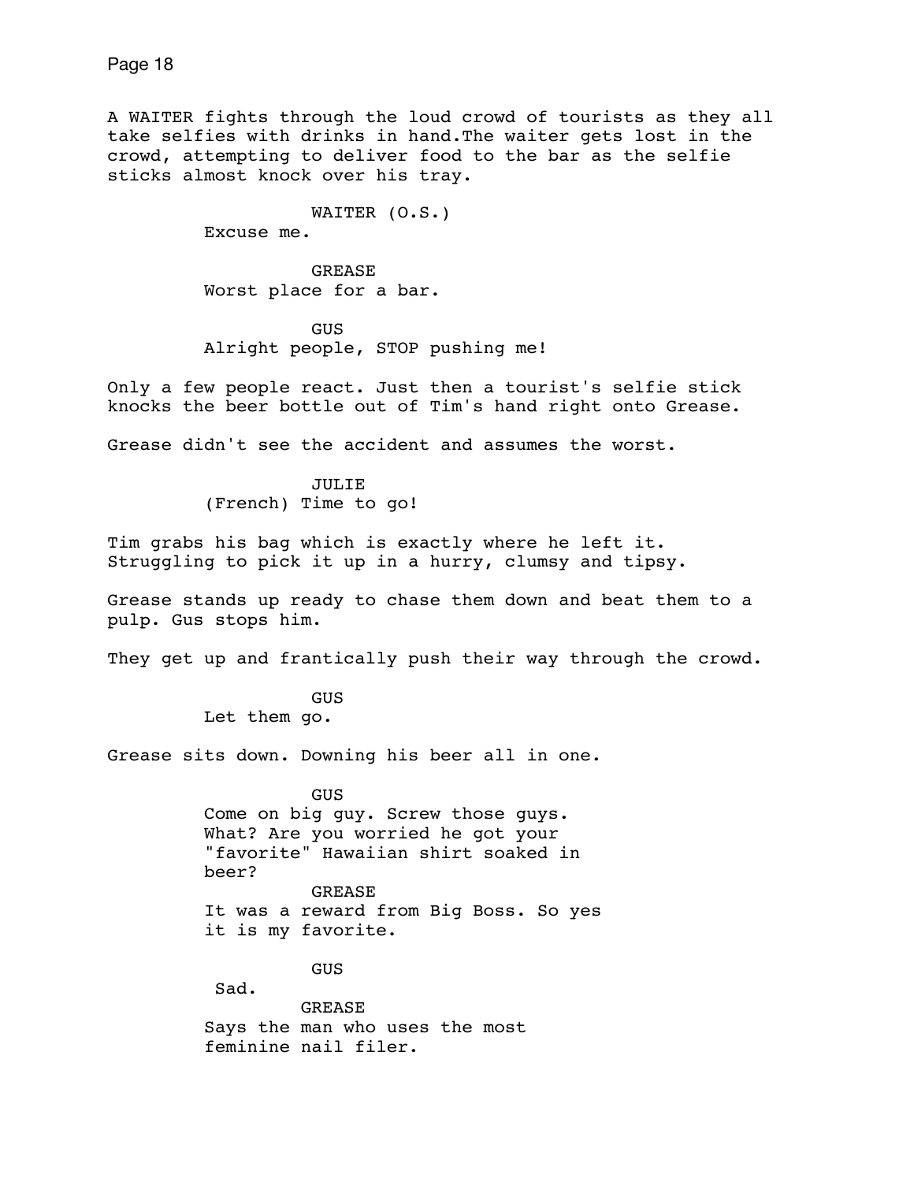A WAITER fights through the loud crowd of tourists as they all take selfies with drinks in hand.The waiter gets lost in the crowd, attempting to deliver food to the bar as the selfie sticks almost knock over his tray.

WAITER (O.S.)
Excuse me.

GREASE
Worst place for a bar.

GUS
Alright people, STOP pushing me!

Only a few people react. Just then a tourist's selfie stick knocks the beer bottle out of Tim's hand right onto Grease.

Grease didn't see the accident and assumes the worst.

JULIE
(French) Time to go!

Tim grabs his bag which is exactly where he left it. Struggling to pick it up in a hurry, clumsy and tipsy.

Grease stands up ready to chase them down and beat them to a pulp. Gus stops him.

They get up and frantically push their way through the crowd.

GUS
Let them go.

Grease sits down. Downing his beer all in one.

GUS
Come on big guy. Screw those guys. What? Are you worried he got your "favorite" Hawaiian shirt soaked in beer?

GREASE
It was a reward from Big Boss. So yes it is my favorite.

GUS
Sad.

GREASE
Says the man who uses the most feminine nail filer.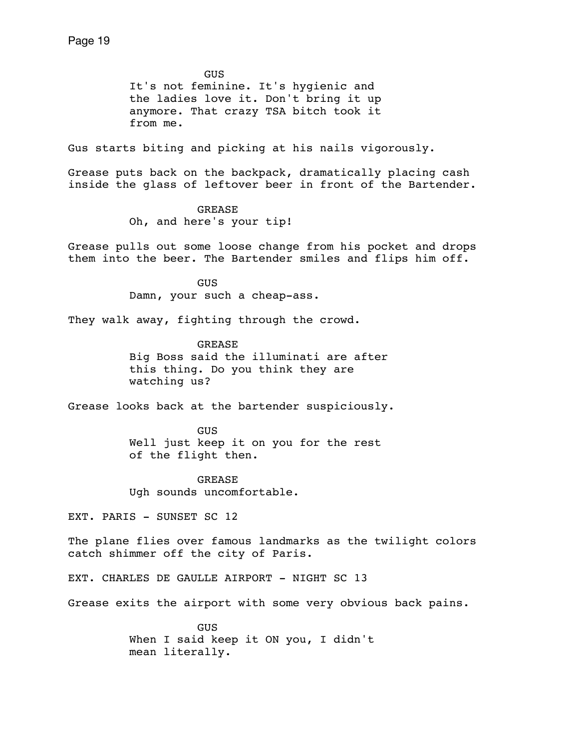GUS

It's not feminine. It's hygienic and the ladies love it. Don't bring it up anymore. That crazy TSA bitch took it from me.

Gus starts biting and picking at his nails vigorously.

Grease puts back on the backpack, dramatically placing cash inside the glass of leftover beer in front of the Bartender.

GREASE

Oh, and here's your tip!

Grease pulls out some loose change from his pocket and drops them into the beer. The Bartender smiles and flips him off.

GUS

Damn, your such a cheap-ass.

They walk away, fighting through the crowd.

GREASE

Big Boss said the illuminati are after this thing. Do you think they are watching us?

Grease looks back at the bartender suspiciously.

GUS

Well just keep it on you for the rest of the flight then.

GREASE

Ugh sounds uncomfortable.

EXT. PARIS - SUNSET SC 12

The plane flies over famous landmarks as the twilight colors catch shimmer off the city of Paris.

EXT. CHARLES DE GAULLE AIRPORT - NIGHT SC 13

Grease exits the airport with some very obvious back pains.

GUS

When I said keep it ON you, I didn't mean literally.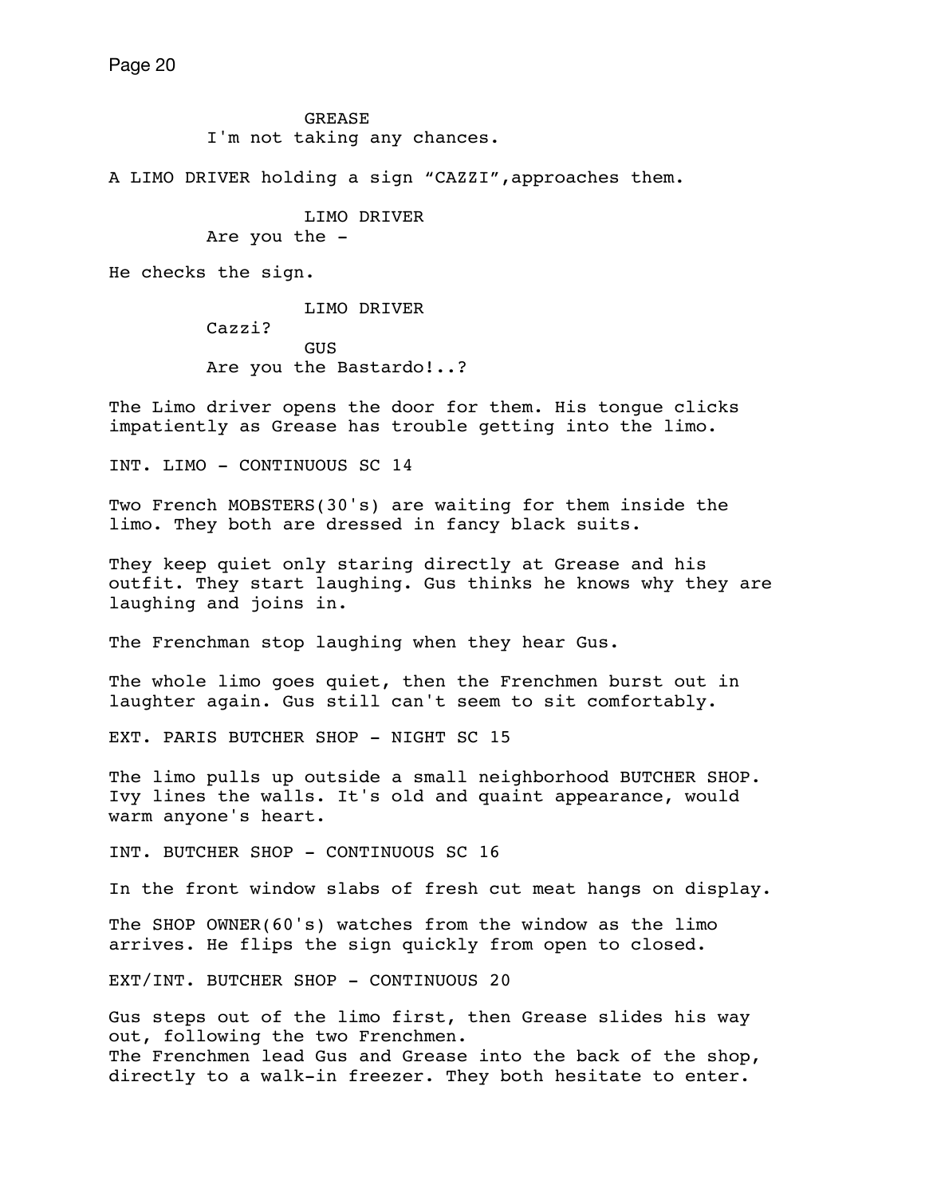GREASE
I'm not taking any chances.

A LIMO DRIVER holding a sign “CAZZI”,approaches them.

LIMO DRIVER
Are you the -

He checks the sign.

LIMO DRIVER
Cazzi?

GUS
Are you the Bastardo!..?

The Limo driver opens the door for them. His tongue clicks impatiently as Grease has trouble getting into the limo.

INT. LIMO - CONTINUOUS SC 14

Two French MOBSTERS(30's) are waiting for them inside the limo. They both are dressed in fancy black suits.

They keep quiet only staring directly at Grease and his outfit. They start laughing. Gus thinks he knows why they are laughing and joins in.

The Frenchman stop laughing when they hear Gus.

The whole limo goes quiet, then the Frenchmen burst out in laughter again. Gus still can't seem to sit comfortably.

EXT. PARIS BUTCHER SHOP - NIGHT SC 15

The limo pulls up outside a small neighborhood BUTCHER SHOP. Ivy lines the walls. It's old and quaint appearance, would warm anyone's heart.

INT. BUTCHER SHOP - CONTINUOUS SC 16

In the front window slabs of fresh cut meat hangs on display.

The SHOP OWNER(60's) watches from the window as the limo arrives. He flips the sign quickly from open to closed.

EXT/INT. BUTCHER SHOP - CONTINUOUS 20

Gus steps out of the limo first, then Grease slides his way out, following the two Frenchmen.
The Frenchmen lead Gus and Grease into the back of the shop, directly to a walk-in freezer. They both hesitate to enter.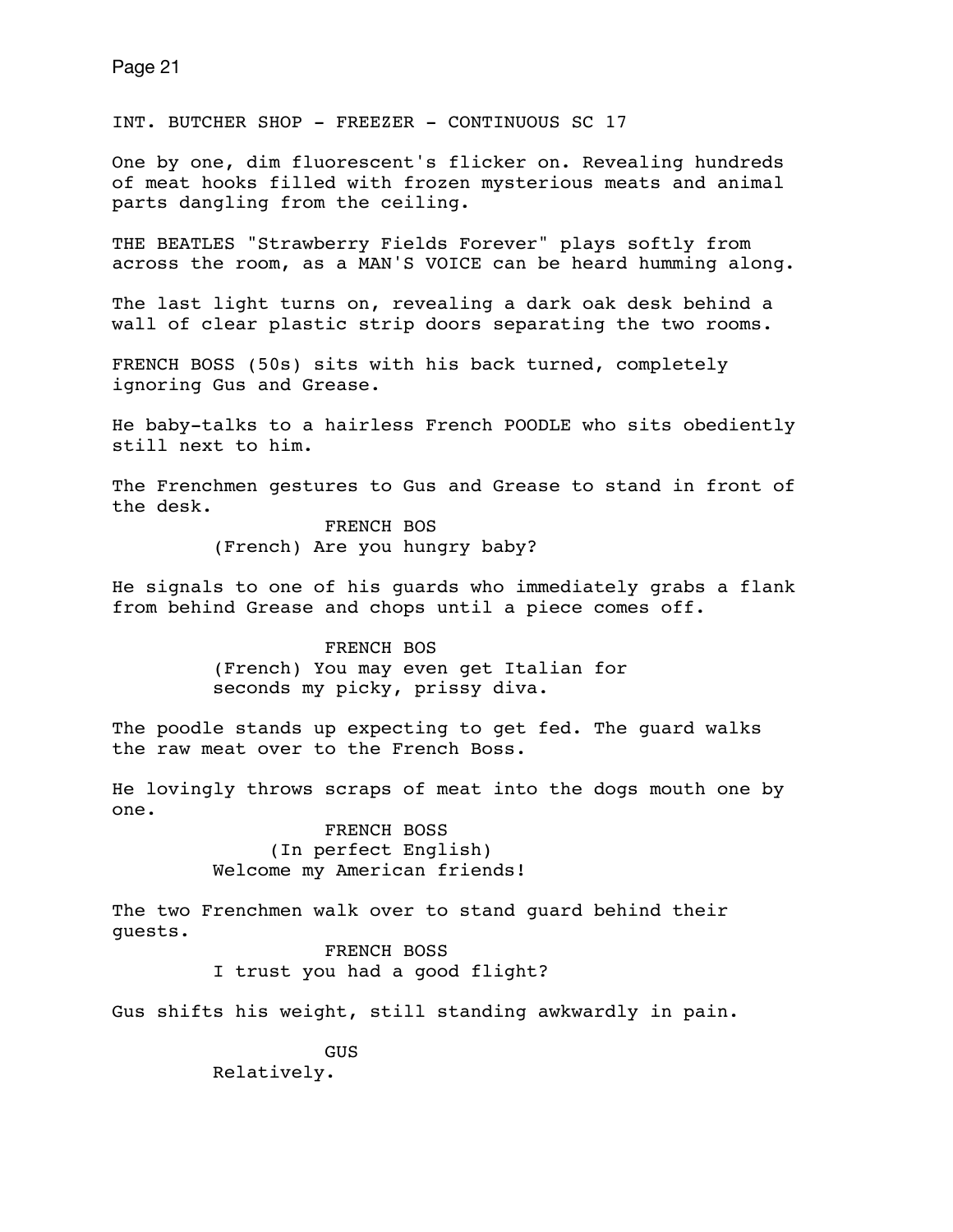INT. BUTCHER SHOP - FREEZER - CONTINUOUS SC 17

One by one, dim fluorescent's flicker on. Revealing hundreds of meat hooks filled with frozen mysterious meats and animal parts dangling from the ceiling.

THE BEATLES "Strawberry Fields Forever" plays softly from across the room, as a MAN'S VOICE can be heard humming along.

The last light turns on, revealing a dark oak desk behind a wall of clear plastic strip doors separating the two rooms.

FRENCH BOSS (50s) sits with his back turned, completely ignoring Gus and Grease.

He baby-talks to a hairless French POODLE who sits obediently still next to him.

The Frenchmen gestures to Gus and Grease to stand in front of the desk.

FRENCH BOS
(French) Are you hungry baby?

He signals to one of his guards who immediately grabs a flank from behind Grease and chops until a piece comes off.

FRENCH BOS
(French) You may even get Italian for seconds my picky, prissy diva.

The poodle stands up expecting to get fed. The guard walks the raw meat over to the French Boss.

He lovingly throws scraps of meat into the dogs mouth one by one.

FRENCH BOSS
(In perfect English)
Welcome my American friends!

The two Frenchmen walk over to stand guard behind their guests.

FRENCH BOSS
I trust you had a good flight?

Gus shifts his weight, still standing awkwardly in pain.

GUS
Relatively.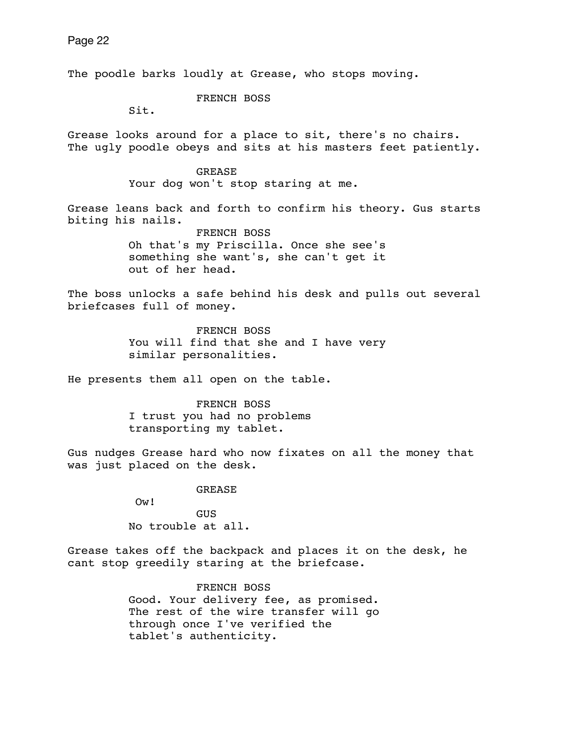The poodle barks loudly at Grease, who stops moving.

FRENCH BOSS
Sit.

Grease looks around for a place to sit, there's no chairs. The ugly poodle obeys and sits at his masters feet patiently.

GREASE
Your dog won't stop staring at me.

Grease leans back and forth to confirm his theory. Gus starts biting his nails.

FRENCH BOSS
Oh that's my Priscilla. Once she see's something she want's, she can't get it out of her head.

The boss unlocks a safe behind his desk and pulls out several briefcases full of money.

FRENCH BOSS
You will find that she and I have very similar personalities.

He presents them all open on the table.

FRENCH BOSS
I trust you had no problems transporting my tablet.

Gus nudges Grease hard who now fixates on all the money that was just placed on the desk.

GREASE
Ow!

GUS
No trouble at all.

Grease takes off the backpack and places it on the desk, he cant stop greedily staring at the briefcase.

FRENCH BOSS
Good. Your delivery fee, as promised. The rest of the wire transfer will go through once I've verified the tablet's authenticity.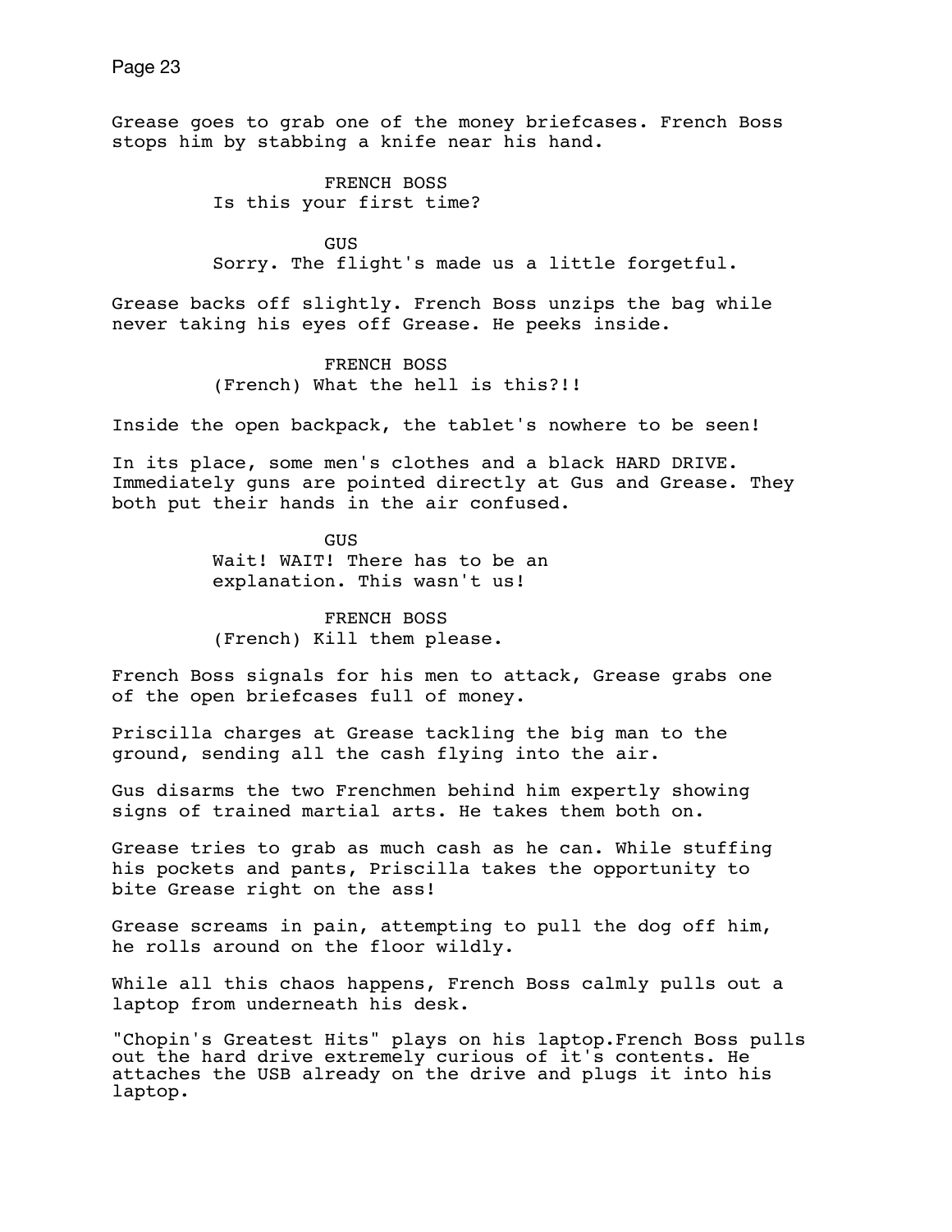Grease goes to grab one of the money briefcases. French Boss stops him by stabbing a knife near his hand.

FRENCH BOSS
Is this your first time?

GUS
Sorry. The flight's made us a little forgetful.

Grease backs off slightly. French Boss unzips the bag while never taking his eyes off Grease. He peeks inside.

FRENCH BOSS
(French) What the hell is this?!!

Inside the open backpack, the tablet's nowhere to be seen!

In its place, some men's clothes and a black HARD DRIVE. Immediately guns are pointed directly at Gus and Grease. They both put their hands in the air confused.

GUS
Wait! WAIT! There has to be an explanation. This wasn't us!

FRENCH BOSS
(French) Kill them please.

French Boss signals for his men to attack, Grease grabs one of the open briefcases full of money.

Priscilla charges at Grease tackling the big man to the ground, sending all the cash flying into the air.

Gus disarms the two Frenchmen behind him expertly showing signs of trained martial arts. He takes them both on.

Grease tries to grab as much cash as he can. While stuffing his pockets and pants, Priscilla takes the opportunity to bite Grease right on the ass!

Grease screams in pain, attempting to pull the dog off him, he rolls around on the floor wildly.

While all this chaos happens, French Boss calmly pulls out a laptop from underneath his desk.

"Chopin's Greatest Hits" plays on his laptop.French Boss pulls out the hard drive extremely curious of it's contents. He attaches the USB already on the drive and plugs it into his laptop.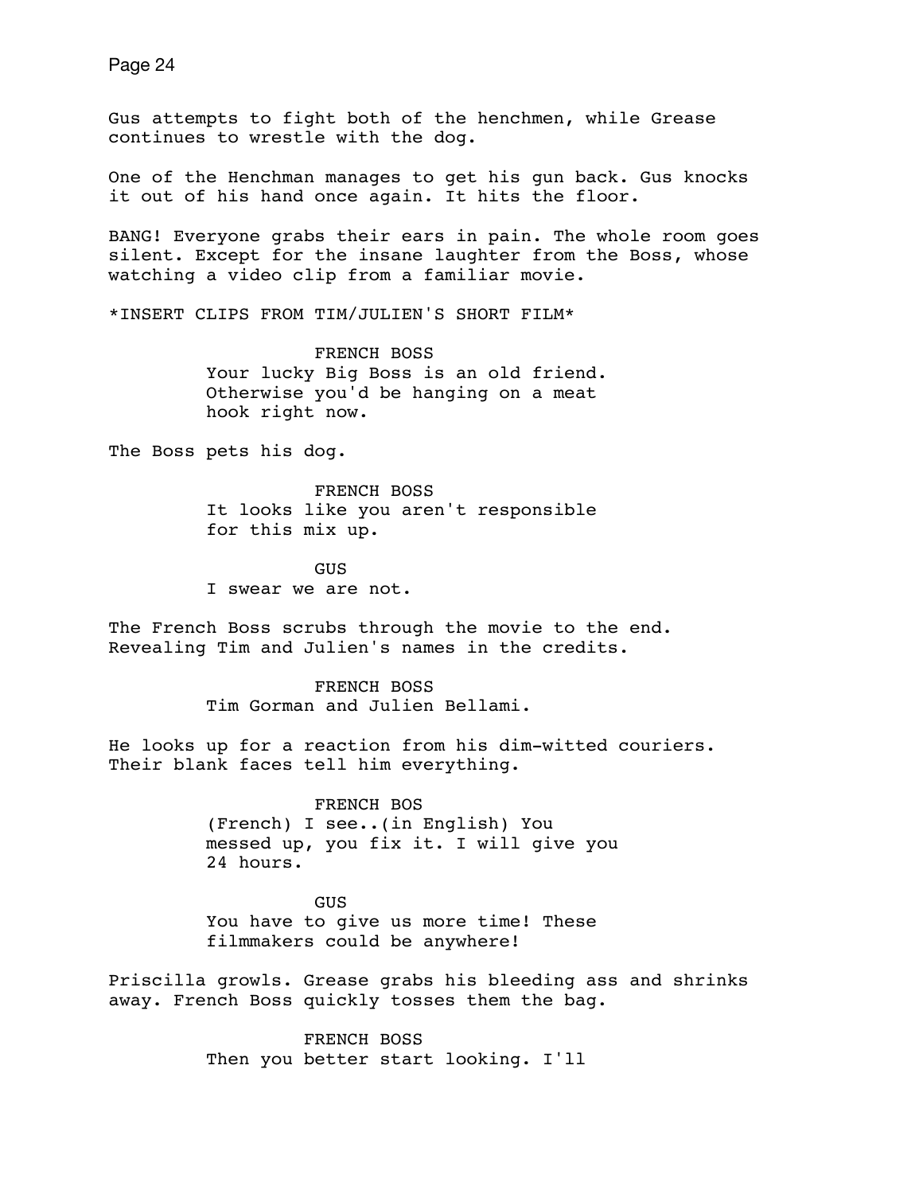Gus attempts to fight both of the henchmen, while Grease continues to wrestle with the dog.

One of the Henchman manages to get his gun back. Gus knocks it out of his hand once again. It hits the floor.

BANG! Everyone grabs their ears in pain. The whole room goes silent. Except for the insane laughter from the Boss, whose watching a video clip from a familiar movie.

*INSERT CLIPS FROM TIM/JULIEN'S SHORT FILM*

FRENCH BOSS
Your lucky Big Boss is an old friend. Otherwise you'd be hanging on a meat hook right now.

The Boss pets his dog.

FRENCH BOSS
It looks like you aren't responsible for this mix up.

GUS
I swear we are not.

The French Boss scrubs through the movie to the end. Revealing Tim and Julien's names in the credits.

FRENCH BOSS
Tim Gorman and Julien Bellami.

He looks up for a reaction from his dim-witted couriers. Their blank faces tell him everything.

FRENCH BOS
(French) I see..(in English) You messed up, you fix it. I will give you 24 hours.

GUS
You have to give us more time! These filmmakers could be anywhere!

Priscilla growls. Grease grabs his bleeding ass and shrinks away. French Boss quickly tosses them the bag.

FRENCH BOSS
Then you better start looking. I'll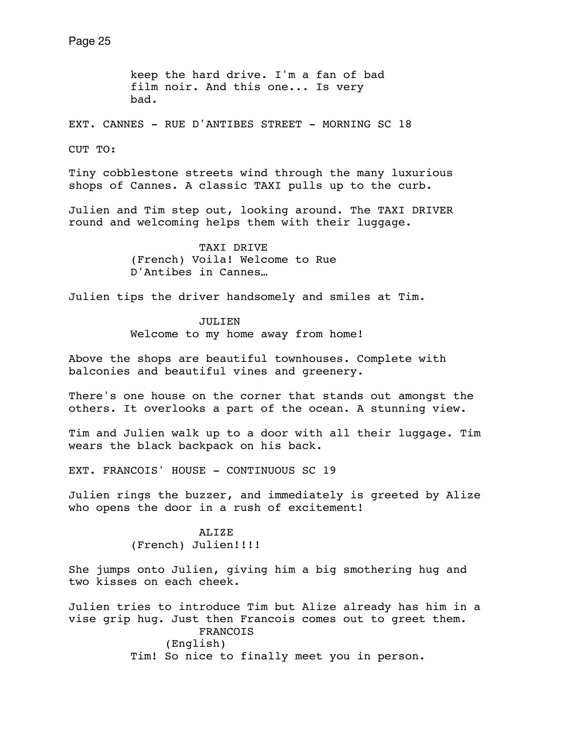keep the hard drive. I'm a fan of bad film noir. And this one... Is very bad.

EXT. CANNES - RUE D'ANTIBES STREET - MORNING SC 18

CUT TO:

Tiny cobblestone streets wind through the many luxurious shops of Cannes. A classic TAXI pulls up to the curb.

Julien and Tim step out, looking around. The TAXI DRIVER round and welcoming helps them with their luggage.

TAXI DRIVE
(French) Voila! Welcome to Rue D'Antibes in Cannes…

Julien tips the driver handsomely and smiles at Tim.

JULIEN
Welcome to my home away from home!

Above the shops are beautiful townhouses. Complete with balconies and beautiful vines and greenery.

There's one house on the corner that stands out amongst the others. It overlooks a part of the ocean. A stunning view.

Tim and Julien walk up to a door with all their luggage. Tim wears the black backpack on his back.

EXT. FRANCOIS' HOUSE - CONTINUOUS SC 19

Julien rings the buzzer, and immediately is greeted by Alize who opens the door in a rush of excitement!

ALIZE
(French) Julien!!!!

She jumps onto Julien, giving him a big smothering hug and two kisses on each cheek.

Julien tries to introduce Tim but Alize already has him in a vise grip hug. Just then Francois comes out to greet them.

FRANCOIS
(English)
Tim! So nice to finally meet you in person.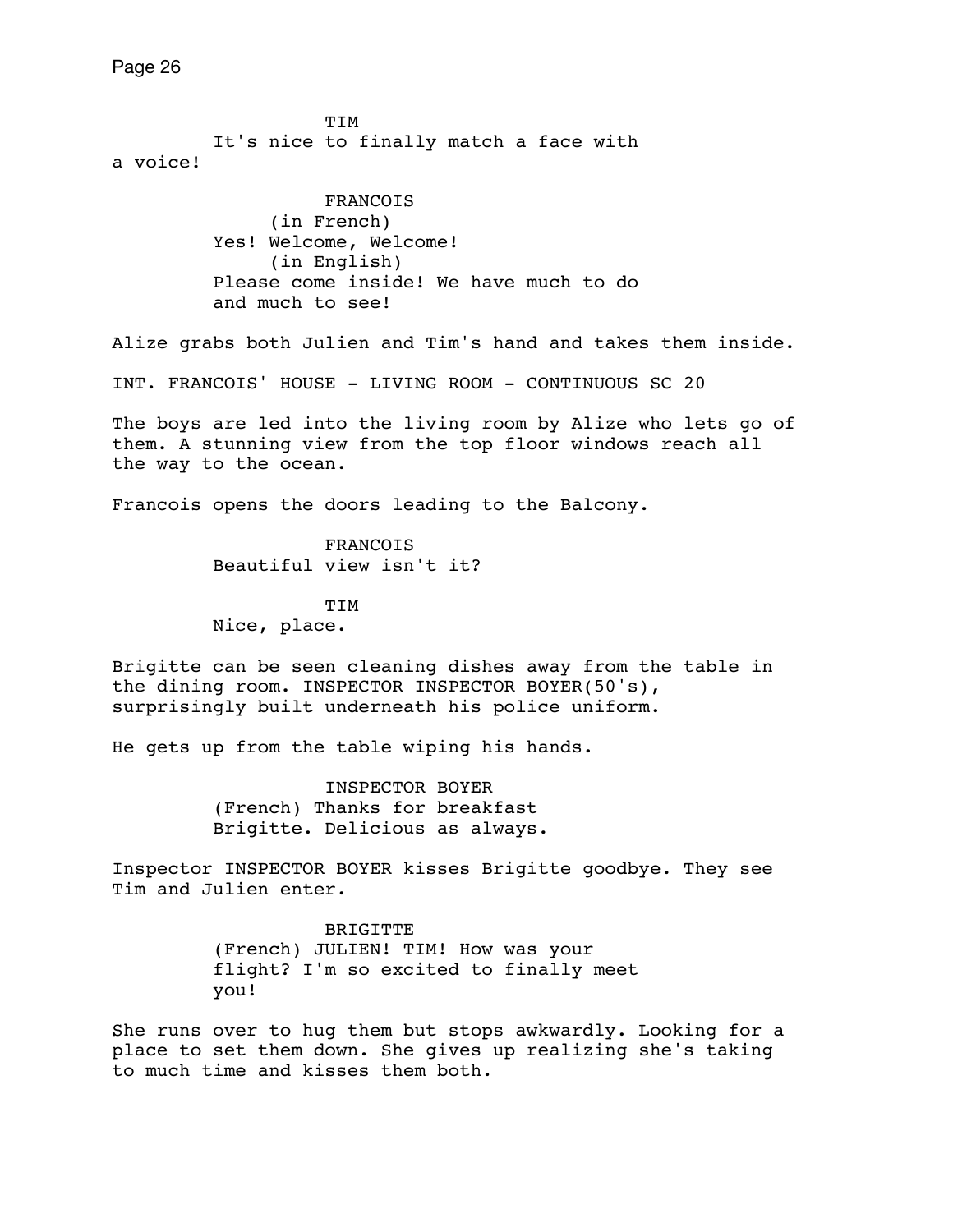TIM
It's nice to finally match a face with a voice!

FRANCOIS
(in French)
Yes! Welcome, Welcome!
(in English)
Please come inside! We have much to do and much to see!

Alize grabs both Julien and Tim's hand and takes them inside.

INT. FRANCOIS' HOUSE - LIVING ROOM - CONTINUOUS SC 20

The boys are led into the living room by Alize who lets go of them. A stunning view from the top floor windows reach all the way to the ocean.

Francois opens the doors leading to the Balcony.

FRANCOIS
Beautiful view isn't it?

TIM
Nice, place.

Brigitte can be seen cleaning dishes away from the table in the dining room. INSPECTOR INSPECTOR BOYER(50's), surprisingly built underneath his police uniform.

He gets up from the table wiping his hands.

INSPECTOR BOYER
(French) Thanks for breakfast Brigitte. Delicious as always.

Inspector INSPECTOR BOYER kisses Brigitte goodbye. They see Tim and Julien enter.

BRIGITTE
(French) JULIEN! TIM! How was your flight? I'm so excited to finally meet you!

She runs over to hug them but stops awkwardly. Looking for a place to set them down. She gives up realizing she's taking to much time and kisses them both.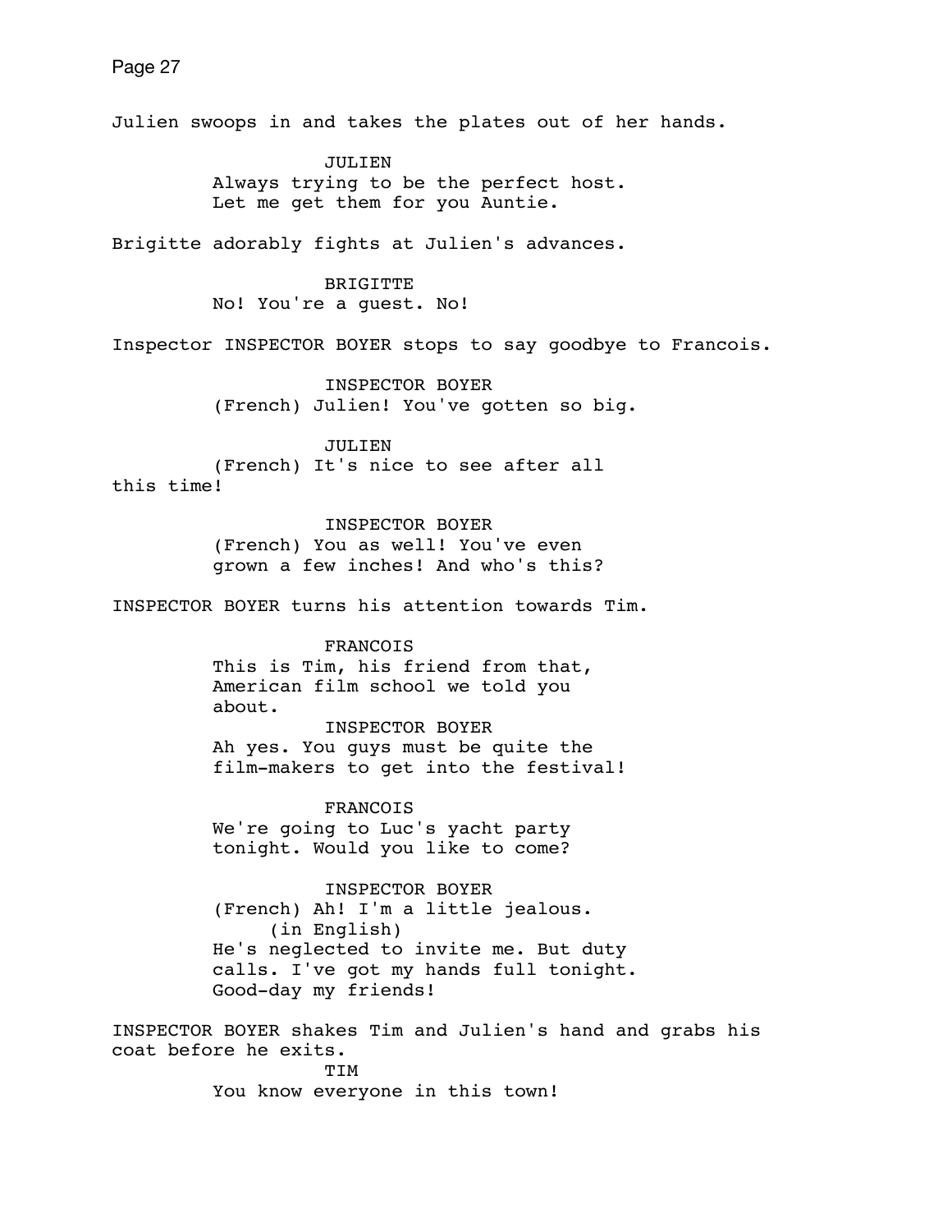Julien swoops in and takes the plates out of her hands.

JULIEN
Always trying to be the perfect host. Let me get them for you Auntie.

Brigitte adorably fights at Julien's advances.

BRIGITTE
No! You're a guest. No!

Inspector INSPECTOR BOYER stops to say goodbye to Francois.

INSPECTOR BOYER
(French) Julien! You've gotten so big.

JULIEN
(French) It's nice to see after all this time!

INSPECTOR BOYER
(French) You as well! You've even grown a few inches! And who's this?

INSPECTOR BOYER turns his attention towards Tim.

FRANCOIS
This is Tim, his friend from that, American film school we told you about.

INSPECTOR BOYER
Ah yes. You guys must be quite the film-makers to get into the festival!

FRANCOIS
We're going to Luc's yacht party tonight. Would you like to come?

INSPECTOR BOYER
(French) Ah! I'm a little jealous.
(in English)
He's neglected to invite me. But duty calls. I've got my hands full tonight. Good-day my friends!

INSPECTOR BOYER shakes Tim and Julien's hand and grabs his coat before he exits.

TIM
You know everyone in this town!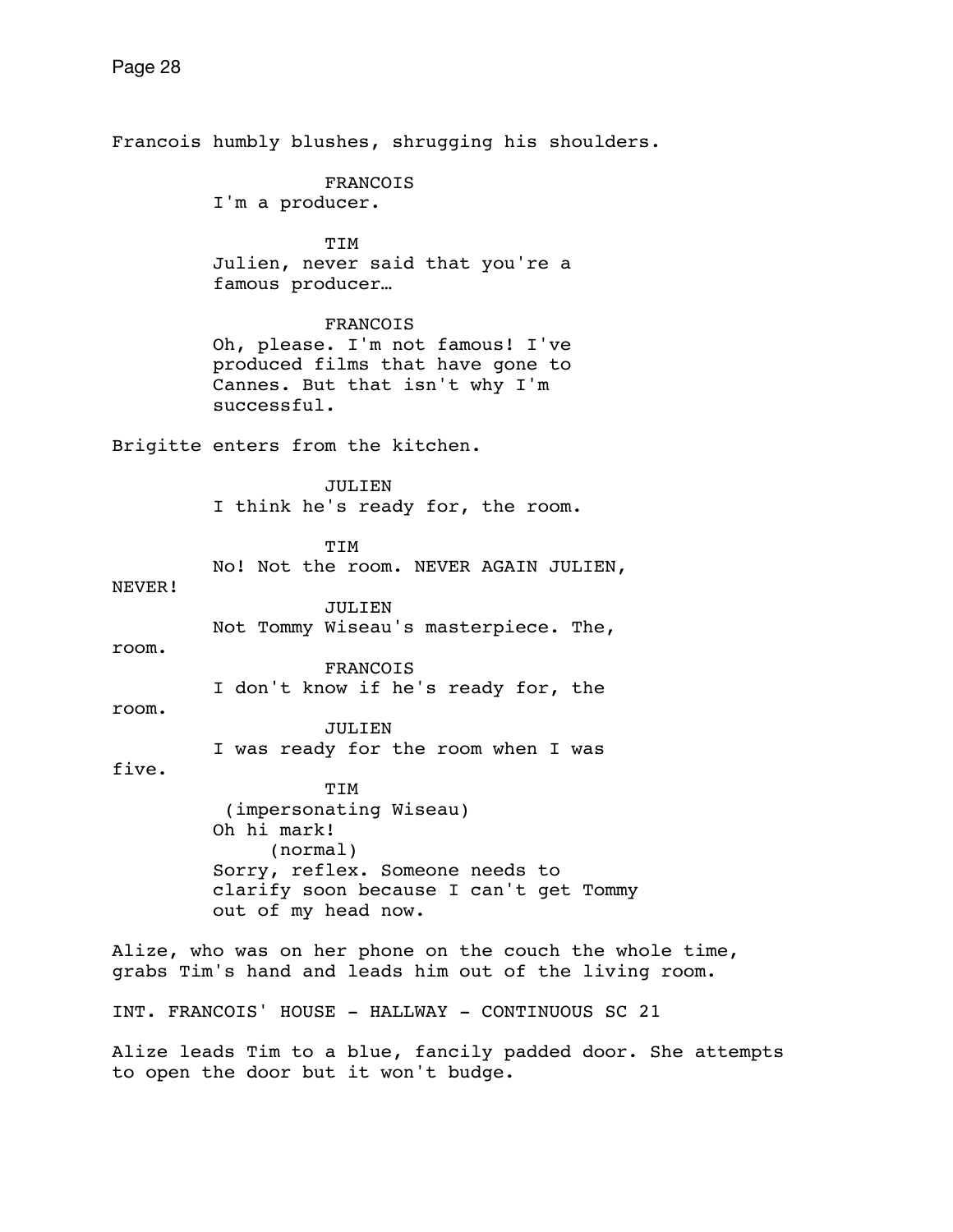Francois humbly blushes, shrugging his shoulders.

FRANCOIS
I'm a producer.

TIM
Julien, never said that you're a famous producer…

FRANCOIS
Oh, please. I'm not famous! I've produced films that have gone to Cannes. But that isn't why I'm successful.

Brigitte enters from the kitchen.

JULIEN
I think he's ready for, the room.

TIM
No! Not the room. NEVER AGAIN JULIEN, NEVER!

JULIEN
Not Tommy Wiseau's masterpiece. The, room.

FRANCOIS
I don't know if he's ready for, the room.

JULIEN
I was ready for the room when I was five.

TIM
(impersonating Wiseau)
Oh hi mark!
(normal)
Sorry, reflex. Someone needs to clarify soon because I can't get Tommy out of my head now.

Alize, who was on her phone on the couch the whole time, grabs Tim's hand and leads him out of the living room.

INT. FRANCOIS' HOUSE - HALLWAY - CONTINUOUS SC 21

Alize leads Tim to a blue, fancily padded door. She attempts to open the door but it won't budge.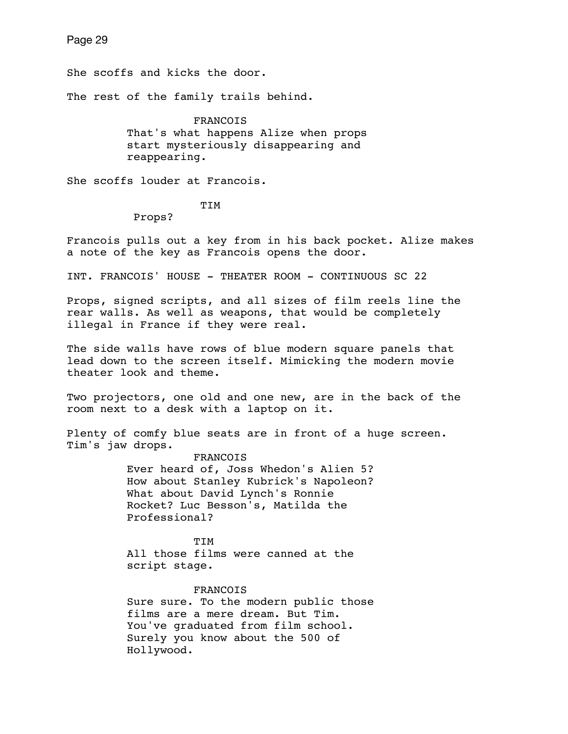She scoffs and kicks the door.

The rest of the family trails behind.

FRANCOIS
That's what happens Alize when props start mysteriously disappearing and reappearing.

She scoffs louder at Francois.

TIM
Props?

Francois pulls out a key from in his back pocket. Alize makes a note of the key as Francois opens the door.

INT. FRANCOIS' HOUSE - THEATER ROOM - CONTINUOUS SC 22

Props, signed scripts, and all sizes of film reels line the rear walls. As well as weapons, that would be completely illegal in France if they were real.

The side walls have rows of blue modern square panels that lead down to the screen itself. Mimicking the modern movie theater look and theme.

Two projectors, one old and one new, are in the back of the room next to a desk with a laptop on it.

Plenty of comfy blue seats are in front of a huge screen. Tim's jaw drops.

FRANCOIS
Ever heard of, Joss Whedon's Alien 5? How about Stanley Kubrick's Napoleon? What about David Lynch's Ronnie Rocket? Luc Besson's, Matilda the Professional?

TIM
All those films were canned at the script stage.

FRANCOIS
Sure sure. To the modern public those films are a mere dream. But Tim. You've graduated from film school. Surely you know about the 500 of Hollywood.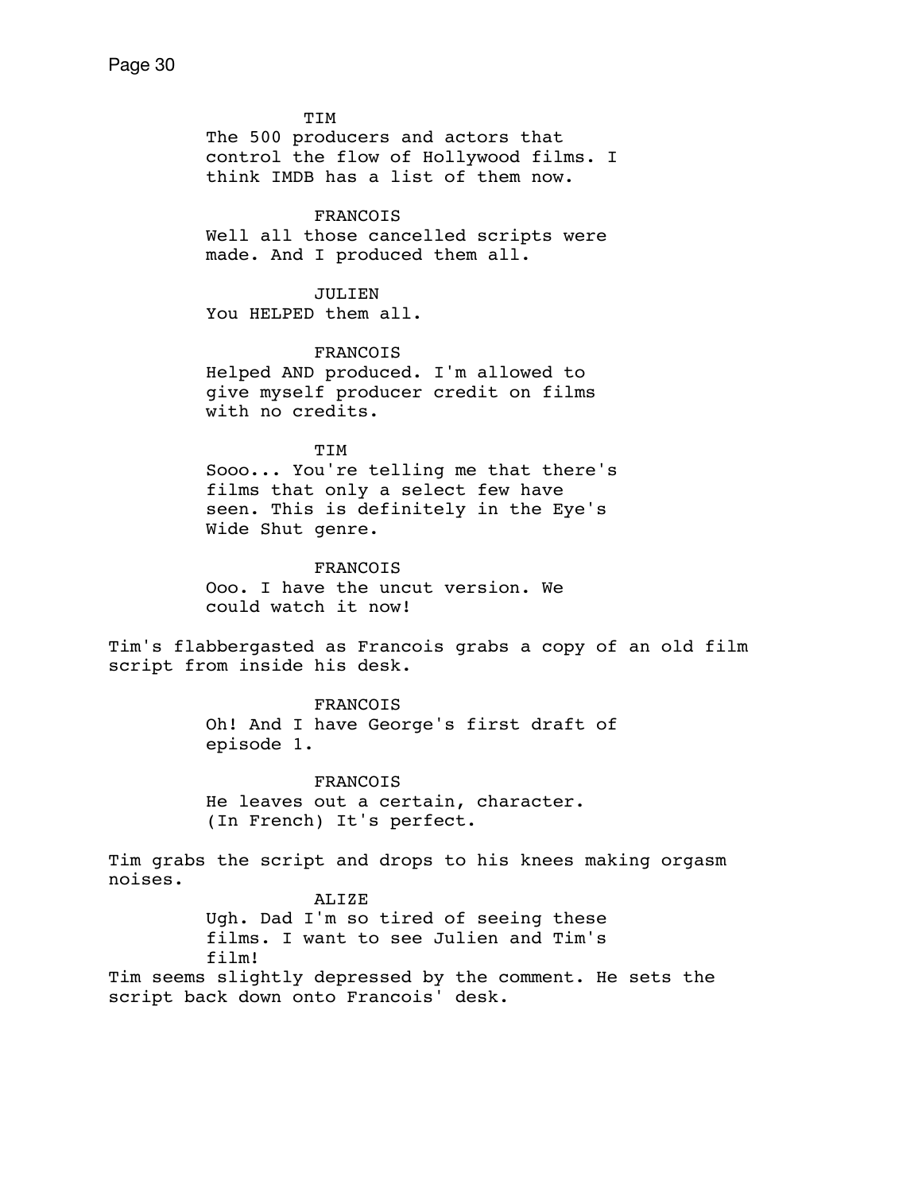TIM

The 500 producers and actors that control the flow of Hollywood films. I think IMDB has a list of them now.

FRANCOIS

Well all those cancelled scripts were made. And I produced them all.

JULIEN

You HELPED them all.

FRANCOIS

Helped AND produced. I'm allowed to give myself producer credit on films with no credits.

TIM

Sooo... You're telling me that there's films that only a select few have seen. This is definitely in the Eye's Wide Shut genre.

FRANCOIS

Ooo. I have the uncut version. We could watch it now!

Tim's flabbergasted as Francois grabs a copy of an old film script from inside his desk.

FRANCOIS

Oh! And I have George's first draft of episode 1.

FRANCOIS

He leaves out a certain, character.
(In French) It's perfect.

Tim grabs the script and drops to his knees making orgasm noises.

ALIZE

Ugh. Dad I'm so tired of seeing these films. I want to see Julien and Tim's film!

Tim seems slightly depressed by the comment. He sets the script back down onto Francois' desk.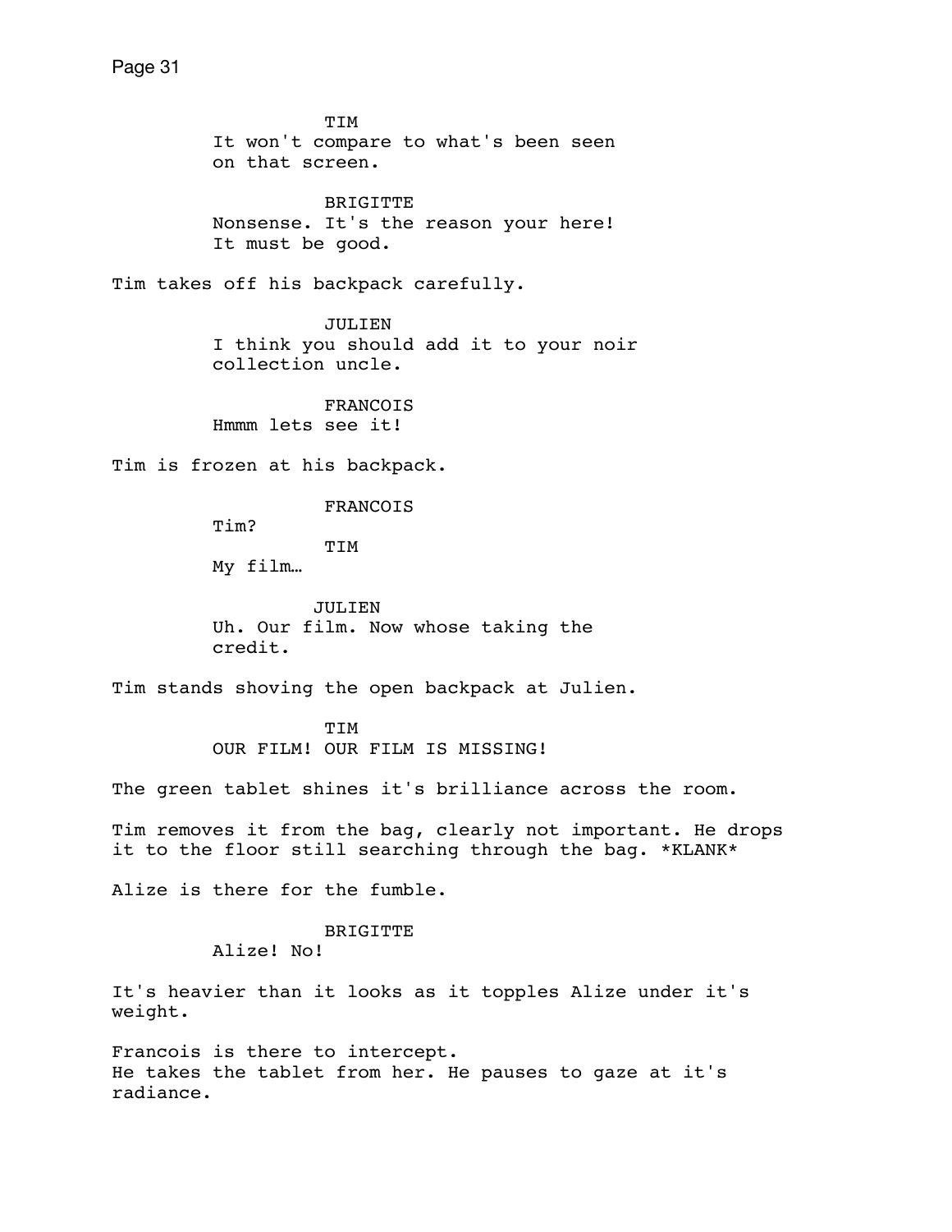TIM
It won't compare to what's been seen on that screen.

BRIGITTE
Nonsense. It's the reason your here! It must be good.

Tim takes off his backpack carefully.

JULIEN
I think you should add it to your noir collection uncle.

FRANCOIS
Hmmm lets see it!

Tim is frozen at his backpack.

FRANCOIS
Tim?

TIM
My film…

JULIEN
Uh. Our film. Now whose taking the credit.

Tim stands shoving the open backpack at Julien.

TIM
OUR FILM! OUR FILM IS MISSING!

The green tablet shines it's brilliance across the room.

Tim removes it from the bag, clearly not important. He drops it to the floor still searching through the bag. *KLANK*

Alize is there for the fumble.

BRIGITTE
Alize! No!

It's heavier than it looks as it topples Alize under it's weight.

Francois is there to intercept.
He takes the tablet from her. He pauses to gaze at it's radiance.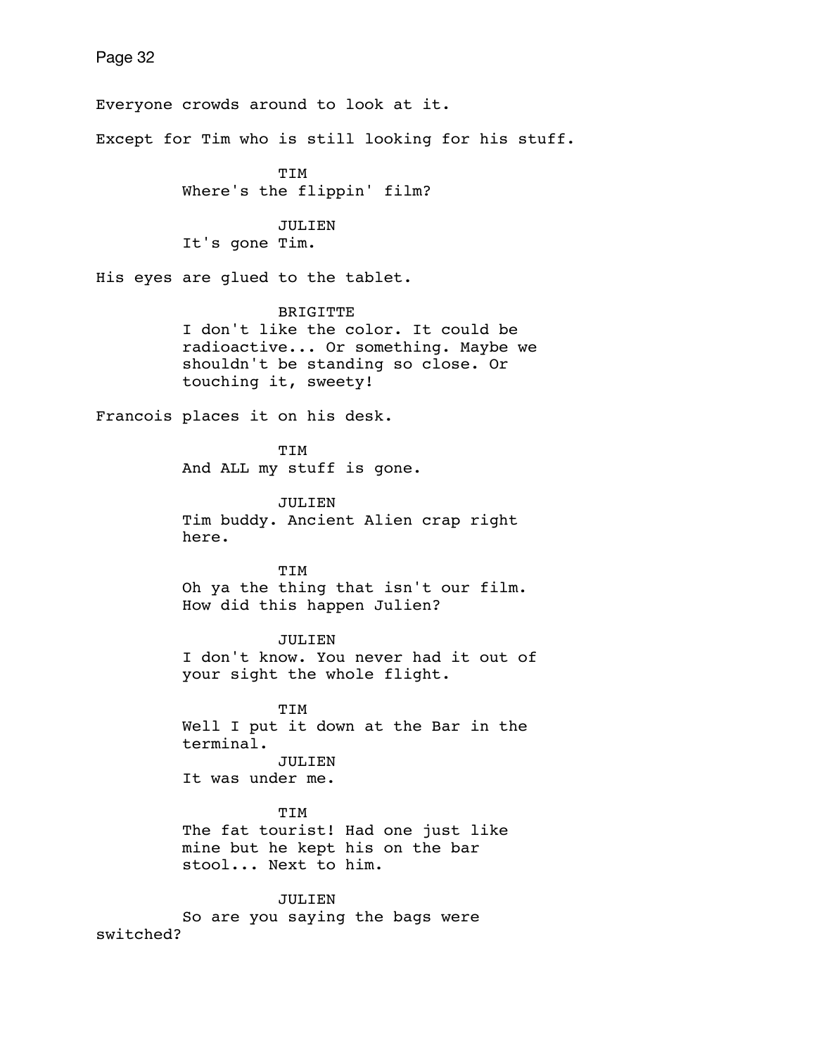Everyone crowds around to look at it.

Except for Tim who is still looking for his stuff.

TIM
Where's the flippin' film?

JULIEN
It's gone Tim.

His eyes are glued to the tablet.

BRIGITTE
I don't like the color. It could be radioactive... Or something. Maybe we shouldn't be standing so close. Or touching it, sweety!

Francois places it on his desk.

TIM
And ALL my stuff is gone.

JULIEN
Tim buddy. Ancient Alien crap right here.

TIM
Oh ya the thing that isn't our film. How did this happen Julien?

JULIEN
I don't know. You never had it out of your sight the whole flight.

TIM
Well I put it down at the Bar in the terminal.

JULIEN
It was under me.

TIM
The fat tourist! Had one just like mine but he kept his on the bar stool... Next to him.

JULIEN
So are you saying the bags were switched?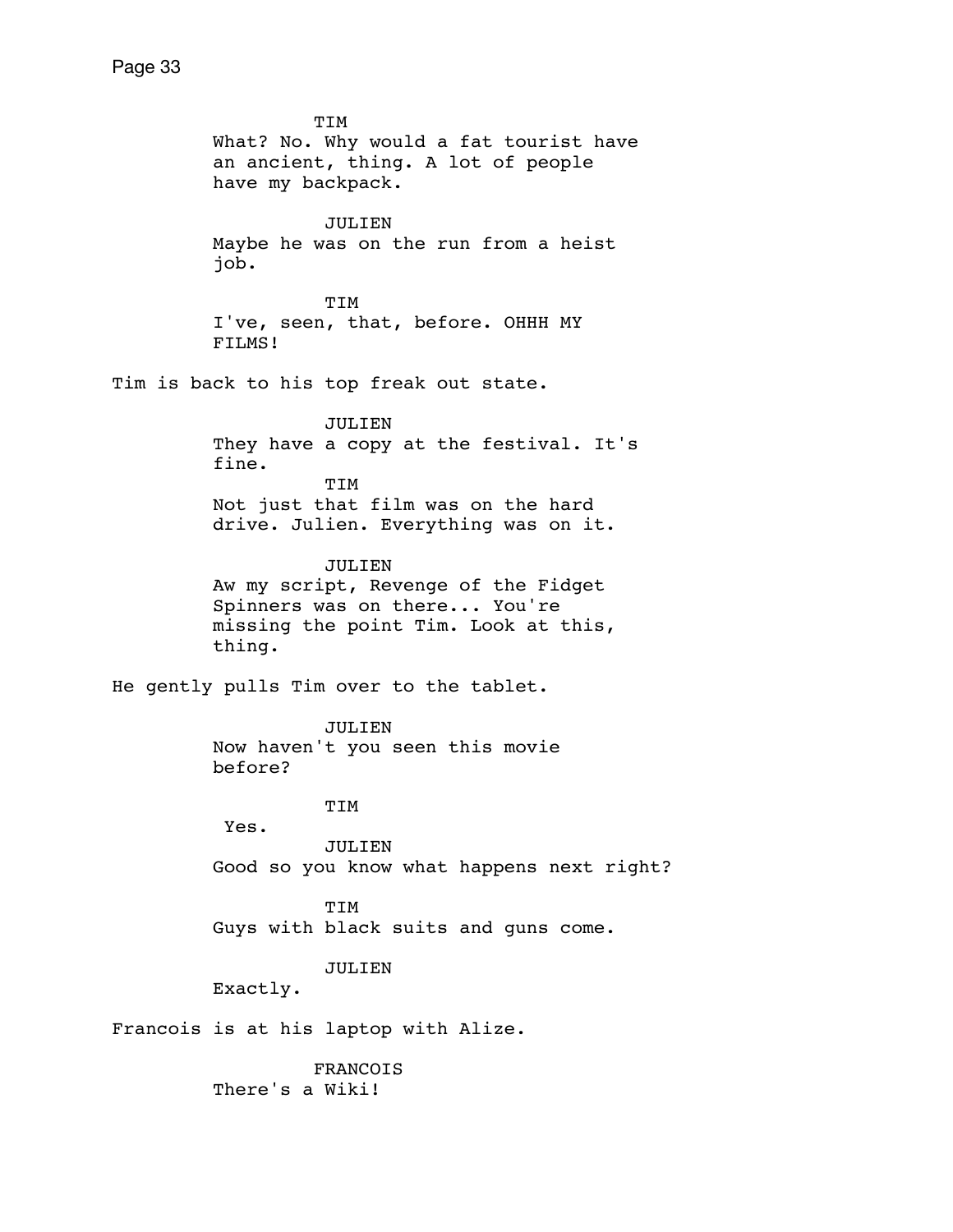TIM
What? No. Why would a fat tourist have an ancient, thing. A lot of people have my backpack.

JULIEN
Maybe he was on the run from a heist job.

TIM
I've, seen, that, before. OHHH MY FILMS!

Tim is back to his top freak out state.

JULIEN
They have a copy at the festival. It's fine.

TIM
Not just that film was on the hard drive. Julien. Everything was on it.

JULIEN
Aw my script, Revenge of the Fidget Spinners was on there... You're missing the point Tim. Look at this, thing.

He gently pulls Tim over to the tablet.

JULIEN
Now haven't you seen this movie before?

TIM
Yes.

JULIEN
Good so you know what happens next right?

TIM
Guys with black suits and guns come.

JULIEN
Exactly.

Francois is at his laptop with Alize.

FRANCOIS
There's a Wiki!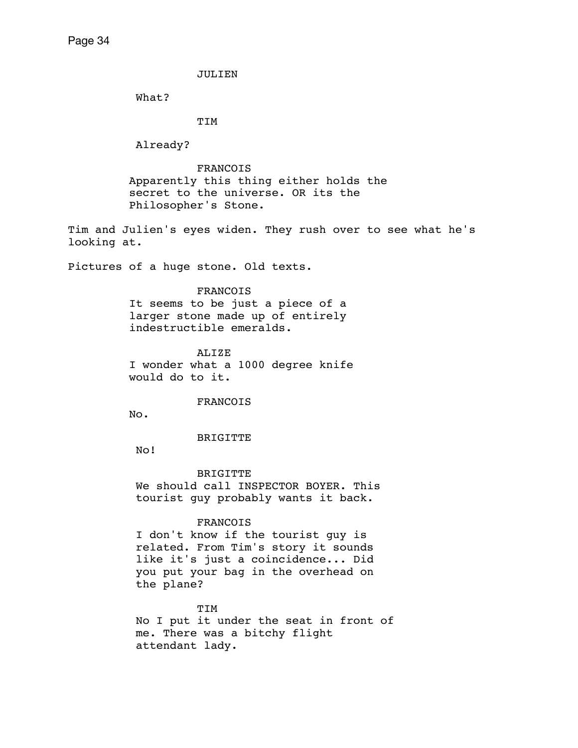JULIEN

What?

TIM

Already?

FRANCOIS

Apparently this thing either holds the secret to the universe. OR its the Philosopher's Stone.

Tim and Julien's eyes widen. They rush over to see what he's looking at.

Pictures of a huge stone. Old texts.

FRANCOIS

It seems to be just a piece of a larger stone made up of entirely indestructible emeralds.

ALIZE

I wonder what a 1000 degree knife would do to it.

FRANCOIS

No.

BRIGITTE

No!

BRIGITTE

We should call INSPECTOR BOYER. This tourist guy probably wants it back.

FRANCOIS

I don't know if the tourist guy is related. From Tim's story it sounds like it's just a coincidence... Did you put your bag in the overhead on the plane?

TIM

No I put it under the seat in front of me. There was a bitchy flight attendant lady.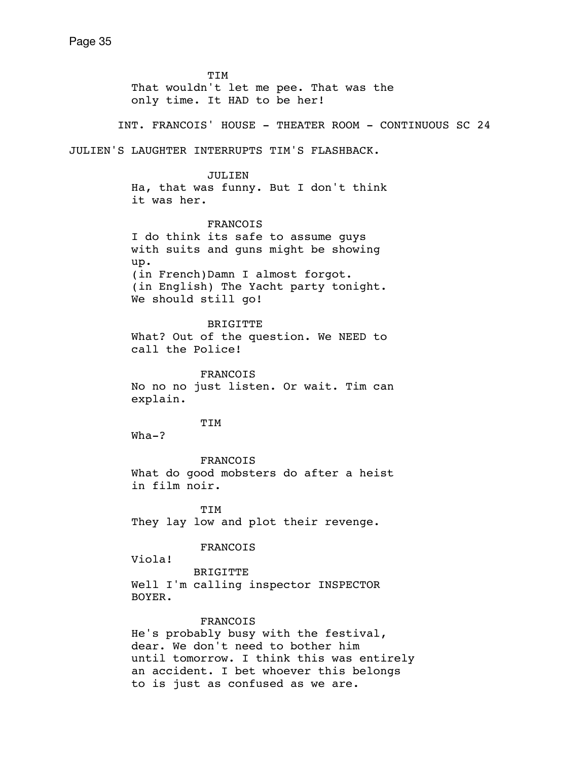TIM

That wouldn't let me pee. That was the only time. It HAD to be her!

INT. FRANCOIS' HOUSE - THEATER ROOM - CONTINUOUS SC 24

JULIEN'S LAUGHTER INTERRUPTS TIM'S FLASHBACK.

JULIEN

Ha, that was funny. But I don't think it was her.

FRANCOIS

I do think its safe to assume guys with suits and guns might be showing up.
(in French)Damn I almost forgot.
(in English) The Yacht party tonight. We should still go!

BRIGITTE

What? Out of the question. We NEED to call the Police!

FRANCOIS

No no no just listen. Or wait. Tim can explain.

TIM

Wha-?

FRANCOIS

What do good mobsters do after a heist in film noir.

TIM

They lay low and plot their revenge.

FRANCOIS

Viola!

BRIGITTE

Well I'm calling inspector INSPECTOR BOYER.

FRANCOIS

He's probably busy with the festival, dear. We don't need to bother him until tomorrow. I think this was entirely an accident. I bet whoever this belongs to is just as confused as we are.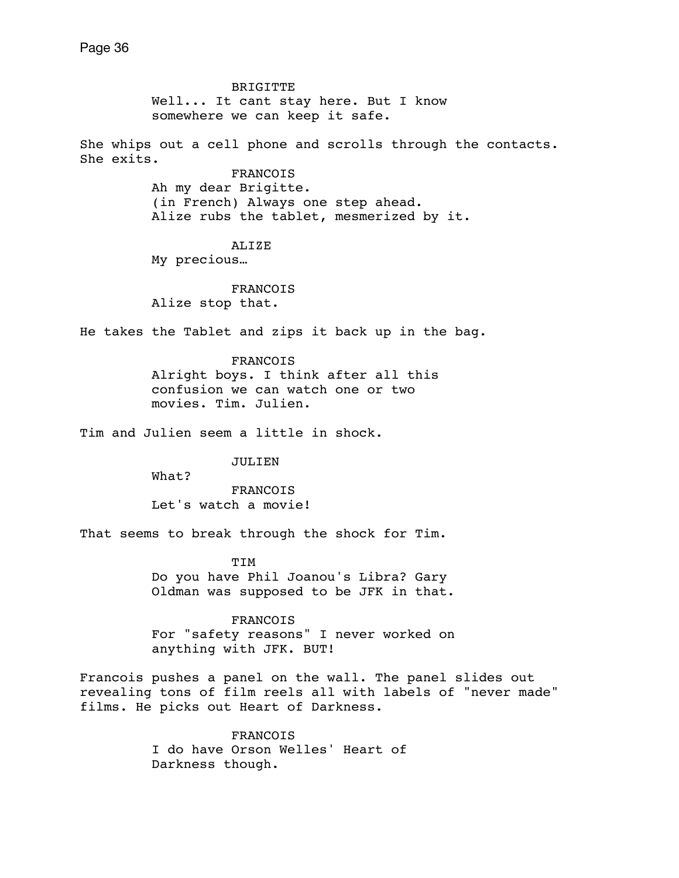BRIGITTE

Well... It cant stay here. But I know somewhere we can keep it safe.

She whips out a cell phone and scrolls through the contacts. She exits.

FRANCOIS

Ah my dear Brigitte.
(in French) Always one step ahead.
Alize rubs the tablet, mesmerized by it.

ALIZE

My precious…

FRANCOIS

Alize stop that.

He takes the Tablet and zips it back up in the bag.

FRANCOIS

Alright boys. I think after all this confusion we can watch one or two movies. Tim. Julien.

Tim and Julien seem a little in shock.

JULIEN

What?

FRANCOIS

Let's watch a movie!

That seems to break through the shock for Tim.

TIM

Do you have Phil Joanou's Libra? Gary Oldman was supposed to be JFK in that.

FRANCOIS

For "safety reasons" I never worked on anything with JFK. BUT!

Francois pushes a panel on the wall. The panel slides out revealing tons of film reels all with labels of "never made" films. He picks out Heart of Darkness.

FRANCOIS

I do have Orson Welles' Heart of Darkness though.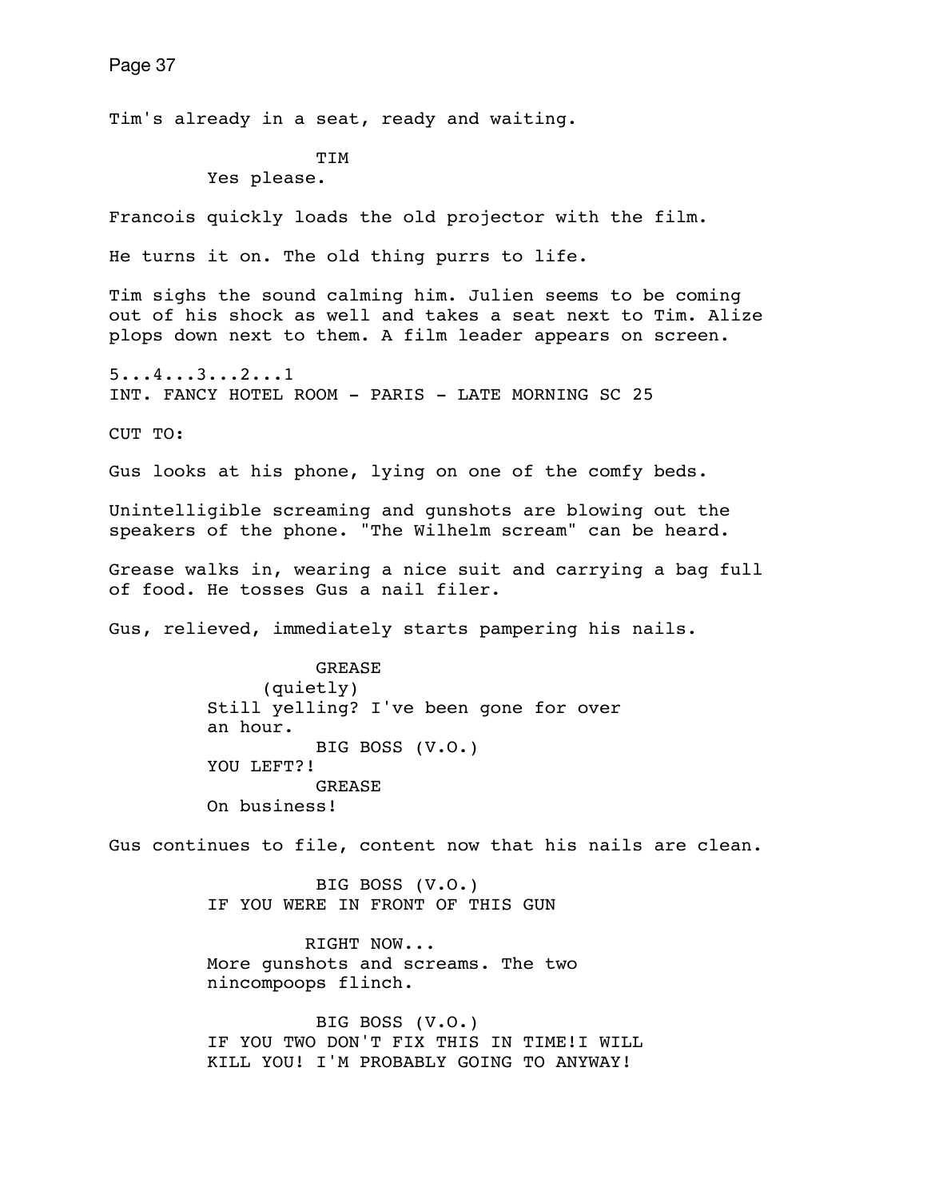Tim's already in a seat, ready and waiting.

TIM
Yes please.

Francois quickly loads the old projector with the film.

He turns it on. The old thing purrs to life.

Tim sighs the sound calming him. Julien seems to be coming out of his shock as well and takes a seat next to Tim. Alize plops down next to them. A film leader appears on screen.

5...4...3...2...1
INT. FANCY HOTEL ROOM - PARIS - LATE MORNING SC 25

CUT TO:

Gus looks at his phone, lying on one of the comfy beds.

Unintelligible screaming and gunshots are blowing out the speakers of the phone. "The Wilhelm scream" can be heard.

Grease walks in, wearing a nice suit and carrying a bag full of food. He tosses Gus a nail filer.

Gus, relieved, immediately starts pampering his nails.

GREASE
(quietly)
Still yelling? I've been gone for over an hour.

BIG BOSS (V.O.)
YOU LEFT?!

GREASE
On business!

Gus continues to file, content now that his nails are clean.

BIG BOSS (V.O.)
IF YOU WERE IN FRONT OF THIS GUN

RIGHT NOW...
More gunshots and screams. The two nincompoops flinch.

BIG BOSS (V.O.)
IF YOU TWO DON'T FIX THIS IN TIME!I WILL KILL YOU! I'M PROBABLY GOING TO ANYWAY!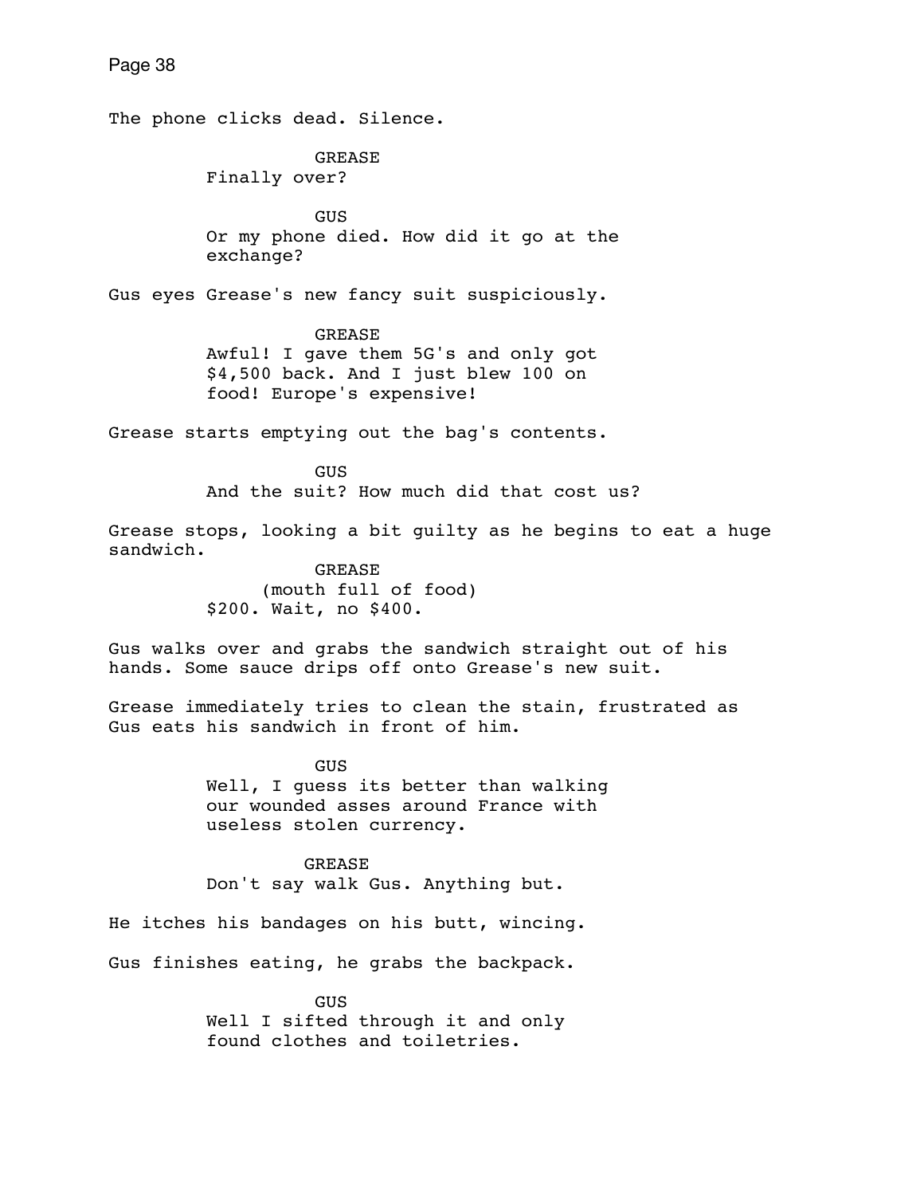The phone clicks dead. Silence.

GREASE
Finally over?

GUS
Or my phone died. How did it go at the exchange?

Gus eyes Grease's new fancy suit suspiciously.

GREASE
Awful! I gave them 5G's and only got $4,500 back. And I just blew 100 on food! Europe's expensive!

Grease starts emptying out the bag's contents.

GUS
And the suit? How much did that cost us?

Grease stops, looking a bit guilty as he begins to eat a huge sandwich.

GREASE
(mouth full of food)
$200. Wait, no $400.

Gus walks over and grabs the sandwich straight out of his hands. Some sauce drips off onto Grease's new suit.

Grease immediately tries to clean the stain, frustrated as Gus eats his sandwich in front of him.

GUS
Well, I guess its better than walking our wounded asses around France with useless stolen currency.

GREASE
Don't say walk Gus. Anything but.

He itches his bandages on his butt, wincing.

Gus finishes eating, he grabs the backpack.

GUS
Well I sifted through it and only found clothes and toiletries.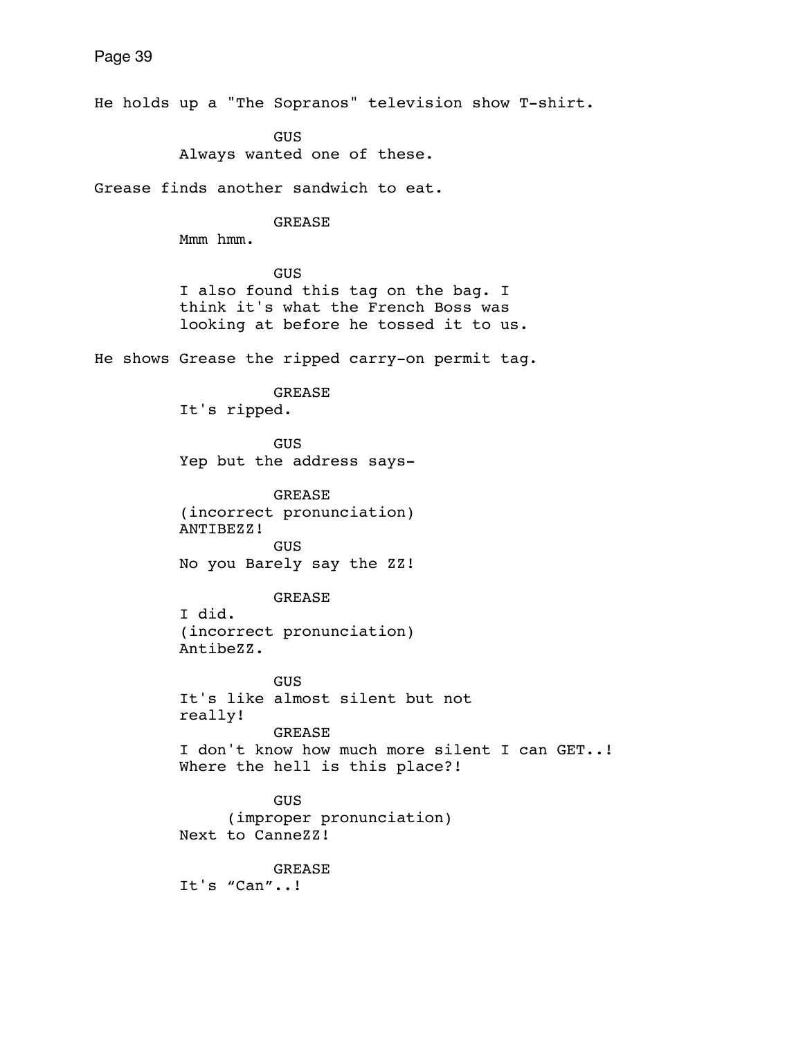He holds up a "The Sopranos" television show T-shirt.

GUS
Always wanted one of these.

Grease finds another sandwich to eat.

GREASE
Mmm hmm.

GUS
I also found this tag on the bag. I think it's what the French Boss was looking at before he tossed it to us.

He shows Grease the ripped carry-on permit tag.

GREASE
It's ripped.

GUS
Yep but the address says-

GREASE
(incorrect pronunciation)
ANTIBEZZ!

GUS
No you Barely say the ZZ!

GREASE
I did.
(incorrect pronunciation)
AntibeZZ.

GUS
It's like almost silent but not really!

GREASE
I don't know how much more silent I can GET..! Where the hell is this place?!

GUS
(improper pronunciation)
Next to CanneZZ!

GREASE
It's “Can”..!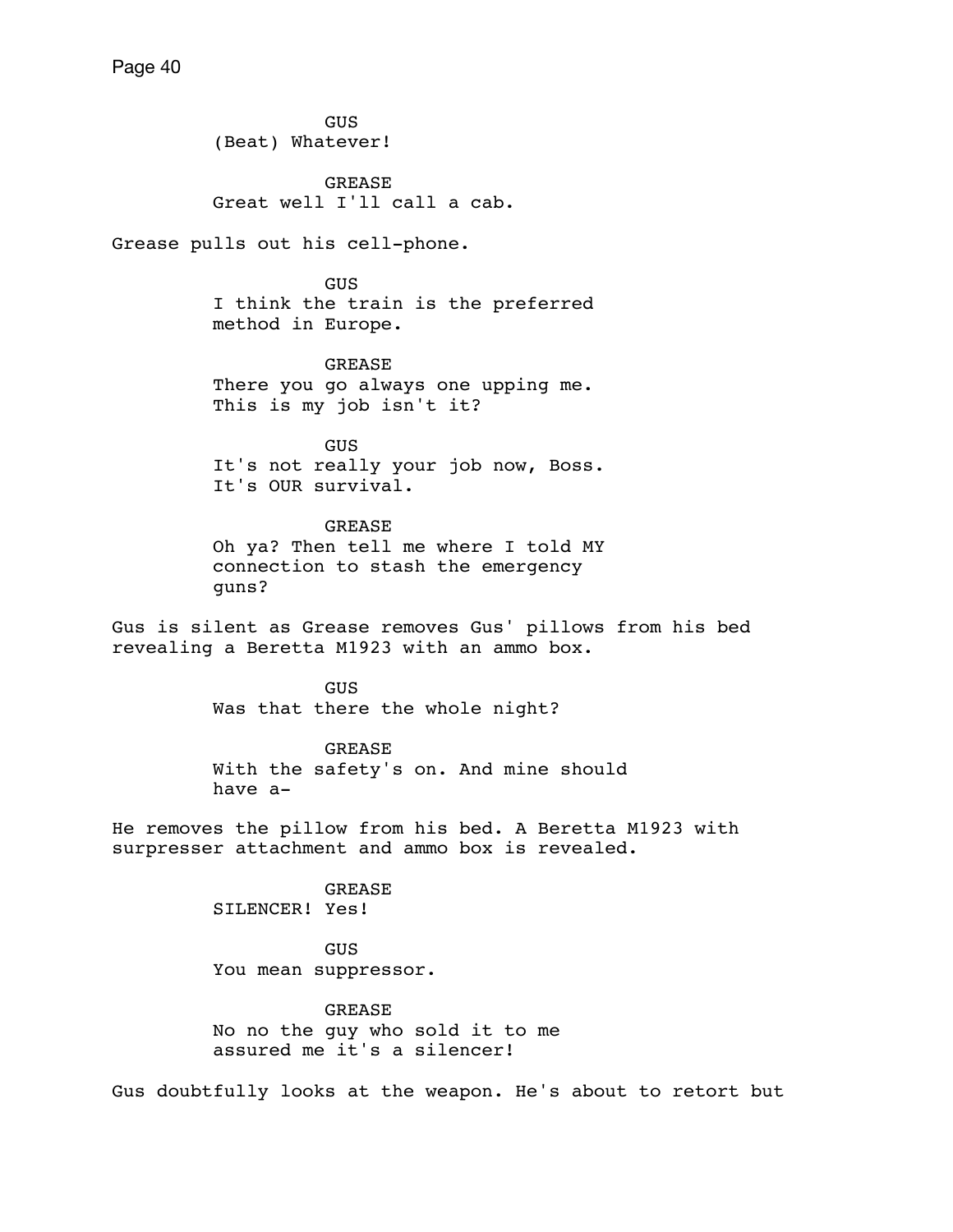GUS
(Beat) Whatever!

GREASE
Great well I'll call a cab.

Grease pulls out his cell-phone.

GUS
I think the train is the preferred method in Europe.

GREASE
There you go always one upping me. This is my job isn't it?

GUS
It's not really your job now, Boss. It's OUR survival.

GREASE
Oh ya? Then tell me where I told MY connection to stash the emergency guns?

Gus is silent as Grease removes Gus' pillows from his bed revealing a Beretta M1923 with an ammo box.

GUS
Was that there the whole night?

GREASE
With the safety's on. And mine should have a-

He removes the pillow from his bed. A Beretta M1923 with surpresser attachment and ammo box is revealed.

GREASE
SILENCER! Yes!

GUS
You mean suppressor.

GREASE
No no the guy who sold it to me assured me it's a silencer!

Gus doubtfully looks at the weapon. He's about to retort but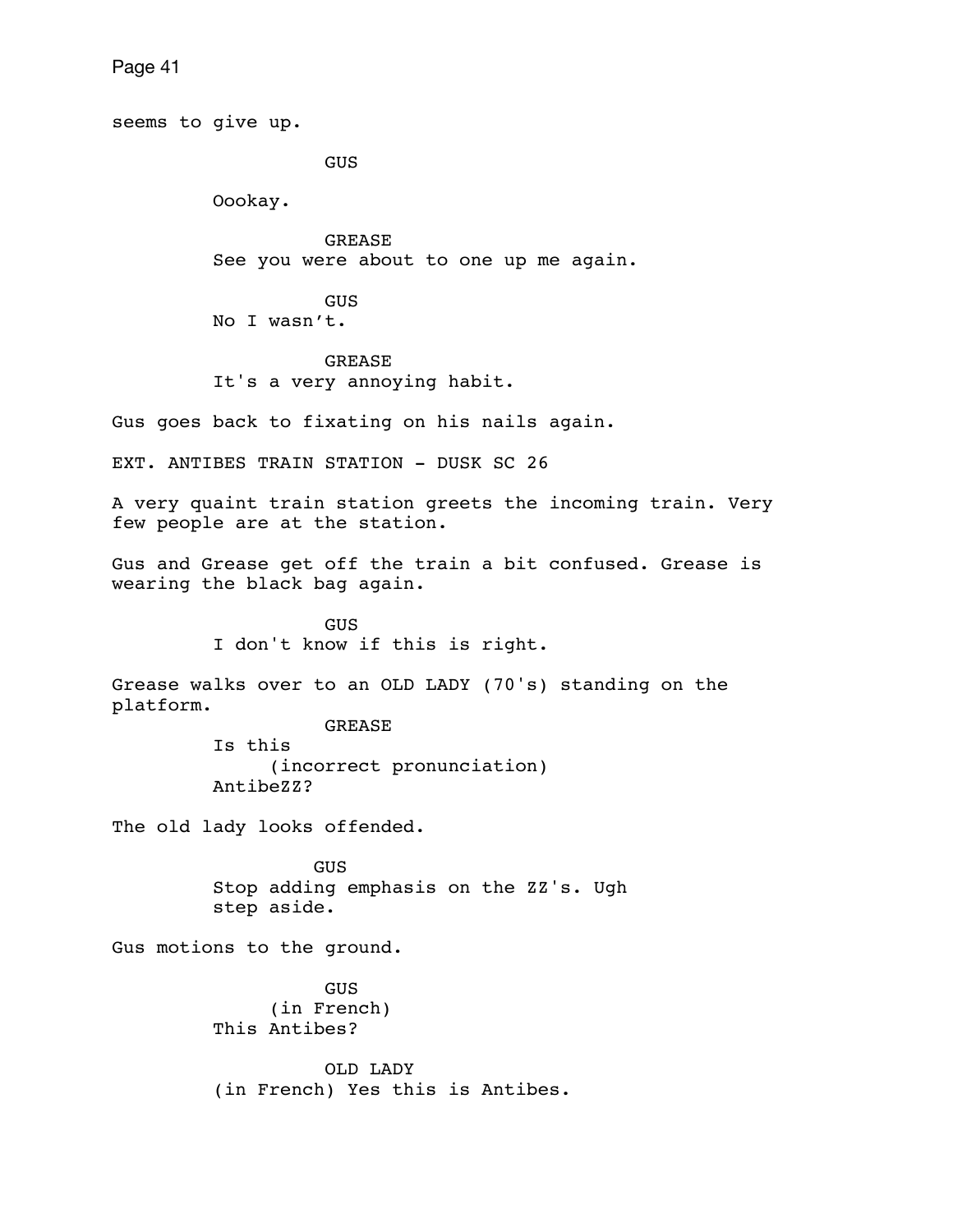seems to give up.

GUS

Oookay.

GREASE
See you were about to one up me again.

GUS
No I wasn't.

GREASE
It's a very annoying habit.

Gus goes back to fixating on his nails again.

EXT. ANTIBES TRAIN STATION - DUSK SC 26

A very quaint train station greets the incoming train. Very few people are at the station.

Gus and Grease get off the train a bit confused. Grease is wearing the black bag again.

GUS
I don't know if this is right.

Grease walks over to an OLD LADY (70's) standing on the platform.

GREASE
Is this
(incorrect pronunciation)
AntibeZZ?

The old lady looks offended.

GUS
Stop adding emphasis on the ZZ's. Ugh step aside.

Gus motions to the ground.

GUS
(in French)
This Antibes?

OLD LADY
(in French) Yes this is Antibes.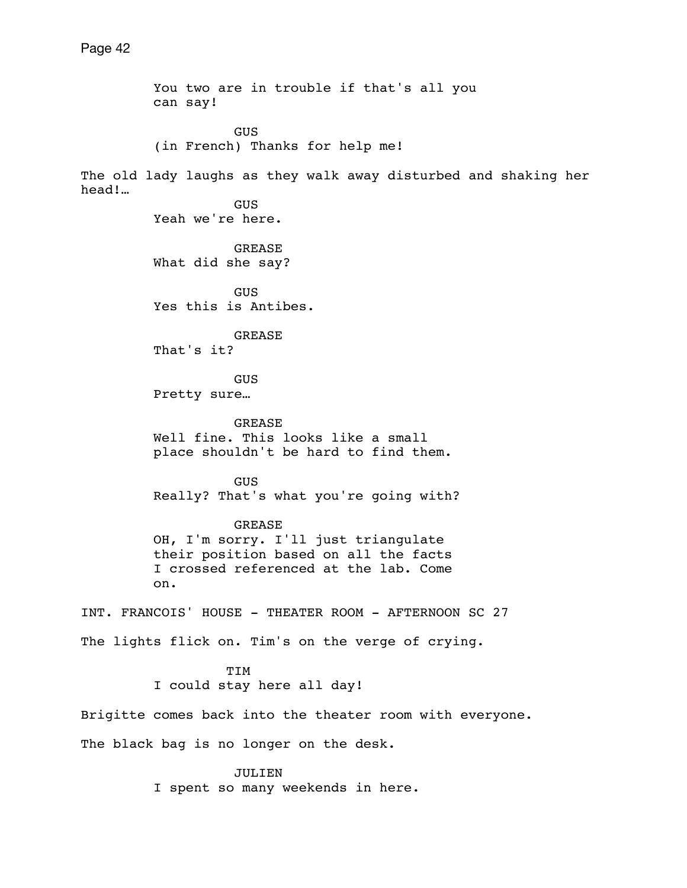You two are in trouble if that's all you can say!

GUS
(in French) Thanks for help me!

The old lady laughs as they walk away disturbed and shaking her head!…

GUS
Yeah we're here.

GREASE
What did she say?

GUS
Yes this is Antibes.

GREASE
That's it?

GUS
Pretty sure…

GREASE
Well fine. This looks like a small place shouldn't be hard to find them.

GUS
Really? That's what you're going with?

GREASE
OH, I'm sorry. I'll just triangulate their position based on all the facts I crossed referenced at the lab. Come on.

INT. FRANCOIS' HOUSE - THEATER ROOM - AFTERNOON SC 27

The lights flick on. Tim's on the verge of crying.

TIM
I could stay here all day!

Brigitte comes back into the theater room with everyone.

The black bag is no longer on the desk.

JULIEN
I spent so many weekends in here.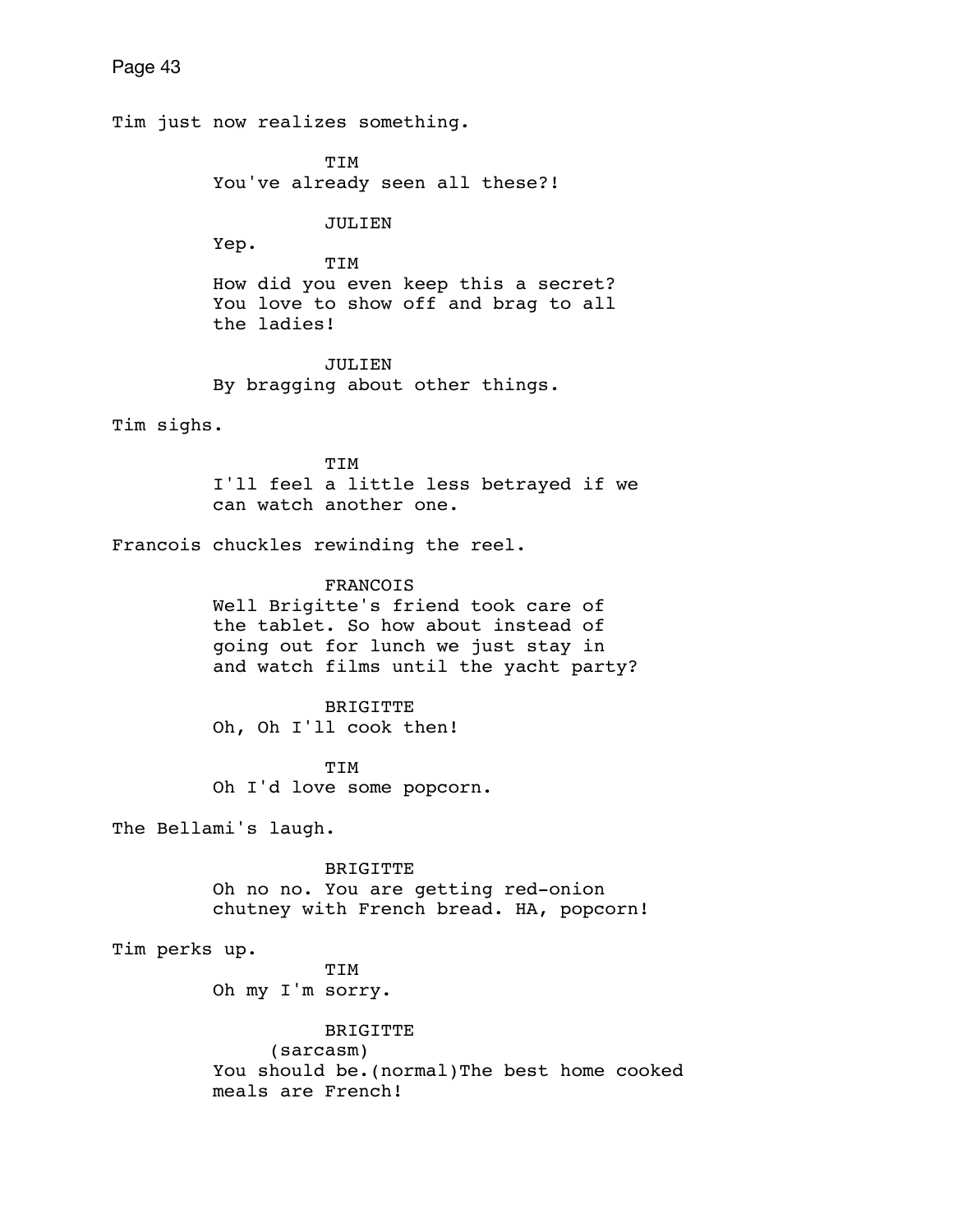Tim just now realizes something.

TIM
You've already seen all these?!

JULIEN
Yep.

TIM
How did you even keep this a secret? You love to show off and brag to all the ladies!

JULIEN
By bragging about other things.

Tim sighs.

TIM
I'll feel a little less betrayed if we can watch another one.

Francois chuckles rewinding the reel.

FRANCOIS
Well Brigitte's friend took care of the tablet. So how about instead of going out for lunch we just stay in and watch films until the yacht party?

BRIGITTE
Oh, Oh I'll cook then!

TIM
Oh I'd love some popcorn.

The Bellami's laugh.

BRIGITTE
Oh no no. You are getting red-onion chutney with French bread. HA, popcorn!

Tim perks up.

TIM
Oh my I'm sorry.

BRIGITTE
(sarcasm)
You should be.(normal)The best home cooked meals are French!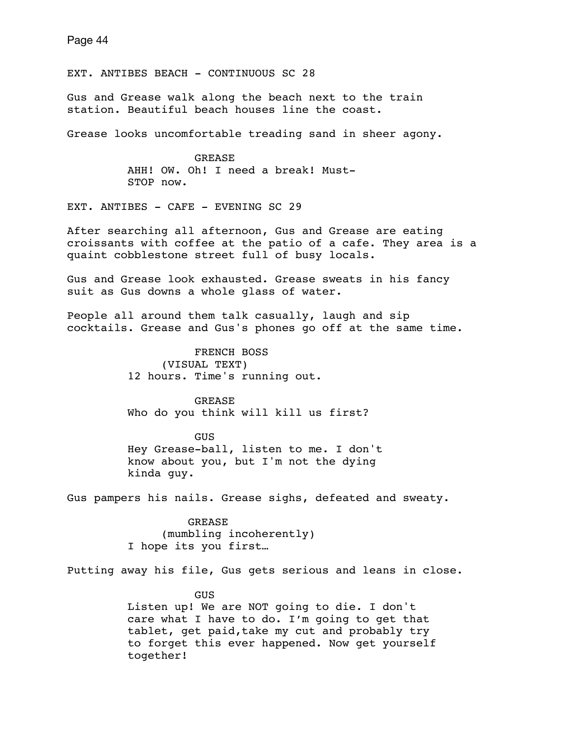EXT. ANTIBES BEACH - CONTINUOUS SC 28

Gus and Grease walk along the beach next to the train station. Beautiful beach houses line the coast.

Grease looks uncomfortable treading sand in sheer agony.

GREASE
AHH! OW. Oh! I need a break! Must-
STOP now.

EXT. ANTIBES - CAFE - EVENING SC 29

After searching all afternoon, Gus and Grease are eating croissants with coffee at the patio of a cafe. They area is a quaint cobblestone street full of busy locals.

Gus and Grease look exhausted. Grease sweats in his fancy suit as Gus downs a whole glass of water.

People all around them talk casually, laugh and sip cocktails. Grease and Gus's phones go off at the same time.

FRENCH BOSS
(VISUAL TEXT)
12 hours. Time's running out.

GREASE
Who do you think will kill us first?

GUS
Hey Grease-ball, listen to me. I don't
know about you, but I'm not the dying
kinda guy.

Gus pampers his nails. Grease sighs, defeated and sweaty.

GREASE
(mumbling incoherently)
I hope its you first…

Putting away his file, Gus gets serious and leans in close.

GUS
Listen up! We are NOT going to die. I don't
care what I have to do. I'm going to get that
tablet, get paid,take my cut and probably try
to forget this ever happened. Now get yourself
together!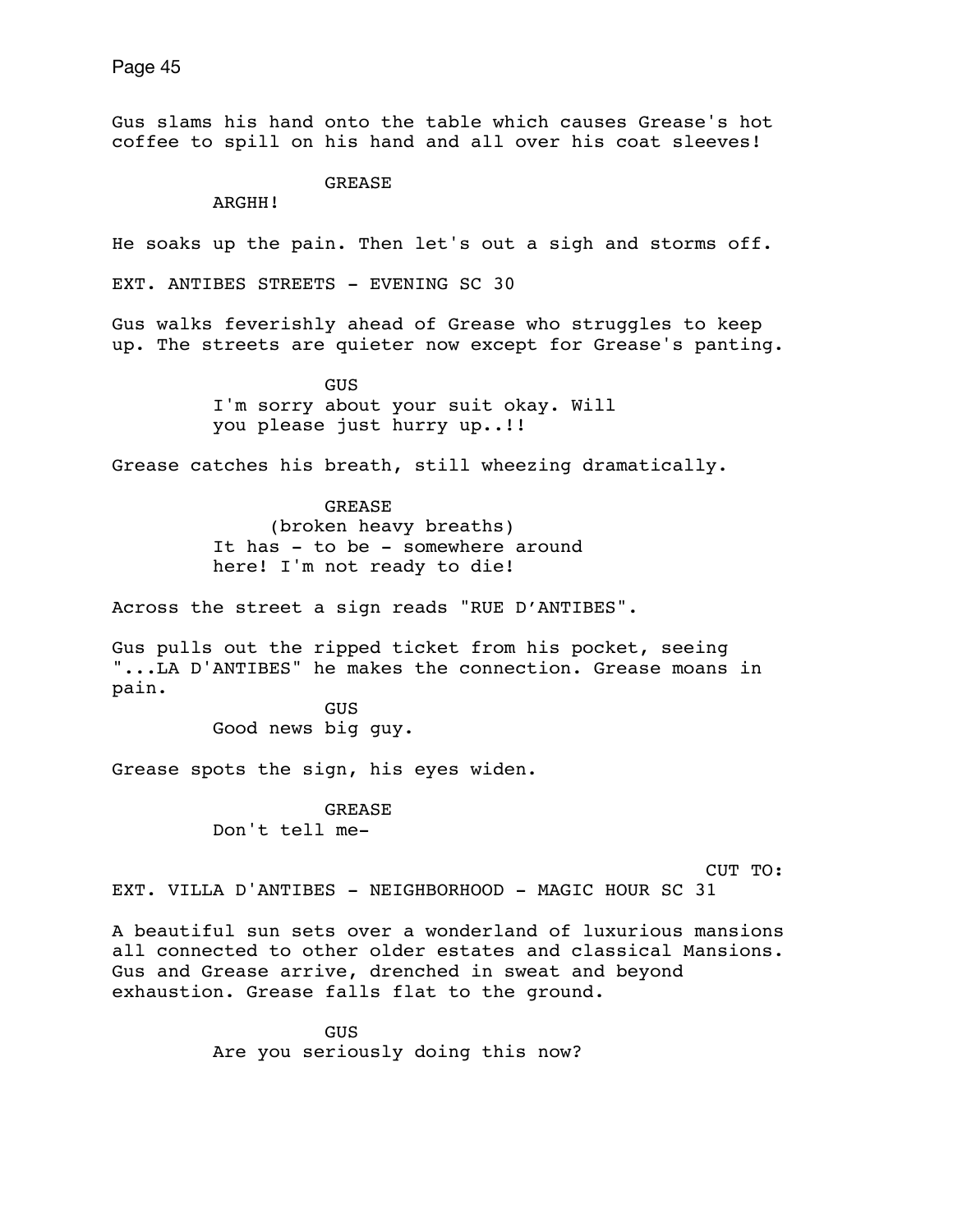Gus slams his hand onto the table which causes Grease's hot coffee to spill on his hand and all over his coat sleeves!

GREASE
ARGHH!

He soaks up the pain. Then let's out a sigh and storms off.

EXT. ANTIBES STREETS - EVENING SC 30

Gus walks feverishly ahead of Grease who struggles to keep up. The streets are quieter now except for Grease's panting.

GUS
I'm sorry about your suit okay. Will you please just hurry up..!!

Grease catches his breath, still wheezing dramatically.

GREASE
(broken heavy breaths)
It has - to be - somewhere around here! I'm not ready to die!

Across the street a sign reads "RUE D'ANTIBES".

Gus pulls out the ripped ticket from his pocket, seeing "...LA D'ANTIBES" he makes the connection. Grease moans in pain.

GUS
Good news big guy.

Grease spots the sign, his eyes widen.

GREASE
Don't tell me-

CUT TO:

EXT. VILLA D'ANTIBES - NEIGHBORHOOD - MAGIC HOUR SC 31

A beautiful sun sets over a wonderland of luxurious mansions all connected to other older estates and classical Mansions. Gus and Grease arrive, drenched in sweat and beyond exhaustion. Grease falls flat to the ground.

GUS
Are you seriously doing this now?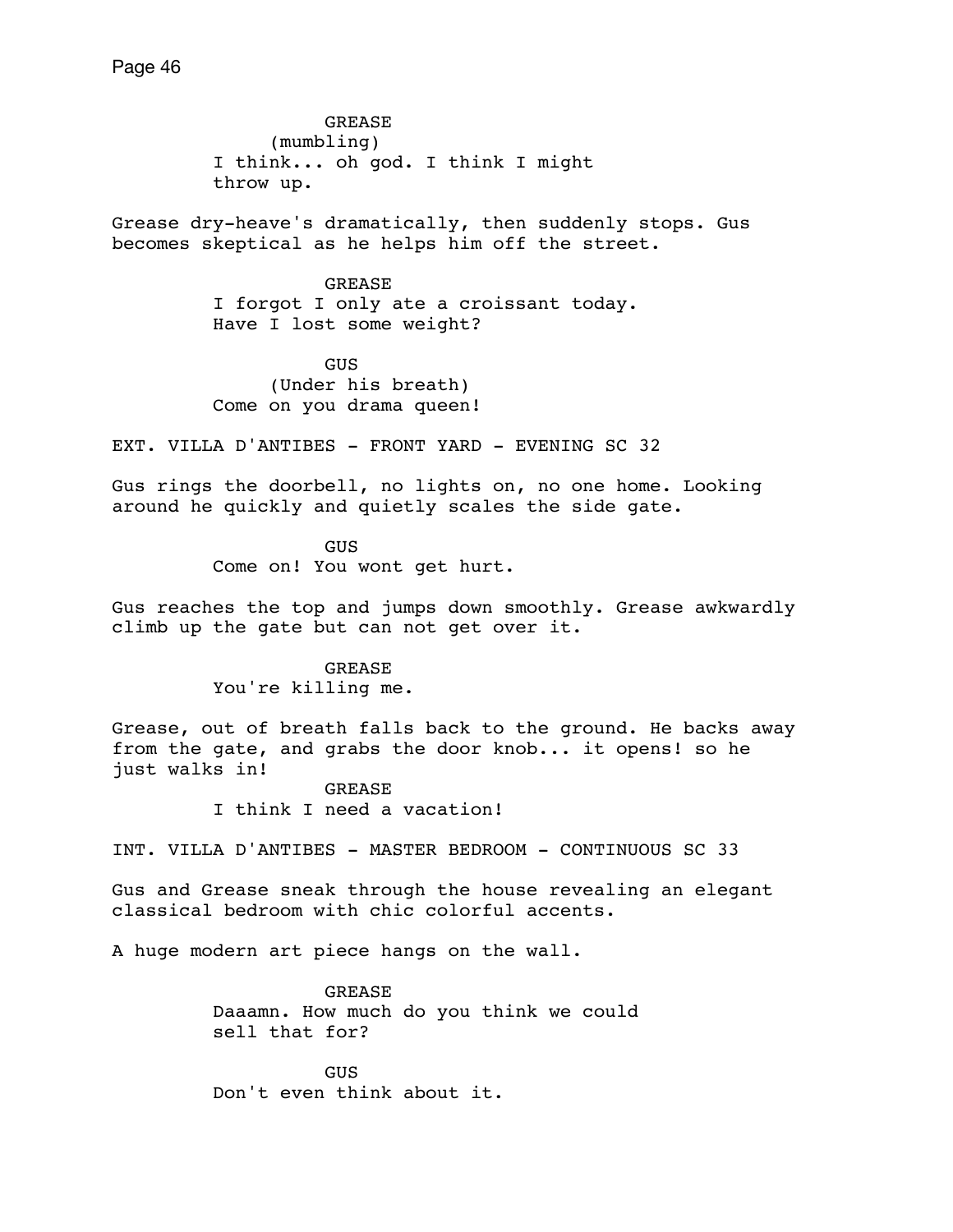GREASE
(mumbling)
I think... oh god. I think I might throw up.

Grease dry-heave's dramatically, then suddenly stops. Gus becomes skeptical as he helps him off the street.

GREASE
I forgot I only ate a croissant today. Have I lost some weight?

GUS
(Under his breath)
Come on you drama queen!

EXT. VILLA D'ANTIBES - FRONT YARD - EVENING SC 32

Gus rings the doorbell, no lights on, no one home. Looking around he quickly and quietly scales the side gate.

GUS
Come on! You wont get hurt.

Gus reaches the top and jumps down smoothly. Grease awkwardly climb up the gate but can not get over it.

GREASE
You're killing me.

Grease, out of breath falls back to the ground. He backs away from the gate, and grabs the door knob... it opens! so he just walks in!

GREASE
I think I need a vacation!

INT. VILLA D'ANTIBES - MASTER BEDROOM - CONTINUOUS SC 33

Gus and Grease sneak through the house revealing an elegant classical bedroom with chic colorful accents.

A huge modern art piece hangs on the wall.

GREASE
Daaamn. How much do you think we could sell that for?

GUS
Don't even think about it.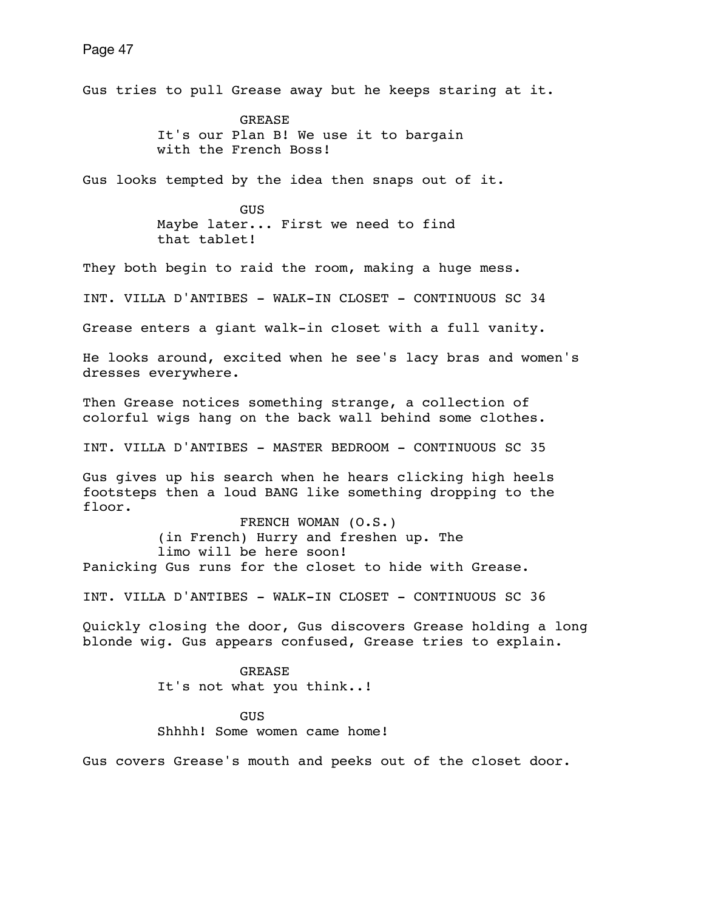Gus tries to pull Grease away but he keeps staring at it.

GREASE
It's our Plan B! We use it to bargain with the French Boss!

Gus looks tempted by the idea then snaps out of it.

GUS
Maybe later... First we need to find that tablet!

They both begin to raid the room, making a huge mess.

INT. VILLA D'ANTIBES - WALK-IN CLOSET - CONTINUOUS SC 34

Grease enters a giant walk-in closet with a full vanity.

He looks around, excited when he see's lacy bras and women's dresses everywhere.

Then Grease notices something strange, a collection of colorful wigs hang on the back wall behind some clothes.

INT. VILLA D'ANTIBES - MASTER BEDROOM - CONTINUOUS SC 35

Gus gives up his search when he hears clicking high heels footsteps then a loud BANG like something dropping to the floor.

FRENCH WOMAN (O.S.)
(in French) Hurry and freshen up. The limo will be here soon!

Panicking Gus runs for the closet to hide with Grease.

INT. VILLA D'ANTIBES - WALK-IN CLOSET - CONTINUOUS SC 36

Quickly closing the door, Gus discovers Grease holding a long blonde wig. Gus appears confused, Grease tries to explain.

GREASE
It's not what you think..!

GUS
Shhhh! Some women came home!

Gus covers Grease's mouth and peeks out of the closet door.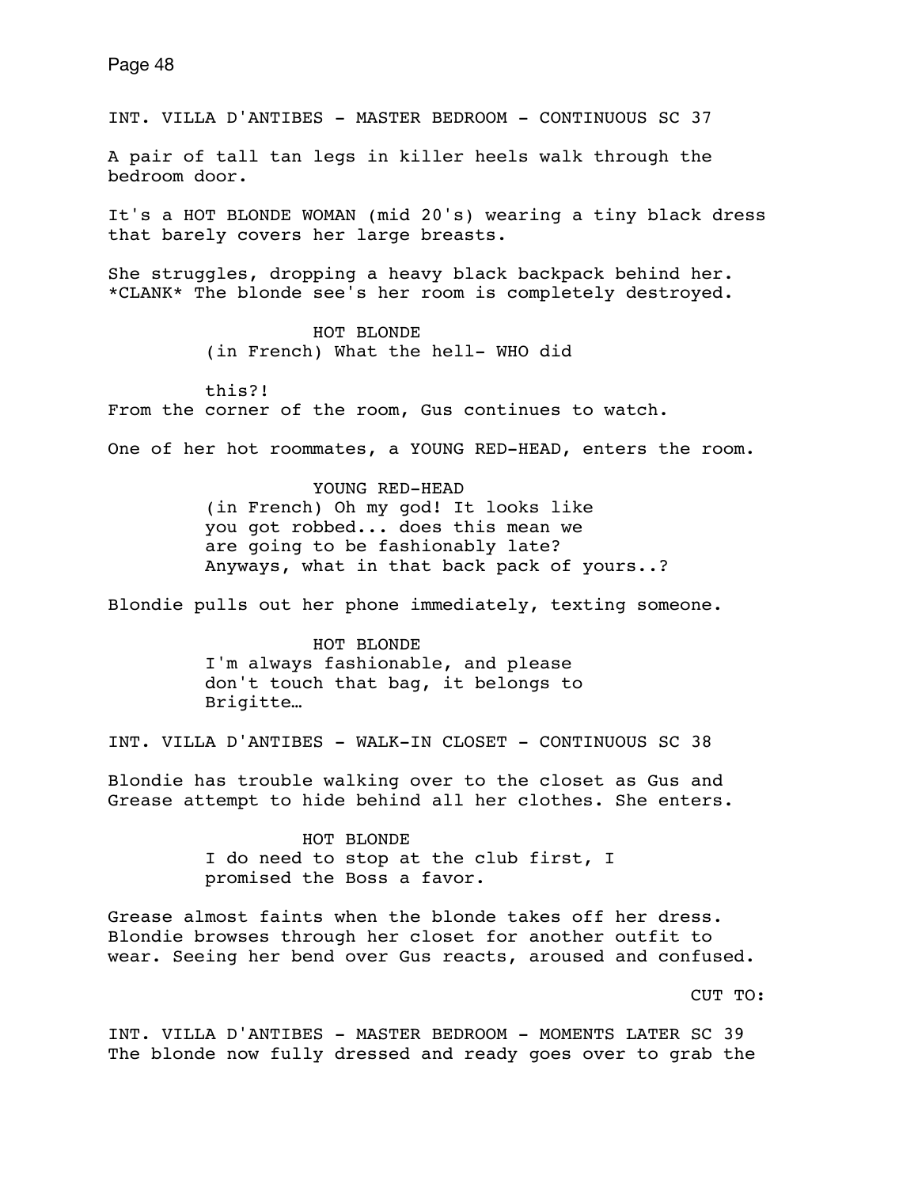INT. VILLA D'ANTIBES - MASTER BEDROOM - CONTINUOUS SC 37

A pair of tall tan legs in killer heels walk through the bedroom door.

It's a HOT BLONDE WOMAN (mid 20's) wearing a tiny black dress that barely covers her large breasts.

She struggles, dropping a heavy black backpack behind her. *CLANK* The blonde see's her room is completely destroyed.

HOT BLONDE
(in French) What the hell- WHO did

this?!

From the corner of the room, Gus continues to watch.

One of her hot roommates, a YOUNG RED-HEAD, enters the room.

YOUNG RED-HEAD
(in French) Oh my god! It looks like you got robbed... does this mean we are going to be fashionably late? Anyways, what in that back pack of yours..?

Blondie pulls out her phone immediately, texting someone.

HOT BLONDE
I'm always fashionable, and please don't touch that bag, it belongs to Brigitte…

INT. VILLA D'ANTIBES - WALK-IN CLOSET - CONTINUOUS SC 38

Blondie has trouble walking over to the closet as Gus and Grease attempt to hide behind all her clothes. She enters.

HOT BLONDE
I do need to stop at the club first, I promised the Boss a favor.

Grease almost faints when the blonde takes off her dress. Blondie browses through her closet for another outfit to wear. Seeing her bend over Gus reacts, aroused and confused.

CUT TO:

INT. VILLA D'ANTIBES - MASTER BEDROOM - MOMENTS LATER SC 39
The blonde now fully dressed and ready goes over to grab the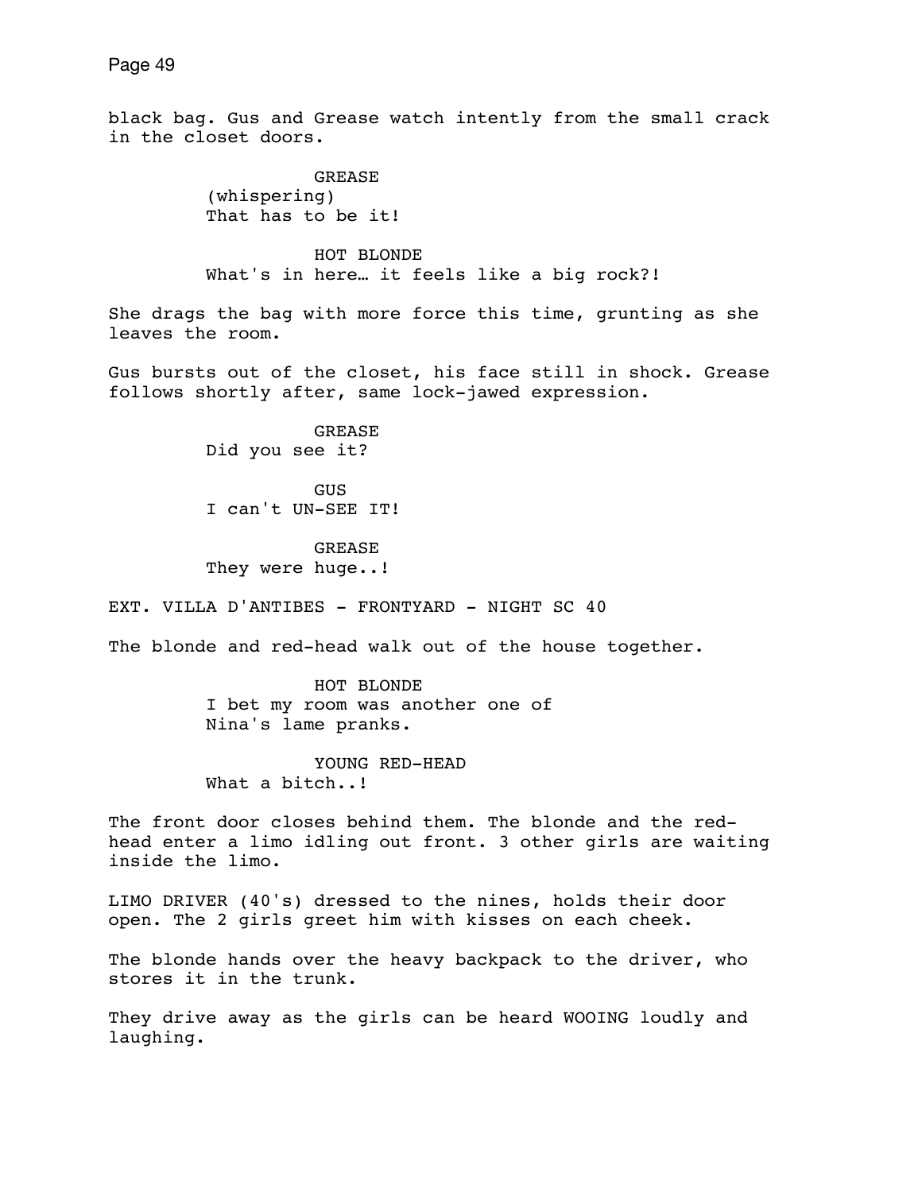black bag. Gus and Grease watch intently from the small crack in the closet doors.

GREASE
(whispering)
That has to be it!

HOT BLONDE
What's in here… it feels like a big rock?!

She drags the bag with more force this time, grunting as she leaves the room.

Gus bursts out of the closet, his face still in shock. Grease follows shortly after, same lock-jawed expression.

GREASE
Did you see it?

GUS
I can't UN-SEE IT!

GREASE
They were huge..!

EXT. VILLA D'ANTIBES - FRONTYARD - NIGHT SC 40

The blonde and red-head walk out of the house together.

HOT BLONDE
I bet my room was another one of Nina's lame pranks.

YOUNG RED-HEAD
What a bitch..!

The front door closes behind them. The blonde and the red-head enter a limo idling out front. 3 other girls are waiting inside the limo.

LIMO DRIVER (40's) dressed to the nines, holds their door open. The 2 girls greet him with kisses on each cheek.

The blonde hands over the heavy backpack to the driver, who stores it in the trunk.

They drive away as the girls can be heard WOOING loudly and laughing.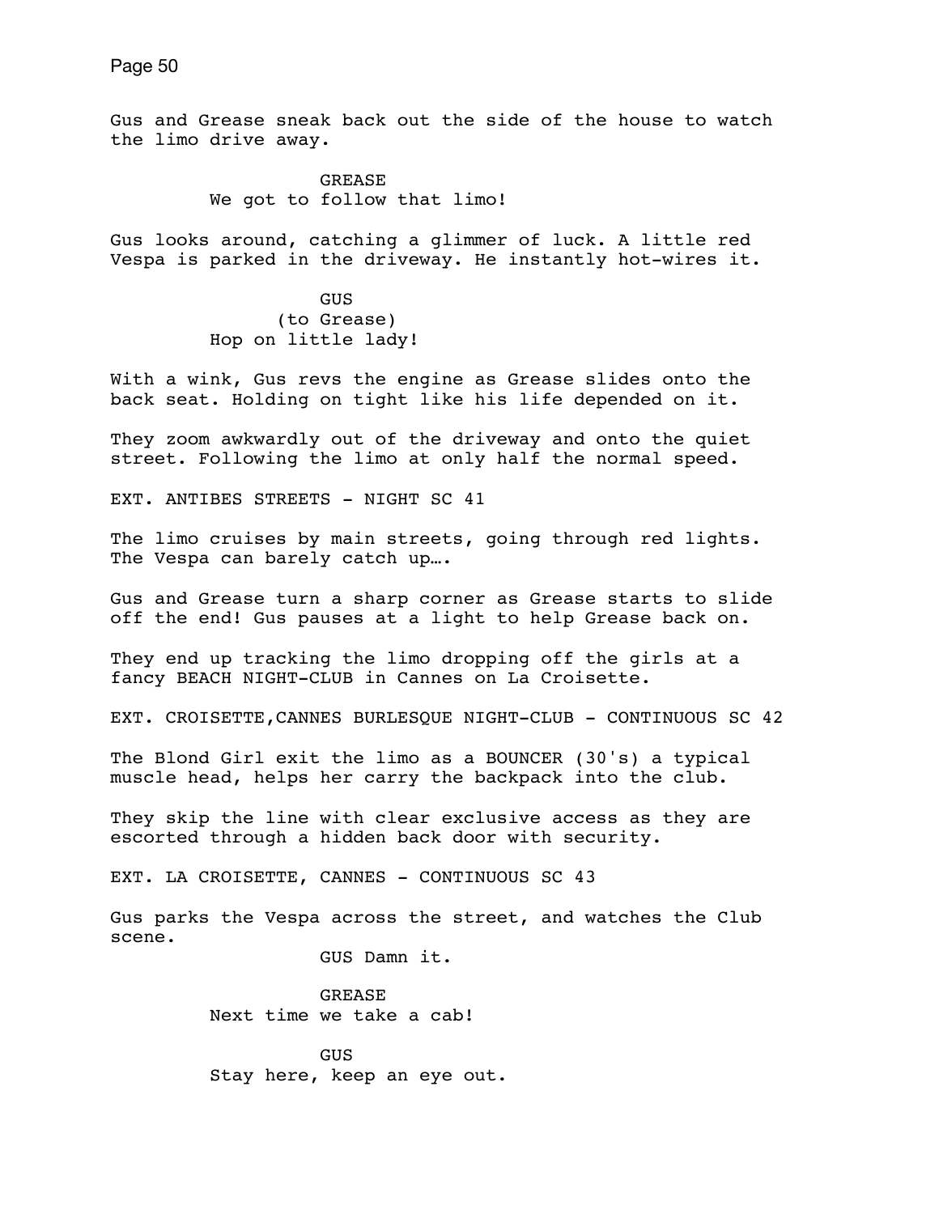Gus and Grease sneak back out the side of the house to watch the limo drive away.

GREASE
We got to follow that limo!

Gus looks around, catching a glimmer of luck. A little red Vespa is parked in the driveway. He instantly hot-wires it.

GUS
(to Grease)
Hop on little lady!

With a wink, Gus revs the engine as Grease slides onto the back seat. Holding on tight like his life depended on it.

They zoom awkwardly out of the driveway and onto the quiet street. Following the limo at only half the normal speed.

EXT. ANTIBES STREETS - NIGHT SC 41

The limo cruises by main streets, going through red lights. The Vespa can barely catch up….

Gus and Grease turn a sharp corner as Grease starts to slide off the end! Gus pauses at a light to help Grease back on.

They end up tracking the limo dropping off the girls at a fancy BEACH NIGHT-CLUB in Cannes on La Croisette.

EXT. CROISETTE,CANNES BURLESQUE NIGHT-CLUB - CONTINUOUS SC 42

The Blond Girl exit the limo as a BOUNCER (30's) a typical muscle head, helps her carry the backpack into the club.

They skip the line with clear exclusive access as they are escorted through a hidden back door with security.

EXT. LA CROISETTE, CANNES - CONTINUOUS SC 43

Gus parks the Vespa across the street, and watches the Club scene.

GUS Damn it.

GREASE
Next time we take a cab!

GUS
Stay here, keep an eye out.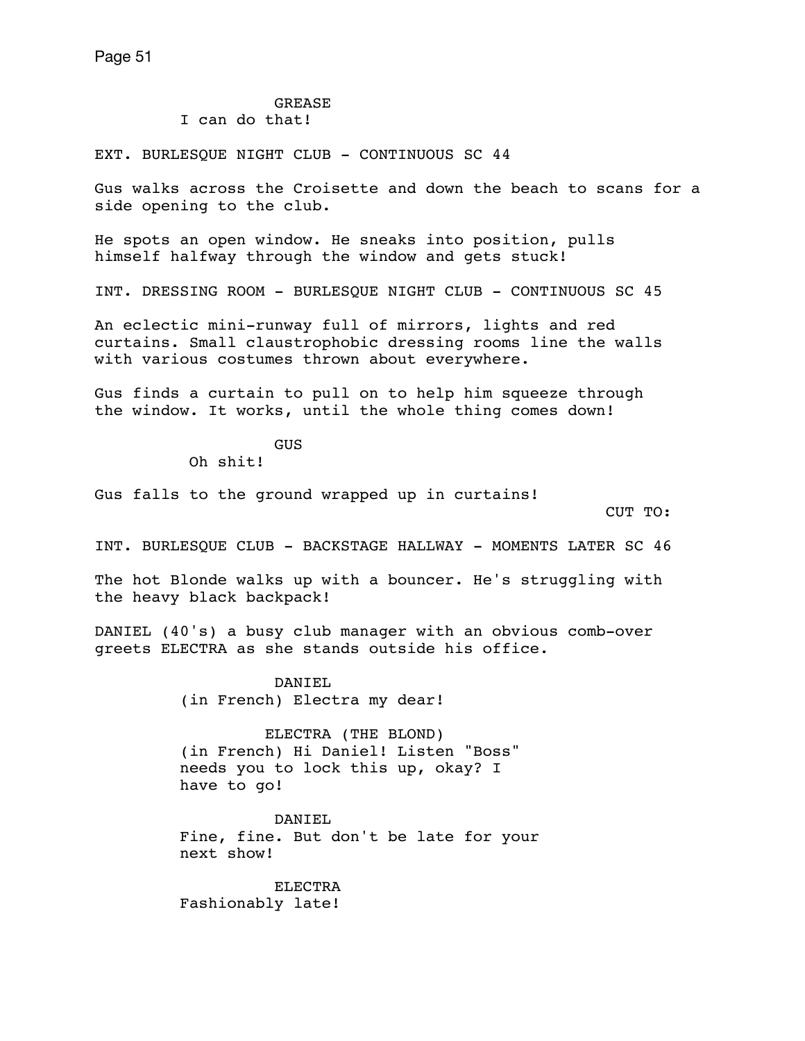GREASE
I can do that!

EXT. BURLESQUE NIGHT CLUB - CONTINUOUS SC 44

Gus walks across the Croisette and down the beach to scans for a side opening to the club.

He spots an open window. He sneaks into position, pulls himself halfway through the window and gets stuck!

INT. DRESSING ROOM - BURLESQUE NIGHT CLUB - CONTINUOUS SC 45

An eclectic mini-runway full of mirrors, lights and red curtains. Small claustrophobic dressing rooms line the walls with various costumes thrown about everywhere.

Gus finds a curtain to pull on to help him squeeze through the window. It works, until the whole thing comes down!

GUS
Oh shit!

Gus falls to the ground wrapped up in curtains!

CUT TO:

INT. BURLESQUE CLUB - BACKSTAGE HALLWAY - MOMENTS LATER SC 46

The hot Blonde walks up with a bouncer. He's struggling with the heavy black backpack!

DANIEL (40's) a busy club manager with an obvious comb-over greets ELECTRA as she stands outside his office.

DANIEL
(in French) Electra my dear!

ELECTRA (THE BLOND)
(in French) Hi Daniel! Listen "Boss" needs you to lock this up, okay? I have to go!

DANIEL
Fine, fine. But don't be late for your next show!

ELECTRA
Fashionably late!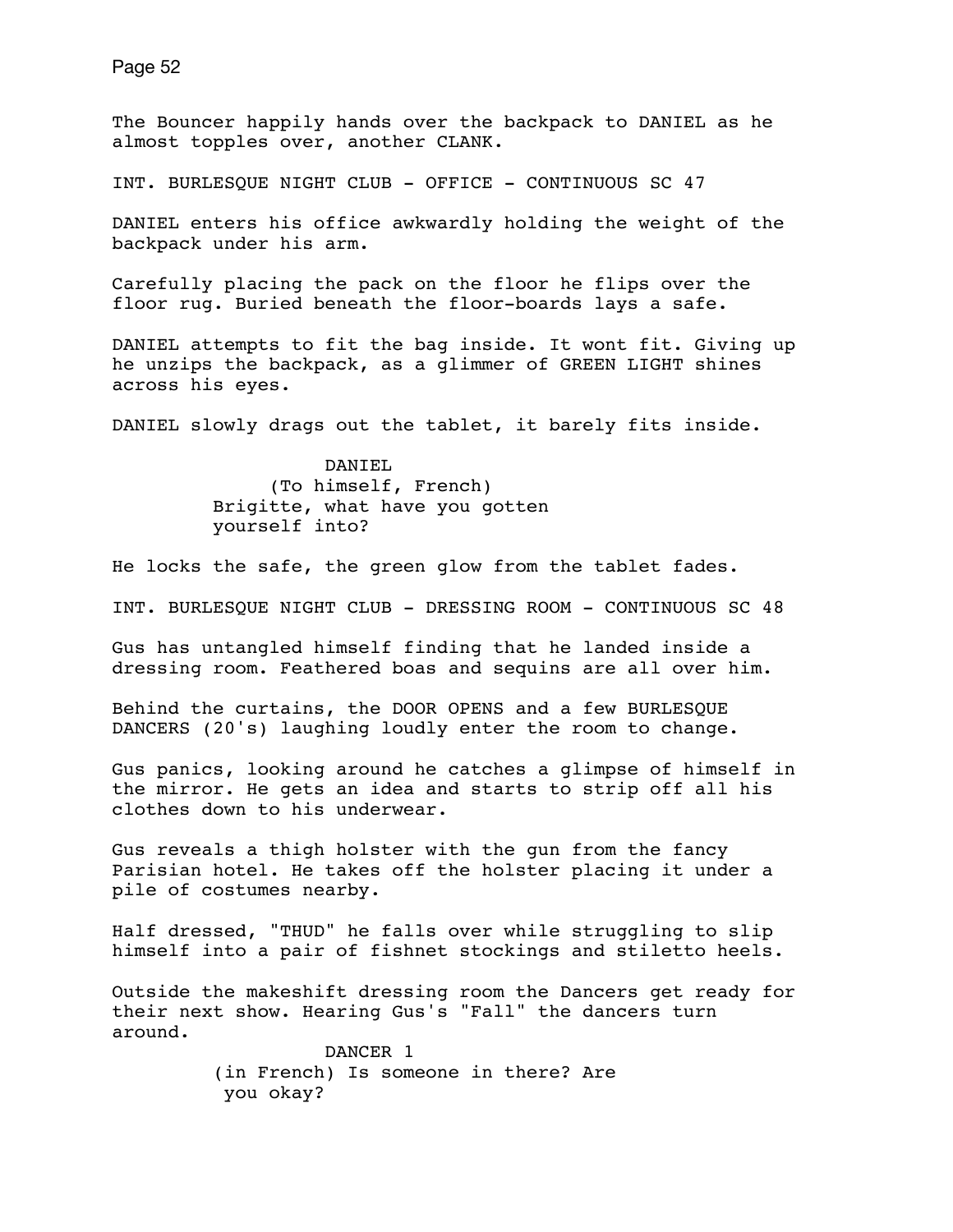The Bouncer happily hands over the backpack to DANIEL as he almost topples over, another CLANK.

INT. BURLESQUE NIGHT CLUB - OFFICE - CONTINUOUS SC 47

DANIEL enters his office awkwardly holding the weight of the backpack under his arm.

Carefully placing the pack on the floor he flips over the floor rug. Buried beneath the floor-boards lays a safe.

DANIEL attempts to fit the bag inside. It wont fit. Giving up he unzips the backpack, as a glimmer of GREEN LIGHT shines across his eyes.

DANIEL slowly drags out the tablet, it barely fits inside.

DANIEL
(To himself, French)
Brigitte, what have you gotten yourself into?

He locks the safe, the green glow from the tablet fades.

INT. BURLESQUE NIGHT CLUB - DRESSING ROOM - CONTINUOUS SC 48

Gus has untangled himself finding that he landed inside a dressing room. Feathered boas and sequins are all over him.

Behind the curtains, the DOOR OPENS and a few BURLESQUE DANCERS (20's) laughing loudly enter the room to change.

Gus panics, looking around he catches a glimpse of himself in the mirror. He gets an idea and starts to strip off all his clothes down to his underwear.

Gus reveals a thigh holster with the gun from the fancy Parisian hotel. He takes off the holster placing it under a pile of costumes nearby.

Half dressed, "THUD" he falls over while struggling to slip himself into a pair of fishnet stockings and stiletto heels.

Outside the makeshift dressing room the Dancers get ready for their next show. Hearing Gus's "Fall" the dancers turn around.

DANCER 1
(in French) Is someone in there? Are you okay?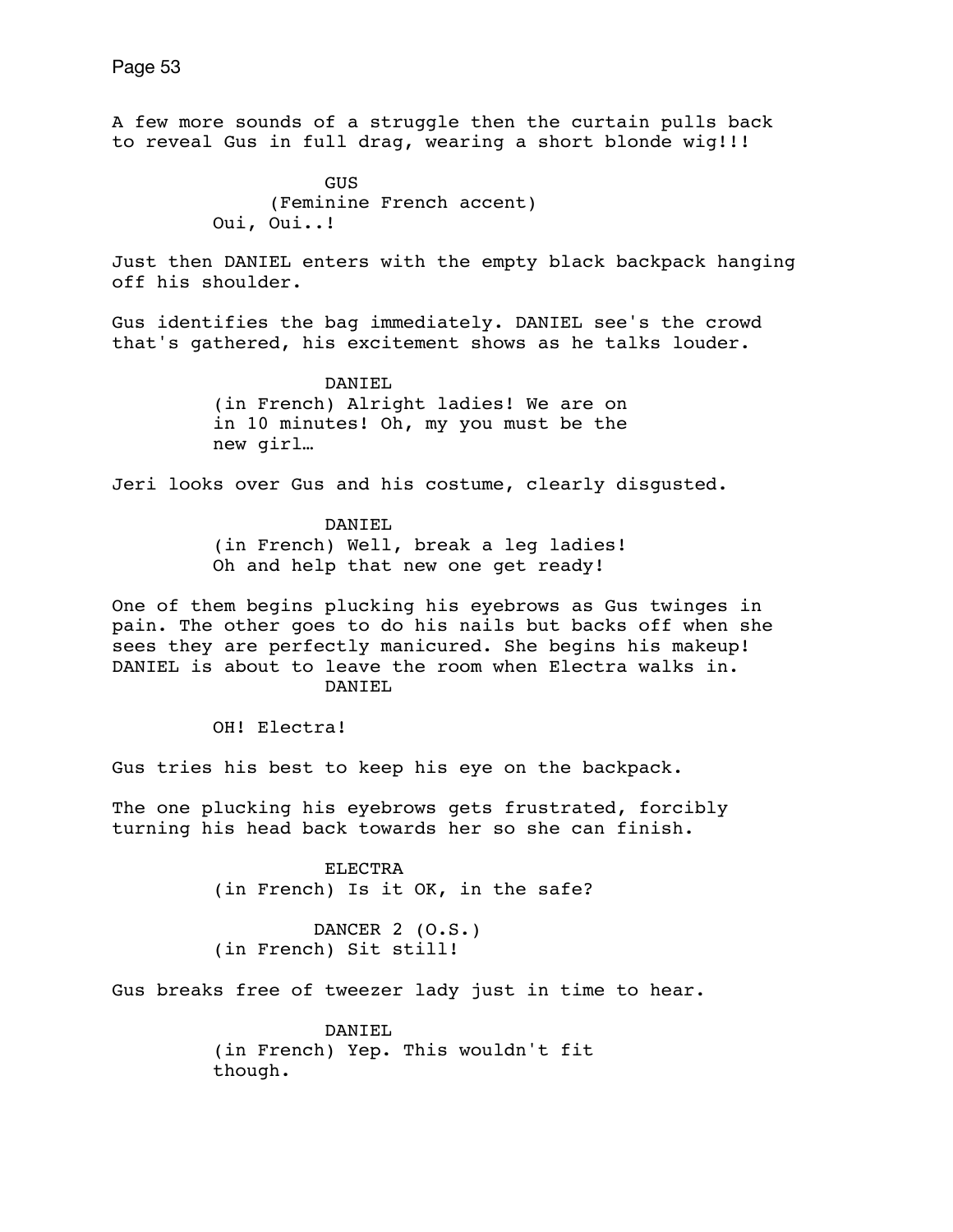A few more sounds of a struggle then the curtain pulls back to reveal Gus in full drag, wearing a short blonde wig!!!

GUS
(Feminine French accent)
Oui, Oui..!

Just then DANIEL enters with the empty black backpack hanging off his shoulder.

Gus identifies the bag immediately. DANIEL see's the crowd that's gathered, his excitement shows as he talks louder.

DANIEL
(in French) Alright ladies! We are on in 10 minutes! Oh, my you must be the new girl…

Jeri looks over Gus and his costume, clearly disgusted.

DANIEL
(in French) Well, break a leg ladies! Oh and help that new one get ready!

One of them begins plucking his eyebrows as Gus twinges in pain. The other goes to do his nails but backs off when she sees they are perfectly manicured. She begins his makeup! DANIEL is about to leave the room when Electra walks in.

DANIEL
OH! Electra!

Gus tries his best to keep his eye on the backpack.

The one plucking his eyebrows gets frustrated, forcibly turning his head back towards her so she can finish.

ELECTRA
(in French) Is it OK, in the safe?

DANCER 2 (O.S.)
(in French) Sit still!

Gus breaks free of tweezer lady just in time to hear.

DANIEL
(in French) Yep. This wouldn't fit though.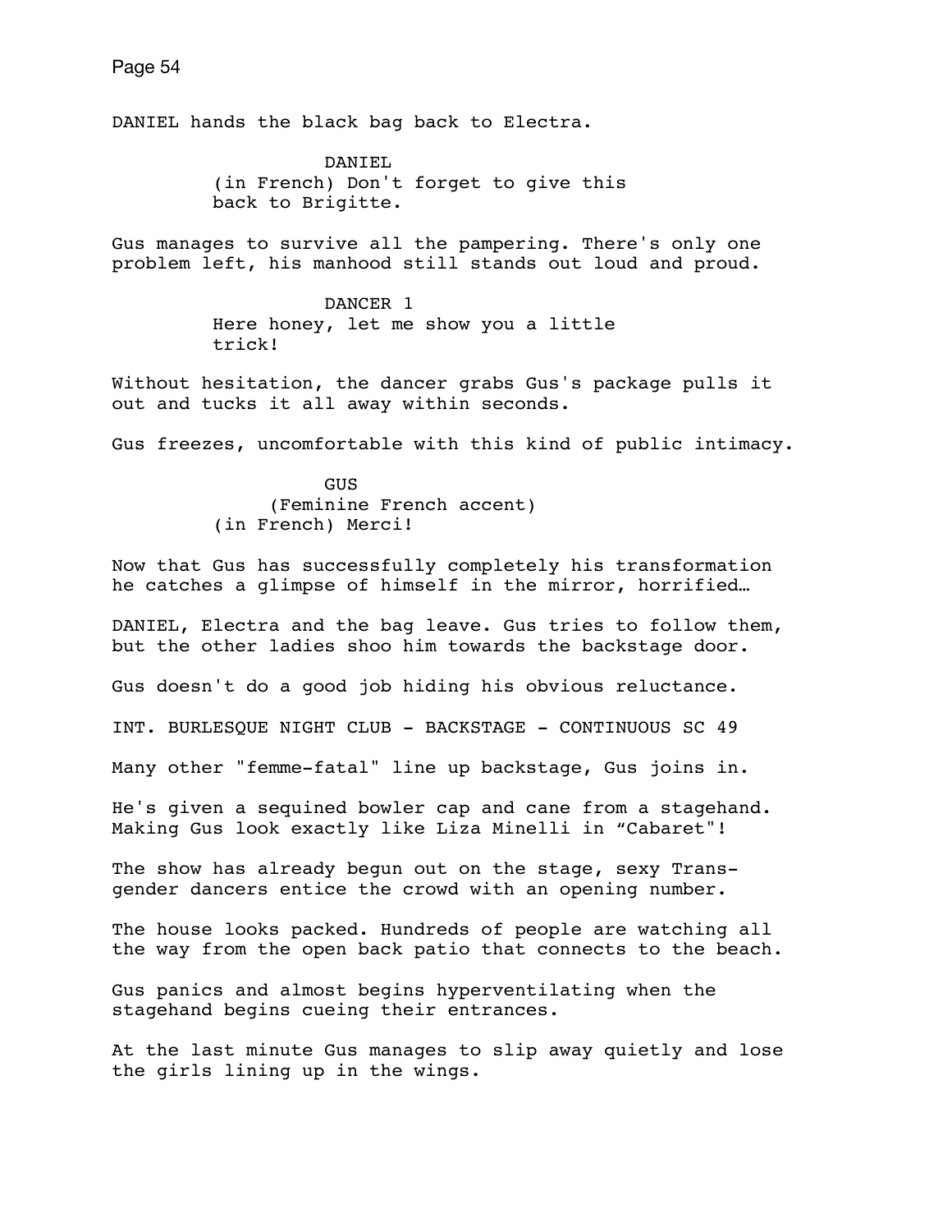DANIEL hands the black bag back to Electra.

DANIEL
(in French) Don't forget to give this back to Brigitte.

Gus manages to survive all the pampering. There's only one problem left, his manhood still stands out loud and proud.

DANCER 1
Here honey, let me show you a little trick!

Without hesitation, the dancer grabs Gus's package pulls it out and tucks it all away within seconds.

Gus freezes, uncomfortable with this kind of public intimacy.

GUS
(Feminine French accent)
(in French) Merci!

Now that Gus has successfully completely his transformation he catches a glimpse of himself in the mirror, horrified…

DANIEL, Electra and the bag leave. Gus tries to follow them, but the other ladies shoo him towards the backstage door.

Gus doesn't do a good job hiding his obvious reluctance.

INT. BURLESQUE NIGHT CLUB - BACKSTAGE - CONTINUOUS SC 49

Many other "femme-fatal" line up backstage, Gus joins in.

He's given a sequined bowler cap and cane from a stagehand. Making Gus look exactly like Liza Minelli in "Cabaret"!

The show has already begun out on the stage, sexy Trans-gender dancers entice the crowd with an opening number.

The house looks packed. Hundreds of people are watching all the way from the open back patio that connects to the beach.

Gus panics and almost begins hyperventilating when the stagehand begins cueing their entrances.

At the last minute Gus manages to slip away quietly and lose the girls lining up in the wings.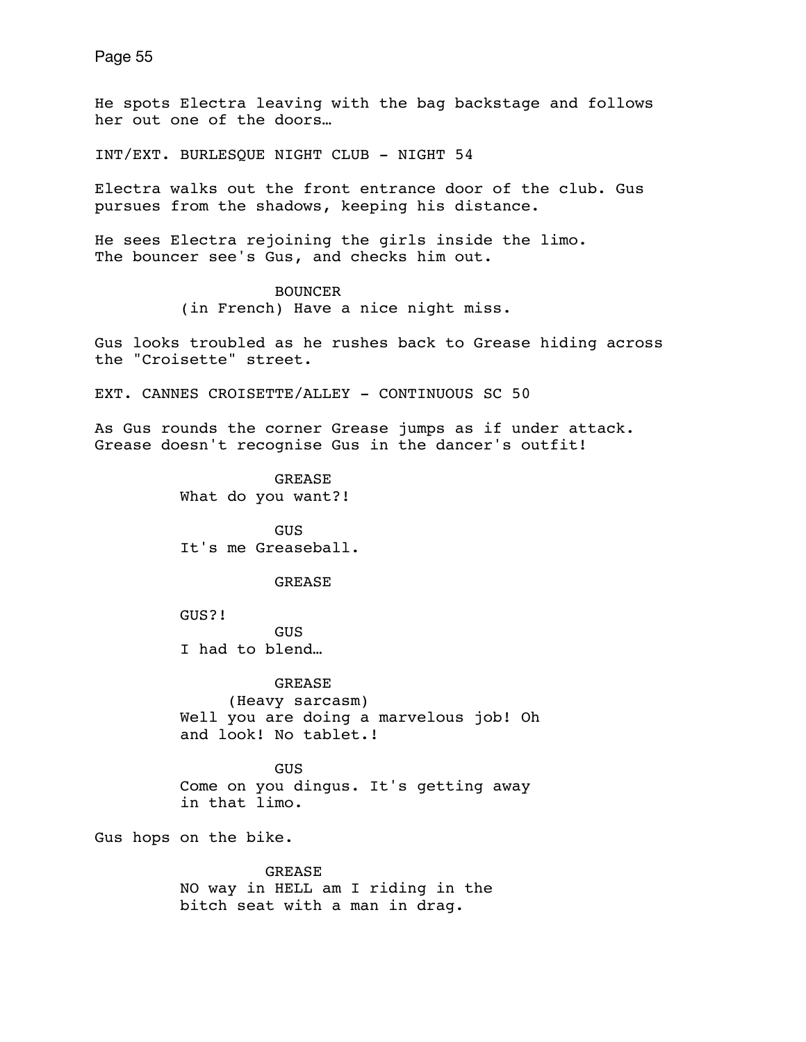He spots Electra leaving with the bag backstage and follows her out one of the doors…

INT/EXT. BURLESQUE NIGHT CLUB - NIGHT 54

Electra walks out the front entrance door of the club. Gus pursues from the shadows, keeping his distance.

He sees Electra rejoining the girls inside the limo. The bouncer see's Gus, and checks him out.

BOUNCER
(in French) Have a nice night miss.

Gus looks troubled as he rushes back to Grease hiding across the "Croisette" street.

EXT. CANNES CROISETTE/ALLEY - CONTINUOUS SC 50

As Gus rounds the corner Grease jumps as if under attack. Grease doesn't recognise Gus in the dancer's outfit!

GREASE
What do you want?!

GUS
It's me Greaseball.

GREASE

GUS?!

GUS
I had to blend…

GREASE
(Heavy sarcasm)
Well you are doing a marvelous job! Oh and look! No tablet.!

GUS
Come on you dingus. It's getting away in that limo.

Gus hops on the bike.

GREASE
NO way in HELL am I riding in the bitch seat with a man in drag.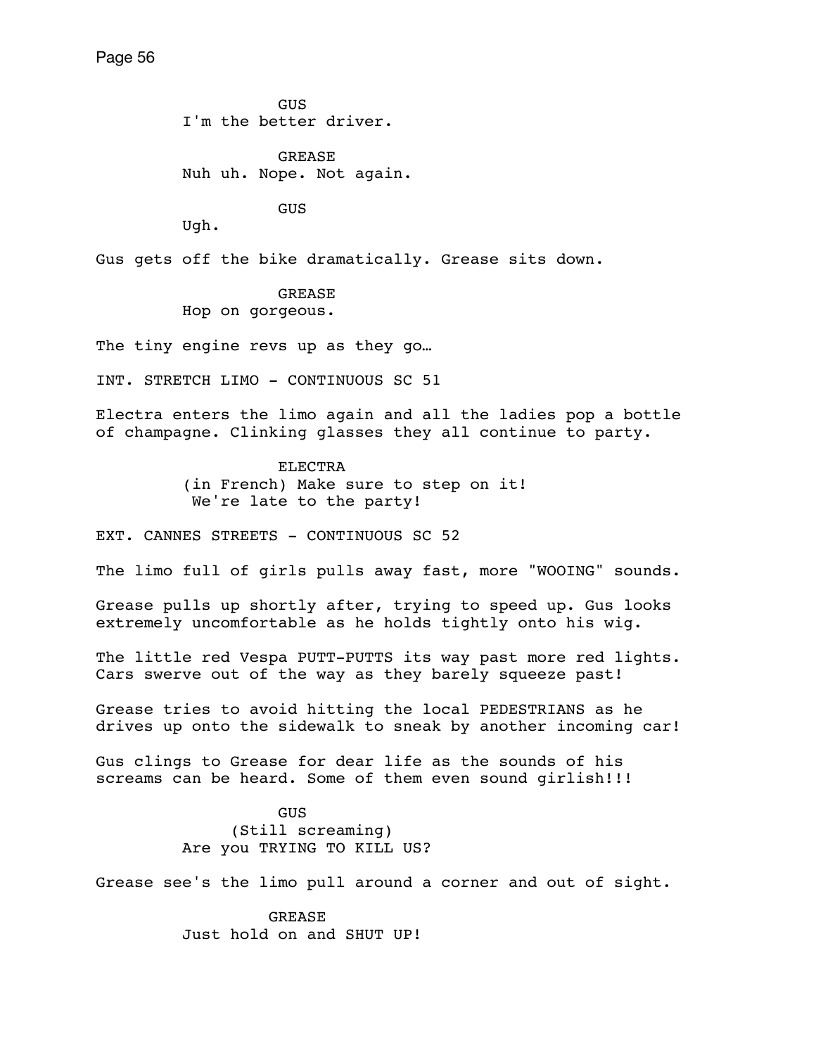GUS
I'm the better driver.

GREASE
Nuh uh. Nope. Not again.

GUS
Ugh.

Gus gets off the bike dramatically. Grease sits down.

GREASE
Hop on gorgeous.

The tiny engine revs up as they go…

INT. STRETCH LIMO - CONTINUOUS SC 51

Electra enters the limo again and all the ladies pop a bottle of champagne. Clinking glasses they all continue to party.

ELECTRA
(in French) Make sure to step on it!
We're late to the party!

EXT. CANNES STREETS - CONTINUOUS SC 52

The limo full of girls pulls away fast, more "WOOING" sounds.

Grease pulls up shortly after, trying to speed up. Gus looks extremely uncomfortable as he holds tightly onto his wig.

The little red Vespa PUTT-PUTTS its way past more red lights. Cars swerve out of the way as they barely squeeze past!

Grease tries to avoid hitting the local PEDESTRIANS as he drives up onto the sidewalk to sneak by another incoming car!

Gus clings to Grease for dear life as the sounds of his screams can be heard. Some of them even sound girlish!!!

GUS
(Still screaming)
Are you TRYING TO KILL US?

Grease see's the limo pull around a corner and out of sight.

GREASE
Just hold on and SHUT UP!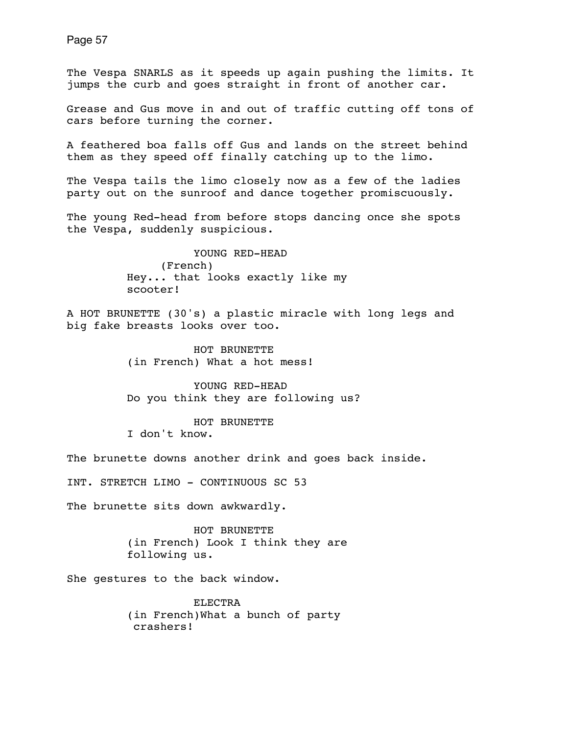The Vespa SNARLS as it speeds up again pushing the limits. It jumps the curb and goes straight in front of another car.

Grease and Gus move in and out of traffic cutting off tons of cars before turning the corner.

A feathered boa falls off Gus and lands on the street behind them as they speed off finally catching up to the limo.

The Vespa tails the limo closely now as a few of the ladies party out on the sunroof and dance together promiscuously.

The young Red-head from before stops dancing once she spots the Vespa, suddenly suspicious.

YOUNG RED-HEAD
(French)
Hey... that looks exactly like my scooter!

A HOT BRUNETTE (30's) a plastic miracle with long legs and big fake breasts looks over too.

HOT BRUNETTE
(in French) What a hot mess!

YOUNG RED-HEAD
Do you think they are following us?

HOT BRUNETTE
I don't know.

The brunette downs another drink and goes back inside.

INT. STRETCH LIMO - CONTINUOUS SC 53

The brunette sits down awkwardly.

HOT BRUNETTE
(in French) Look I think they are following us.

She gestures to the back window.

ELECTRA
(in French)What a bunch of party crashers!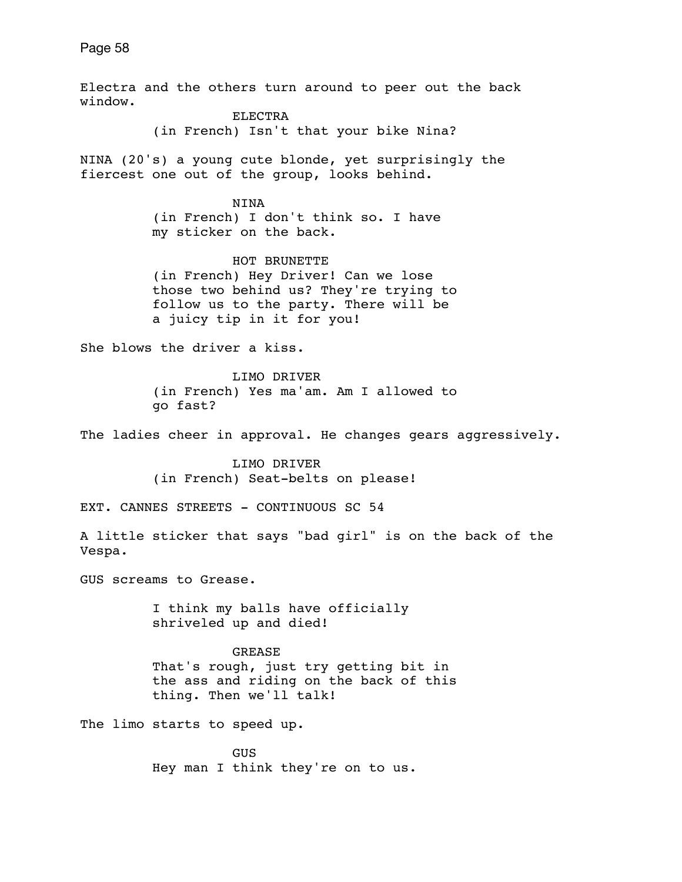Electra and the others turn around to peer out the back window.

ELECTRA
(in French) Isn't that your bike Nina?

NINA (20's) a young cute blonde, yet surprisingly the fiercest one out of the group, looks behind.

NINA
(in French) I don't think so. I have my sticker on the back.

HOT BRUNETTE
(in French) Hey Driver! Can we lose those two behind us? They're trying to follow us to the party. There will be a juicy tip in it for you!

She blows the driver a kiss.

LIMO DRIVER
(in French) Yes ma'am. Am I allowed to go fast?

The ladies cheer in approval. He changes gears aggressively.

LIMO DRIVER
(in French) Seat-belts on please!

EXT. CANNES STREETS - CONTINUOUS SC 54

A little sticker that says "bad girl" is on the back of the Vespa.

GUS screams to Grease.

I think my balls have officially shriveled up and died!

GREASE
That's rough, just try getting bit in the ass and riding on the back of this thing. Then we'll talk!

The limo starts to speed up.

GUS
Hey man I think they're on to us.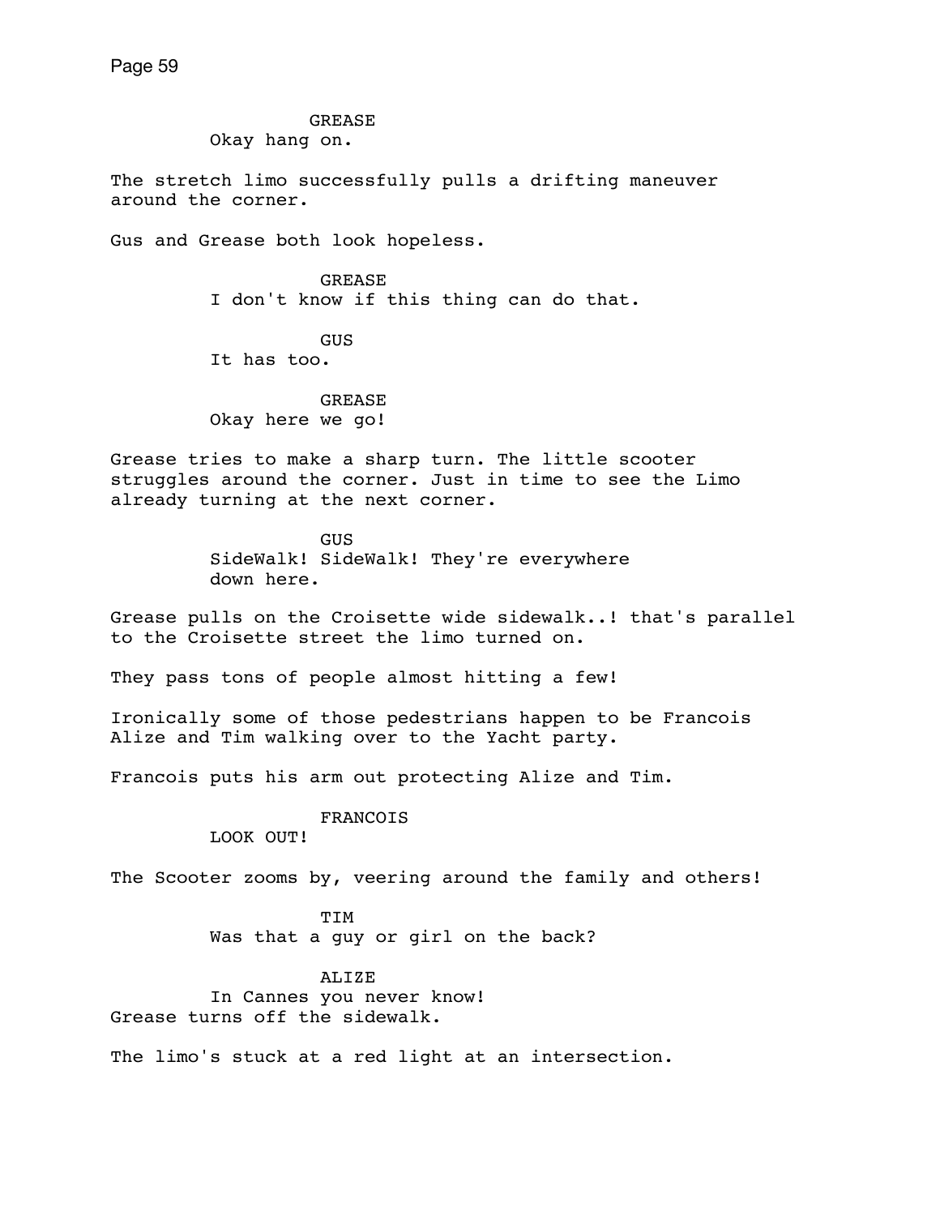GREASE
Okay hang on.

The stretch limo successfully pulls a drifting maneuver around the corner.

Gus and Grease both look hopeless.

GREASE
I don't know if this thing can do that.

GUS
It has too.

GREASE
Okay here we go!

Grease tries to make a sharp turn. The little scooter struggles around the corner. Just in time to see the Limo already turning at the next corner.

GUS
SideWalk! SideWalk! They're everywhere down here.

Grease pulls on the Croisette wide sidewalk..! that's parallel to the Croisette street the limo turned on.

They pass tons of people almost hitting a few!

Ironically some of those pedestrians happen to be Francois Alize and Tim walking over to the Yacht party.

Francois puts his arm out protecting Alize and Tim.

FRANCOIS
LOOK OUT!

The Scooter zooms by, veering around the family and others!

TIM
Was that a guy or girl on the back?

ALIZE
In Cannes you never know!

Grease turns off the sidewalk.

The limo's stuck at a red light at an intersection.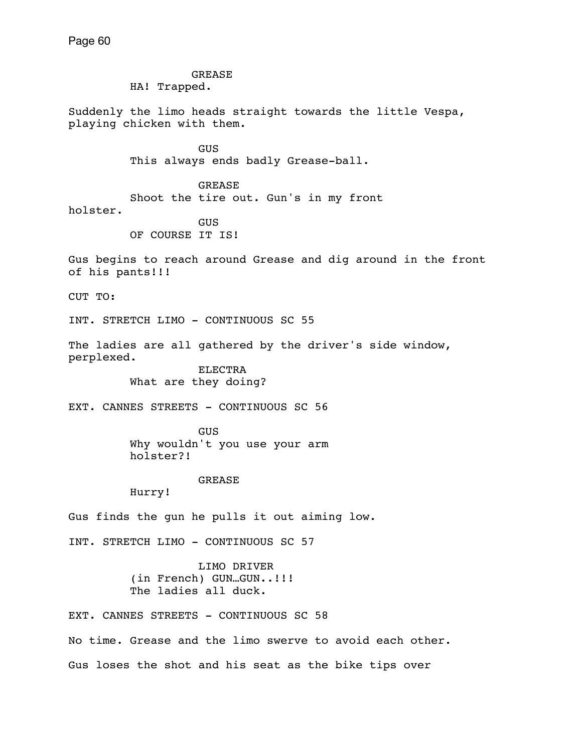GREASE
HA! Trapped.

Suddenly the limo heads straight towards the little Vespa, playing chicken with them.

GUS
This always ends badly Grease-ball.

GREASE
Shoot the tire out. Gun's in my front holster.

GUS
OF COURSE IT IS!

Gus begins to reach around Grease and dig around in the front of his pants!!!

CUT TO:

INT. STRETCH LIMO - CONTINUOUS SC 55

The ladies are all gathered by the driver's side window, perplexed.

ELECTRA
What are they doing?

EXT. CANNES STREETS - CONTINUOUS SC 56

GUS
Why wouldn't you use your arm holster?!

GREASE
Hurry!

Gus finds the gun he pulls it out aiming low.

INT. STRETCH LIMO - CONTINUOUS SC 57

LIMO DRIVER
(in French) GUN…GUN..!!!
The ladies all duck.

EXT. CANNES STREETS - CONTINUOUS SC 58

No time. Grease and the limo swerve to avoid each other.

Gus loses the shot and his seat as the bike tips over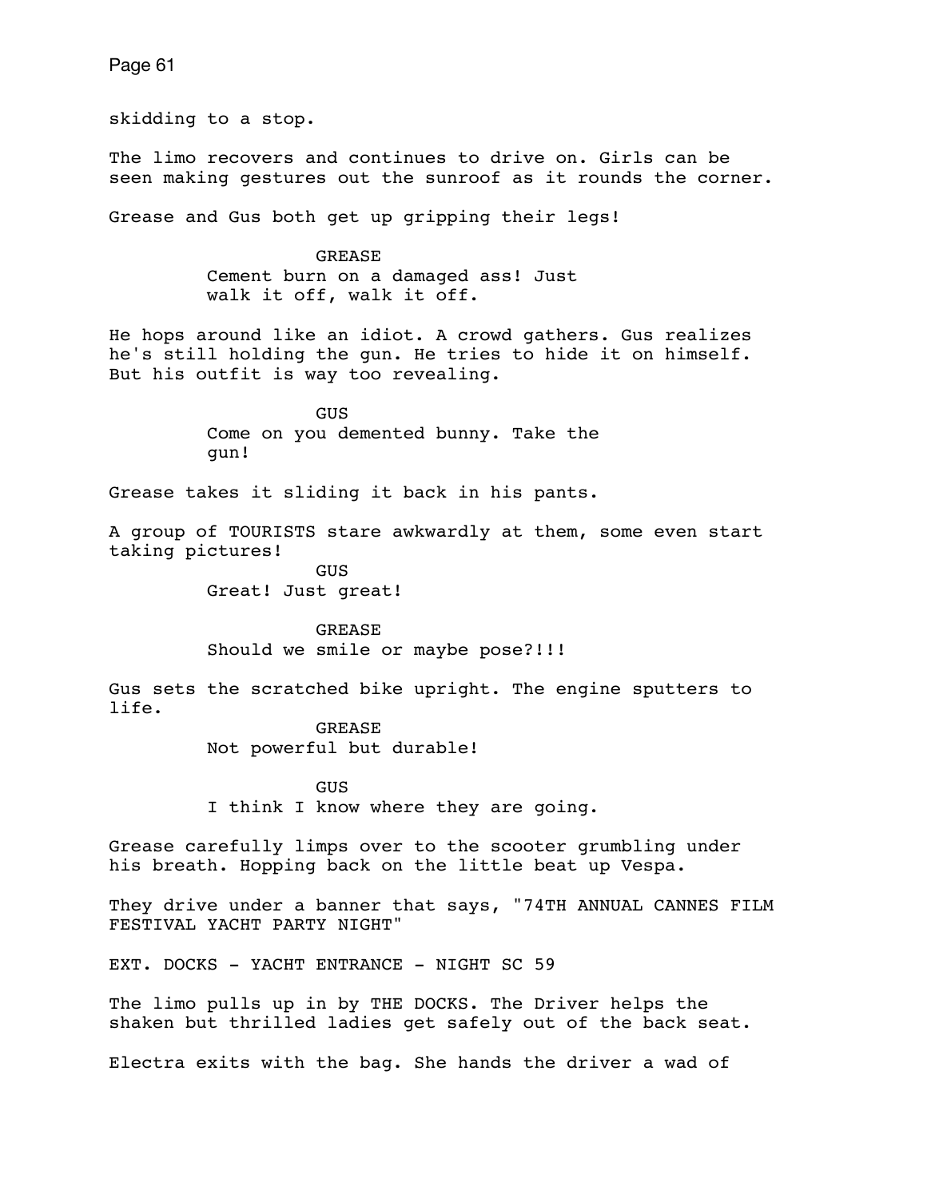skidding to a stop.

The limo recovers and continues to drive on. Girls can be seen making gestures out the sunroof as it rounds the corner.

Grease and Gus both get up gripping their legs!

GREASE
Cement burn on a damaged ass! Just walk it off, walk it off.

He hops around like an idiot. A crowd gathers. Gus realizes he's still holding the gun. He tries to hide it on himself. But his outfit is way too revealing.

GUS
Come on you demented bunny. Take the gun!

Grease takes it sliding it back in his pants.

A group of TOURISTS stare awkwardly at them, some even start taking pictures!

GUS
Great! Just great!

GREASE
Should we smile or maybe pose?!!!

Gus sets the scratched bike upright. The engine sputters to life.

GREASE
Not powerful but durable!

GUS
I think I know where they are going.

Grease carefully limps over to the scooter grumbling under his breath. Hopping back on the little beat up Vespa.

They drive under a banner that says, "74TH ANNUAL CANNES FILM FESTIVAL YACHT PARTY NIGHT"

EXT. DOCKS - YACHT ENTRANCE - NIGHT SC 59

The limo pulls up in by THE DOCKS. The Driver helps the shaken but thrilled ladies get safely out of the back seat.

Electra exits with the bag. She hands the driver a wad of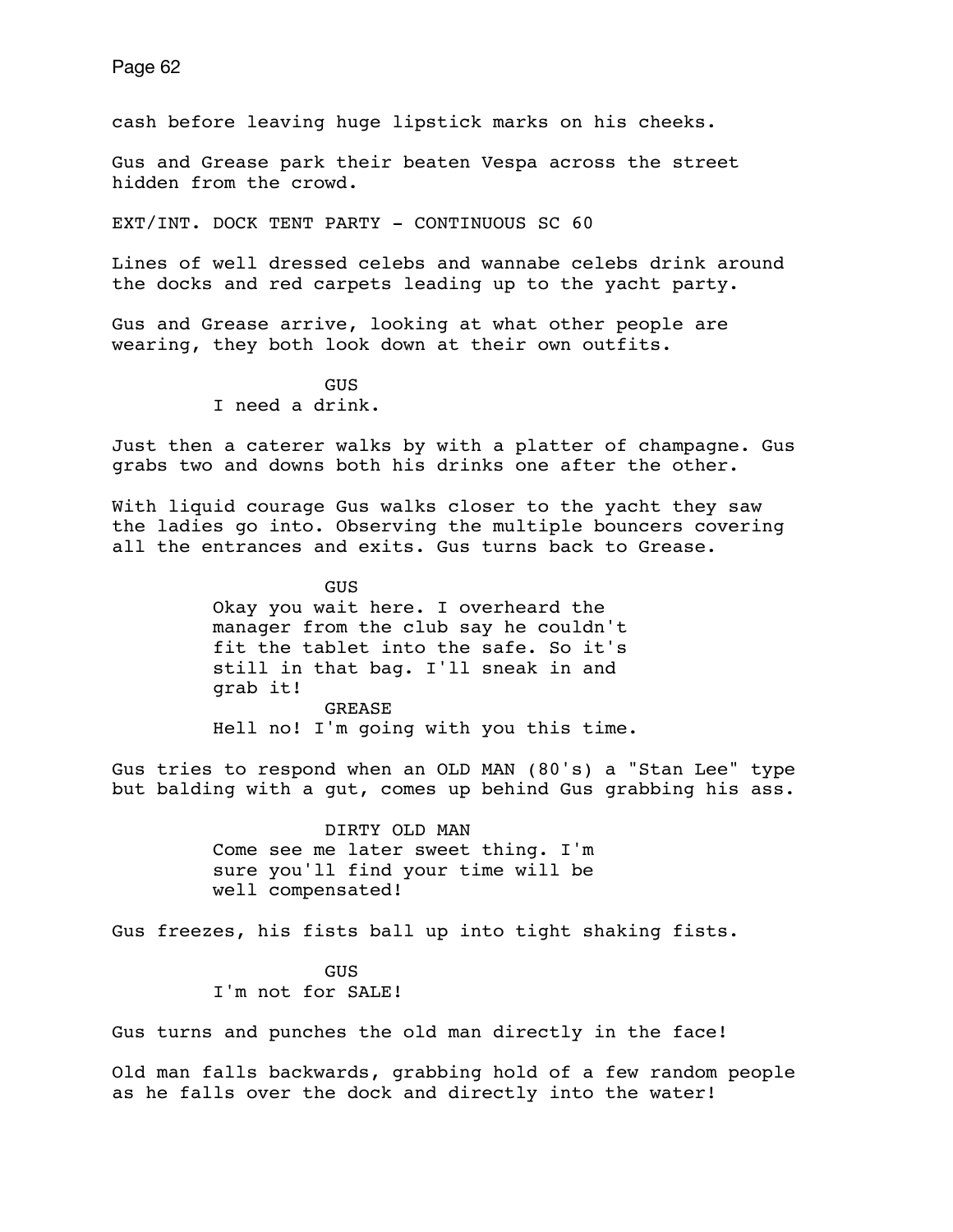cash before leaving huge lipstick marks on his cheeks.

Gus and Grease park their beaten Vespa across the street hidden from the crowd.

EXT/INT. DOCK TENT PARTY - CONTINUOUS SC 60

Lines of well dressed celebs and wannabe celebs drink around the docks and red carpets leading up to the yacht party.

Gus and Grease arrive, looking at what other people are wearing, they both look down at their own outfits.

GUS
I need a drink.

Just then a caterer walks by with a platter of champagne. Gus grabs two and downs both his drinks one after the other.

With liquid courage Gus walks closer to the yacht they saw the ladies go into. Observing the multiple bouncers covering all the entrances and exits. Gus turns back to Grease.

GUS
Okay you wait here. I overheard the manager from the club say he couldn't fit the tablet into the safe. So it's still in that bag. I'll sneak in and grab it!

GREASE
Hell no! I'm going with you this time.

Gus tries to respond when an OLD MAN (80's) a "Stan Lee" type but balding with a gut, comes up behind Gus grabbing his ass.

DIRTY OLD MAN
Come see me later sweet thing. I'm sure you'll find your time will be well compensated!

Gus freezes, his fists ball up into tight shaking fists.

GUS
I'm not for SALE!

Gus turns and punches the old man directly in the face!

Old man falls backwards, grabbing hold of a few random people as he falls over the dock and directly into the water!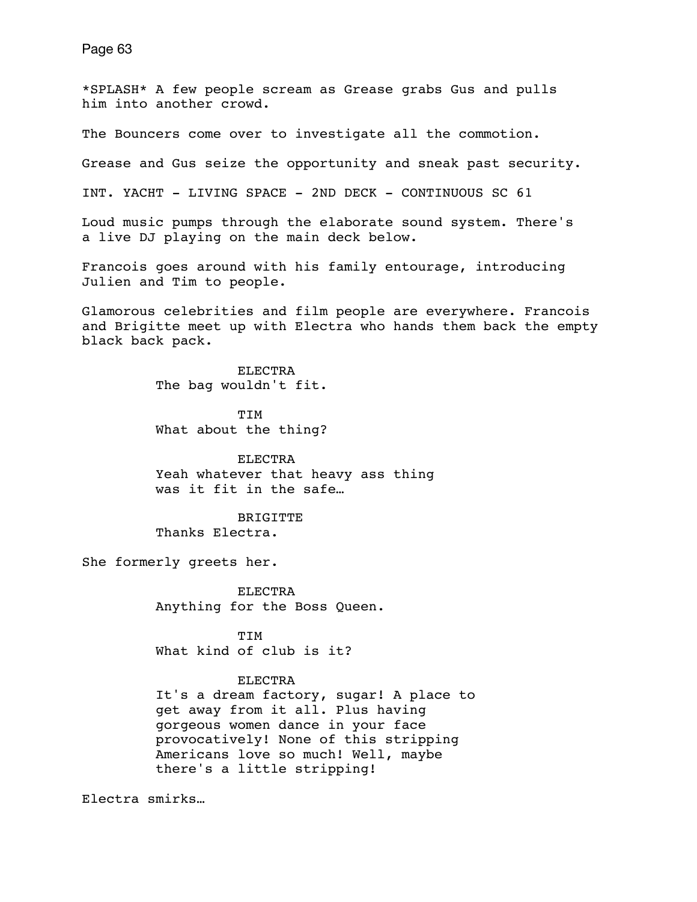*SPLASH* A few people scream as Grease grabs Gus and pulls him into another crowd.

The Bouncers come over to investigate all the commotion.

Grease and Gus seize the opportunity and sneak past security.

INT. YACHT - LIVING SPACE - 2ND DECK - CONTINUOUS SC 61

Loud music pumps through the elaborate sound system. There's a live DJ playing on the main deck below.

Francois goes around with his family entourage, introducing Julien and Tim to people.

Glamorous celebrities and film people are everywhere. Francois and Brigitte meet up with Electra who hands them back the empty black back pack.

ELECTRA
The bag wouldn't fit.

TIM
What about the thing?

ELECTRA
Yeah whatever that heavy ass thing was it fit in the safe…

BRIGITTE
Thanks Electra.

She formerly greets her.

ELECTRA
Anything for the Boss Queen.

TIM
What kind of club is it?

ELECTRA
It's a dream factory, sugar! A place to get away from it all. Plus having gorgeous women dance in your face provocatively! None of this stripping Americans love so much! Well, maybe there's a little stripping!

Electra smirks…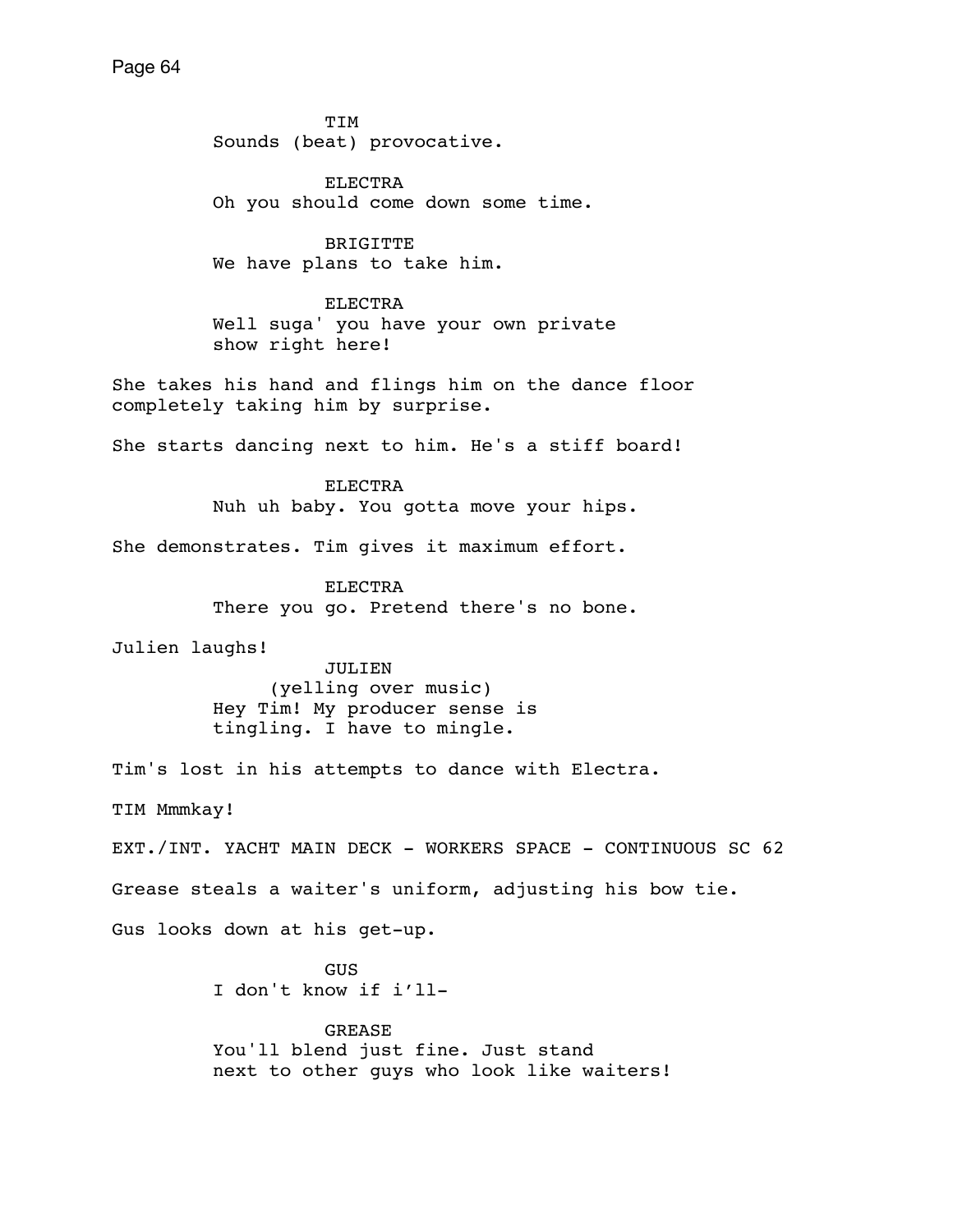TIM
Sounds (beat) provocative.

ELECTRA
Oh you should come down some time.

BRIGITTE
We have plans to take him.

ELECTRA
Well suga' you have your own private
show right here!

She takes his hand and flings him on the dance floor
completely taking him by surprise.

She starts dancing next to him. He's a stiff board!

ELECTRA
Nuh uh baby. You gotta move your hips.

She demonstrates. Tim gives it maximum effort.

ELECTRA
There you go. Pretend there's no bone.

Julien laughs!

JULIEN
(yelling over music)
Hey Tim! My producer sense is
tingling. I have to mingle.

Tim's lost in his attempts to dance with Electra.

TIM Mmmkay!

EXT./INT. YACHT MAIN DECK - WORKERS SPACE - CONTINUOUS SC 62

Grease steals a waiter's uniform, adjusting his bow tie.

Gus looks down at his get-up.

GUS
I don't know if i'll-

GREASE
You'll blend just fine. Just stand
next to other guys who look like waiters!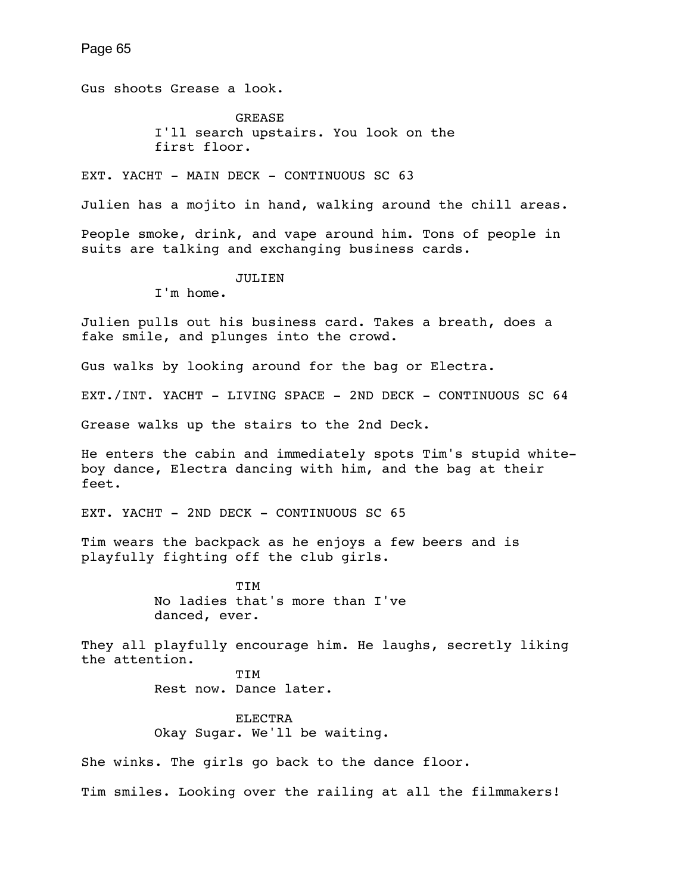Gus shoots Grease a look.

GREASE
I'll search upstairs. You look on the first floor.

EXT. YACHT - MAIN DECK - CONTINUOUS SC 63

Julien has a mojito in hand, walking around the chill areas.

People smoke, drink, and vape around him. Tons of people in suits are talking and exchanging business cards.

JULIEN
I'm home.

Julien pulls out his business card. Takes a breath, does a fake smile, and plunges into the crowd.

Gus walks by looking around for the bag or Electra.

EXT./INT. YACHT - LIVING SPACE - 2ND DECK - CONTINUOUS SC 64

Grease walks up the stairs to the 2nd Deck.

He enters the cabin and immediately spots Tim's stupid white-boy dance, Electra dancing with him, and the bag at their feet.

EXT. YACHT - 2ND DECK - CONTINUOUS SC 65

Tim wears the backpack as he enjoys a few beers and is playfully fighting off the club girls.

TIM
No ladies that's more than I've danced, ever.

They all playfully encourage him. He laughs, secretly liking the attention.

TIM
Rest now. Dance later.

ELECTRA
Okay Sugar. We'll be waiting.

She winks. The girls go back to the dance floor.

Tim smiles. Looking over the railing at all the filmmakers!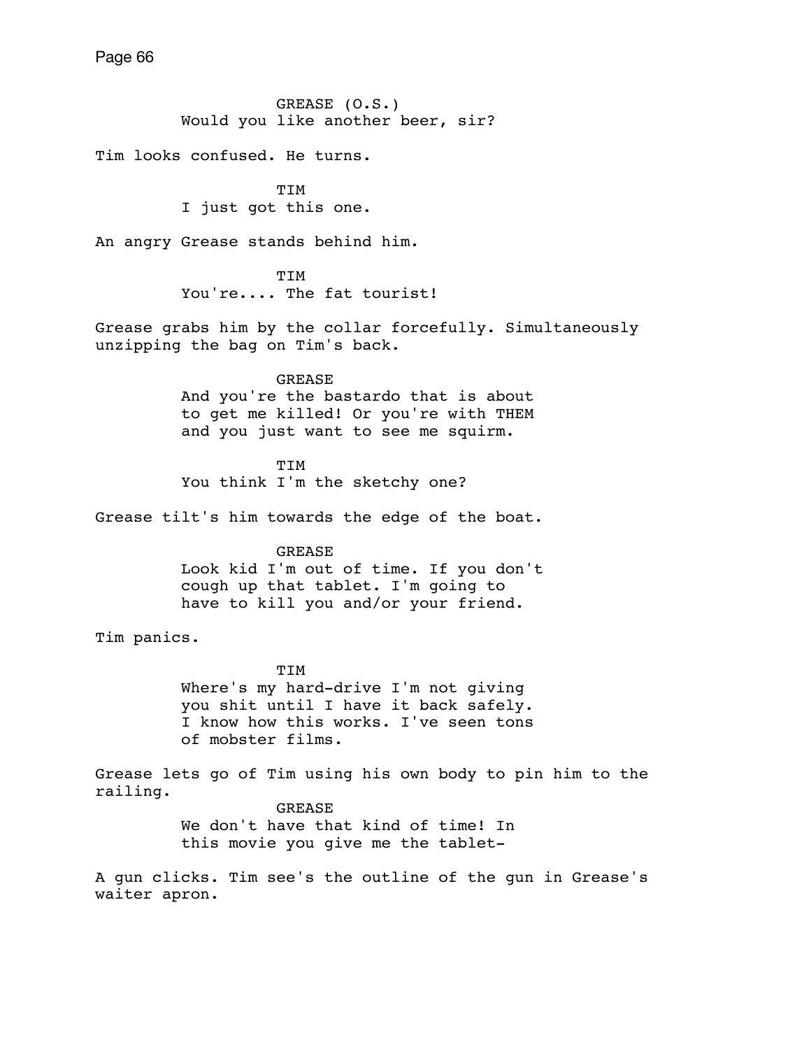GREASE (O.S.)
Would you like another beer, sir?

Tim looks confused. He turns.

TIM
I just got this one.

An angry Grease stands behind him.

TIM
You're.... The fat tourist!

Grease grabs him by the collar forcefully. Simultaneously unzipping the bag on Tim's back.

GREASE
And you're the bastardo that is about to get me killed! Or you're with THEM and you just want to see me squirm.

TIM
You think I'm the sketchy one?

Grease tilt's him towards the edge of the boat.

GREASE
Look kid I'm out of time. If you don't cough up that tablet. I'm going to have to kill you and/or your friend.

Tim panics.

TIM
Where's my hard-drive I'm not giving you shit until I have it back safely. I know how this works. I've seen tons of mobster films.

Grease lets go of Tim using his own body to pin him to the railing.

GREASE
We don't have that kind of time! In this movie you give me the tablet-

A gun clicks. Tim see's the outline of the gun in Grease's waiter apron.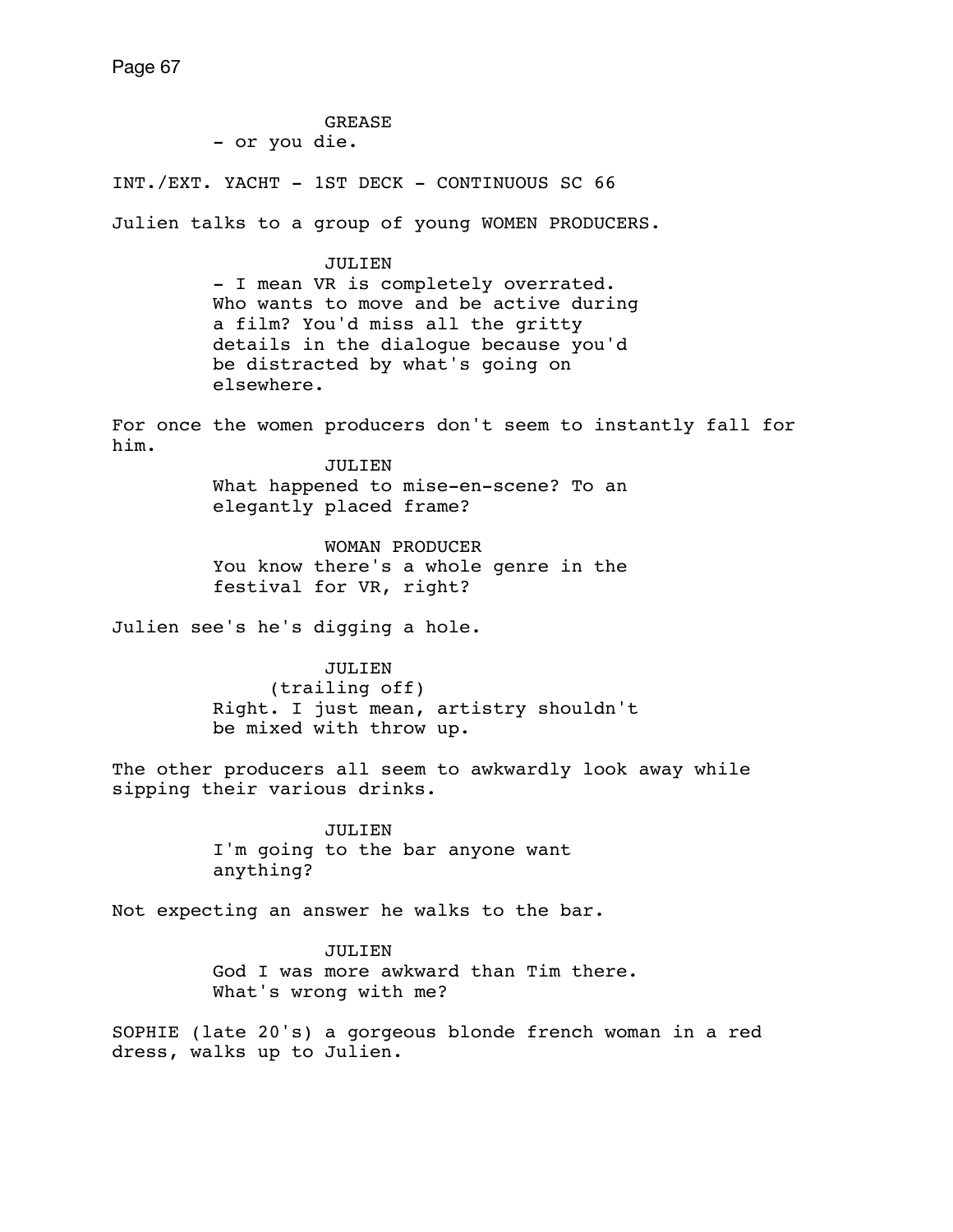GREASE
- or you die.

INT./EXT. YACHT - 1ST DECK - CONTINUOUS SC 66

Julien talks to a group of young WOMEN PRODUCERS.

JULIEN
- I mean VR is completely overrated. Who wants to move and be active during a film? You'd miss all the gritty details in the dialogue because you'd be distracted by what's going on elsewhere.

For once the women producers don't seem to instantly fall for him.

JULIEN
What happened to mise-en-scene? To an elegantly placed frame?

WOMAN PRODUCER
You know there's a whole genre in the festival for VR, right?

Julien see's he's digging a hole.

JULIEN
(trailing off)
Right. I just mean, artistry shouldn't be mixed with throw up.

The other producers all seem to awkwardly look away while sipping their various drinks.

JULIEN
I'm going to the bar anyone want anything?

Not expecting an answer he walks to the bar.

JULIEN
God I was more awkward than Tim there. What's wrong with me?

SOPHIE (late 20's) a gorgeous blonde french woman in a red dress, walks up to Julien.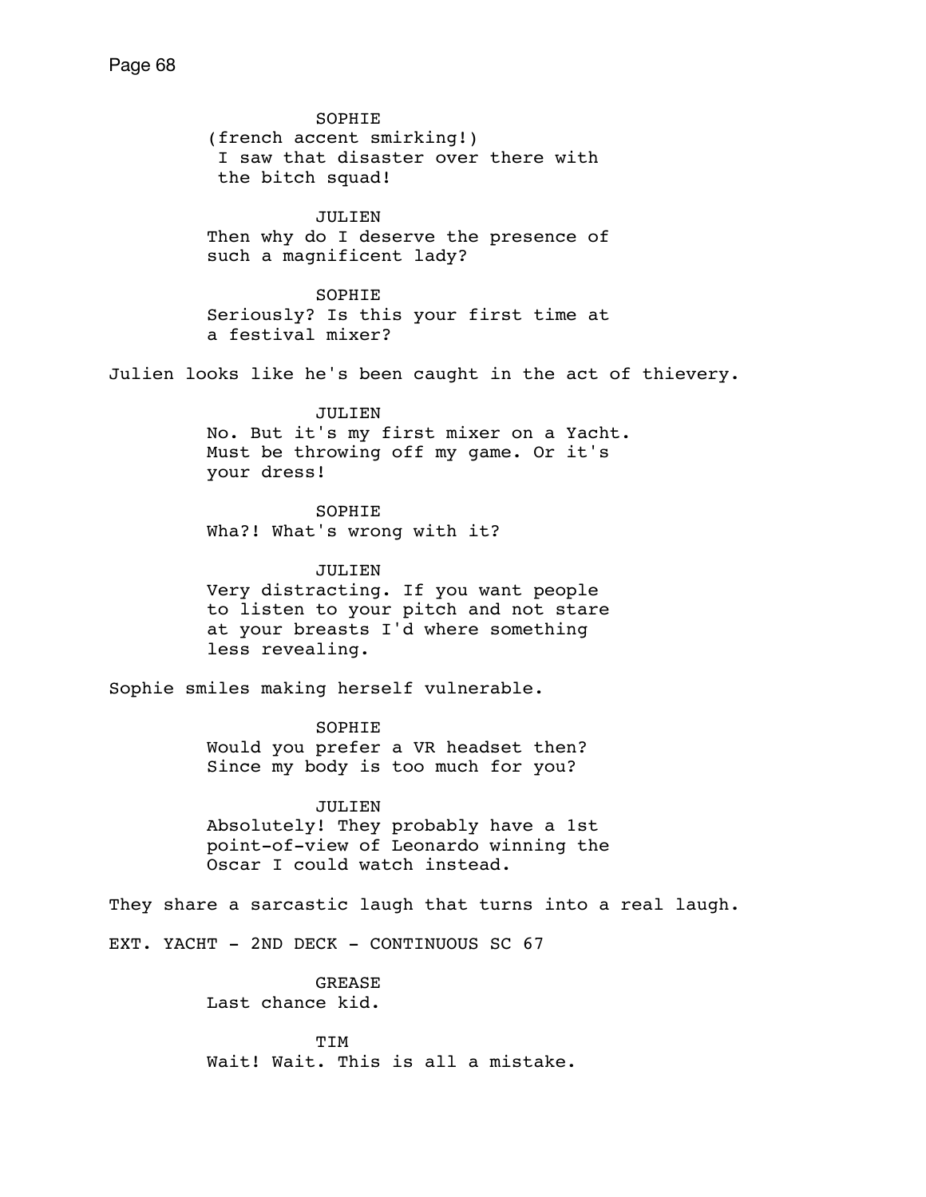SOPHIE
(french accent smirking!)
I saw that disaster over there with the bitch squad!

JULIEN
Then why do I deserve the presence of such a magnificent lady?

SOPHIE
Seriously? Is this your first time at a festival mixer?

Julien looks like he's been caught in the act of thievery.

JULIEN
No. But it's my first mixer on a Yacht. Must be throwing off my game. Or it's your dress!

SOPHIE
Wha?! What's wrong with it?

JULIEN
Very distracting. If you want people to listen to your pitch and not stare at your breasts I'd where something less revealing.

Sophie smiles making herself vulnerable.

SOPHIE
Would you prefer a VR headset then? Since my body is too much for you?

JULIEN
Absolutely! They probably have a 1st point-of-view of Leonardo winning the Oscar I could watch instead.

They share a sarcastic laugh that turns into a real laugh.

EXT. YACHT - 2ND DECK - CONTINUOUS SC 67

GREASE
Last chance kid.

TIM
Wait! Wait. This is all a mistake.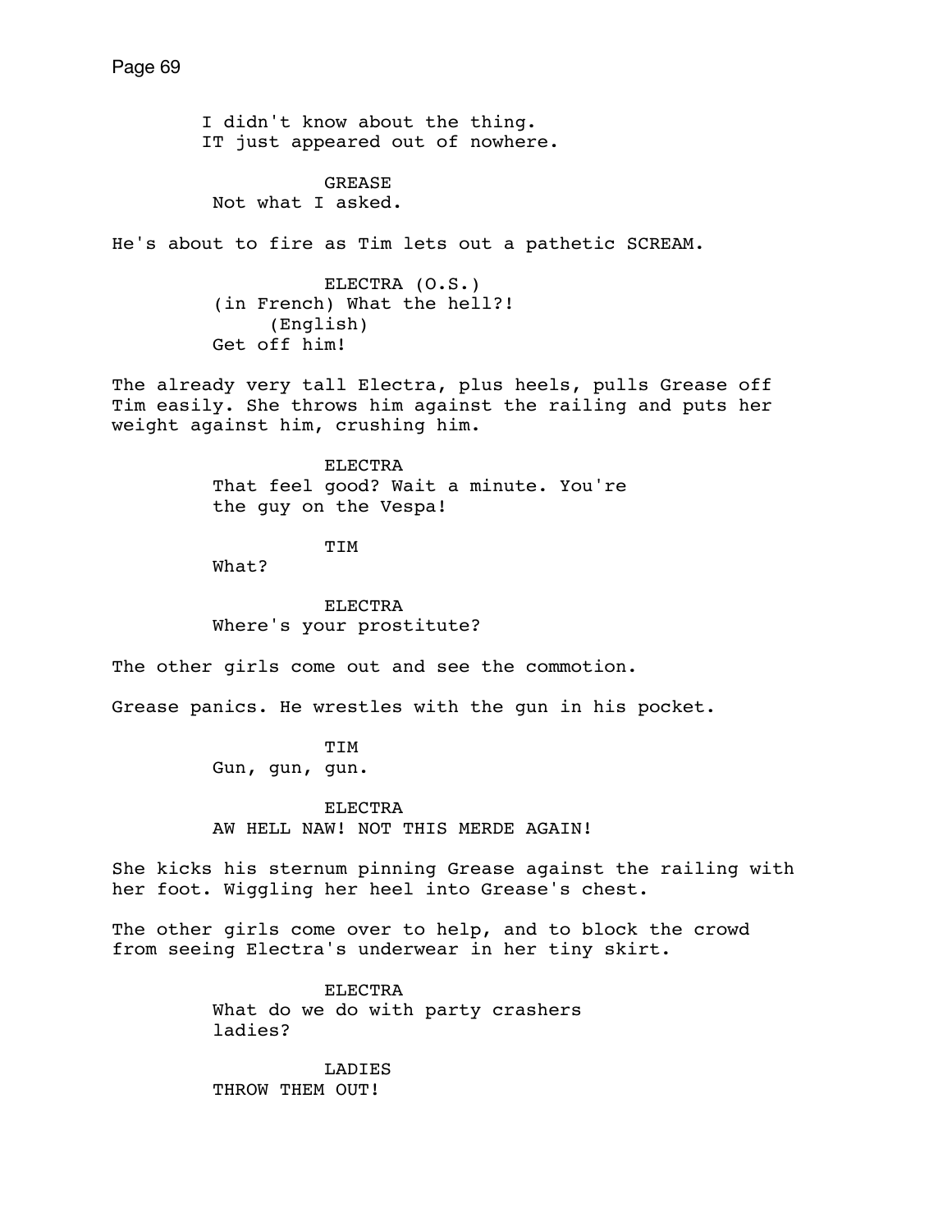I didn't know about the thing.
IT just appeared out of nowhere.

GREASE
Not what I asked.

He's about to fire as Tim lets out a pathetic SCREAM.

ELECTRA (O.S.)
(in French) What the hell?!
(English)
Get off him!

The already very tall Electra, plus heels, pulls Grease off Tim easily. She throws him against the railing and puts her weight against him, crushing him.

ELECTRA
That feel good? Wait a minute. You're the guy on the Vespa!

TIM
What?

ELECTRA
Where's your prostitute?

The other girls come out and see the commotion.

Grease panics. He wrestles with the gun in his pocket.

TIM
Gun, gun, gun.

ELECTRA
AW HELL NAW! NOT THIS MERDE AGAIN!

She kicks his sternum pinning Grease against the railing with her foot. Wiggling her heel into Grease's chest.

The other girls come over to help, and to block the crowd from seeing Electra's underwear in her tiny skirt.

ELECTRA
What do we do with party crashers ladies?

LADIES
THROW THEM OUT!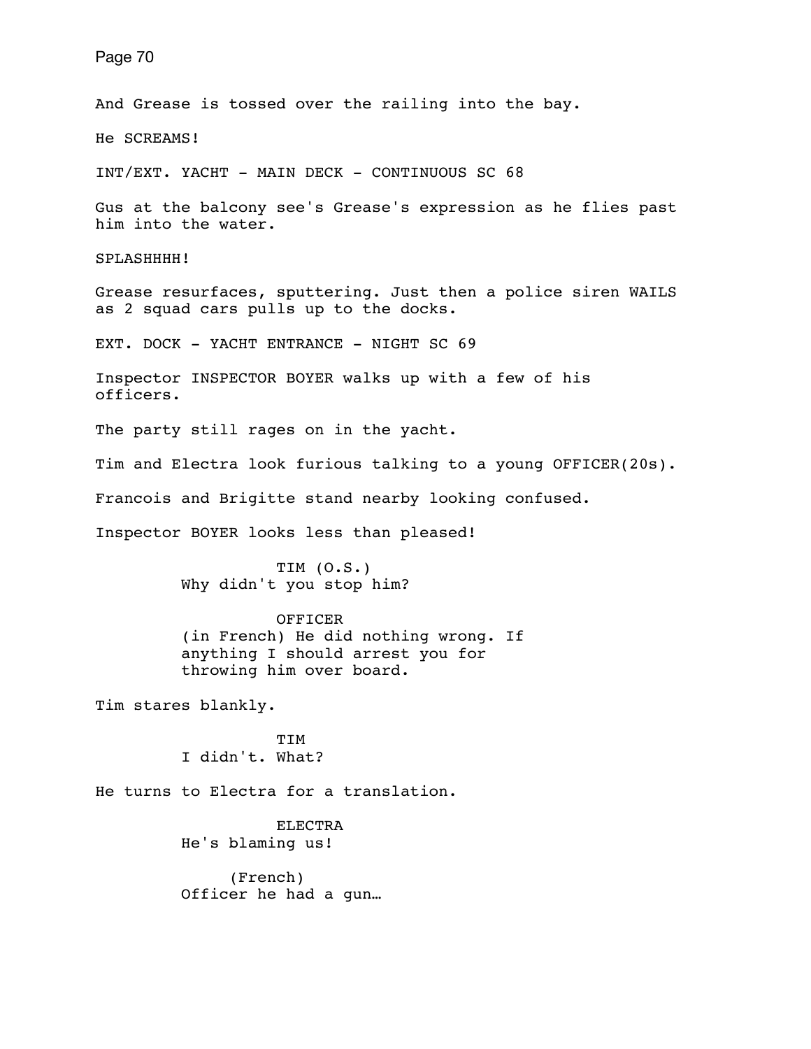And Grease is tossed over the railing into the bay.

He SCREAMS!

INT/EXT. YACHT - MAIN DECK - CONTINUOUS SC 68

Gus at the balcony see's Grease's expression as he flies past him into the water.

SPLASHHHH!

Grease resurfaces, sputtering. Just then a police siren WAILS as 2 squad cars pulls up to the docks.

EXT. DOCK - YACHT ENTRANCE - NIGHT SC 69

Inspector INSPECTOR BOYER walks up with a few of his officers.

The party still rages on in the yacht.

Tim and Electra look furious talking to a young OFFICER(20s).

Francois and Brigitte stand nearby looking confused.

Inspector BOYER looks less than pleased!

TIM (O.S.)
Why didn't you stop him?

OFFICER
(in French) He did nothing wrong. If anything I should arrest you for throwing him over board.

Tim stares blankly.

TIM
I didn't. What?

He turns to Electra for a translation.

ELECTRA
He's blaming us!

(French)
Officer he had a gun…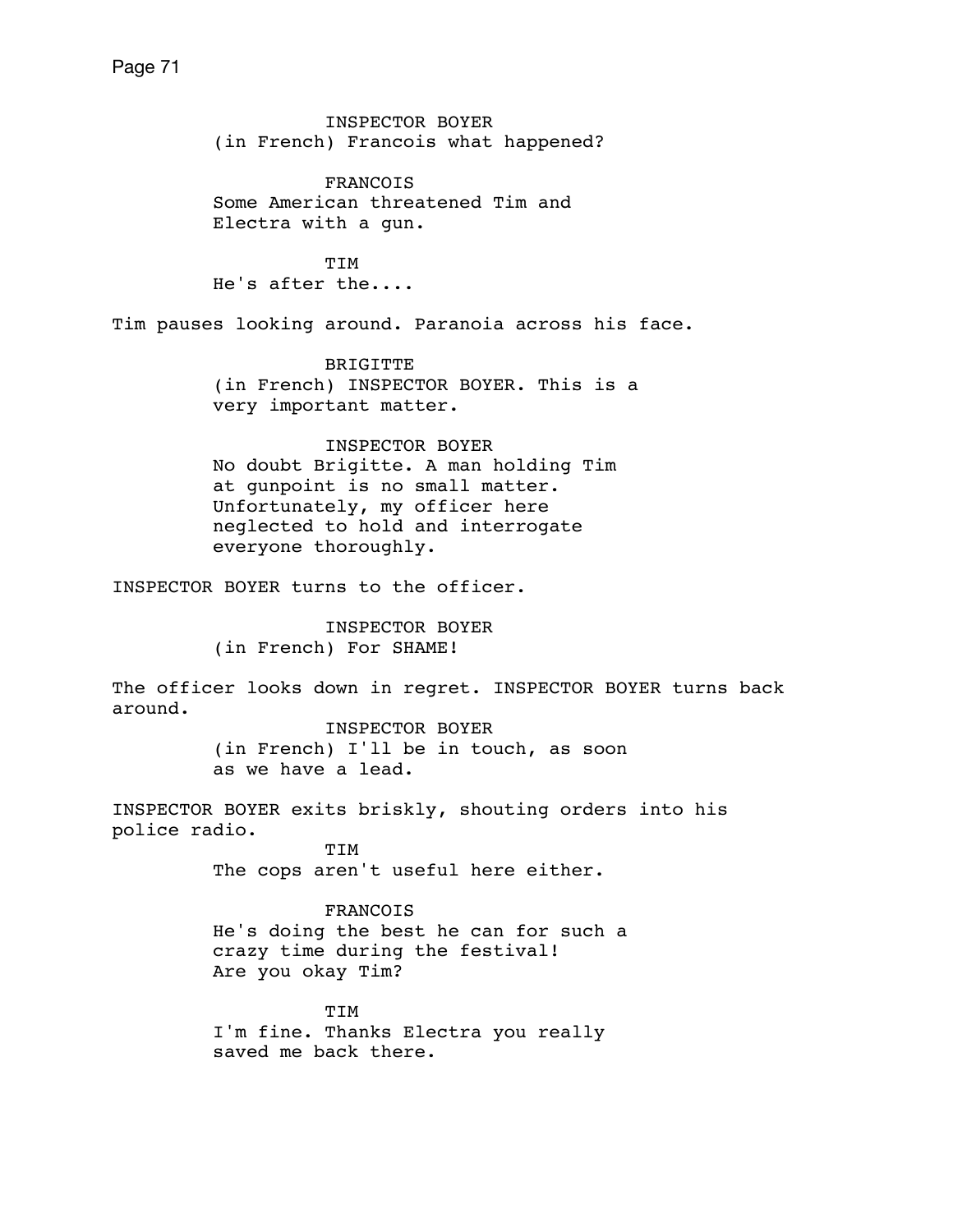INSPECTOR BOYER
(in French) Francois what happened?

FRANCOIS
Some American threatened Tim and Electra with a gun.

TIM
He's after the....

Tim pauses looking around. Paranoia across his face.

BRIGITTE
(in French) INSPECTOR BOYER. This is a very important matter.

INSPECTOR BOYER
No doubt Brigitte. A man holding Tim at gunpoint is no small matter. Unfortunately, my officer here neglected to hold and interrogate everyone thoroughly.

INSPECTOR BOYER turns to the officer.

INSPECTOR BOYER
(in French) For SHAME!

The officer looks down in regret. INSPECTOR BOYER turns back around.

INSPECTOR BOYER
(in French) I'll be in touch, as soon as we have a lead.

INSPECTOR BOYER exits briskly, shouting orders into his police radio.

TIM
The cops aren't useful here either.

FRANCOIS
He's doing the best he can for such a crazy time during the festival! Are you okay Tim?

TIM
I'm fine. Thanks Electra you really saved me back there.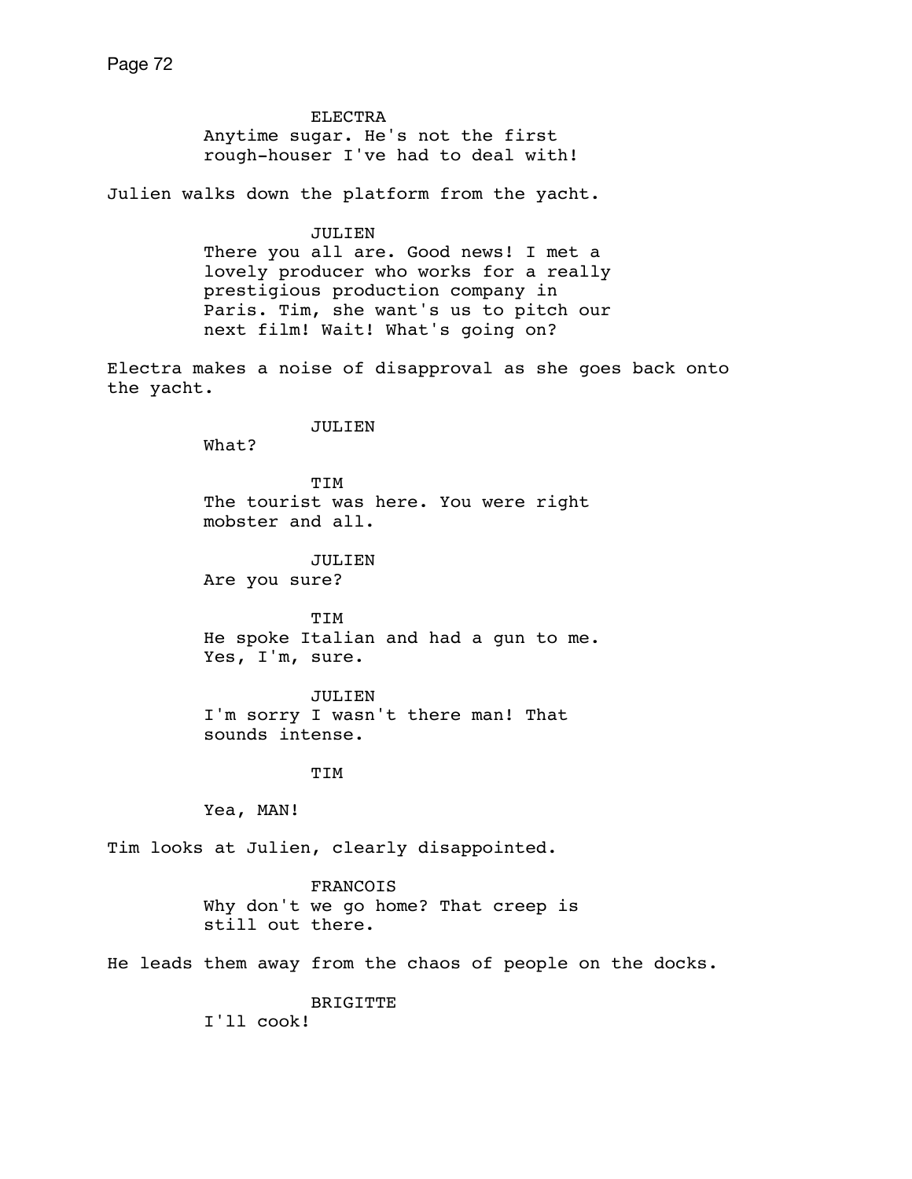ELECTRA
Anytime sugar. He's not the first rough-houser I've had to deal with!

Julien walks down the platform from the yacht.

JULIEN
There you all are. Good news! I met a lovely producer who works for a really prestigious production company in Paris. Tim, she want's us to pitch our next film! Wait! What's going on?

Electra makes a noise of disapproval as she goes back onto the yacht.

JULIEN
What?

TIM
The tourist was here. You were right mobster and all.

JULIEN
Are you sure?

TIM
He spoke Italian and had a gun to me. Yes, I'm, sure.

JULIEN
I'm sorry I wasn't there man! That sounds intense.

TIM

Yea, MAN!

Tim looks at Julien, clearly disappointed.

FRANCOIS
Why don't we go home? That creep is still out there.

He leads them away from the chaos of people on the docks.

BRIGITTE
I'll cook!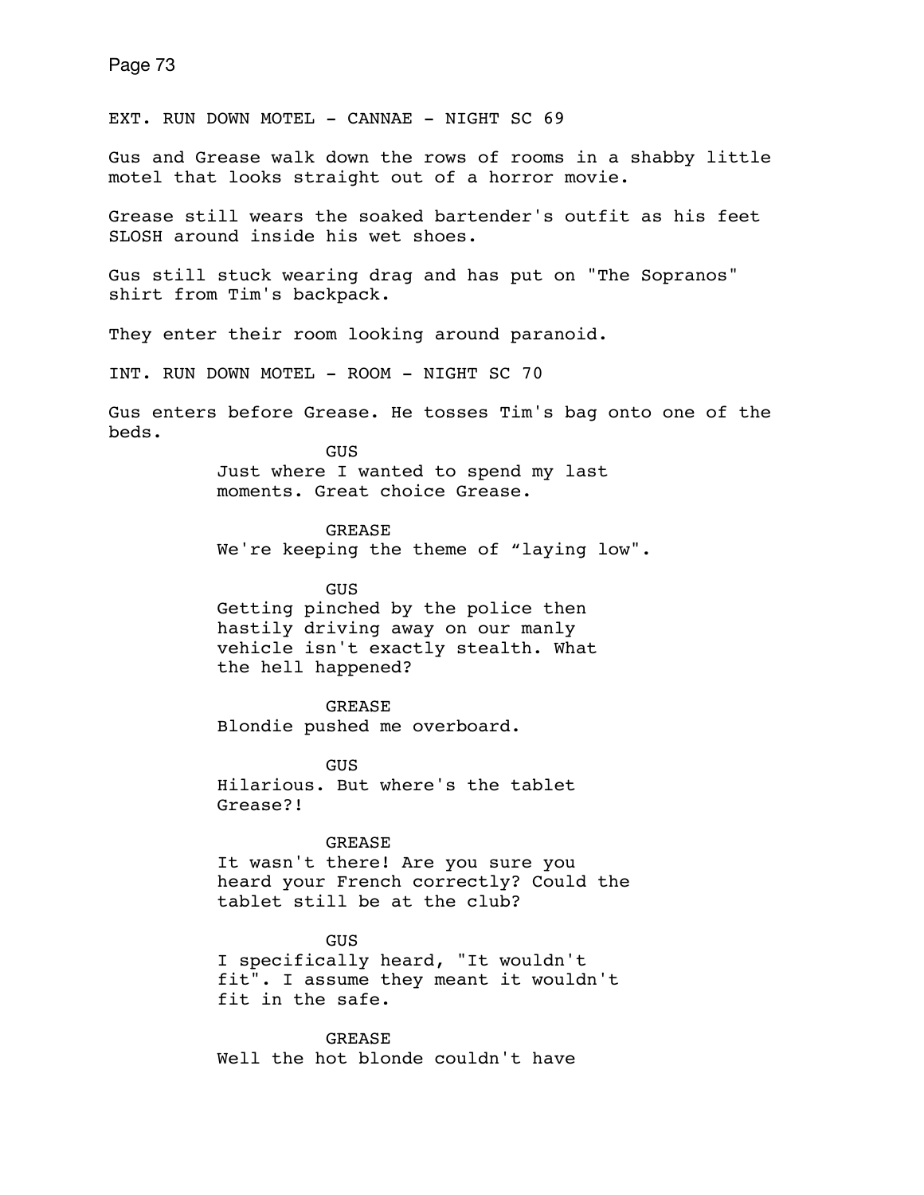EXT. RUN DOWN MOTEL - CANNAE - NIGHT SC 69

Gus and Grease walk down the rows of rooms in a shabby little motel that looks straight out of a horror movie.

Grease still wears the soaked bartender's outfit as his feet SLOSH around inside his wet shoes.

Gus still stuck wearing drag and has put on "The Sopranos" shirt from Tim's backpack.

They enter their room looking around paranoid.

INT. RUN DOWN MOTEL - ROOM - NIGHT SC 70

Gus enters before Grease. He tosses Tim's bag onto one of the beds.

GUS

Just where I wanted to spend my last moments. Great choice Grease.

GREASE

We're keeping the theme of “laying low".

GUS

Getting pinched by the police then hastily driving away on our manly vehicle isn't exactly stealth. What the hell happened?

GREASE

Blondie pushed me overboard.

GUS

Hilarious. But where's the tablet Grease?!

GREASE

It wasn't there! Are you sure you heard your French correctly? Could the tablet still be at the club?

GUS

I specifically heard, "It wouldn't fit". I assume they meant it wouldn't fit in the safe.

GREASE

Well the hot blonde couldn't have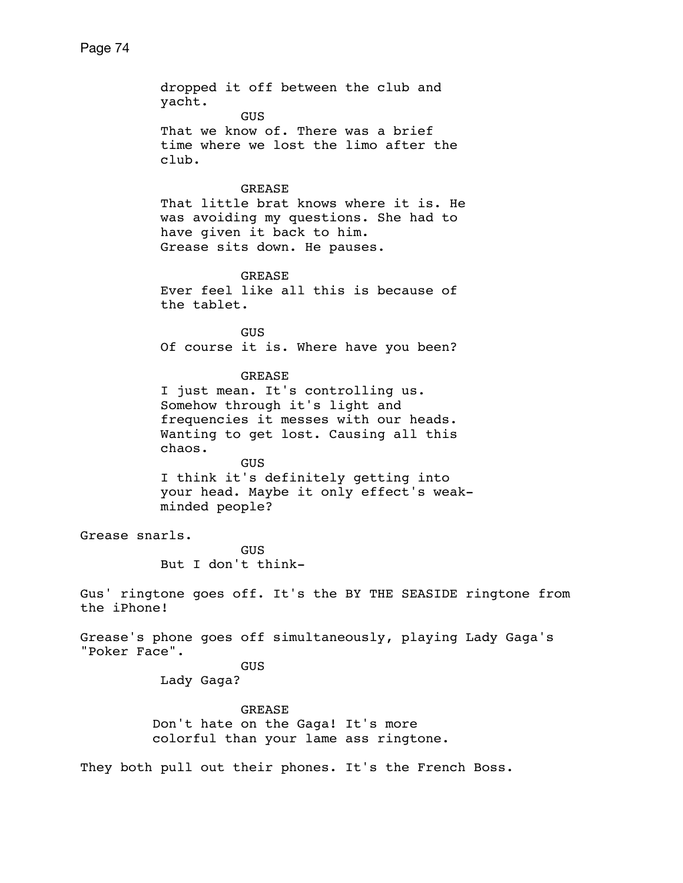dropped it off between the club and yacht.

GUS

That we know of. There was a brief time where we lost the limo after the club.

GREASE

That little brat knows where it is. He was avoiding my questions. She had to have given it back to him.

Grease sits down. He pauses.

GREASE

Ever feel like all this is because of the tablet.

GUS

Of course it is. Where have you been?

GREASE

I just mean. It's controlling us. Somehow through it's light and frequencies it messes with our heads. Wanting to get lost. Causing all this chaos.

GUS

I think it's definitely getting into your head. Maybe it only effect's weak-minded people?

Grease snarls.

GUS

But I don't think-

Gus' ringtone goes off. It's the BY THE SEASIDE ringtone from the iPhone!

Grease's phone goes off simultaneously, playing Lady Gaga's "Poker Face".

GUS

Lady Gaga?

GREASE

Don't hate on the Gaga! It's more colorful than your lame ass ringtone.

They both pull out their phones. It's the French Boss.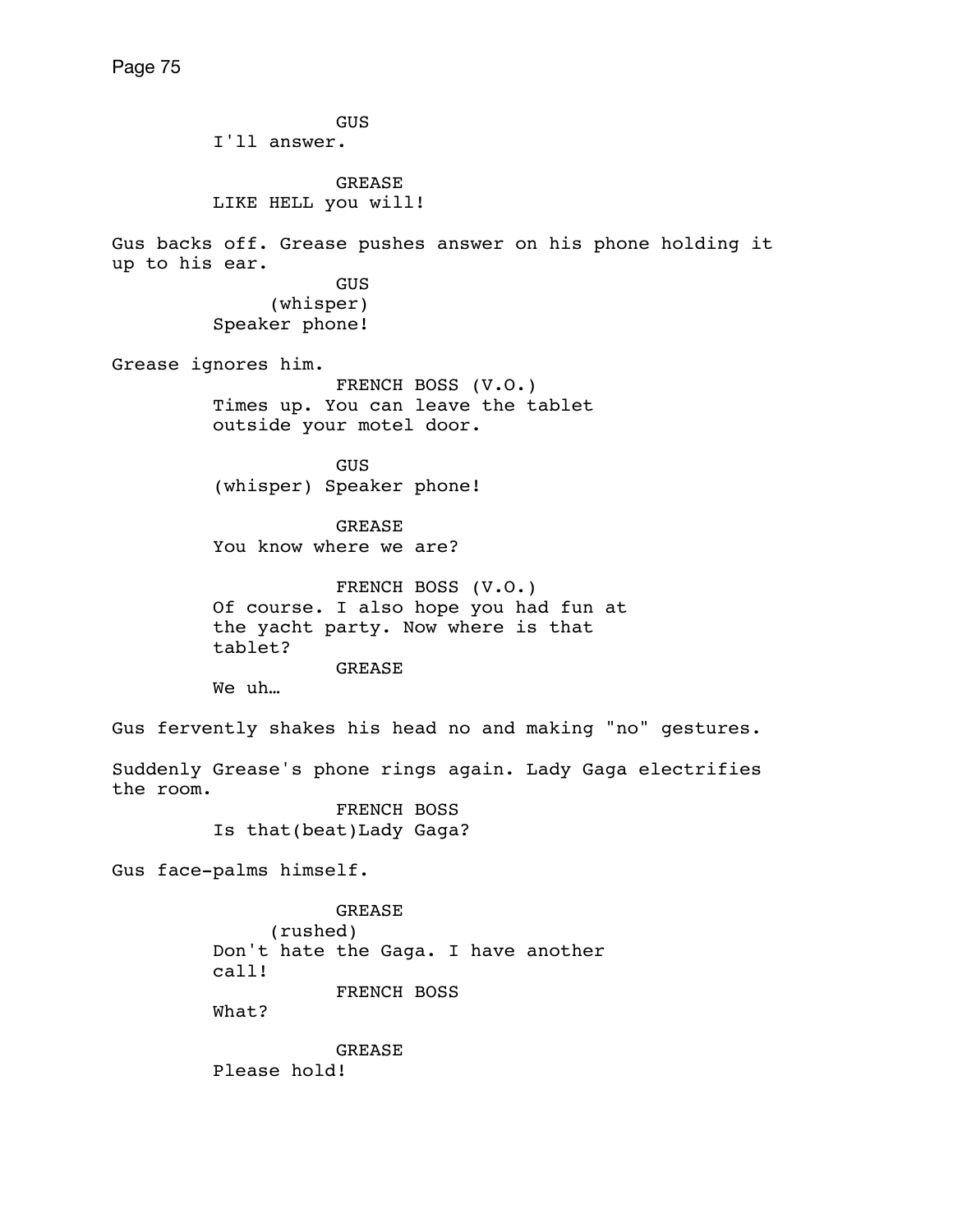GUS
I'll answer.

GREASE
LIKE HELL you will!

Gus backs off. Grease pushes answer on his phone holding it up to his ear.

GUS
(whisper)
Speaker phone!

Grease ignores him.

FRENCH BOSS (V.O.)
Times up. You can leave the tablet outside your motel door.

GUS
(whisper) Speaker phone!

GREASE
You know where we are?

FRENCH BOSS (V.O.)
Of course. I also hope you had fun at the yacht party. Now where is that tablet?

GREASE
We uh…

Gus fervently shakes his head no and making "no" gestures.

Suddenly Grease's phone rings again. Lady Gaga electrifies the room.

FRENCH BOSS
Is that(beat)Lady Gaga?

Gus face-palms himself.

GREASE
(rushed)
Don't hate the Gaga. I have another call!

FRENCH BOSS
What?

GREASE
Please hold!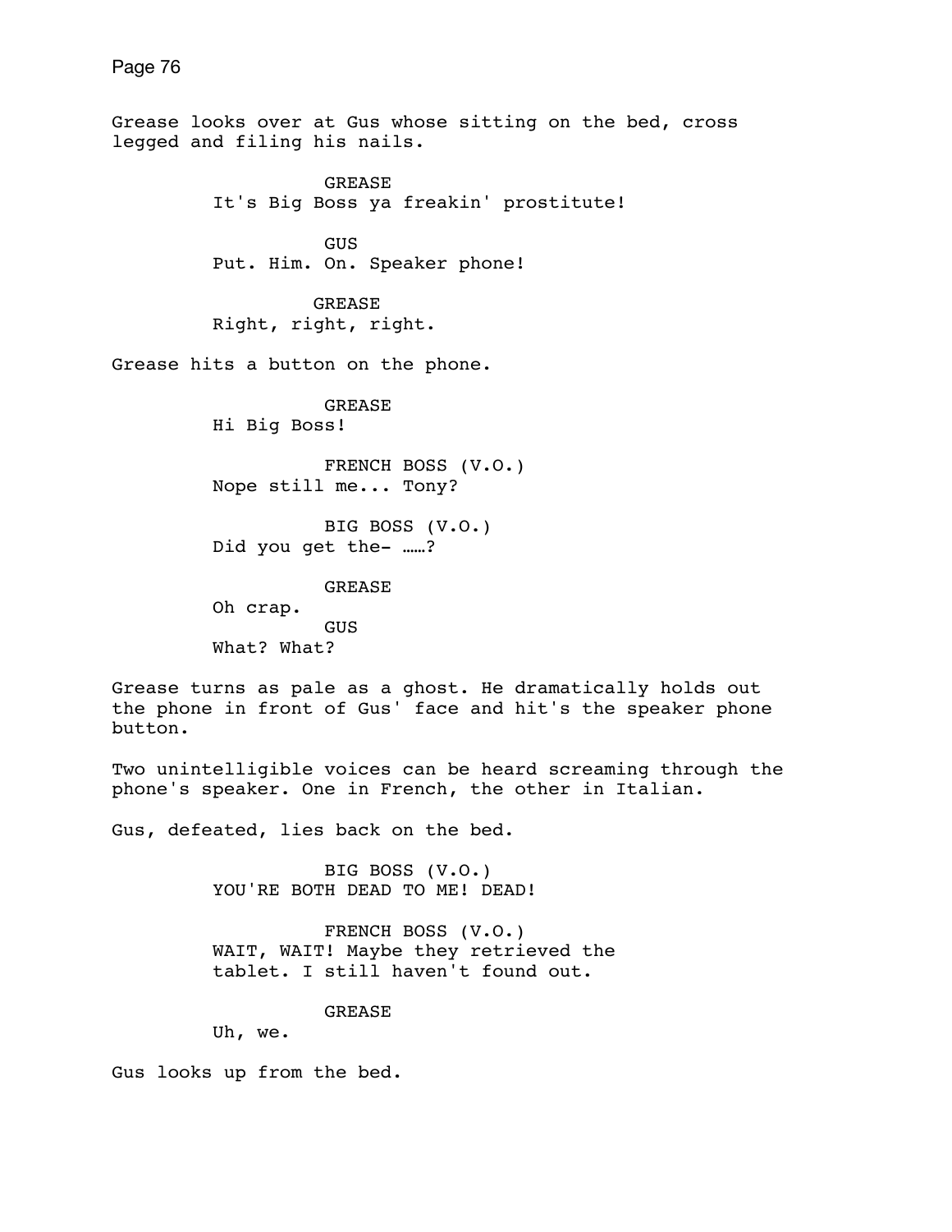Grease looks over at Gus whose sitting on the bed, cross legged and filing his nails.

GREASE
It's Big Boss ya freakin' prostitute!

GUS
Put. Him. On. Speaker phone!

GREASE
Right, right, right.

Grease hits a button on the phone.

GREASE
Hi Big Boss!

FRENCH BOSS (V.O.)
Nope still me... Tony?

BIG BOSS (V.O.)
Did you get the- ……?

GREASE
Oh crap.

GUS
What? What?

Grease turns as pale as a ghost. He dramatically holds out the phone in front of Gus' face and hit's the speaker phone button.

Two unintelligible voices can be heard screaming through the phone's speaker. One in French, the other in Italian.

Gus, defeated, lies back on the bed.

BIG BOSS (V.O.)
YOU'RE BOTH DEAD TO ME! DEAD!

FRENCH BOSS (V.O.)
WAIT, WAIT! Maybe they retrieved the tablet. I still haven't found out.

GREASE
Uh, we.

Gus looks up from the bed.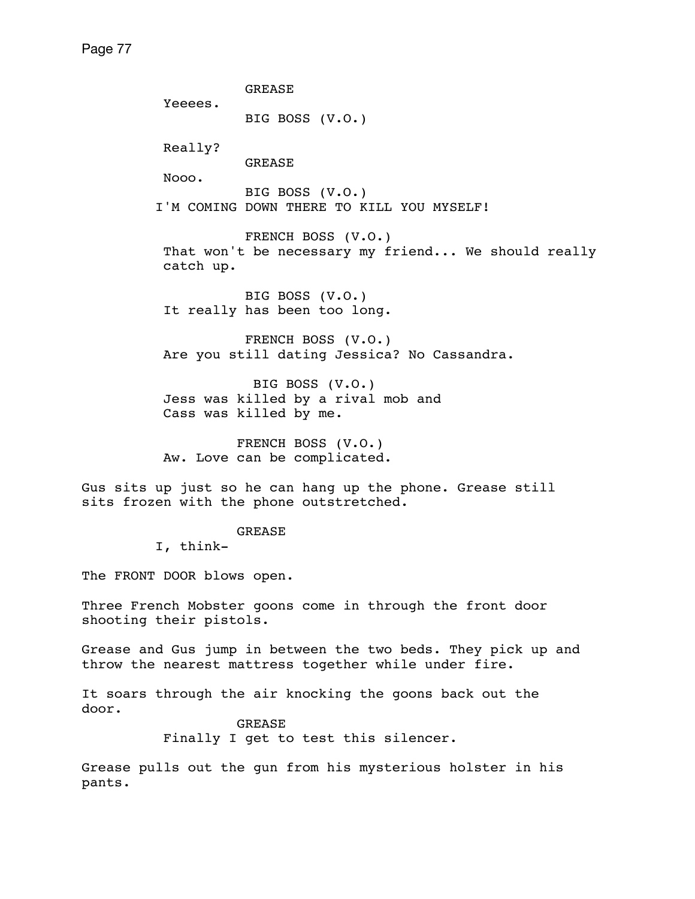GREASE

Yeeees.

BIG BOSS (V.O.)

Really?

GREASE

Nooo.

BIG BOSS (V.O.)

I'M COMING DOWN THERE TO KILL YOU MYSELF!

FRENCH BOSS (V.O.)

That won't be necessary my friend... We should really catch up.

BIG BOSS (V.O.)

It really has been too long.

FRENCH BOSS (V.O.)

Are you still dating Jessica? No Cassandra.

BIG BOSS (V.O.)

Jess was killed by a rival mob and
Cass was killed by me.

FRENCH BOSS (V.O.)

Aw. Love can be complicated.

Gus sits up just so he can hang up the phone. Grease still sits frozen with the phone outstretched.

GREASE

I, think-

The FRONT DOOR blows open.

Three French Mobster goons come in through the front door shooting their pistols.

Grease and Gus jump in between the two beds. They pick up and throw the nearest mattress together while under fire.

It soars through the air knocking the goons back out the door.

GREASE

Finally I get to test this silencer.

Grease pulls out the gun from his mysterious holster in his pants.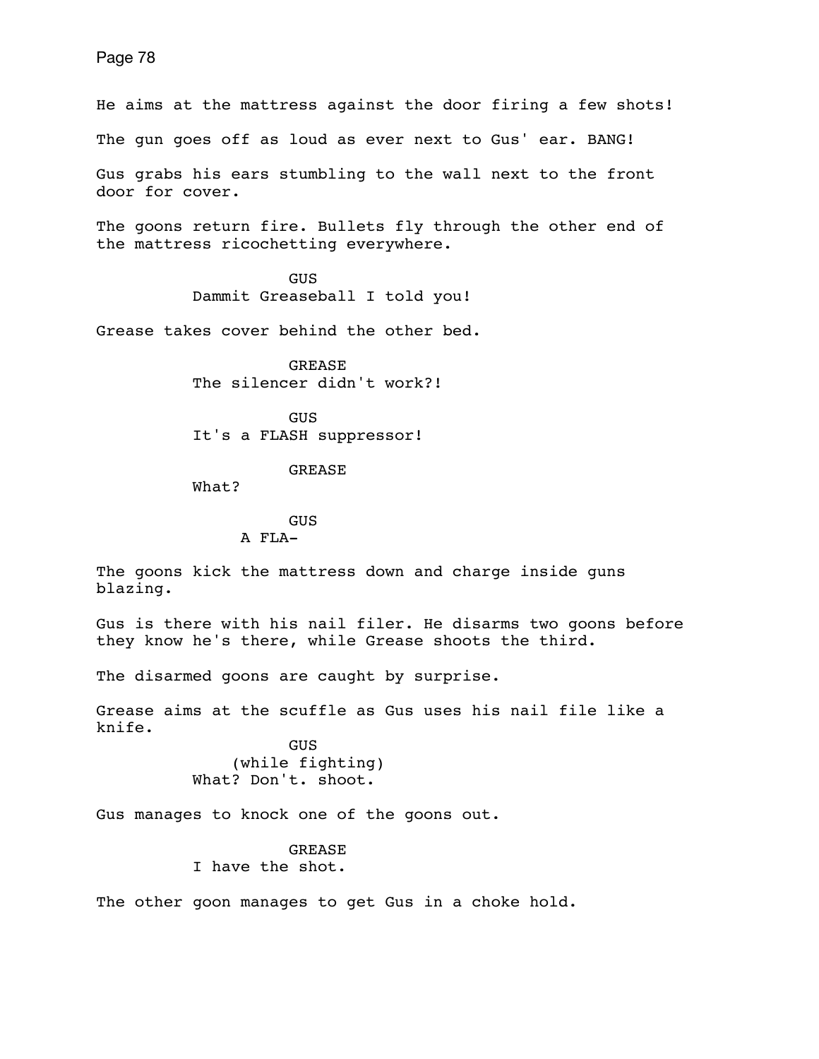He aims at the mattress against the door firing a few shots!

The gun goes off as loud as ever next to Gus' ear. BANG!

Gus grabs his ears stumbling to the wall next to the front door for cover.

The goons return fire. Bullets fly through the other end of the mattress ricochetting everywhere.

GUS
Dammit Greaseball I told you!

Grease takes cover behind the other bed.

GREASE
The silencer didn't work?!

GUS
It's a FLASH suppressor!

GREASE
What?

GUS
A FLA-

The goons kick the mattress down and charge inside guns blazing.

Gus is there with his nail filer. He disarms two goons before they know he's there, while Grease shoots the third.

The disarmed goons are caught by surprise.

Grease aims at the scuffle as Gus uses his nail file like a knife.

GUS
(while fighting)
What? Don't. shoot.

Gus manages to knock one of the goons out.

GREASE
I have the shot.

The other goon manages to get Gus in a choke hold.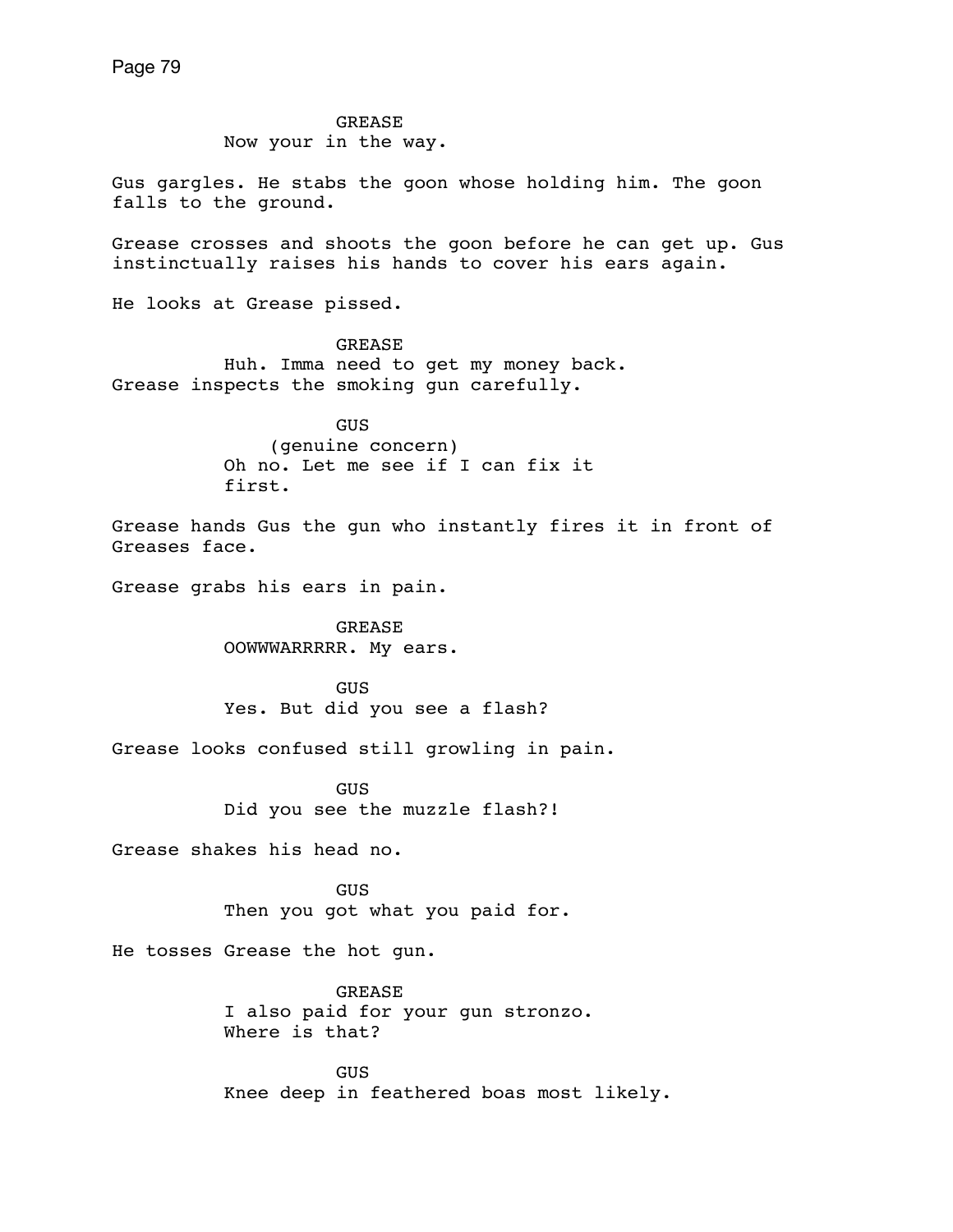GREASE
Now your in the way.

Gus gargles. He stabs the goon whose holding him. The goon falls to the ground.

Grease crosses and shoots the goon before he can get up. Gus instinctually raises his hands to cover his ears again.

He looks at Grease pissed.

GREASE
Huh. Imma need to get my money back.

Grease inspects the smoking gun carefully.

GUS
(genuine concern)
Oh no. Let me see if I can fix it first.

Grease hands Gus the gun who instantly fires it in front of Greases face.

Grease grabs his ears in pain.

GREASE
OOWWWARRRRR. My ears.

GUS
Yes. But did you see a flash?

Grease looks confused still growling in pain.

GUS
Did you see the muzzle flash?!

Grease shakes his head no.

GUS
Then you got what you paid for.

He tosses Grease the hot gun.

GREASE
I also paid for your gun stronzo. Where is that?

GUS
Knee deep in feathered boas most likely.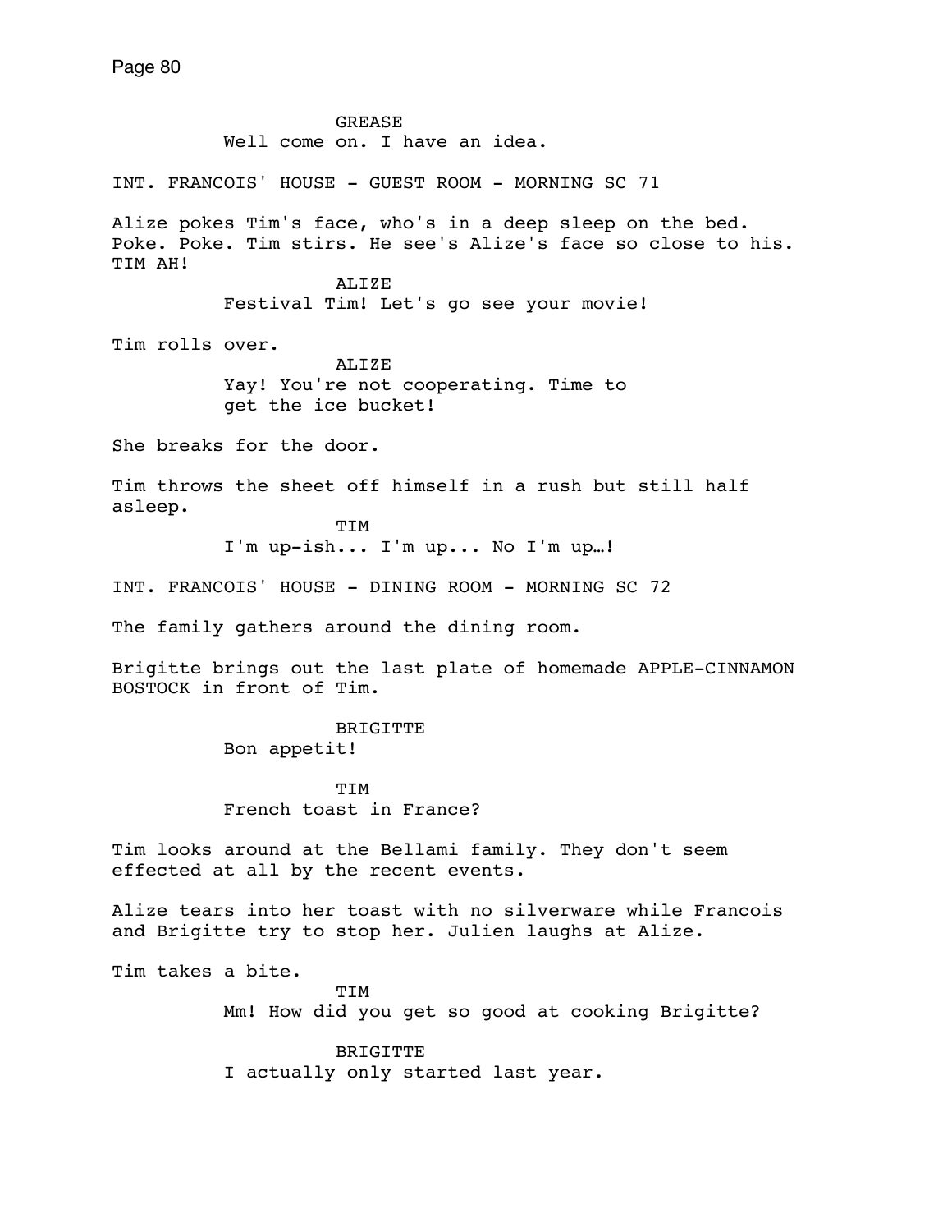GREASE
Well come on. I have an idea.

INT. FRANCOIS' HOUSE - GUEST ROOM - MORNING SC 71

Alize pokes Tim's face, who's in a deep sleep on the bed. Poke. Poke. Tim stirs. He see's Alize's face so close to his. TIM AH!

ALIZE
Festival Tim! Let's go see your movie!

Tim rolls over.

ALIZE
Yay! You're not cooperating. Time to get the ice bucket!

She breaks for the door.

Tim throws the sheet off himself in a rush but still half asleep.

TIM
I'm up-ish... I'm up... No I'm up…!

INT. FRANCOIS' HOUSE - DINING ROOM - MORNING SC 72

The family gathers around the dining room.

Brigitte brings out the last plate of homemade APPLE-CINNAMON BOSTOCK in front of Tim.

BRIGITTE
Bon appetit!

TIM
French toast in France?

Tim looks around at the Bellami family. They don't seem effected at all by the recent events.

Alize tears into her toast with no silverware while Francois and Brigitte try to stop her. Julien laughs at Alize.

Tim takes a bite.

TIM
Mm! How did you get so good at cooking Brigitte?

BRIGITTE
I actually only started last year.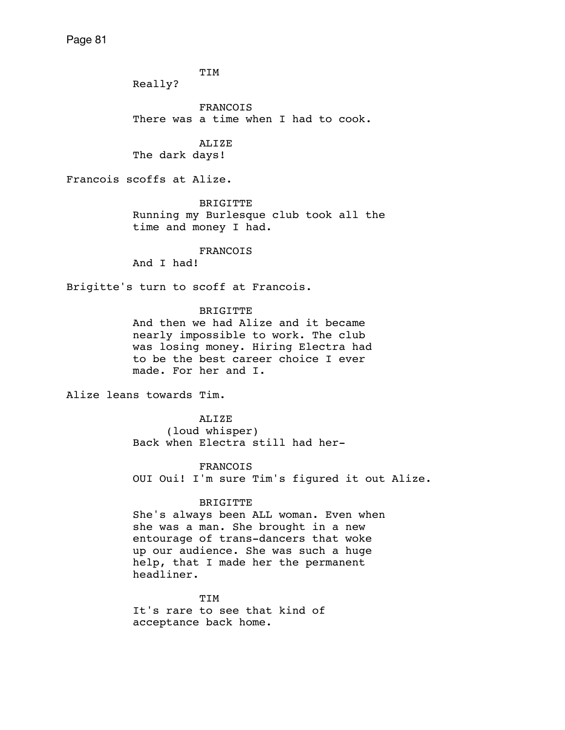TIM

Really?

FRANCOIS

There was a time when I had to cook.

ALIZE

The dark days!

Francois scoffs at Alize.

BRIGITTE

Running my Burlesque club took all the time and money I had.

FRANCOIS

And I had!

Brigitte's turn to scoff at Francois.

BRIGITTE

And then we had Alize and it became nearly impossible to work. The club was losing money. Hiring Electra had to be the best career choice I ever made. For her and I.

Alize leans towards Tim.

ALIZE

(loud whisper)

Back when Electra still had her-

FRANCOIS

OUI Oui! I'm sure Tim's figured it out Alize.

BRIGITTE

She's always been ALL woman. Even when she was a man. She brought in a new entourage of trans-dancers that woke up our audience. She was such a huge help, that I made her the permanent headliner.

TIM

It's rare to see that kind of acceptance back home.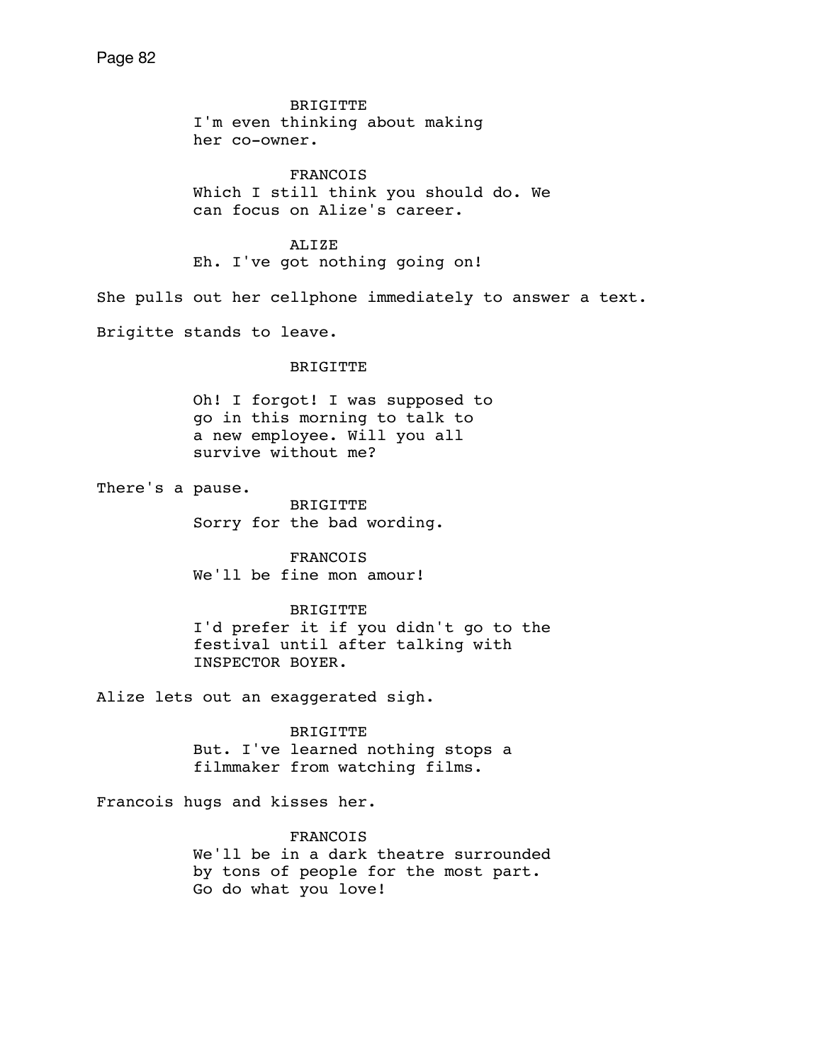BRIGITTE
I'm even thinking about making her co-owner.

FRANCOIS
Which I still think you should do. We can focus on Alize's career.

ALIZE
Eh. I've got nothing going on!

She pulls out her cellphone immediately to answer a text.

Brigitte stands to leave.

BRIGITTE

Oh! I forgot! I was supposed to go in this morning to talk to a new employee. Will you all survive without me?

There's a pause.

BRIGITTE
Sorry for the bad wording.

FRANCOIS
We'll be fine mon amour!

BRIGITTE
I'd prefer it if you didn't go to the festival until after talking with INSPECTOR BOYER.

Alize lets out an exaggerated sigh.

BRIGITTE
But. I've learned nothing stops a filmmaker from watching films.

Francois hugs and kisses her.

FRANCOIS
We'll be in a dark theatre surrounded by tons of people for the most part. Go do what you love!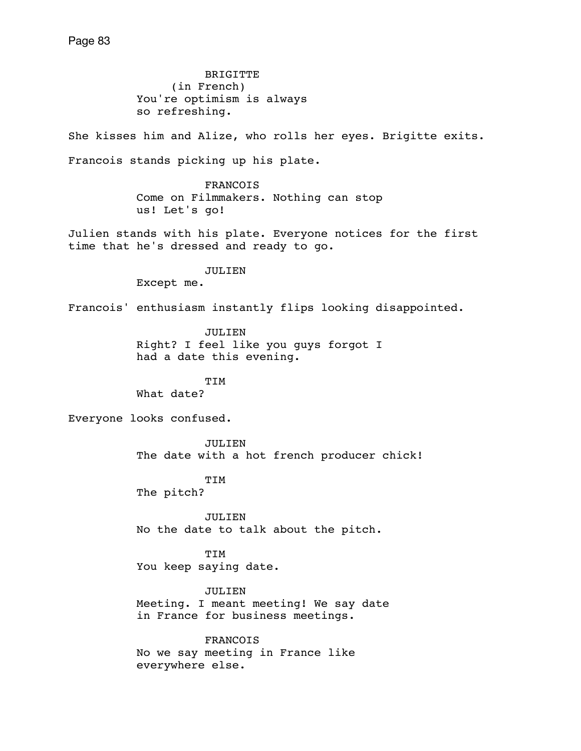BRIGITTE
(in French)
You're optimism is always so refreshing.

She kisses him and Alize, who rolls her eyes. Brigitte exits.

Francois stands picking up his plate.

FRANCOIS
Come on Filmmakers. Nothing can stop us! Let's go!

Julien stands with his plate. Everyone notices for the first time that he's dressed and ready to go.

JULIEN
Except me.

Francois' enthusiasm instantly flips looking disappointed.

JULIEN
Right? I feel like you guys forgot I had a date this evening.

TIM
What date?

Everyone looks confused.

JULIEN
The date with a hot french producer chick!

TIM
The pitch?

JULIEN
No the date to talk about the pitch.

TIM
You keep saying date.

JULIEN
Meeting. I meant meeting! We say date in France for business meetings.

FRANCOIS
No we say meeting in France like everywhere else.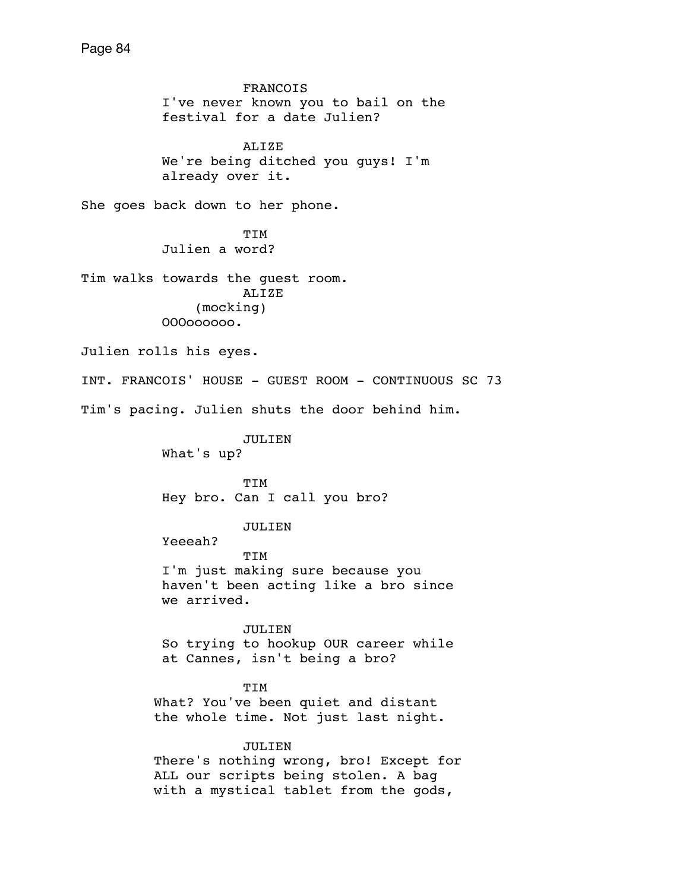FRANCOIS
I've never known you to bail on the festival for a date Julien?

ALIZE
We're being ditched you guys! I'm already over it.

She goes back down to her phone.

TIM
Julien a word?

Tim walks towards the guest room.

ALIZE
(mocking)
OOOoooooo.

Julien rolls his eyes.

INT. FRANCOIS' HOUSE - GUEST ROOM - CONTINUOUS SC 73

Tim's pacing. Julien shuts the door behind him.

JULIEN
What's up?

TIM
Hey bro. Can I call you bro?

JULIEN
Yeeeah?

TIM
I'm just making sure because you haven't been acting like a bro since we arrived.

JULIEN
So trying to hookup OUR career while at Cannes, isn't being a bro?

TIM
What? You've been quiet and distant the whole time. Not just last night.

JULIEN
There's nothing wrong, bro! Except for ALL our scripts being stolen. A bag with a mystical tablet from the gods,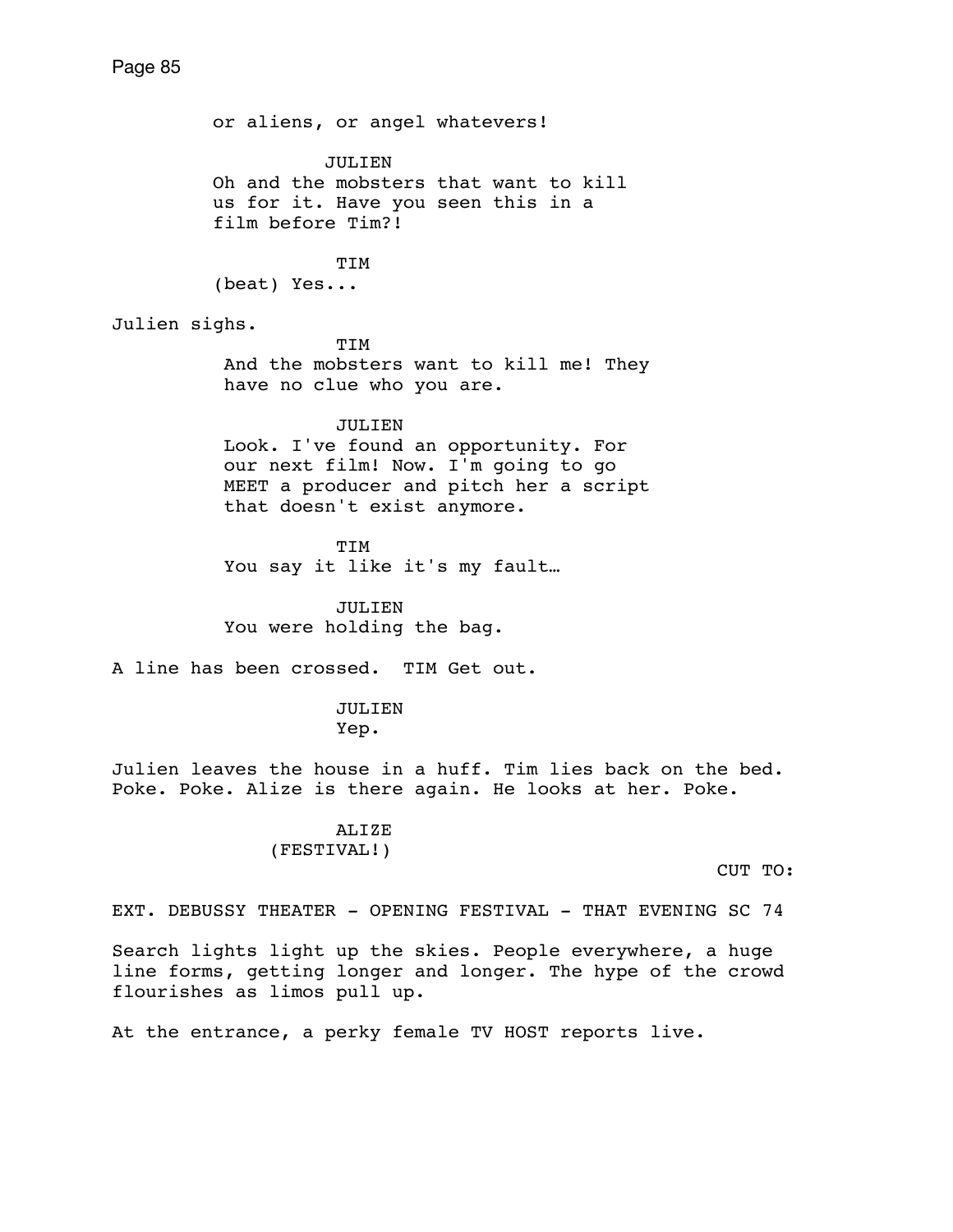or aliens, or angel whatevers!

JULIEN
Oh and the mobsters that want to kill us for it. Have you seen this in a film before Tim?!

TIM
(beat) Yes...

Julien sighs.

TIM
And the mobsters want to kill me! They have no clue who you are.

JULIEN
Look. I've found an opportunity. For our next film! Now. I'm going to go MEET a producer and pitch her a script that doesn't exist anymore.

TIM
You say it like it's my fault…

JULIEN
You were holding the bag.

A line has been crossed.  TIM Get out.

JULIEN
Yep.

Julien leaves the house in a huff. Tim lies back on the bed. Poke. Poke. Alize is there again. He looks at her. Poke.

ALIZE
(FESTIVAL!)

CUT TO:

EXT. DEBUSSY THEATER - OPENING FESTIVAL - THAT EVENING SC 74

Search lights light up the skies. People everywhere, a huge line forms, getting longer and longer. The hype of the crowd flourishes as limos pull up.

At the entrance, a perky female TV HOST reports live.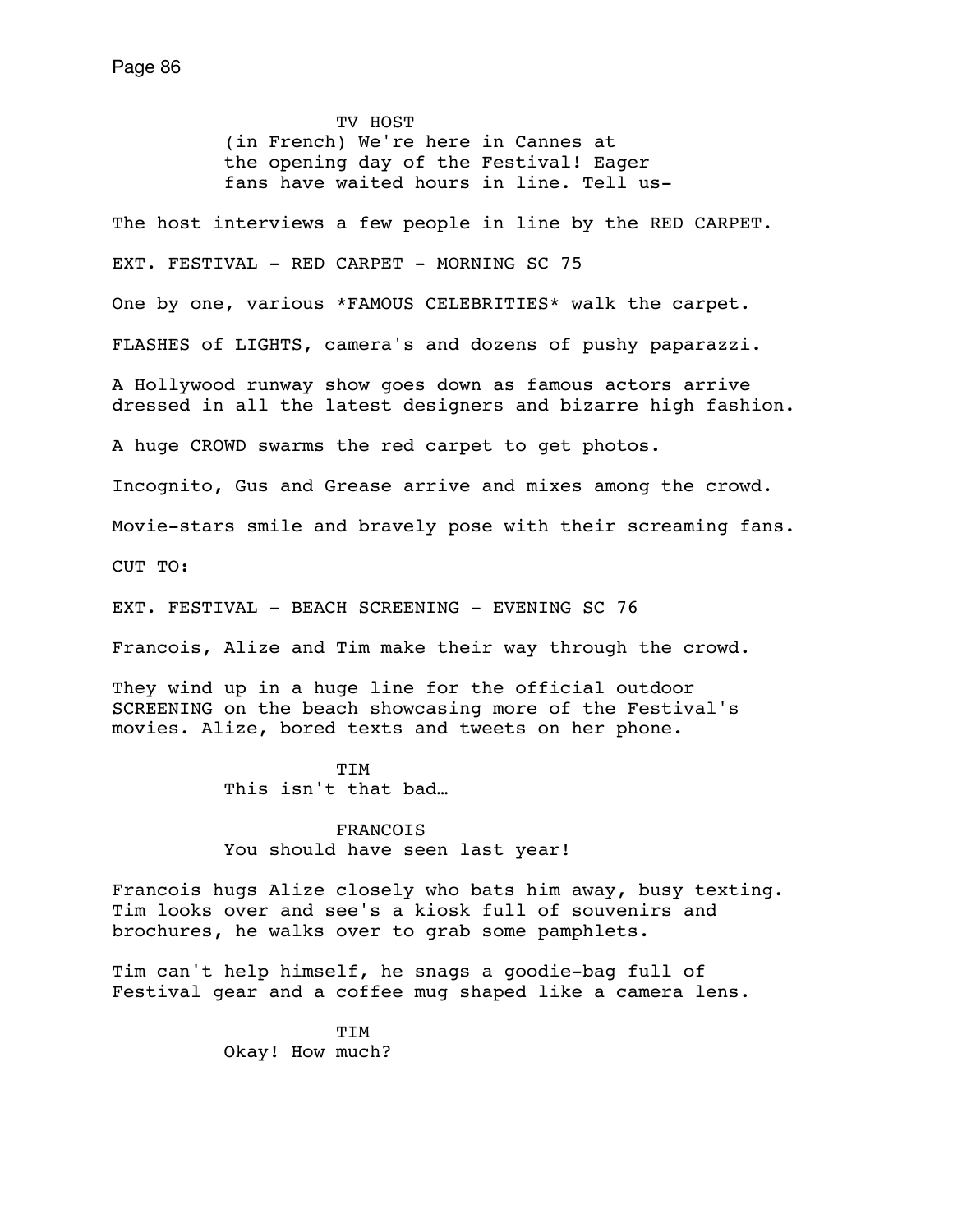TV HOST
(in French) We're here in Cannes at the opening day of the Festival! Eager fans have waited hours in line. Tell us-

The host interviews a few people in line by the RED CARPET.

EXT. FESTIVAL - RED CARPET - MORNING SC 75

One by one, various *FAMOUS CELEBRITIES* walk the carpet.

FLASHES of LIGHTS, camera's and dozens of pushy paparazzi.

A Hollywood runway show goes down as famous actors arrive dressed in all the latest designers and bizarre high fashion.

A huge CROWD swarms the red carpet to get photos.

Incognito, Gus and Grease arrive and mixes among the crowd.

Movie-stars smile and bravely pose with their screaming fans.

CUT TO:

EXT. FESTIVAL - BEACH SCREENING - EVENING SC 76

Francois, Alize and Tim make their way through the crowd.

They wind up in a huge line for the official outdoor SCREENING on the beach showcasing more of the Festival's movies. Alize, bored texts and tweets on her phone.

TIM
This isn't that bad…

FRANCOIS
You should have seen last year!

Francois hugs Alize closely who bats him away, busy texting. Tim looks over and see's a kiosk full of souvenirs and brochures, he walks over to grab some pamphlets.

Tim can't help himself, he snags a goodie-bag full of Festival gear and a coffee mug shaped like a camera lens.

TIM
Okay! How much?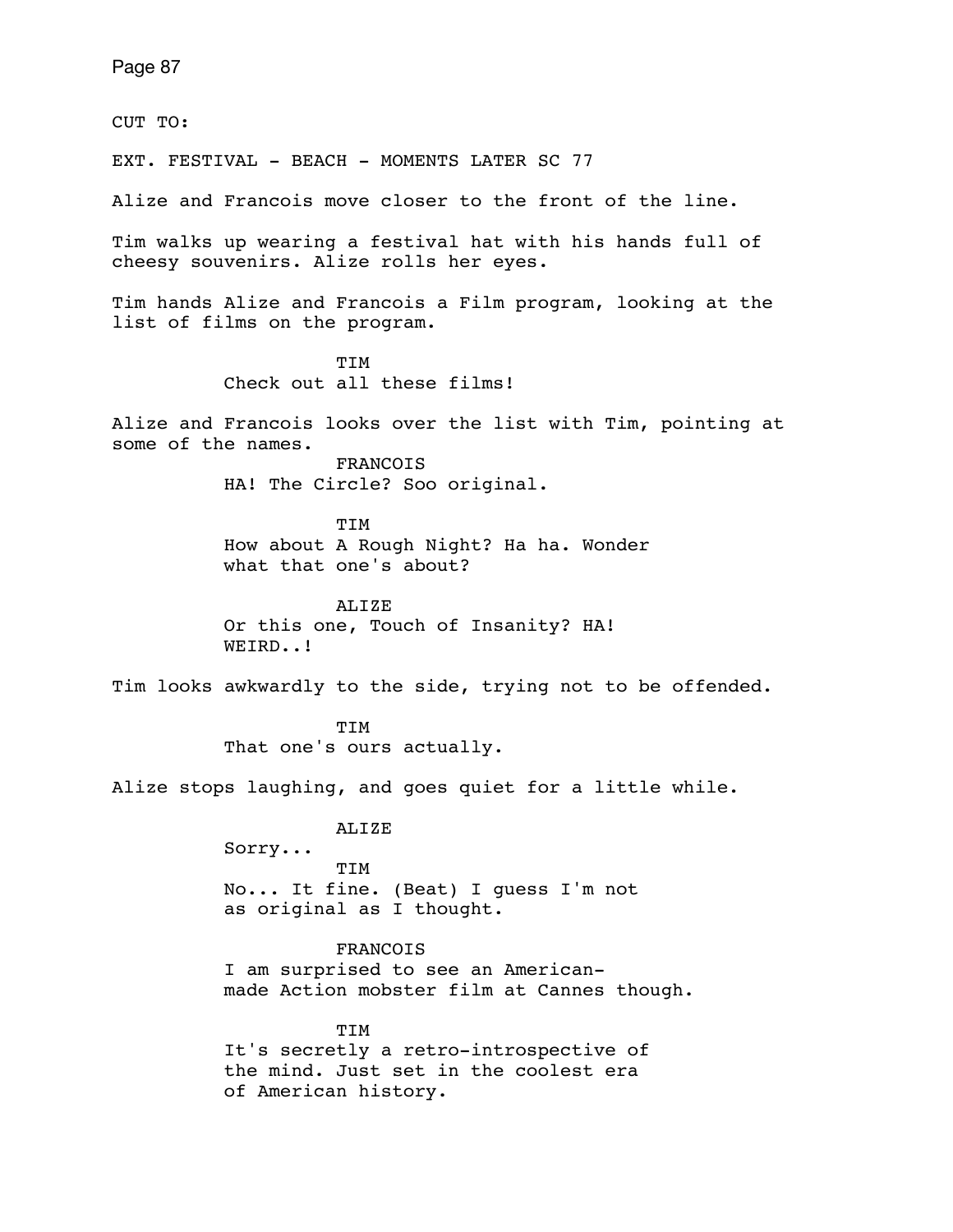CUT TO:

EXT. FESTIVAL - BEACH - MOMENTS LATER SC 77

Alize and Francois move closer to the front of the line.

Tim walks up wearing a festival hat with his hands full of cheesy souvenirs. Alize rolls her eyes.

Tim hands Alize and Francois a Film program, looking at the list of films on the program.

TIM
Check out all these films!

Alize and Francois looks over the list with Tim, pointing at some of the names.

FRANCOIS
HA! The Circle? Soo original.

TIM
How about A Rough Night? Ha ha. Wonder what that one's about?

ALIZE
Or this one, Touch of Insanity? HA! WEIRD..!

Tim looks awkwardly to the side, trying not to be offended.

TIM
That one's ours actually.

Alize stops laughing, and goes quiet for a little while.

ALIZE
Sorry...

TIM
No... It fine. (Beat) I guess I'm not as original as I thought.

FRANCOIS
I am surprised to see an American-made Action mobster film at Cannes though.

TIM
It's secretly a retro-introspective of the mind. Just set in the coolest era of American history.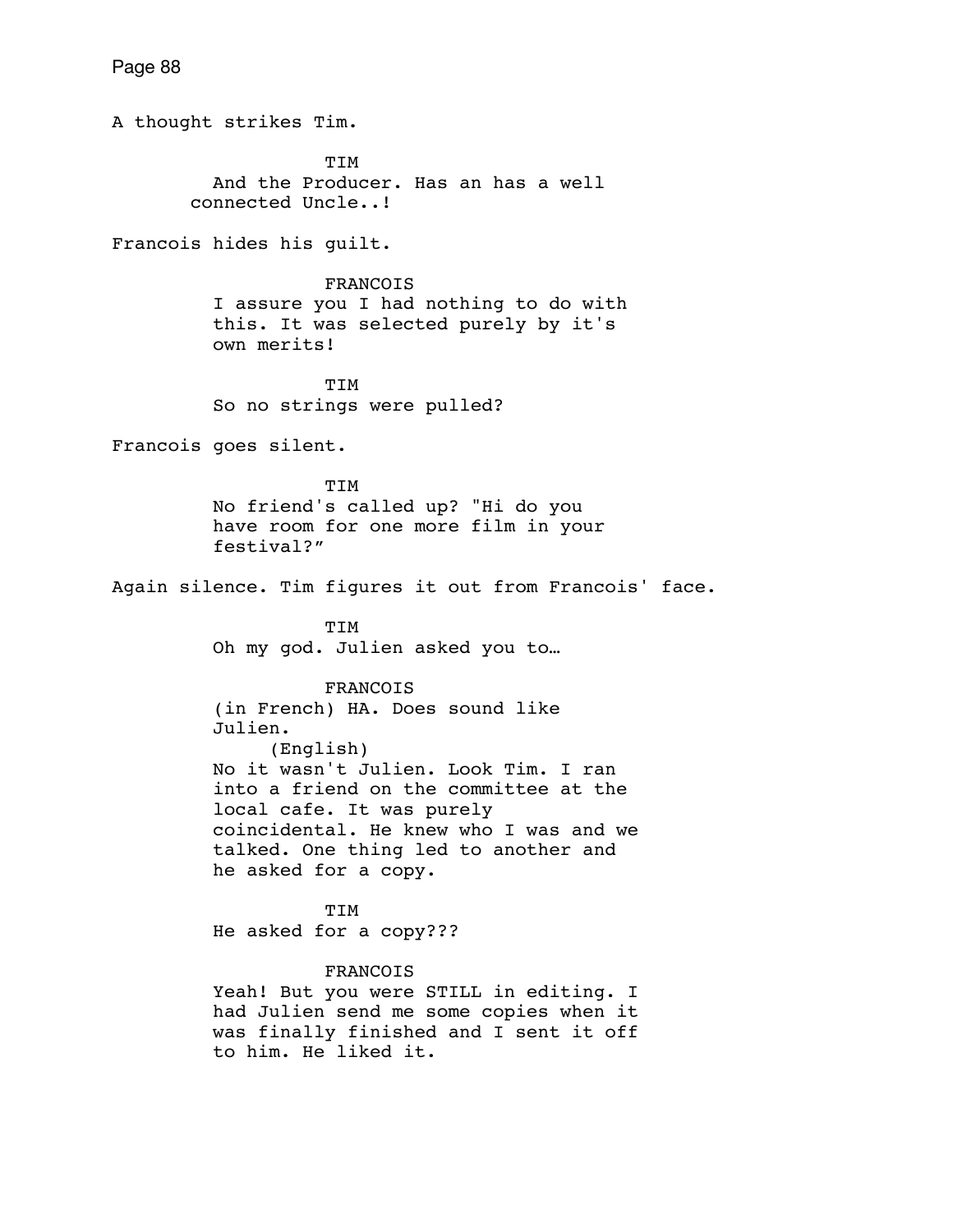A thought strikes Tim.

TIM
And the Producer. Has an has a well connected Uncle..!

Francois hides his guilt.

FRANCOIS
I assure you I had nothing to do with this. It was selected purely by it's own merits!

TIM
So no strings were pulled?

Francois goes silent.

TIM
No friend's called up? "Hi do you have room for one more film in your festival?"

Again silence. Tim figures it out from Francois' face.

TIM
Oh my god. Julien asked you to…

FRANCOIS
(in French) HA. Does sound like Julien.
(English)
No it wasn't Julien. Look Tim. I ran into a friend on the committee at the local cafe. It was purely coincidental. He knew who I was and we talked. One thing led to another and he asked for a copy.

TIM
He asked for a copy???

FRANCOIS
Yeah! But you were STILL in editing. I had Julien send me some copies when it was finally finished and I sent it off to him. He liked it.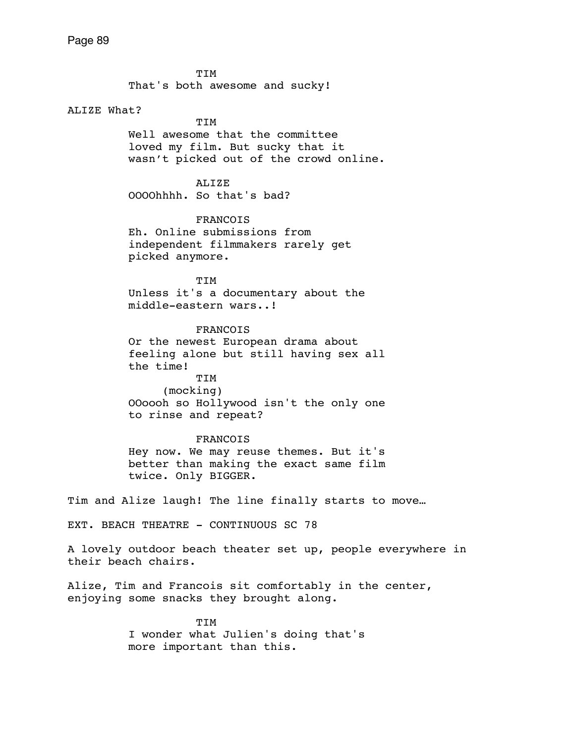TIM
That's both awesome and sucky!

ALIZE What?

TIM
Well awesome that the committee loved my film. But sucky that it wasn't picked out of the crowd online.

ALIZE
OOOOhhhh. So that's bad?

FRANCOIS
Eh. Online submissions from independent filmmakers rarely get picked anymore.

TIM
Unless it's a documentary about the middle-eastern wars..!

FRANCOIS
Or the newest European drama about feeling alone but still having sex all the time!

TIM
(mocking)
OOoooh so Hollywood isn't the only one to rinse and repeat?

FRANCOIS
Hey now. We may reuse themes. But it's better than making the exact same film twice. Only BIGGER.

Tim and Alize laugh! The line finally starts to move…

EXT. BEACH THEATRE - CONTINUOUS SC 78

A lovely outdoor beach theater set up, people everywhere in their beach chairs.

Alize, Tim and Francois sit comfortably in the center, enjoying some snacks they brought along.

TIM
I wonder what Julien's doing that's more important than this.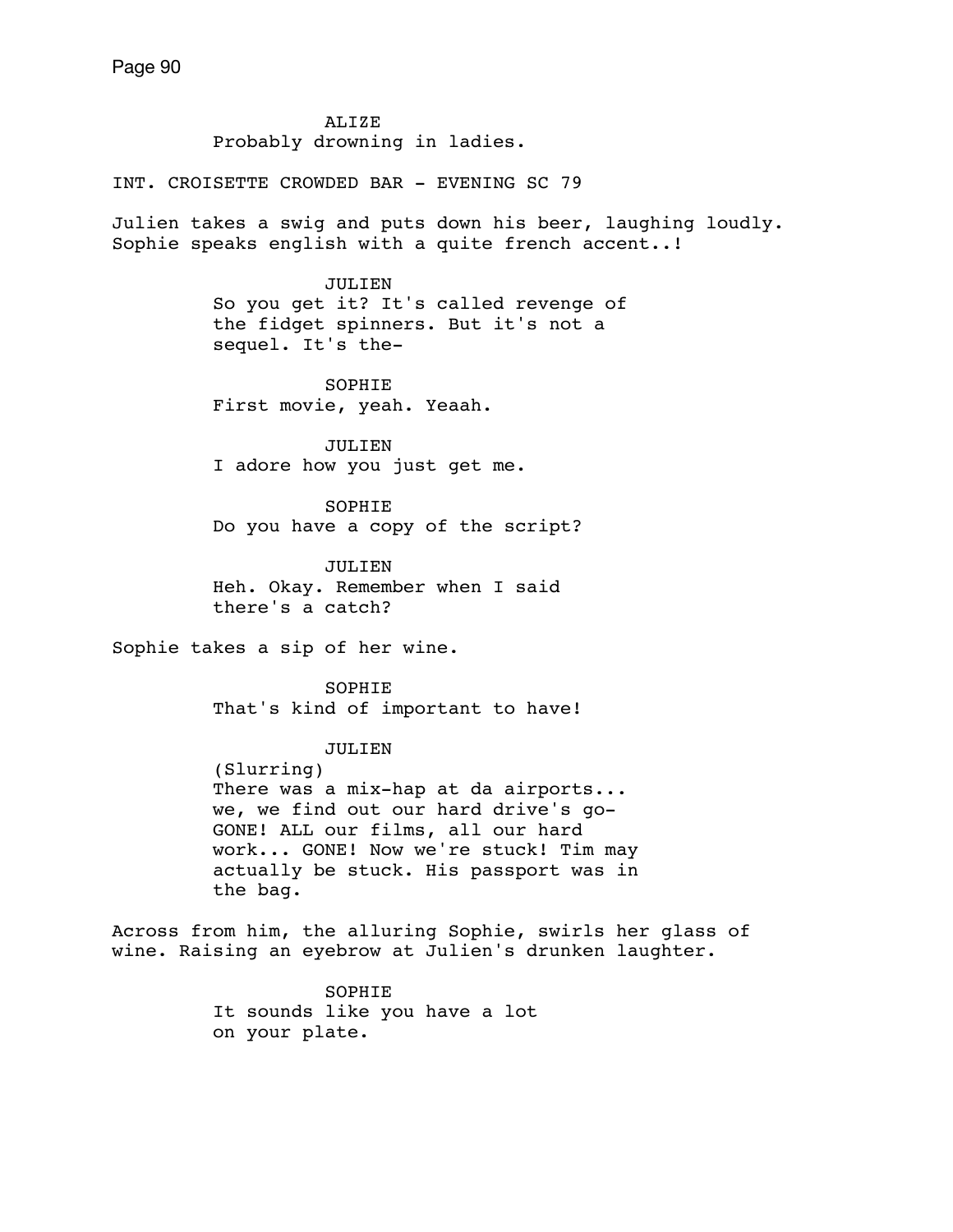ALIZE
Probably drowning in ladies.

INT. CROISETTE CROWDED BAR - EVENING SC 79

Julien takes a swig and puts down his beer, laughing loudly. Sophie speaks english with a quite french accent..!

JULIEN
So you get it? It's called revenge of the fidget spinners. But it's not a sequel. It's the-

SOPHIE
First movie, yeah. Yeaah.

JULIEN
I adore how you just get me.

SOPHIE
Do you have a copy of the script?

JULIEN
Heh. Okay. Remember when I said there's a catch?

Sophie takes a sip of her wine.

SOPHIE
That's kind of important to have!

JULIEN
(Slurring)
There was a mix-hap at da airports... we, we find out our hard drive's go- GONE! ALL our films, all our hard work... GONE! Now we're stuck! Tim may actually be stuck. His passport was in the bag.

Across from him, the alluring Sophie, swirls her glass of wine. Raising an eyebrow at Julien's drunken laughter.

SOPHIE
It sounds like you have a lot on your plate.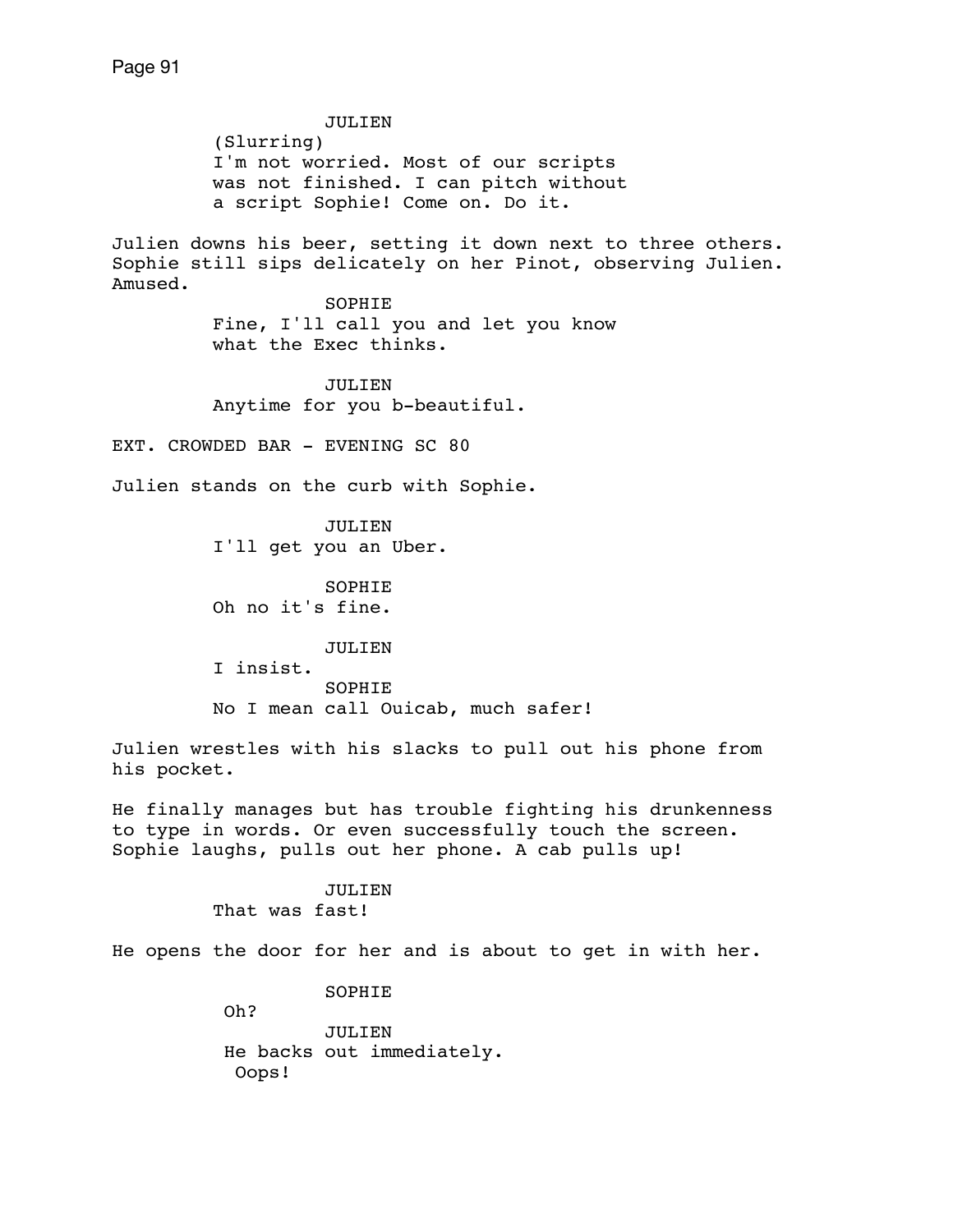JULIEN
(Slurring)
I'm not worried. Most of our scripts was not finished. I can pitch without a script Sophie! Come on. Do it.

Julien downs his beer, setting it down next to three others. Sophie still sips delicately on her Pinot, observing Julien. Amused.

SOPHIE
Fine, I'll call you and let you know what the Exec thinks.

JULIEN
Anytime for you b-beautiful.

EXT. CROWDED BAR - EVENING SC 80

Julien stands on the curb with Sophie.

JULIEN
I'll get you an Uber.

SOPHIE
Oh no it's fine.

JULIEN
I insist.

SOPHIE
No I mean call Ouicab, much safer!

Julien wrestles with his slacks to pull out his phone from his pocket.

He finally manages but has trouble fighting his drunkenness to type in words. Or even successfully touch the screen. Sophie laughs, pulls out her phone. A cab pulls up!

JULIEN
That was fast!

He opens the door for her and is about to get in with her.

SOPHIE
Oh?

JULIEN
He backs out immediately.
Oops!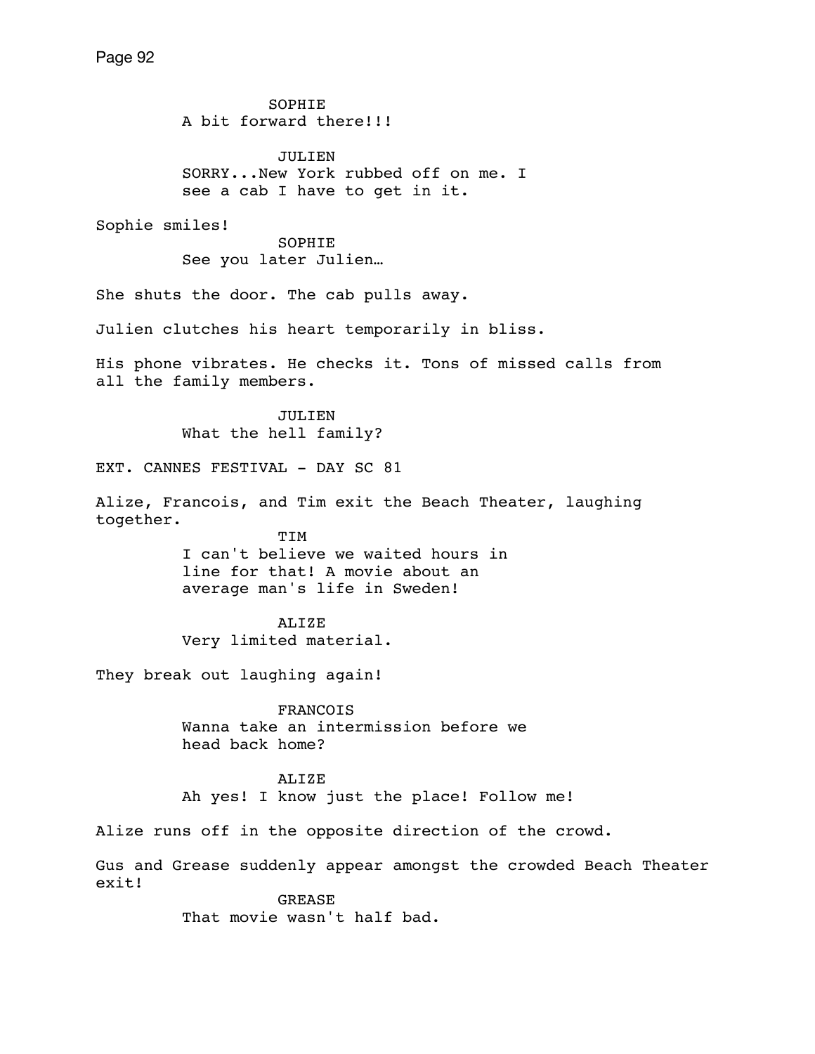SOPHIE
A bit forward there!!!

JULIEN
SORRY...New York rubbed off on me. I see a cab I have to get in it.

Sophie smiles!

SOPHIE
See you later Julien…

She shuts the door. The cab pulls away.

Julien clutches his heart temporarily in bliss.

His phone vibrates. He checks it. Tons of missed calls from all the family members.

JULIEN
What the hell family?

EXT. CANNES FESTIVAL - DAY SC 81

Alize, Francois, and Tim exit the Beach Theater, laughing together.

TIM
I can't believe we waited hours in line for that! A movie about an average man's life in Sweden!

ALIZE
Very limited material.

They break out laughing again!

FRANCOIS
Wanna take an intermission before we head back home?

ALIZE
Ah yes! I know just the place! Follow me!

Alize runs off in the opposite direction of the crowd.

Gus and Grease suddenly appear amongst the crowded Beach Theater exit!

GREASE
That movie wasn't half bad.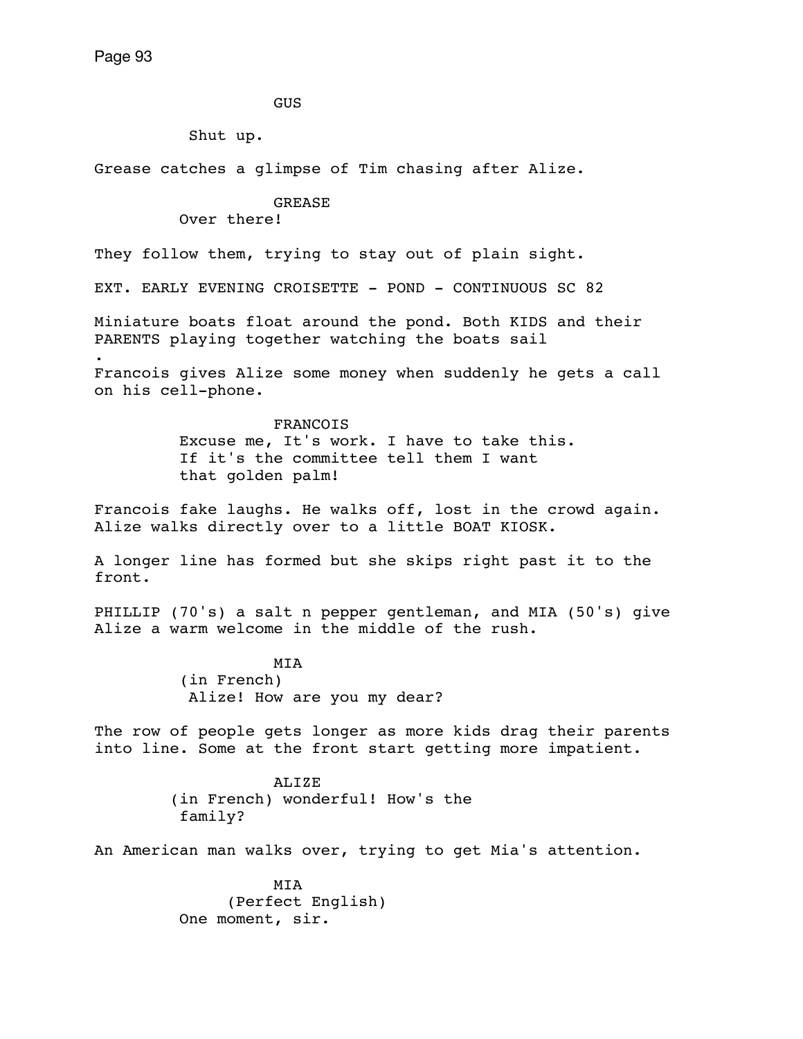GUS

Shut up.

Grease catches a glimpse of Tim chasing after Alize.

GREASE

Over there!

They follow them, trying to stay out of plain sight.

EXT. EARLY EVENING CROISETTE - POND - CONTINUOUS SC 82

Miniature boats float around the pond. Both KIDS and their PARENTS playing together watching the boats sail
.
Francois gives Alize some money when suddenly he gets a call on his cell-phone.

FRANCOIS

Excuse me, It's work. I have to take this. If it's the committee tell them I want that golden palm!

Francois fake laughs. He walks off, lost in the crowd again. Alize walks directly over to a little BOAT KIOSK.

A longer line has formed but she skips right past it to the front.

PHILLIP (70's) a salt n pepper gentleman, and MIA (50's) give Alize a warm welcome in the middle of the rush.

MIA

(in French)
Alize! How are you my dear?

The row of people gets longer as more kids drag their parents into line. Some at the front start getting more impatient.

ALIZE

(in French) wonderful! How's the family?

An American man walks over, trying to get Mia's attention.

MIA

(Perfect English)
One moment, sir.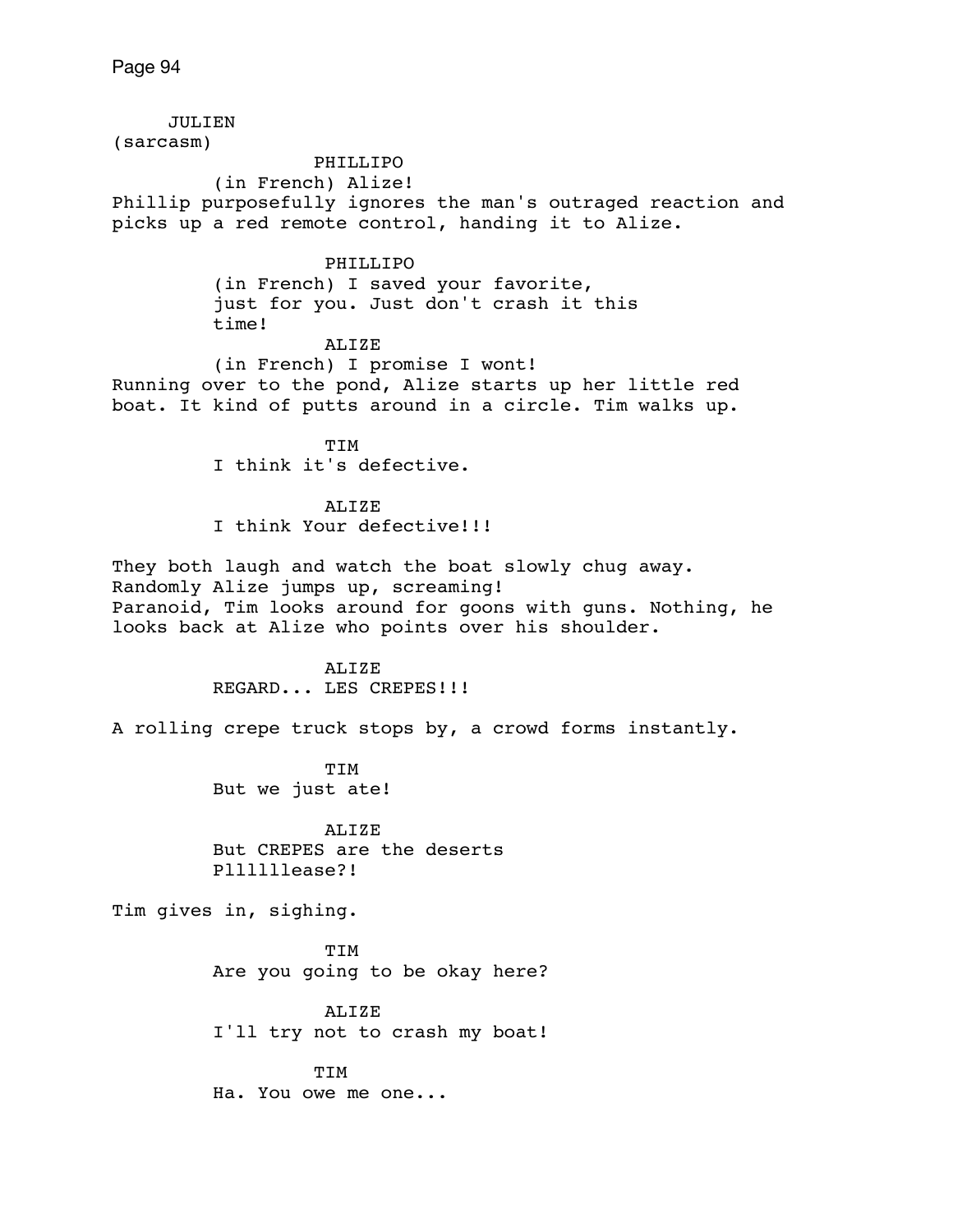JULIEN
(sarcasm)

PHILLIPO
(in French) Alize!

Phillip purposefully ignores the man's outraged reaction and picks up a red remote control, handing it to Alize.

PHILLIPO
(in French) I saved your favorite, just for you. Just don't crash it this time!

ALIZE
(in French) I promise I wont!

Running over to the pond, Alize starts up her little red boat. It kind of putts around in a circle. Tim walks up.

TIM
I think it's defective.

ALIZE
I think Your defective!!!

They both laugh and watch the boat slowly chug away.
Randomly Alize jumps up, screaming!
Paranoid, Tim looks around for goons with guns. Nothing, he looks back at Alize who points over his shoulder.

ALIZE
REGARD... LES CREPES!!!

A rolling crepe truck stops by, a crowd forms instantly.

TIM
But we just ate!

ALIZE
But CREPES are the deserts
Plllllease?!

Tim gives in, sighing.

TIM
Are you going to be okay here?

ALIZE
I'll try not to crash my boat!

TIM
Ha. You owe me one...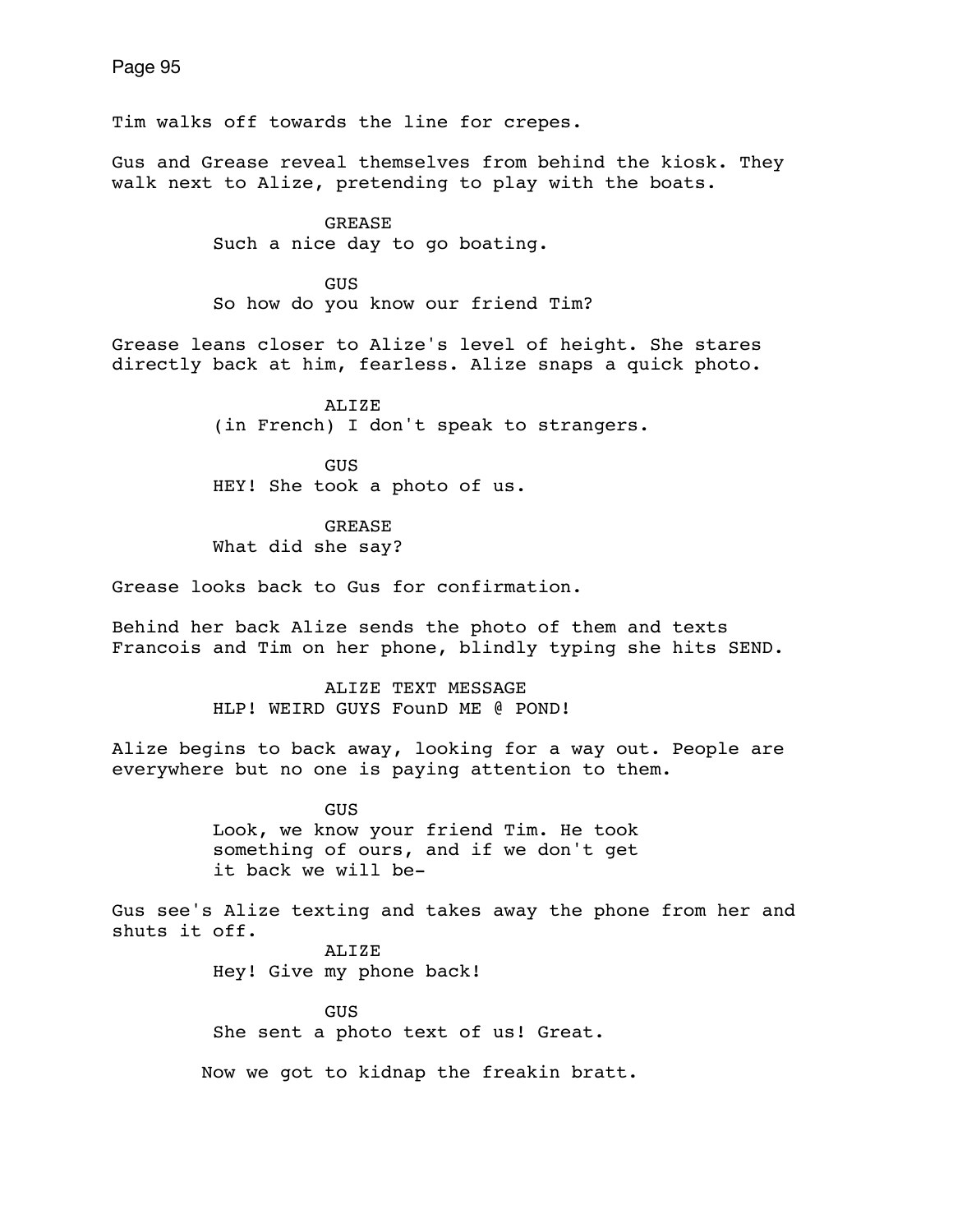Tim walks off towards the line for crepes.

Gus and Grease reveal themselves from behind the kiosk. They walk next to Alize, pretending to play with the boats.

GREASE
Such a nice day to go boating.

GUS
So how do you know our friend Tim?

Grease leans closer to Alize's level of height. She stares directly back at him, fearless. Alize snaps a quick photo.

ALIZE
(in French) I don't speak to strangers.

GUS
HEY! She took a photo of us.

GREASE
What did she say?

Grease looks back to Gus for confirmation.

Behind her back Alize sends the photo of them and texts Francois and Tim on her phone, blindly typing she hits SEND.

ALIZE TEXT MESSAGE
HLP! WEIRD GUYS FounD ME @ POND!

Alize begins to back away, looking for a way out. People are everywhere but no one is paying attention to them.

GUS
Look, we know your friend Tim. He took something of ours, and if we don't get it back we will be-

Gus see's Alize texting and takes away the phone from her and shuts it off.

ALIZE
Hey! Give my phone back!

GUS
She sent a photo text of us! Great.

Now we got to kidnap the freakin bratt.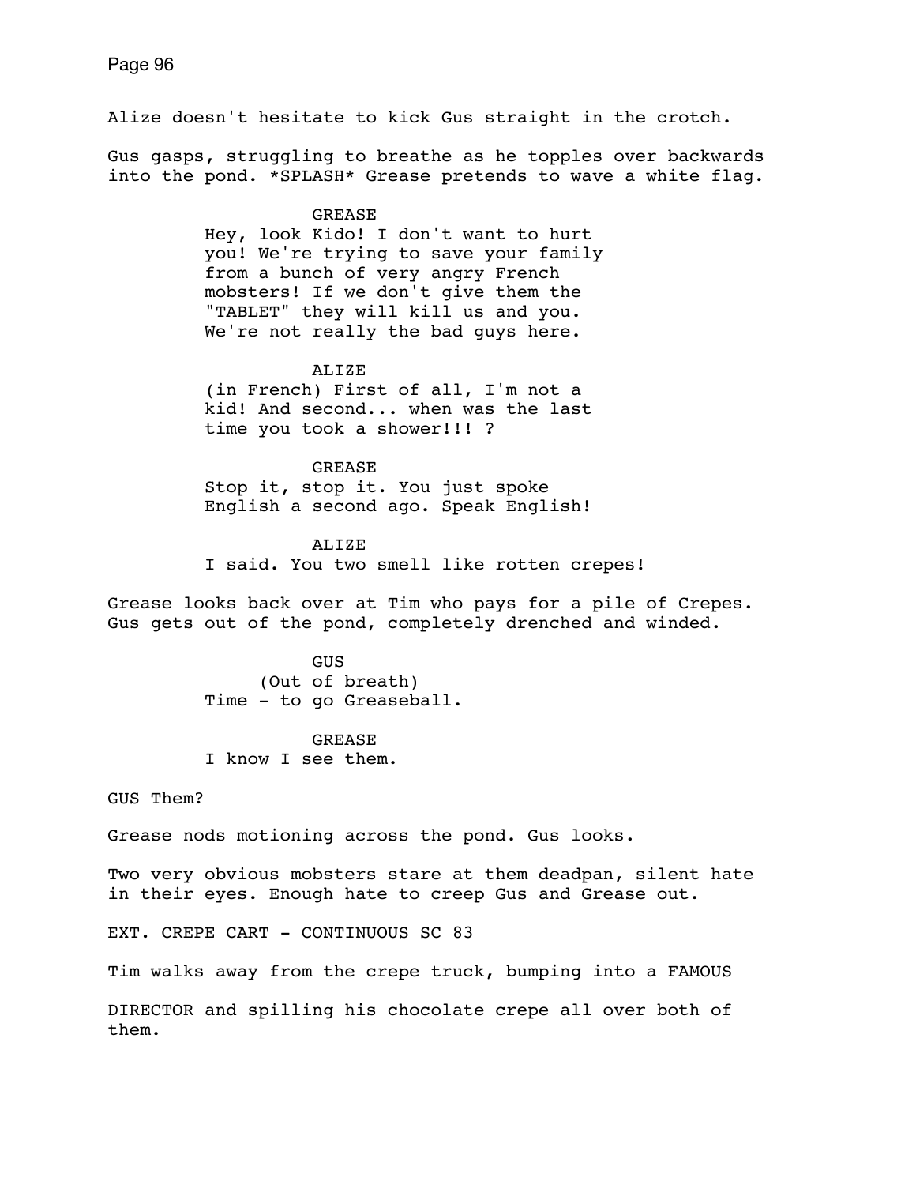Alize doesn't hesitate to kick Gus straight in the crotch.

Gus gasps, struggling to breathe as he topples over backwards into the pond. *SPLASH* Grease pretends to wave a white flag.

GREASE
Hey, look Kido! I don't want to hurt you! We're trying to save your family from a bunch of very angry French mobsters! If we don't give them the "TABLET" they will kill us and you. We're not really the bad guys here.

ALIZE
(in French) First of all, I'm not a kid! And second... when was the last time you took a shower!!! ?

GREASE
Stop it, stop it. You just spoke English a second ago. Speak English!

ALIZE
I said. You two smell like rotten crepes!

Grease looks back over at Tim who pays for a pile of Crepes. Gus gets out of the pond, completely drenched and winded.

GUS
(Out of breath)
Time - to go Greaseball.

GREASE
I know I see them.

GUS Them?

Grease nods motioning across the pond. Gus looks.

Two very obvious mobsters stare at them deadpan, silent hate in their eyes. Enough hate to creep Gus and Grease out.

EXT. CREPE CART - CONTINUOUS SC 83

Tim walks away from the crepe truck, bumping into a FAMOUS

DIRECTOR and spilling his chocolate crepe all over both of them.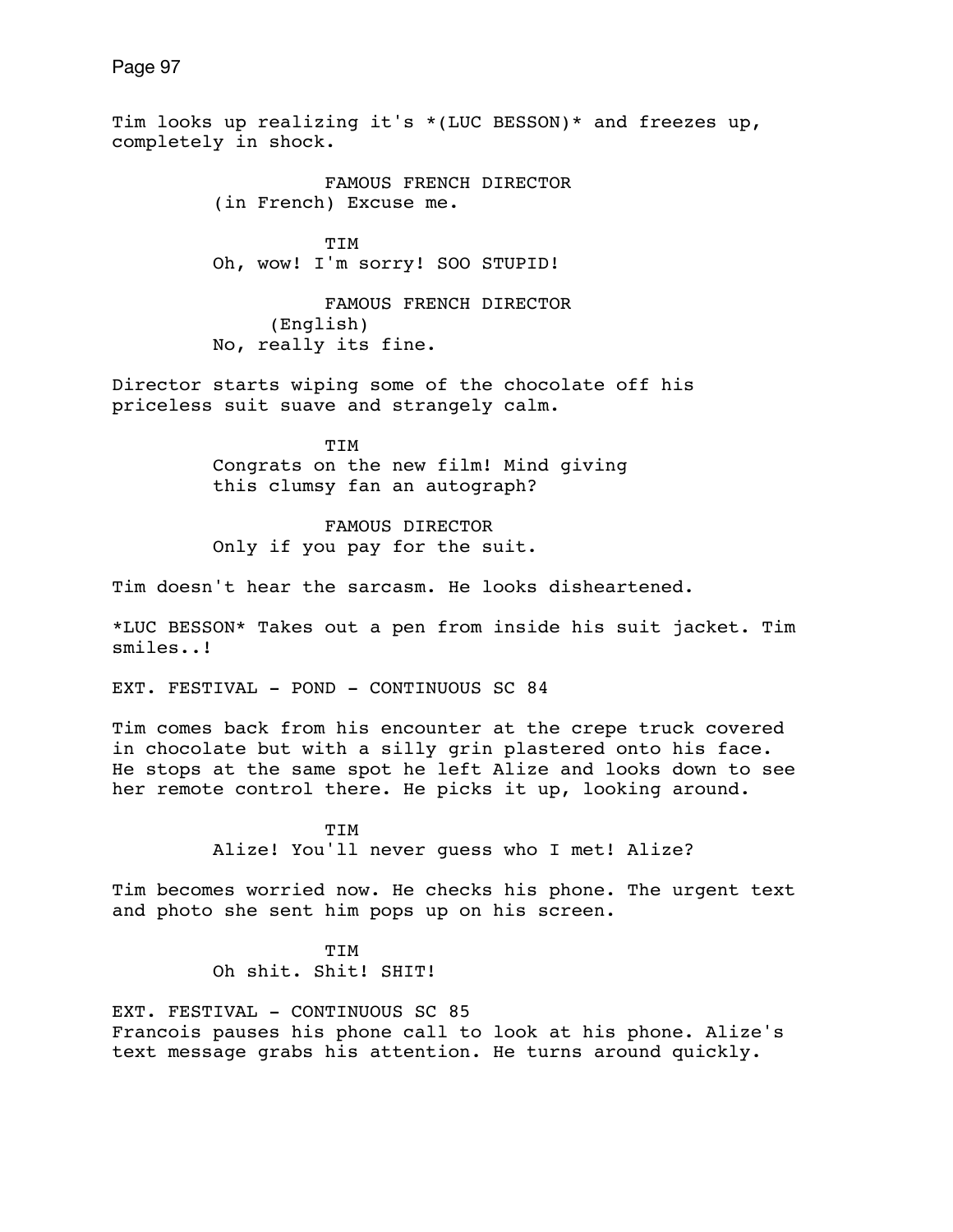Tim looks up realizing it's *(LUC BESSON)* and freezes up, completely in shock.

FAMOUS FRENCH DIRECTOR
(in French) Excuse me.

TIM
Oh, wow! I'm sorry! SOO STUPID!

FAMOUS FRENCH DIRECTOR
(English)
No, really its fine.

Director starts wiping some of the chocolate off his priceless suit suave and strangely calm.

TIM
Congrats on the new film! Mind giving this clumsy fan an autograph?

FAMOUS DIRECTOR
Only if you pay for the suit.

Tim doesn't hear the sarcasm. He looks disheartened.

*LUC BESSON* Takes out a pen from inside his suit jacket. Tim smiles..!

EXT. FESTIVAL - POND - CONTINUOUS SC 84

Tim comes back from his encounter at the crepe truck covered in chocolate but with a silly grin plastered onto his face. He stops at the same spot he left Alize and looks down to see her remote control there. He picks it up, looking around.

TIM
Alize! You'll never guess who I met! Alize?

Tim becomes worried now. He checks his phone. The urgent text and photo she sent him pops up on his screen.

TIM
Oh shit. Shit! SHIT!

EXT. FESTIVAL - CONTINUOUS SC 85

Francois pauses his phone call to look at his phone. Alize's text message grabs his attention. He turns around quickly.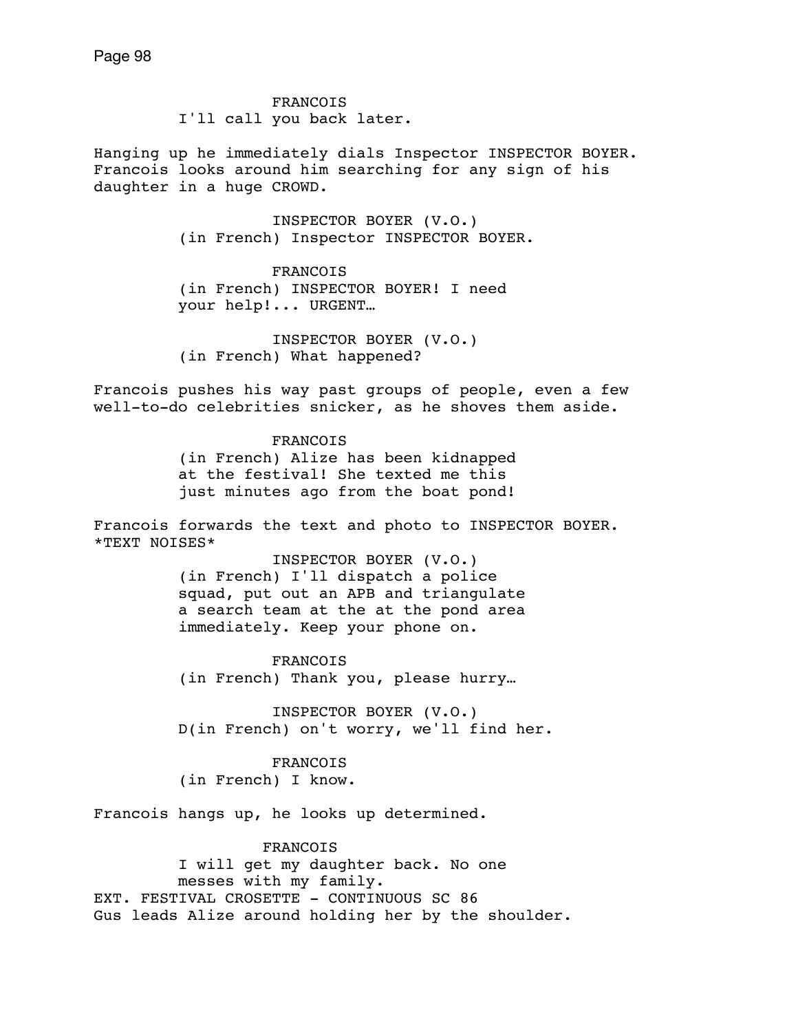FRANCOIS
I'll call you back later.

Hanging up he immediately dials Inspector INSPECTOR BOYER. Francois looks around him searching for any sign of his daughter in a huge CROWD.

INSPECTOR BOYER (V.O.)
(in French) Inspector INSPECTOR BOYER.

FRANCOIS
(in French) INSPECTOR BOYER! I need your help!... URGENT…

INSPECTOR BOYER (V.O.)
(in French) What happened?

Francois pushes his way past groups of people, even a few well-to-do celebrities snicker, as he shoves them aside.

FRANCOIS
(in French) Alize has been kidnapped at the festival! She texted me this just minutes ago from the boat pond!

Francois forwards the text and photo to INSPECTOR BOYER.
*TEXT NOISES*

INSPECTOR BOYER (V.O.)
(in French) I'll dispatch a police squad, put out an APB and triangulate a search team at the at the pond area immediately. Keep your phone on.

FRANCOIS
(in French) Thank you, please hurry…

INSPECTOR BOYER (V.O.)
D(in French) on't worry, we'll find her.

FRANCOIS
(in French) I know.

Francois hangs up, he looks up determined.

FRANCOIS
I will get my daughter back. No one messes with my family.

EXT. FESTIVAL CROSETTE - CONTINUOUS SC 86

Gus leads Alize around holding her by the shoulder.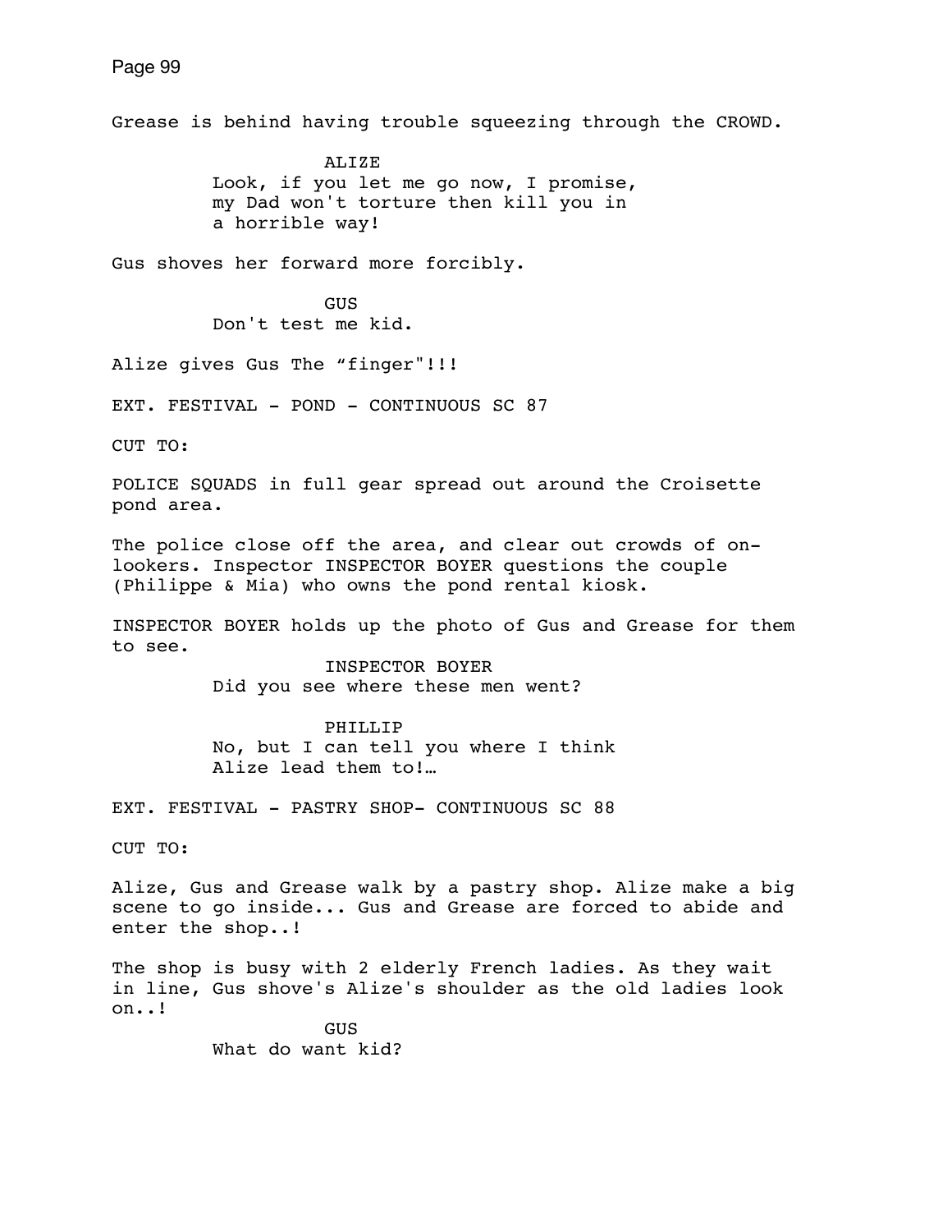Grease is behind having trouble squeezing through the CROWD.

ALIZE
Look, if you let me go now, I promise, my Dad won't torture then kill you in a horrible way!

Gus shoves her forward more forcibly.

GUS
Don't test me kid.

Alize gives Gus The “finger"!!!

EXT. FESTIVAL - POND - CONTINUOUS SC 87

CUT TO:

POLICE SQUADS in full gear spread out around the Croisette pond area.

The police close off the area, and clear out crowds of on-lookers. Inspector INSPECTOR BOYER questions the couple (Philippe & Mia) who owns the pond rental kiosk.

INSPECTOR BOYER holds up the photo of Gus and Grease for them to see.

INSPECTOR BOYER
Did you see where these men went?

PHILLIP
No, but I can tell you where I think Alize lead them to!…

EXT. FESTIVAL - PASTRY SHOP- CONTINUOUS SC 88

CUT TO:

Alize, Gus and Grease walk by a pastry shop. Alize make a big scene to go inside... Gus and Grease are forced to abide and enter the shop..!

The shop is busy with 2 elderly French ladies. As they wait in line, Gus shove's Alize's shoulder as the old ladies look on..!

GUS
What do want kid?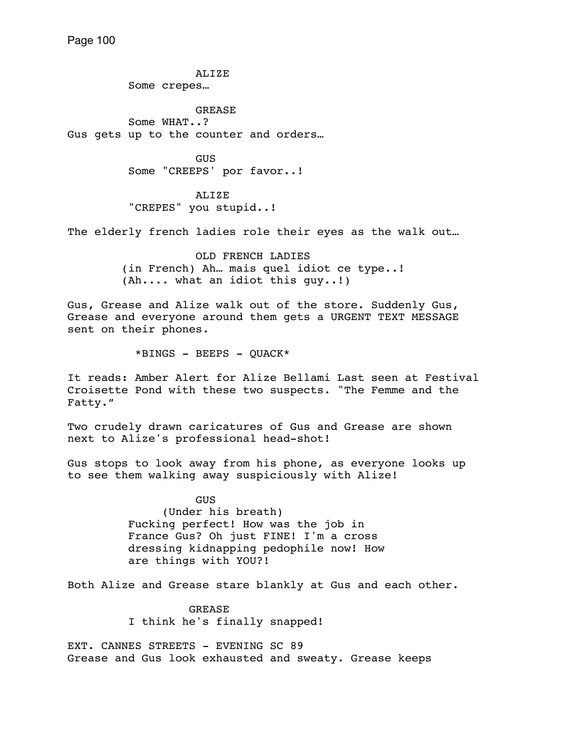ALIZE
Some crepes…

GREASE
Some WHAT..?

Gus gets up to the counter and orders…

GUS
Some "CREEPS' por favor..!

ALIZE
"CREPES" you stupid..!

The elderly french ladies role their eyes as the walk out…

OLD FRENCH LADIES
(in French) Ah… mais quel idiot ce type..!
(Ah.... what an idiot this guy..!)

Gus, Grease and Alize walk out of the store. Suddenly Gus, Grease and everyone around them gets a URGENT TEXT MESSAGE sent on their phones.

*BINGS - BEEPS - QUACK*

It reads: Amber Alert for Alize Bellami Last seen at Festival Croisette Pond with these two suspects. "The Femme and the Fatty."

Two crudely drawn caricatures of Gus and Grease are shown next to Alize's professional head-shot!

Gus stops to look away from his phone, as everyone looks up to see them walking away suspiciously with Alize!

GUS
(Under his breath)
Fucking perfect! How was the job in France Gus? Oh just FINE! I'm a cross dressing kidnapping pedophile now! How are things with YOU?!

Both Alize and Grease stare blankly at Gus and each other.

GREASE
I think he's finally snapped!

EXT. CANNES STREETS - EVENING SC 89

Grease and Gus look exhausted and sweaty. Grease keeps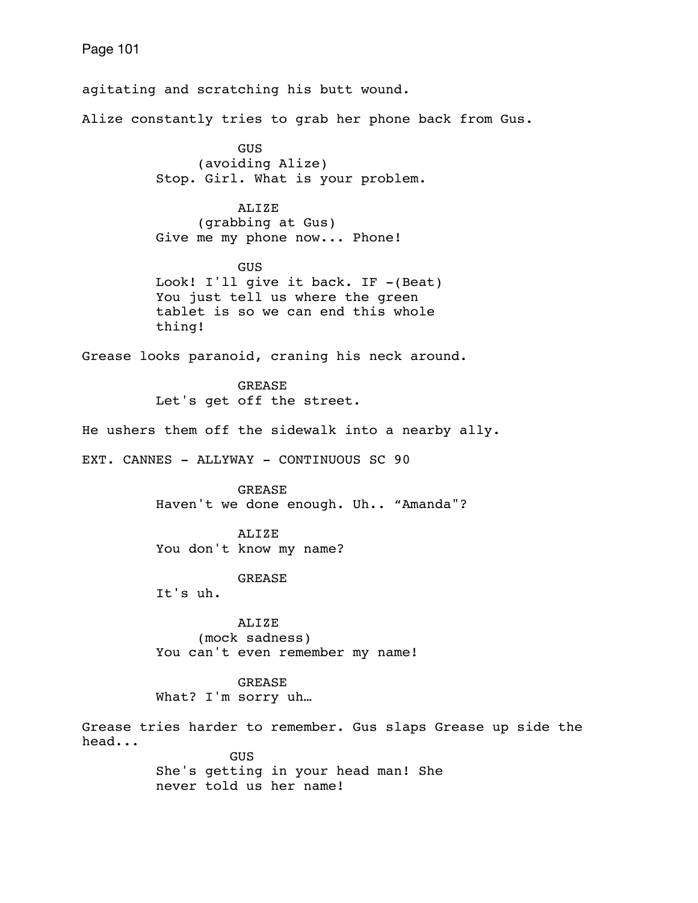agitating and scratching his butt wound.

Alize constantly tries to grab her phone back from Gus.

GUS
(avoiding Alize)
Stop. Girl. What is your problem.

ALIZE
(grabbing at Gus)
Give me my phone now... Phone!

GUS
Look! I'll give it back. IF -(Beat)
You just tell us where the green
tablet is so we can end this whole
thing!

Grease looks paranoid, craning his neck around.

GREASE
Let's get off the street.

He ushers them off the sidewalk into a nearby ally.

EXT. CANNES - ALLYWAY - CONTINUOUS SC 90

GREASE
Haven't we done enough. Uh.. “Amanda"?

ALIZE
You don't know my name?

GREASE
It's uh.

ALIZE
(mock sadness)
You can't even remember my name!

GREASE
What? I'm sorry uh…

Grease tries harder to remember. Gus slaps Grease up side the head...

GUS
She's getting in your head man! She
never told us her name!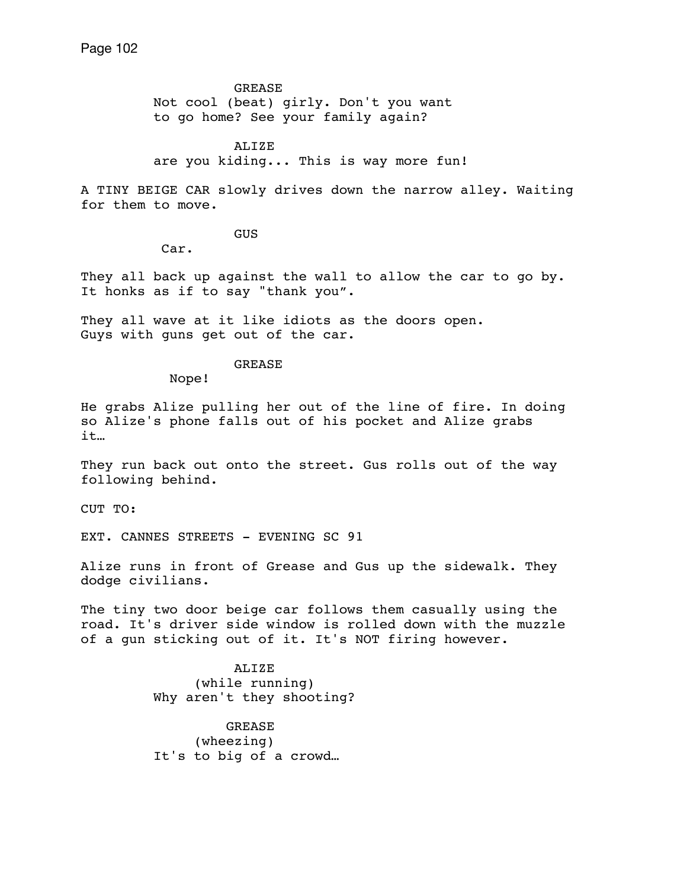GREASE
Not cool (beat) girly. Don't you want to go home? See your family again?

ALIZE
are you kiding... This is way more fun!

A TINY BEIGE CAR slowly drives down the narrow alley. Waiting for them to move.

GUS
Car.

They all back up against the wall to allow the car to go by. It honks as if to say "thank you”.

They all wave at it like idiots as the doors open. Guys with guns get out of the car.

GREASE
Nope!

He grabs Alize pulling her out of the line of fire. In doing so Alize's phone falls out of his pocket and Alize grabs it…

They run back out onto the street. Gus rolls out of the way following behind.

CUT TO:

EXT. CANNES STREETS - EVENING SC 91

Alize runs in front of Grease and Gus up the sidewalk. They dodge civilians.

The tiny two door beige car follows them casually using the road. It's driver side window is rolled down with the muzzle of a gun sticking out of it. It's NOT firing however.

ALIZE
(while running)
Why aren't they shooting?

GREASE
(wheezing)
It's to big of a crowd…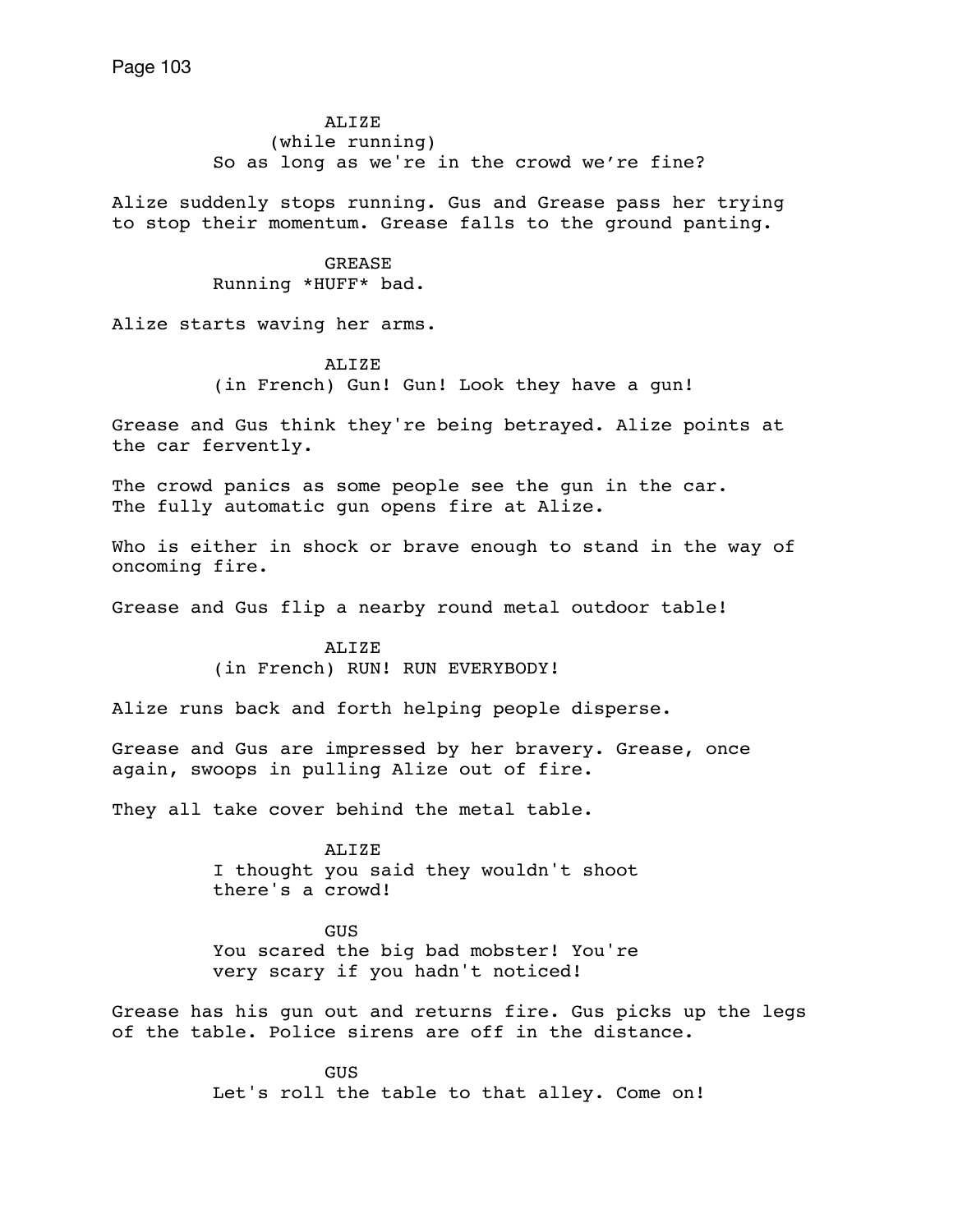ALIZE
(while running)
So as long as we're in the crowd we’re fine?

Alize suddenly stops running. Gus and Grease pass her trying to stop their momentum. Grease falls to the ground panting.

GREASE
Running *HUFF* bad.

Alize starts waving her arms.

ALIZE
(in French) Gun! Gun! Look they have a gun!

Grease and Gus think they're being betrayed. Alize points at the car fervently.

The crowd panics as some people see the gun in the car. The fully automatic gun opens fire at Alize.

Who is either in shock or brave enough to stand in the way of oncoming fire.

Grease and Gus flip a nearby round metal outdoor table!

ALIZE
(in French) RUN! RUN EVERYBODY!

Alize runs back and forth helping people disperse.

Grease and Gus are impressed by her bravery. Grease, once again, swoops in pulling Alize out of fire.

They all take cover behind the metal table.

ALIZE
I thought you said they wouldn't shoot there's a crowd!

GUS
You scared the big bad mobster! You're very scary if you hadn't noticed!

Grease has his gun out and returns fire. Gus picks up the legs of the table. Police sirens are off in the distance.

GUS
Let's roll the table to that alley. Come on!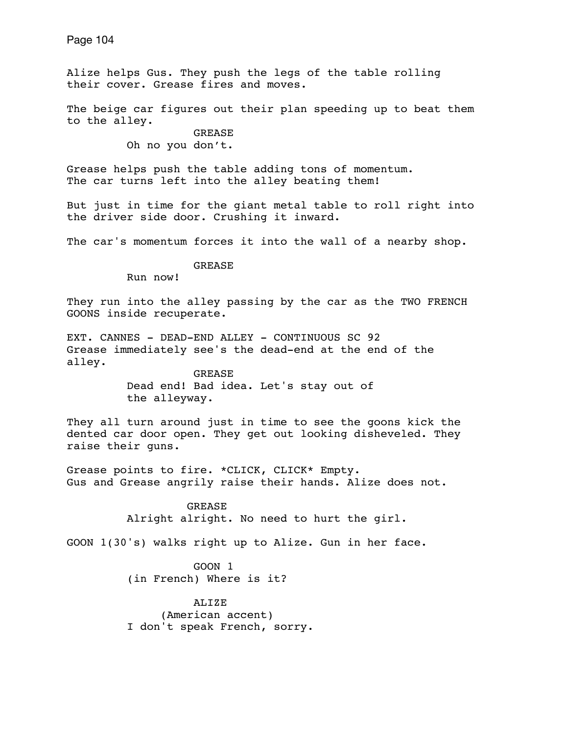Alize helps Gus. They push the legs of the table rolling their cover. Grease fires and moves.

The beige car figures out their plan speeding up to beat them to the alley.

GREASE
Oh no you don't.

Grease helps push the table adding tons of momentum. The car turns left into the alley beating them!

But just in time for the giant metal table to roll right into the driver side door. Crushing it inward.

The car's momentum forces it into the wall of a nearby shop.

GREASE
Run now!

They run into the alley passing by the car as the TWO FRENCH GOONS inside recuperate.

EXT. CANNES - DEAD-END ALLEY - CONTINUOUS SC 92

Grease immediately see's the dead-end at the end of the alley.

GREASE
Dead end! Bad idea. Let's stay out of the alleyway.

They all turn around just in time to see the goons kick the dented car door open. They get out looking disheveled. They raise their guns.

Grease points to fire. *CLICK, CLICK* Empty. Gus and Grease angrily raise their hands. Alize does not.

GREASE
Alright alright. No need to hurt the girl.

GOON 1(30's) walks right up to Alize. Gun in her face.

GOON 1
(in French) Where is it?

ALIZE
(American accent)
I don't speak French, sorry.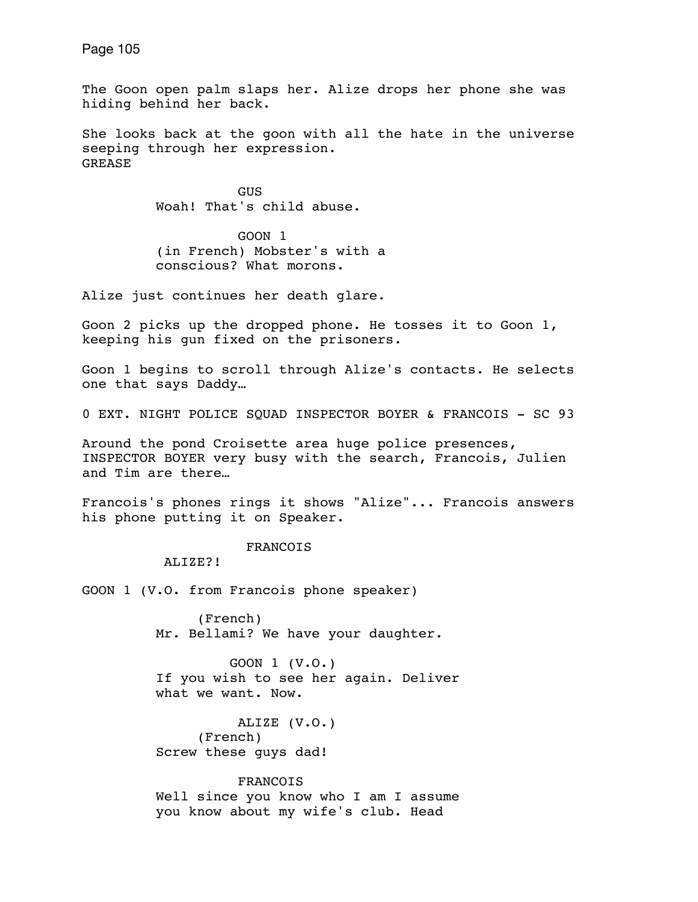The Goon open palm slaps her. Alize drops her phone she was hiding behind her back.

She looks back at the goon with all the hate in the universe seeping through her expression.
GREASE

GUS
Woah! That's child abuse.

GOON 1
(in French) Mobster's with a conscious? What morons.

Alize just continues her death glare.

Goon 2 picks up the dropped phone. He tosses it to Goon 1, keeping his gun fixed on the prisoners.

Goon 1 begins to scroll through Alize's contacts. He selects one that says Daddy…

0 EXT. NIGHT POLICE SQUAD INSPECTOR BOYER & FRANCOIS - SC 93

Around the pond Croisette area huge police presences, INSPECTOR BOYER very busy with the search, Francois, Julien and Tim are there…

Francois's phones rings it shows "Alize"... Francois answers his phone putting it on Speaker.

FRANCOIS
ALIZE?!

GOON 1 (V.O. from Francois phone speaker)

(French)
Mr. Bellami? We have your daughter.

GOON 1 (V.O.)
If you wish to see her again. Deliver what we want. Now.

ALIZE (V.O.)
(French)
Screw these guys dad!

FRANCOIS
Well since you know who I am I assume you know about my wife's club. Head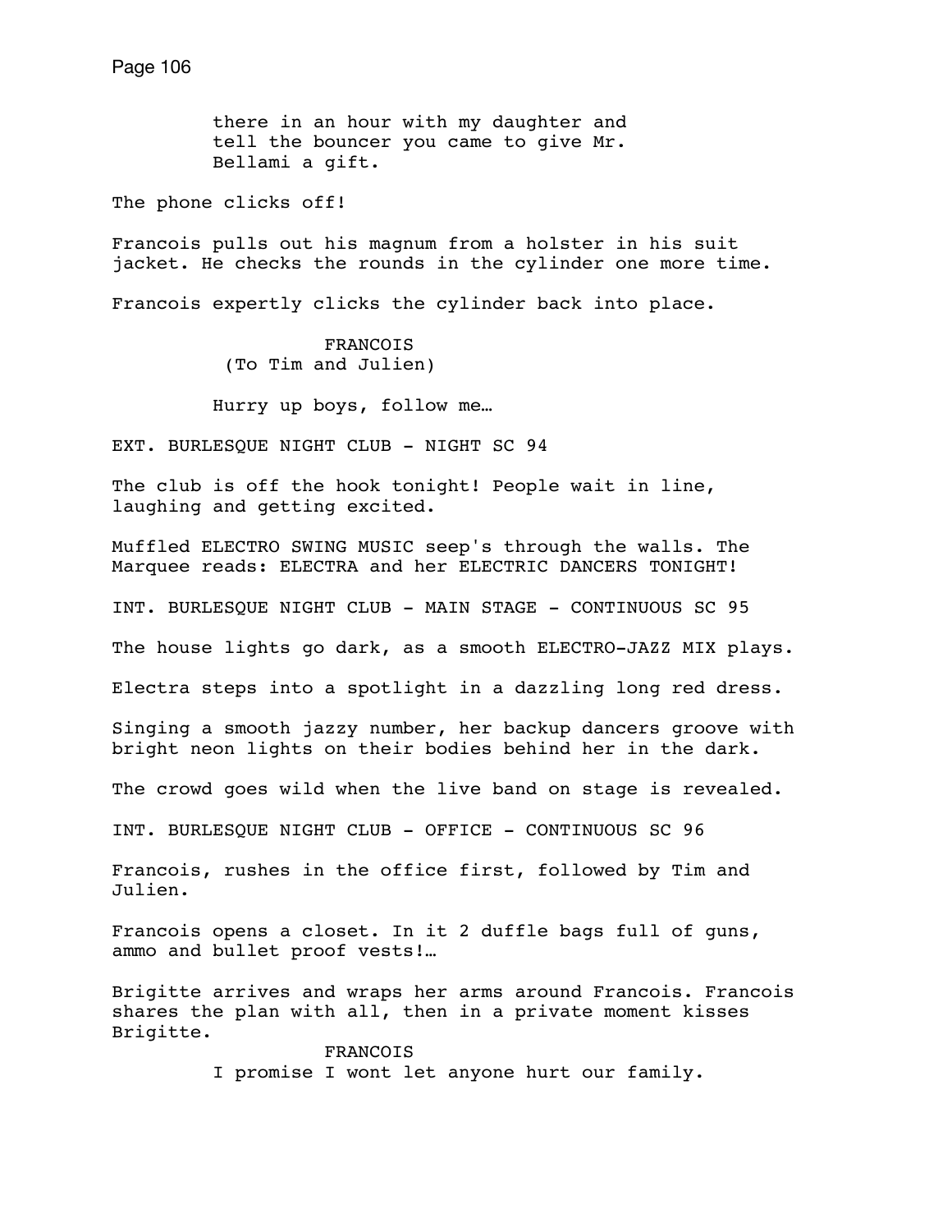there in an hour with my daughter and tell the bouncer you came to give Mr. Bellami a gift.

The phone clicks off!

Francois pulls out his magnum from a holster in his suit jacket. He checks the rounds in the cylinder one more time.

Francois expertly clicks the cylinder back into place.

FRANCOIS
(To Tim and Julien)

Hurry up boys, follow me…

EXT. BURLESQUE NIGHT CLUB - NIGHT SC 94

The club is off the hook tonight! People wait in line, laughing and getting excited.

Muffled ELECTRO SWING MUSIC seep's through the walls. The Marquee reads: ELECTRA and her ELECTRIC DANCERS TONIGHT!

INT. BURLESQUE NIGHT CLUB - MAIN STAGE - CONTINUOUS SC 95

The house lights go dark, as a smooth ELECTRO-JAZZ MIX plays.

Electra steps into a spotlight in a dazzling long red dress.

Singing a smooth jazzy number, her backup dancers groove with bright neon lights on their bodies behind her in the dark.

The crowd goes wild when the live band on stage is revealed.

INT. BURLESQUE NIGHT CLUB - OFFICE - CONTINUOUS SC 96

Francois, rushes in the office first, followed by Tim and Julien.

Francois opens a closet. In it 2 duffle bags full of guns, ammo and bullet proof vests!…

Brigitte arrives and wraps her arms around Francois. Francois shares the plan with all, then in a private moment kisses Brigitte.

FRANCOIS
I promise I wont let anyone hurt our family.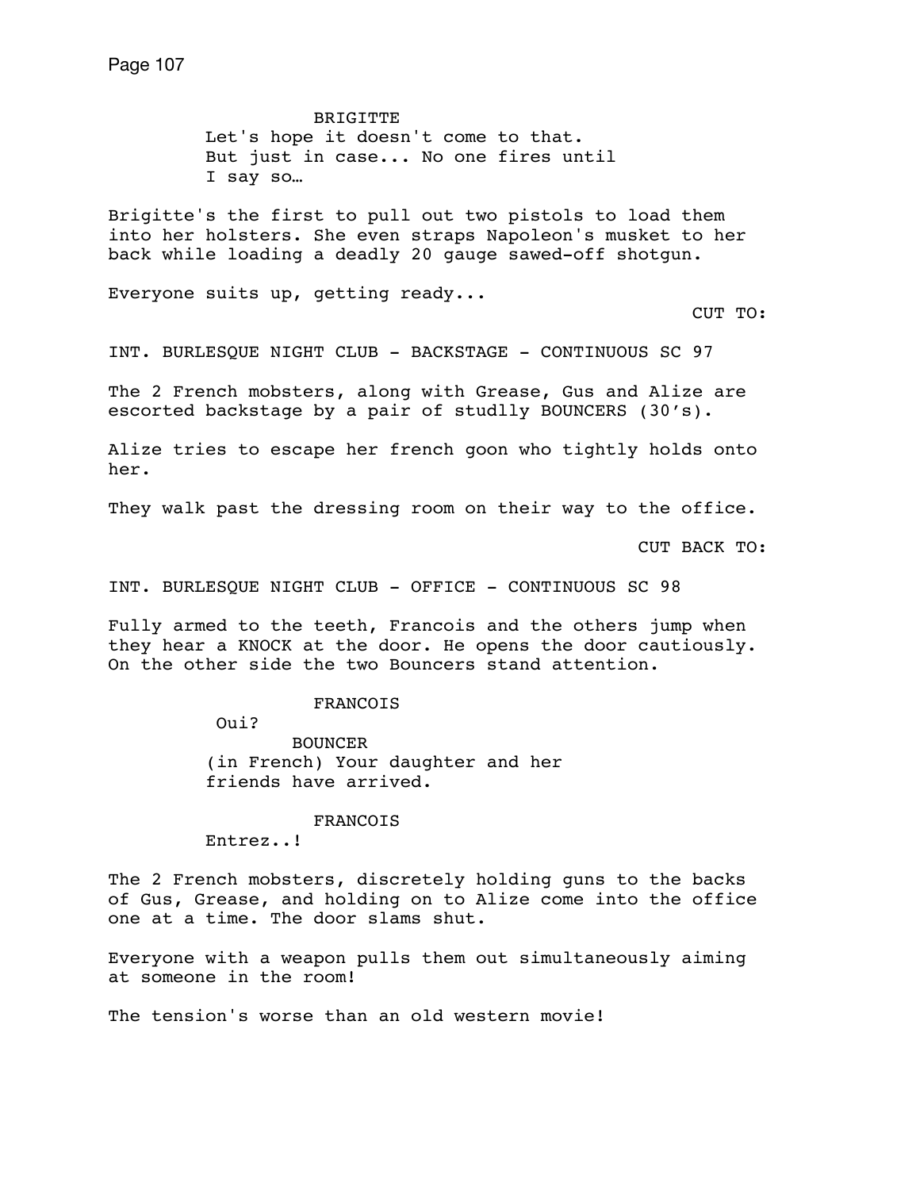BRIGITTE
Let's hope it doesn't come to that. But just in case... No one fires until I say so…

Brigitte's the first to pull out two pistols to load them into her holsters. She even straps Napoleon's musket to her back while loading a deadly 20 gauge sawed-off shotgun.

Everyone suits up, getting ready...

CUT TO:

INT. BURLESQUE NIGHT CLUB - BACKSTAGE - CONTINUOUS SC 97

The 2 French mobsters, along with Grease, Gus and Alize are escorted backstage by a pair of studlly BOUNCERS (30's).

Alize tries to escape her french goon who tightly holds onto her.

They walk past the dressing room on their way to the office.

CUT BACK TO:

INT. BURLESQUE NIGHT CLUB - OFFICE - CONTINUOUS SC 98

Fully armed to the teeth, Francois and the others jump when they hear a KNOCK at the door. He opens the door cautiously. On the other side the two Bouncers stand attention.

FRANCOIS
Oui?

BOUNCER
(in French) Your daughter and her friends have arrived.

FRANCOIS
Entrez..!

The 2 French mobsters, discretely holding guns to the backs of Gus, Grease, and holding on to Alize come into the office one at a time. The door slams shut.

Everyone with a weapon pulls them out simultaneously aiming at someone in the room!

The tension's worse than an old western movie!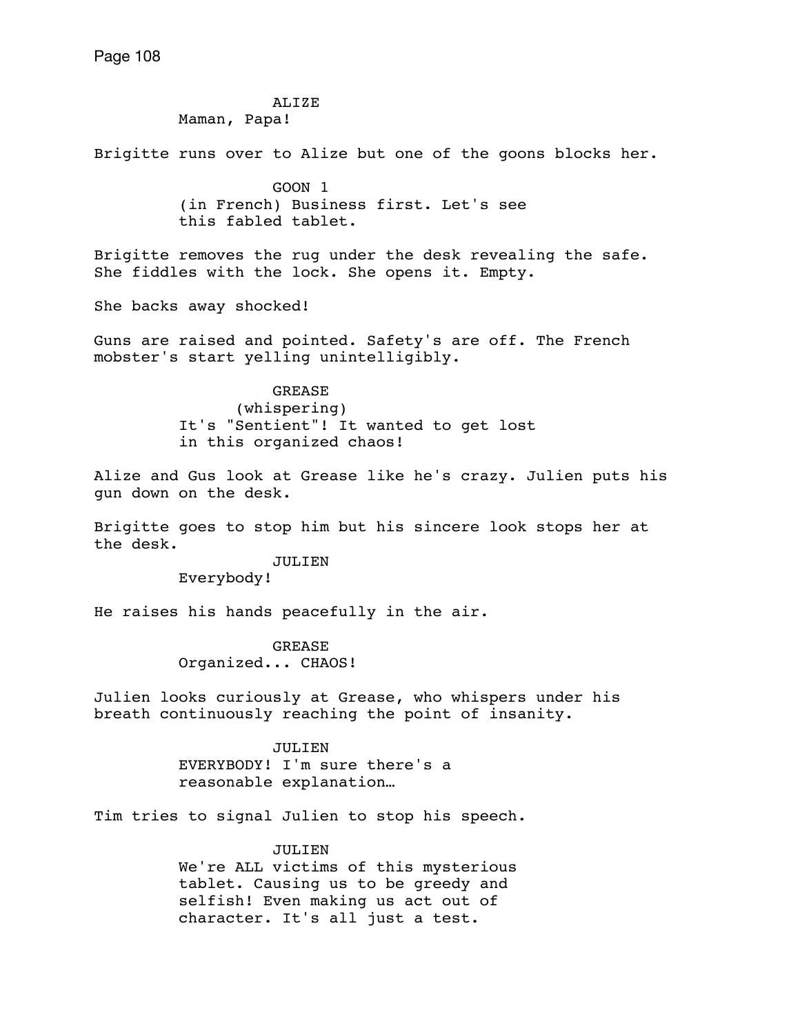ALIZE
Maman, Papa!

Brigitte runs over to Alize but one of the goons blocks her.

GOON 1
(in French) Business first. Let's see this fabled tablet.

Brigitte removes the rug under the desk revealing the safe. She fiddles with the lock. She opens it. Empty.

She backs away shocked!

Guns are raised and pointed. Safety's are off. The French mobster's start yelling unintelligibly.

GREASE
(whispering)
It's "Sentient"! It wanted to get lost in this organized chaos!

Alize and Gus look at Grease like he's crazy. Julien puts his gun down on the desk.

Brigitte goes to stop him but his sincere look stops her at the desk.

JULIEN
Everybody!

He raises his hands peacefully in the air.

GREASE
Organized... CHAOS!

Julien looks curiously at Grease, who whispers under his breath continuously reaching the point of insanity.

JULIEN
EVERYBODY! I'm sure there's a reasonable explanation…

Tim tries to signal Julien to stop his speech.

JULIEN
We're ALL victims of this mysterious tablet. Causing us to be greedy and selfish! Even making us act out of character. It's all just a test.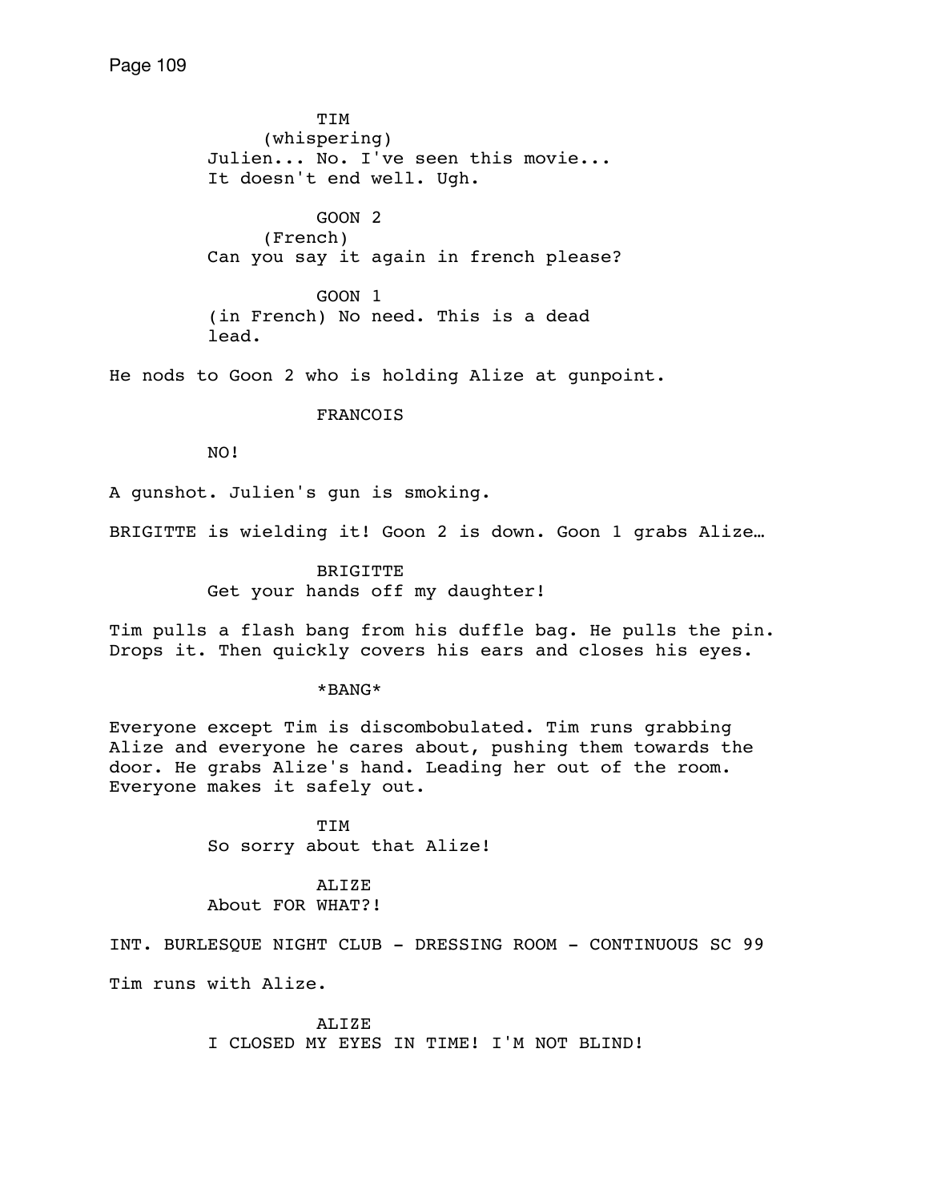TIM
(whispering)
Julien... No. I've seen this movie...
It doesn't end well. Ugh.

GOON 2
(French)
Can you say it again in french please?

GOON 1
(in French) No need. This is a dead
lead.

He nods to Goon 2 who is holding Alize at gunpoint.

FRANCOIS

NO!

A gunshot. Julien's gun is smoking.

BRIGITTE is wielding it! Goon 2 is down. Goon 1 grabs Alize…

BRIGITTE
Get your hands off my daughter!

Tim pulls a flash bang from his duffle bag. He pulls the pin. Drops it. Then quickly covers his ears and closes his eyes.

*BANG*

Everyone except Tim is discombobulated. Tim runs grabbing Alize and everyone he cares about, pushing them towards the door. He grabs Alize's hand. Leading her out of the room. Everyone makes it safely out.

TIM
So sorry about that Alize!

ALIZE
About FOR WHAT?!

INT. BURLESQUE NIGHT CLUB - DRESSING ROOM - CONTINUOUS SC 99

Tim runs with Alize.

ALIZE
I CLOSED MY EYES IN TIME! I'M NOT BLIND!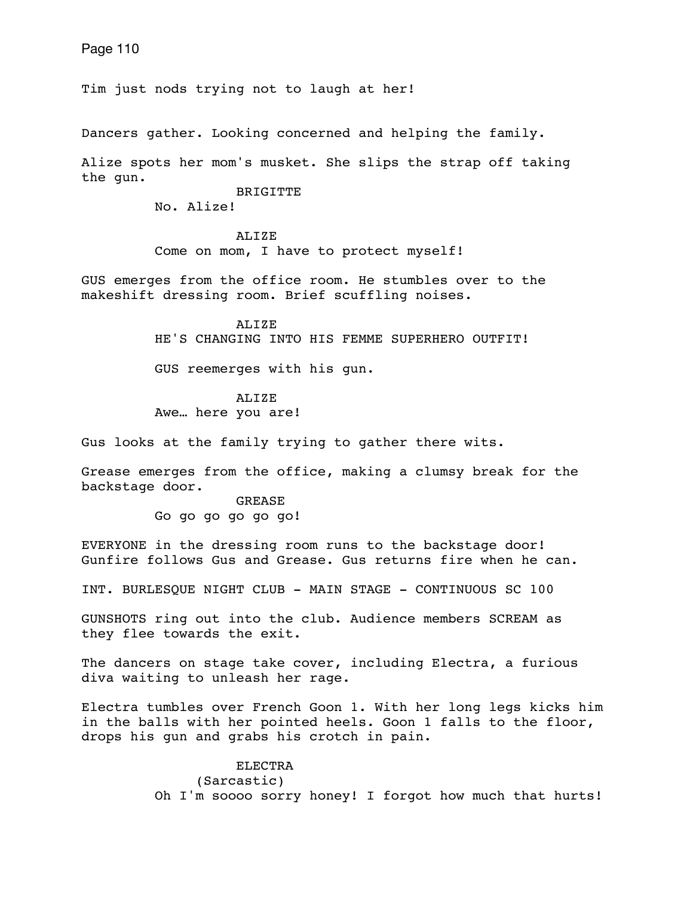Tim just nods trying not to laugh at her!

Dancers gather. Looking concerned and helping the family.

Alize spots her mom's musket. She slips the strap off taking the gun.

BRIGITTE

No. Alize!

ALIZE

Come on mom, I have to protect myself!

GUS emerges from the office room. He stumbles over to the makeshift dressing room. Brief scuffling noises.

ALIZE

HE'S CHANGING INTO HIS FEMME SUPERHERO OUTFIT!

GUS reemerges with his gun.

ALIZE

Awe… here you are!

Gus looks at the family trying to gather there wits.

Grease emerges from the office, making a clumsy break for the backstage door.

GREASE

Go go go go go go!

EVERYONE in the dressing room runs to the backstage door! Gunfire follows Gus and Grease. Gus returns fire when he can.

INT. BURLESQUE NIGHT CLUB - MAIN STAGE - CONTINUOUS SC 100

GUNSHOTS ring out into the club. Audience members SCREAM as they flee towards the exit.

The dancers on stage take cover, including Electra, a furious diva waiting to unleash her rage.

Electra tumbles over French Goon 1. With her long legs kicks him in the balls with her pointed heels. Goon 1 falls to the floor, drops his gun and grabs his crotch in pain.

ELECTRA

(Sarcastic)

Oh I'm soooo sorry honey! I forgot how much that hurts!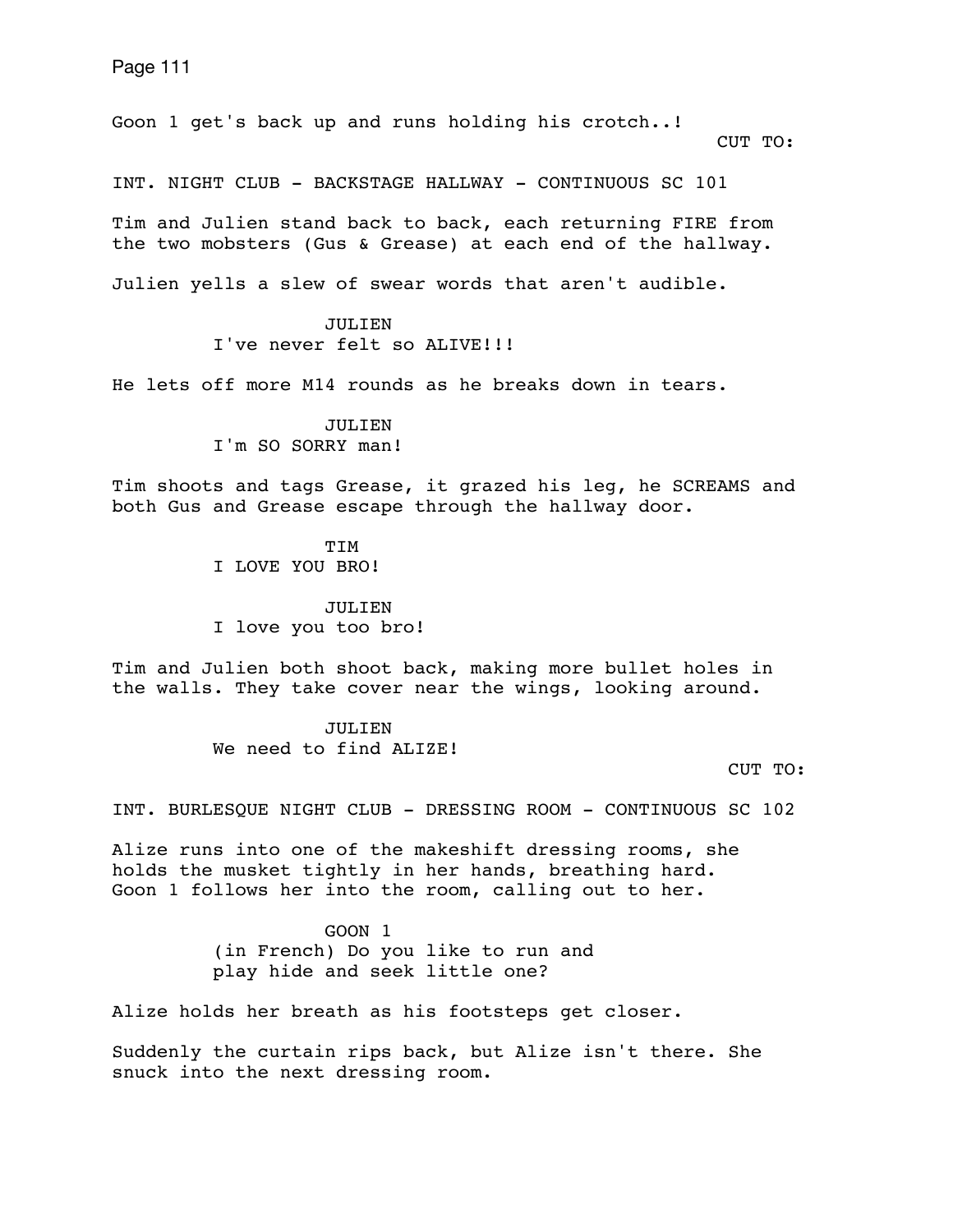Goon 1 get's back up and runs holding his crotch..!

CUT TO:

INT. NIGHT CLUB - BACKSTAGE HALLWAY - CONTINUOUS SC 101

Tim and Julien stand back to back, each returning FIRE from the two mobsters (Gus & Grease) at each end of the hallway.

Julien yells a slew of swear words that aren't audible.

JULIEN
I've never felt so ALIVE!!!

He lets off more M14 rounds as he breaks down in tears.

JULIEN
I'm SO SORRY man!

Tim shoots and tags Grease, it grazed his leg, he SCREAMS and both Gus and Grease escape through the hallway door.

TIM
I LOVE YOU BRO!

JULIEN
I love you too bro!

Tim and Julien both shoot back, making more bullet holes in the walls. They take cover near the wings, looking around.

JULIEN
We need to find ALIZE!

CUT TO:

INT. BURLESQUE NIGHT CLUB - DRESSING ROOM - CONTINUOUS SC 102

Alize runs into one of the makeshift dressing rooms, she holds the musket tightly in her hands, breathing hard. Goon 1 follows her into the room, calling out to her.

GOON 1
(in French) Do you like to run and play hide and seek little one?

Alize holds her breath as his footsteps get closer.

Suddenly the curtain rips back, but Alize isn't there. She snuck into the next dressing room.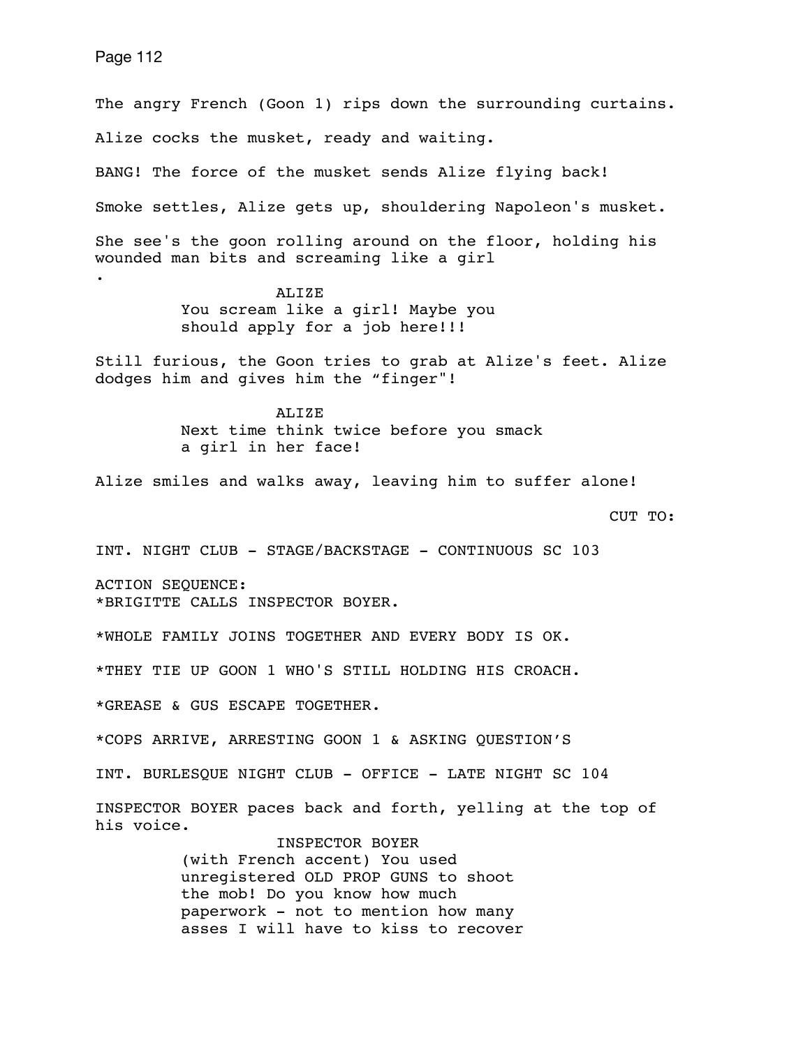The angry French (Goon 1) rips down the surrounding curtains.

Alize cocks the musket, ready and waiting.

BANG! The force of the musket sends Alize flying back!

Smoke settles, Alize gets up, shouldering Napoleon's musket.

She see's the goon rolling around on the floor, holding his wounded man bits and screaming like a girl
.

ALIZE
You scream like a girl! Maybe you should apply for a job here!!!

Still furious, the Goon tries to grab at Alize's feet. Alize dodges him and gives him the “finger"!

ALIZE
Next time think twice before you smack a girl in her face!

Alize smiles and walks away, leaving him to suffer alone!

CUT TO:

INT. NIGHT CLUB - STAGE/BACKSTAGE - CONTINUOUS SC 103

ACTION SEQUENCE:
*BRIGITTE CALLS INSPECTOR BOYER.

*WHOLE FAMILY JOINS TOGETHER AND EVERY BODY IS OK.

*THEY TIE UP GOON 1 WHO'S STILL HOLDING HIS CROACH.

*GREASE & GUS ESCAPE TOGETHER.

*COPS ARRIVE, ARRESTING GOON 1 & ASKING QUESTION’S

INT. BURLESQUE NIGHT CLUB - OFFICE - LATE NIGHT SC 104

INSPECTOR BOYER paces back and forth, yelling at the top of his voice.

INSPECTOR BOYER
(with French accent) You used unregistered OLD PROP GUNS to shoot the mob! Do you know how much paperwork - not to mention how many asses I will have to kiss to recover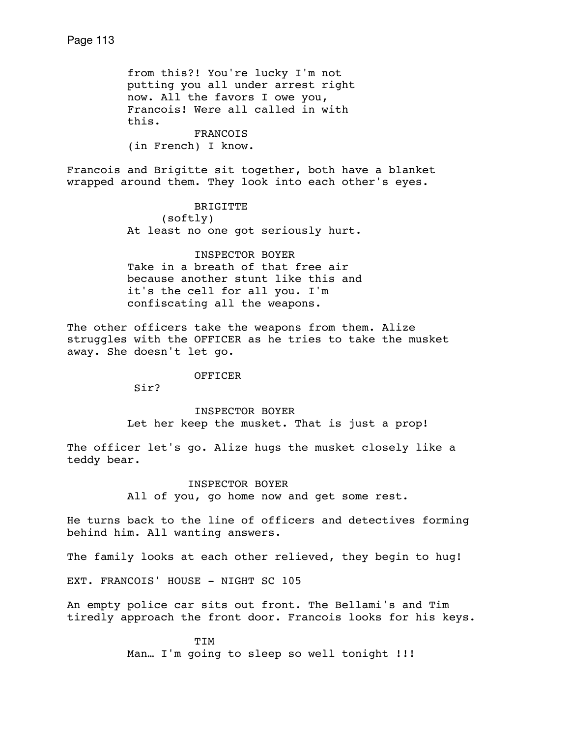from this?! You're lucky I'm not putting you all under arrest right now. All the favors I owe you, Francois! Were all called in with this.

FRANCOIS
(in French) I know.

Francois and Brigitte sit together, both have a blanket wrapped around them. They look into each other's eyes.

BRIGITTE
(softly)
At least no one got seriously hurt.

INSPECTOR BOYER
Take in a breath of that free air because another stunt like this and it's the cell for all you. I'm confiscating all the weapons.

The other officers take the weapons from them. Alize struggles with the OFFICER as he tries to take the musket away. She doesn't let go.

OFFICER
Sir?

INSPECTOR BOYER
Let her keep the musket. That is just a prop!

The officer let's go. Alize hugs the musket closely like a teddy bear.

INSPECTOR BOYER
All of you, go home now and get some rest.

He turns back to the line of officers and detectives forming behind him. All wanting answers.

The family looks at each other relieved, they begin to hug!

EXT. FRANCOIS' HOUSE - NIGHT SC 105

An empty police car sits out front. The Bellami's and Tim tiredly approach the front door. Francois looks for his keys.

TIM
Man… I'm going to sleep so well tonight !!!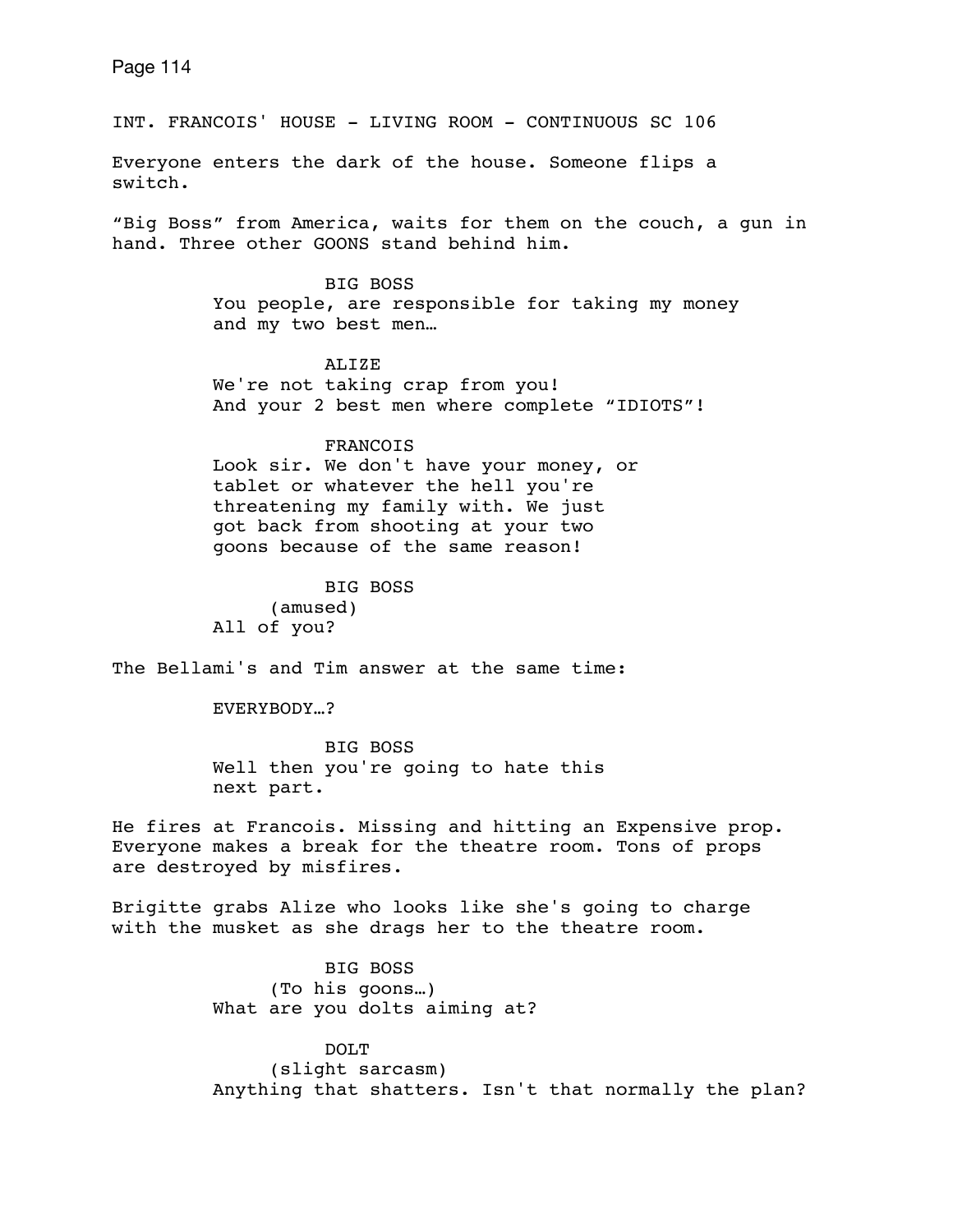INT. FRANCOIS' HOUSE - LIVING ROOM - CONTINUOUS SC 106

Everyone enters the dark of the house. Someone flips a switch.

"Big Boss" from America, waits for them on the couch, a gun in hand. Three other GOONS stand behind him.

BIG BOSS
You people, are responsible for taking my money and my two best men…

ALIZE
We're not taking crap from you!
And your 2 best men where complete "IDIOTS"!

FRANCOIS
Look sir. We don't have your money, or tablet or whatever the hell you're threatening my family with. We just got back from shooting at your two goons because of the same reason!

BIG BOSS
(amused)
All of you?

The Bellami's and Tim answer at the same time:

EVERYBODY…?

BIG BOSS
Well then you're going to hate this next part.

He fires at Francois. Missing and hitting an Expensive prop. Everyone makes a break for the theatre room. Tons of props are destroyed by misfires.

Brigitte grabs Alize who looks like she's going to charge with the musket as she drags her to the theatre room.

BIG BOSS
(To his goons…)
What are you dolts aiming at?

DOLT
(slight sarcasm)
Anything that shatters. Isn't that normally the plan?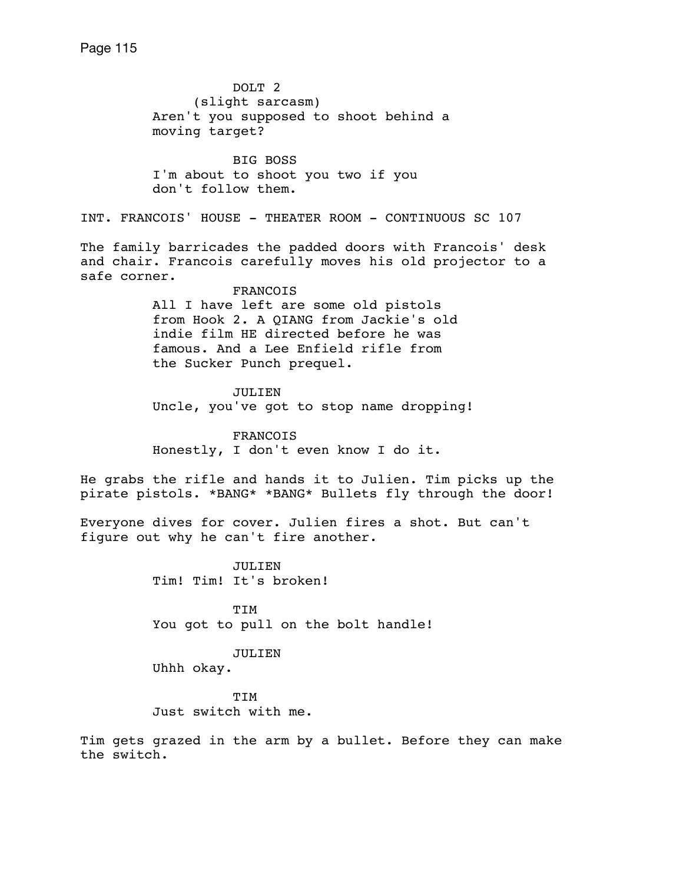DOLT 2
(slight sarcasm)
Aren't you supposed to shoot behind a moving target?

BIG BOSS
I'm about to shoot you two if you don't follow them.

INT. FRANCOIS' HOUSE - THEATER ROOM - CONTINUOUS SC 107

The family barricades the padded doors with Francois' desk and chair. Francois carefully moves his old projector to a safe corner.

FRANCOIS
All I have left are some old pistols from Hook 2. A QIANG from Jackie's old indie film HE directed before he was famous. And a Lee Enfield rifle from the Sucker Punch prequel.

JULIEN
Uncle, you've got to stop name dropping!

FRANCOIS
Honestly, I don't even know I do it.

He grabs the rifle and hands it to Julien. Tim picks up the pirate pistols. *BANG* *BANG* Bullets fly through the door!

Everyone dives for cover. Julien fires a shot. But can't figure out why he can't fire another.

JULIEN
Tim! Tim! It's broken!

TIM
You got to pull on the bolt handle!

JULIEN
Uhhh okay.

TIM
Just switch with me.

Tim gets grazed in the arm by a bullet. Before they can make the switch.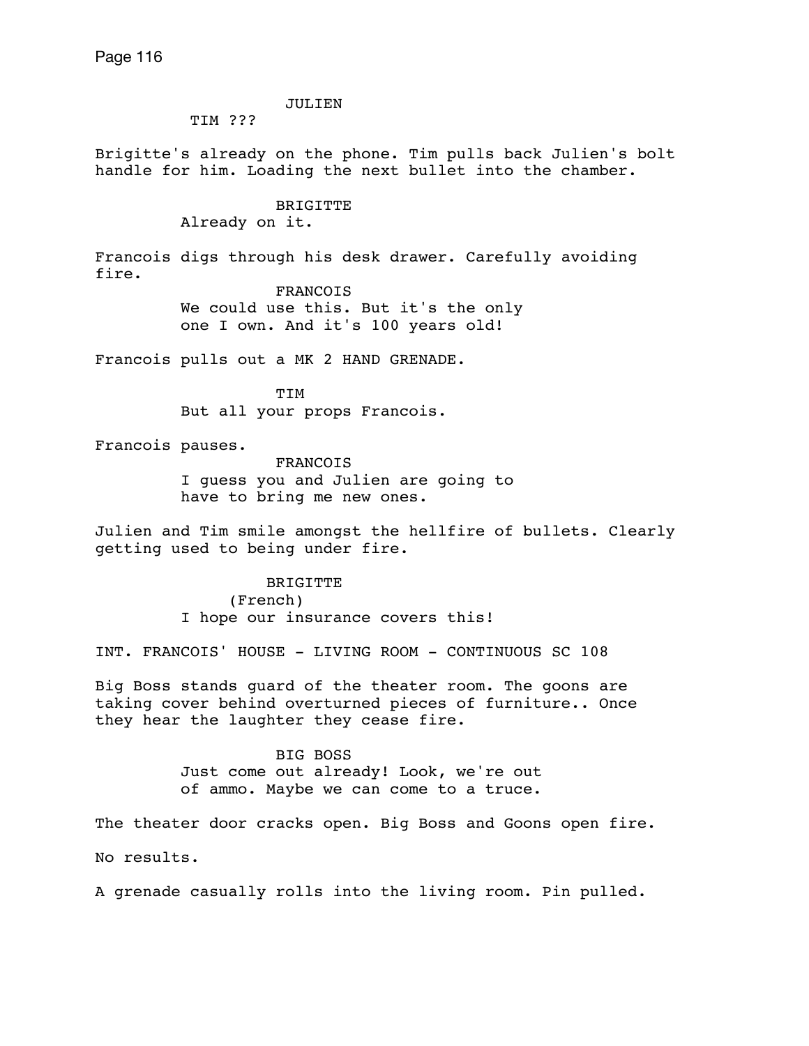JULIEN
TIM ???

Brigitte's already on the phone. Tim pulls back Julien's bolt handle for him. Loading the next bullet into the chamber.

BRIGITTE
Already on it.

Francois digs through his desk drawer. Carefully avoiding fire.

FRANCOIS
We could use this. But it's the only one I own. And it's 100 years old!

Francois pulls out a MK 2 HAND GRENADE.

TIM
But all your props Francois.

Francois pauses.

FRANCOIS
I guess you and Julien are going to have to bring me new ones.

Julien and Tim smile amongst the hellfire of bullets. Clearly getting used to being under fire.

BRIGITTE
(French)
I hope our insurance covers this!

INT. FRANCOIS' HOUSE - LIVING ROOM - CONTINUOUS SC 108

Big Boss stands guard of the theater room. The goons are taking cover behind overturned pieces of furniture.. Once they hear the laughter they cease fire.

BIG BOSS
Just come out already! Look, we're out of ammo. Maybe we can come to a truce.

The theater door cracks open. Big Boss and Goons open fire.

No results.

A grenade casually rolls into the living room. Pin pulled.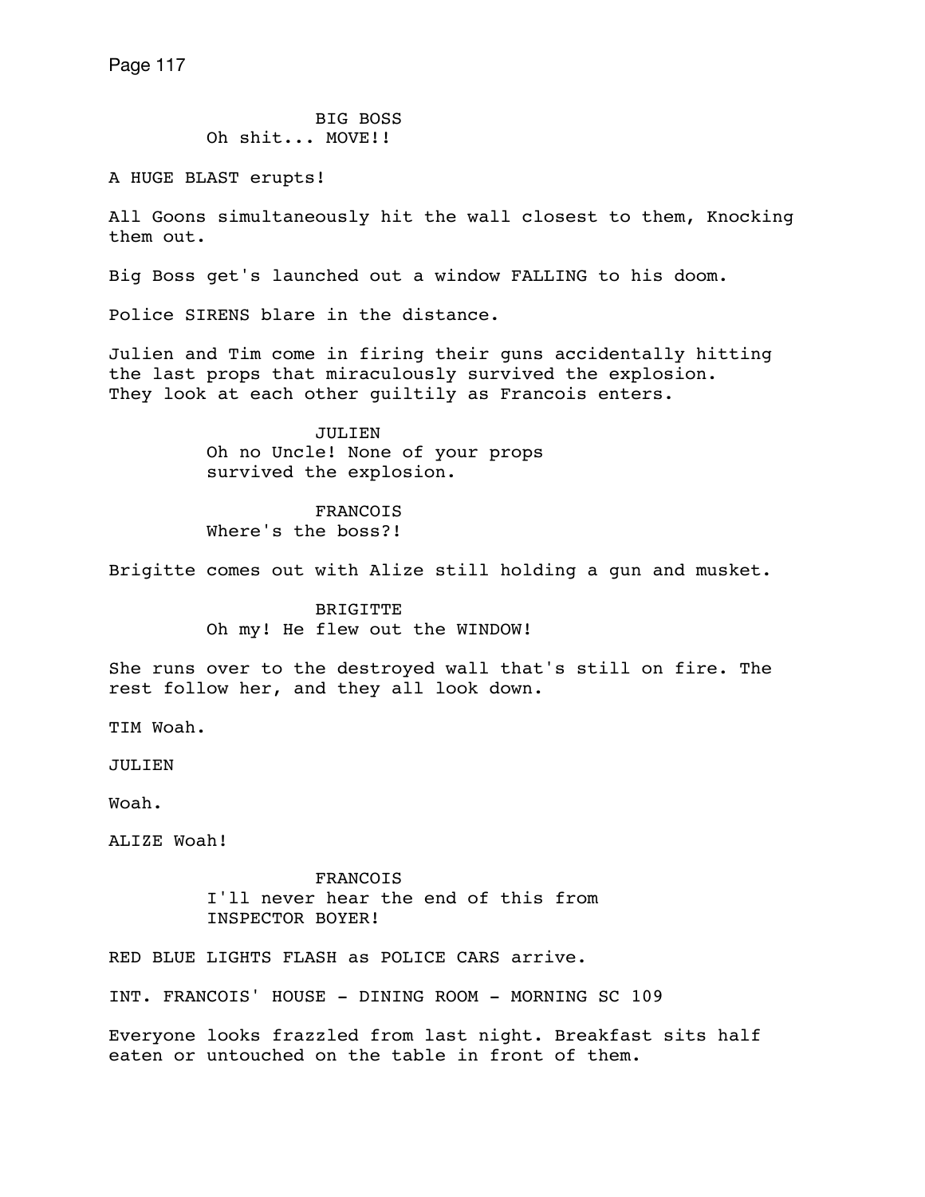BIG BOSS
Oh shit... MOVE!!

A HUGE BLAST erupts!

All Goons simultaneously hit the wall closest to them, Knocking them out.

Big Boss get's launched out a window FALLING to his doom.

Police SIRENS blare in the distance.

Julien and Tim come in firing their guns accidentally hitting the last props that miraculously survived the explosion. They look at each other guiltily as Francois enters.

JULIEN
Oh no Uncle! None of your props survived the explosion.

FRANCOIS
Where's the boss?!

Brigitte comes out with Alize still holding a gun and musket.

BRIGITTE
Oh my! He flew out the WINDOW!

She runs over to the destroyed wall that's still on fire. The rest follow her, and they all look down.

TIM Woah.

JULIEN

Woah.

ALIZE Woah!

FRANCOIS
I'll never hear the end of this from INSPECTOR BOYER!

RED BLUE LIGHTS FLASH as POLICE CARS arrive.

INT. FRANCOIS' HOUSE - DINING ROOM - MORNING SC 109

Everyone looks frazzled from last night. Breakfast sits half eaten or untouched on the table in front of them.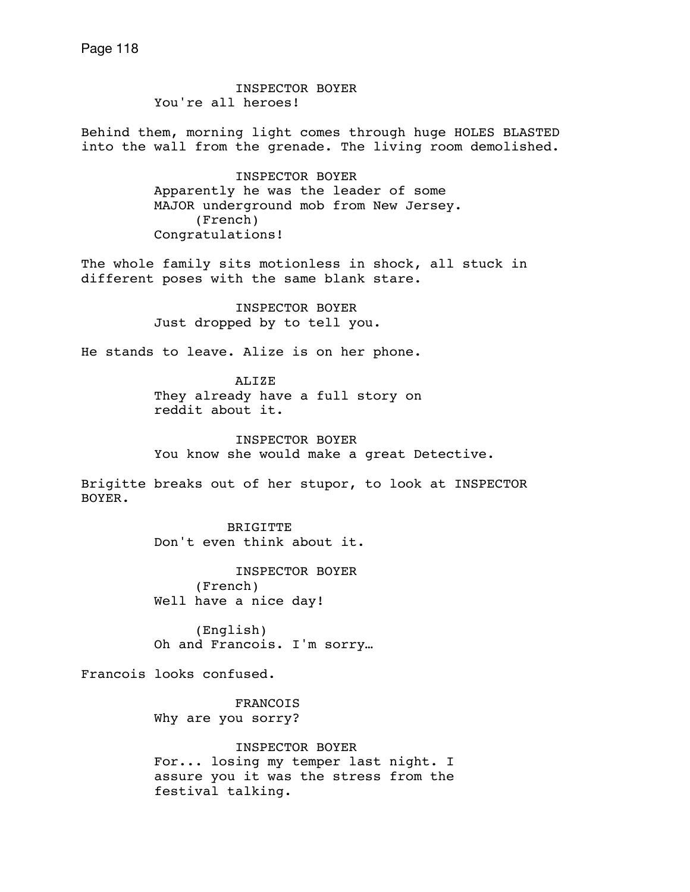INSPECTOR BOYER
You're all heroes!

Behind them, morning light comes through huge HOLES BLASTED into the wall from the grenade. The living room demolished.

INSPECTOR BOYER
Apparently he was the leader of some MAJOR underground mob from New Jersey.
(French)
Congratulations!

The whole family sits motionless in shock, all stuck in different poses with the same blank stare.

INSPECTOR BOYER
Just dropped by to tell you.

He stands to leave. Alize is on her phone.

ALIZE
They already have a full story on reddit about it.

INSPECTOR BOYER
You know she would make a great Detective.

Brigitte breaks out of her stupor, to look at INSPECTOR BOYER.

BRIGITTE
Don't even think about it.

INSPECTOR BOYER
(French)
Well have a nice day!

(English)
Oh and Francois. I'm sorry…

Francois looks confused.

FRANCOIS
Why are you sorry?

INSPECTOR BOYER
For... losing my temper last night. I assure you it was the stress from the festival talking.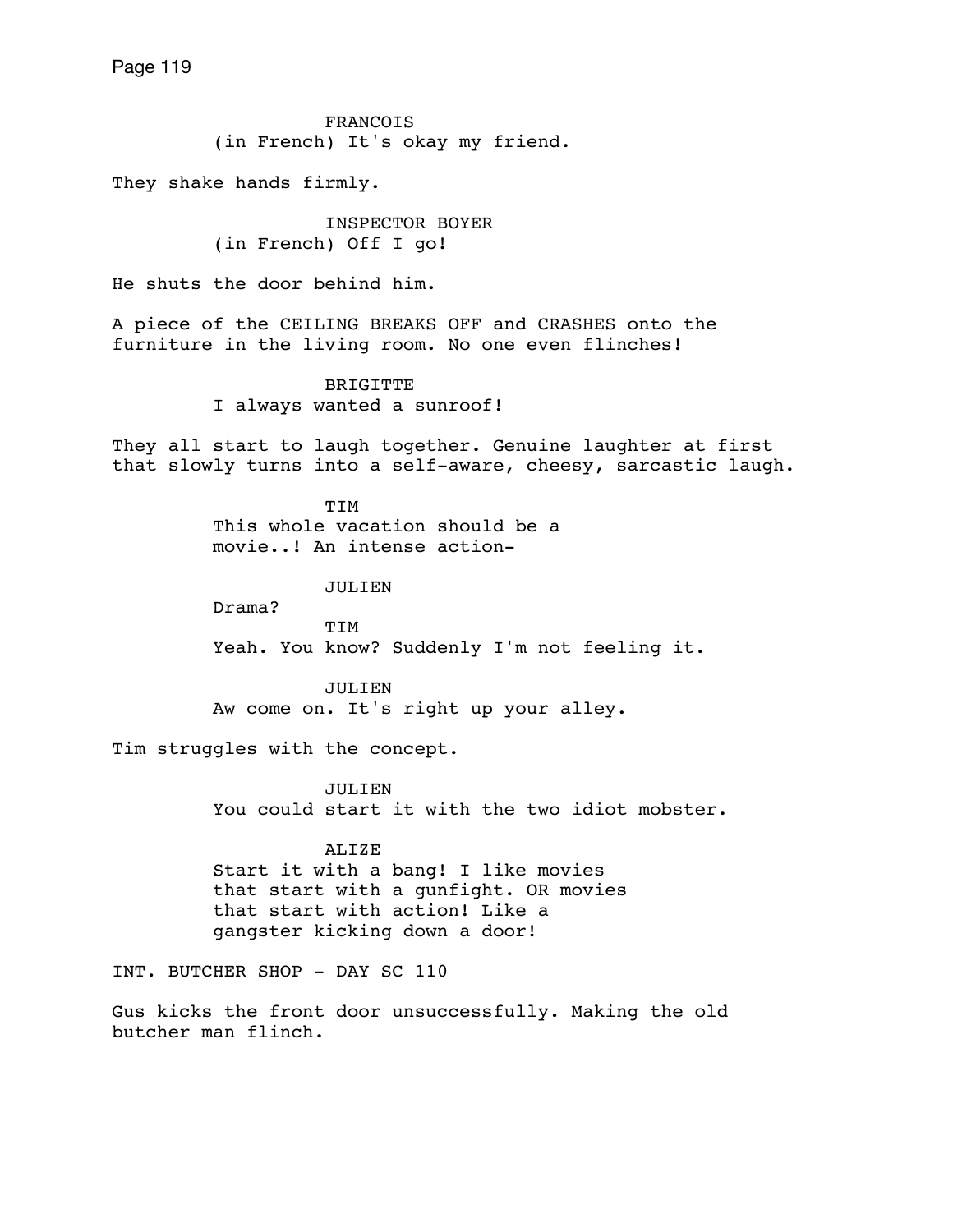FRANCOIS
(in French) It's okay my friend.

They shake hands firmly.

INSPECTOR BOYER
(in French) Off I go!

He shuts the door behind him.

A piece of the CEILING BREAKS OFF and CRASHES onto the furniture in the living room. No one even flinches!

BRIGITTE
I always wanted a sunroof!

They all start to laugh together. Genuine laughter at first that slowly turns into a self-aware, cheesy, sarcastic laugh.

TIM
This whole vacation should be a movie..! An intense action-

JULIEN
Drama?

TIM
Yeah. You know? Suddenly I'm not feeling it.

JULIEN
Aw come on. It's right up your alley.

Tim struggles with the concept.

JULIEN
You could start it with the two idiot mobster.

ALIZE
Start it with a bang! I like movies that start with a gunfight. OR movies that start with action! Like a gangster kicking down a door!

INT. BUTCHER SHOP - DAY SC 110

Gus kicks the front door unsuccessfully. Making the old butcher man flinch.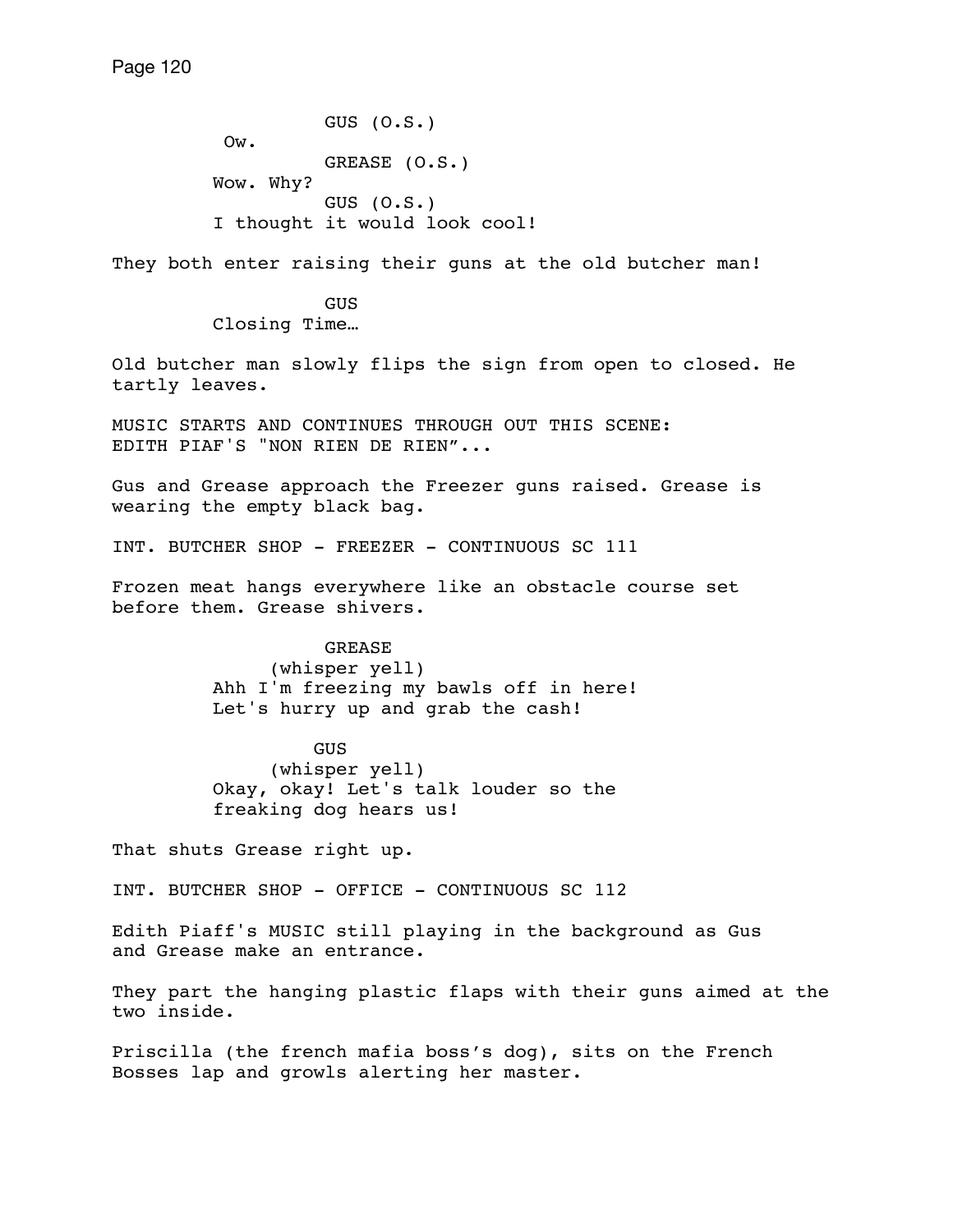GUS (O.S.)

Ow.

GREASE (O.S.)

Wow. Why?

GUS (O.S.)

I thought it would look cool!

They both enter raising their guns at the old butcher man!

GUS

Closing Time…

Old butcher man slowly flips the sign from open to closed. He tartly leaves.

MUSIC STARTS AND CONTINUES THROUGH OUT THIS SCENE: EDITH PIAF'S "NON RIEN DE RIEN"...

Gus and Grease approach the Freezer guns raised. Grease is wearing the empty black bag.

INT. BUTCHER SHOP - FREEZER - CONTINUOUS SC 111

Frozen meat hangs everywhere like an obstacle course set before them. Grease shivers.

GREASE

(whisper yell)

Ahh I'm freezing my bawls off in here! Let's hurry up and grab the cash!

GUS

(whisper yell)

Okay, okay! Let's talk louder so the freaking dog hears us!

That shuts Grease right up.

INT. BUTCHER SHOP - OFFICE - CONTINUOUS SC 112

Edith Piaff's MUSIC still playing in the background as Gus and Grease make an entrance.

They part the hanging plastic flaps with their guns aimed at the two inside.

Priscilla (the french mafia boss's dog), sits on the French Bosses lap and growls alerting her master.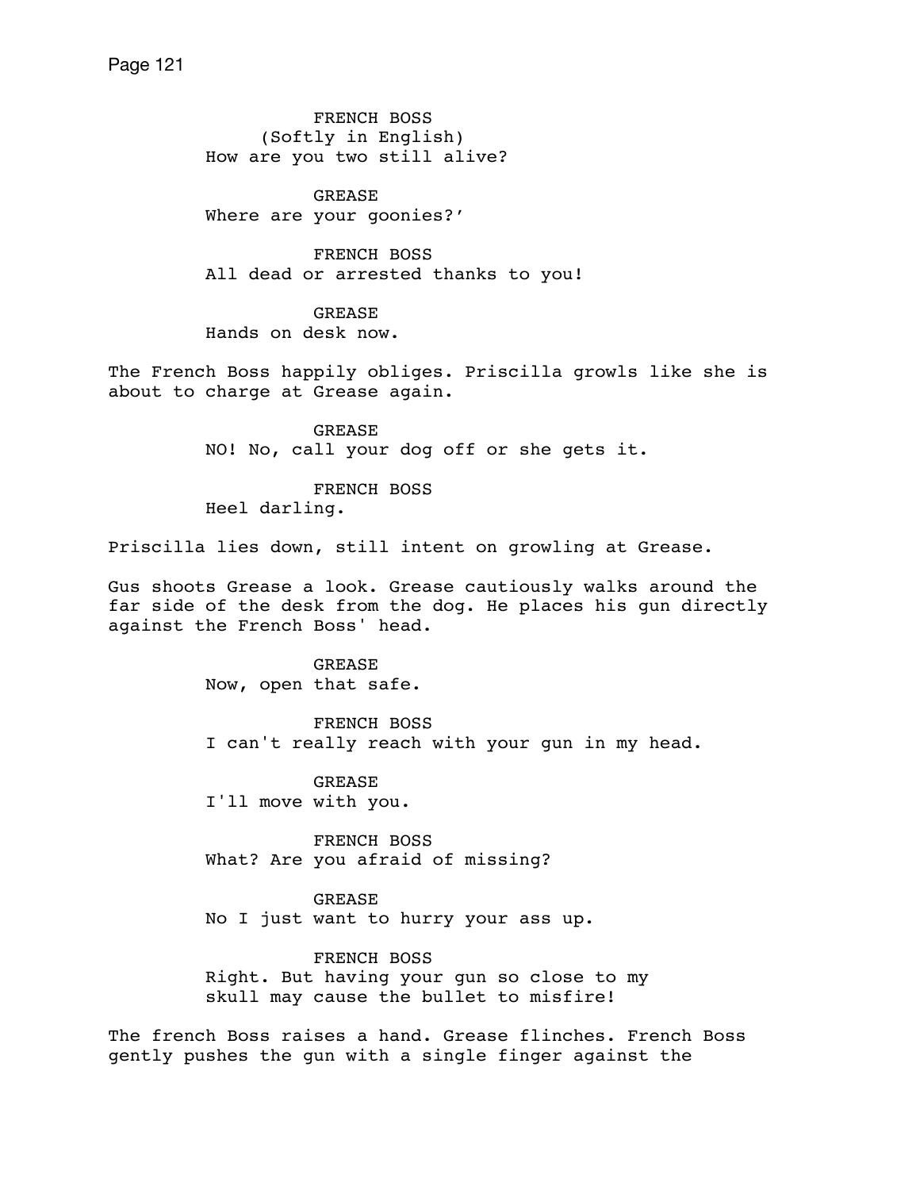FRENCH BOSS
(Softly in English)
How are you two still alive?

GREASE
Where are your goonies?'

FRENCH BOSS
All dead or arrested thanks to you!

GREASE
Hands on desk now.

The French Boss happily obliges. Priscilla growls like she is about to charge at Grease again.

GREASE
NO! No, call your dog off or she gets it.

FRENCH BOSS
Heel darling.

Priscilla lies down, still intent on growling at Grease.

Gus shoots Grease a look. Grease cautiously walks around the far side of the desk from the dog. He places his gun directly against the French Boss' head.

GREASE
Now, open that safe.

FRENCH BOSS
I can't really reach with your gun in my head.

GREASE
I'll move with you.

FRENCH BOSS
What? Are you afraid of missing?

GREASE
No I just want to hurry your ass up.

FRENCH BOSS
Right. But having your gun so close to my skull may cause the bullet to misfire!

The french Boss raises a hand. Grease flinches. French Boss gently pushes the gun with a single finger against the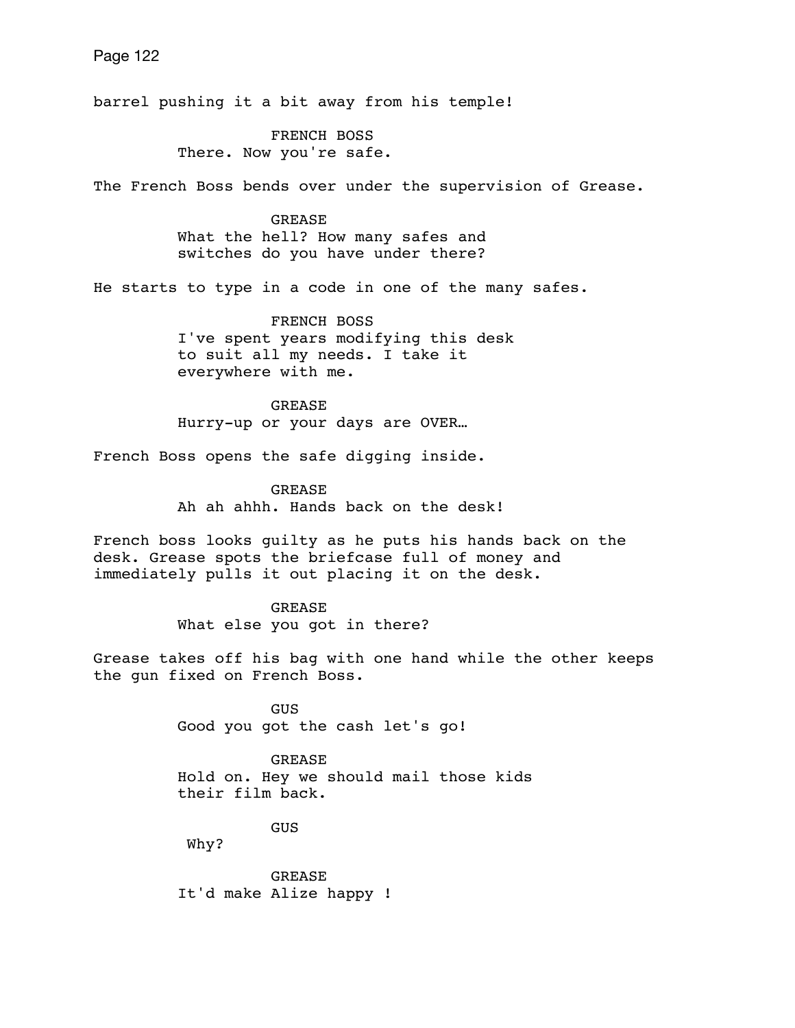barrel pushing it a bit away from his temple!

FRENCH BOSS
There. Now you're safe.

The French Boss bends over under the supervision of Grease.

GREASE
What the hell? How many safes and switches do you have under there?

He starts to type in a code in one of the many safes.

FRENCH BOSS
I've spent years modifying this desk to suit all my needs. I take it everywhere with me.

GREASE
Hurry-up or your days are OVER…

French Boss opens the safe digging inside.

GREASE
Ah ah ahhh. Hands back on the desk!

French boss looks guilty as he puts his hands back on the desk. Grease spots the briefcase full of money and immediately pulls it out placing it on the desk.

GREASE
What else you got in there?

Grease takes off his bag with one hand while the other keeps the gun fixed on French Boss.

GUS
Good you got the cash let's go!

GREASE
Hold on. Hey we should mail those kids their film back.

GUS
Why?

GREASE
It'd make Alize happy !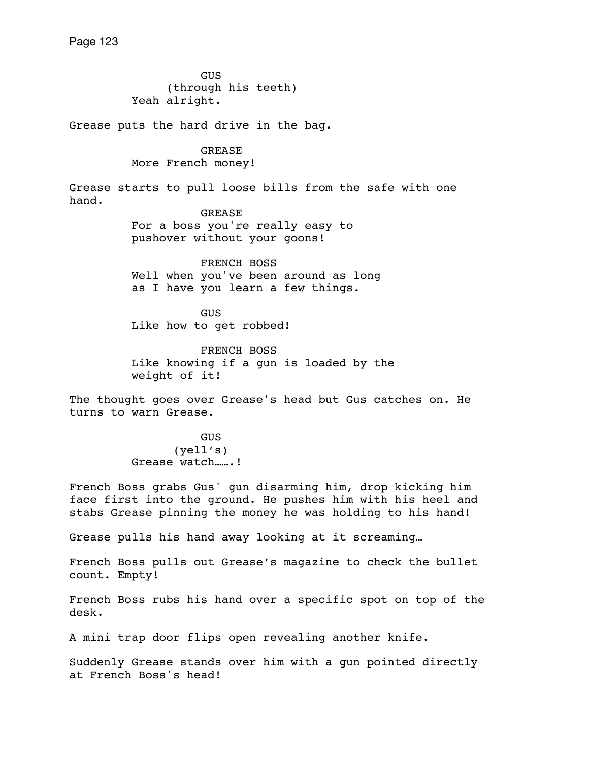GUS
(through his teeth)
Yeah alright.

Grease puts the hard drive in the bag.

GREASE
More French money!

Grease starts to pull loose bills from the safe with one hand.

GREASE
For a boss you're really easy to pushover without your goons!

FRENCH BOSS
Well when you've been around as long as I have you learn a few things.

GUS
Like how to get robbed!

FRENCH BOSS
Like knowing if a gun is loaded by the weight of it!

The thought goes over Grease's head but Gus catches on. He turns to warn Grease.

GUS
(yell's)
Grease watch…….!

French Boss grabs Gus' gun disarming him, drop kicking him face first into the ground. He pushes him with his heel and stabs Grease pinning the money he was holding to his hand!

Grease pulls his hand away looking at it screaming…

French Boss pulls out Grease's magazine to check the bullet count. Empty!

French Boss rubs his hand over a specific spot on top of the desk.

A mini trap door flips open revealing another knife.

Suddenly Grease stands over him with a gun pointed directly at French Boss's head!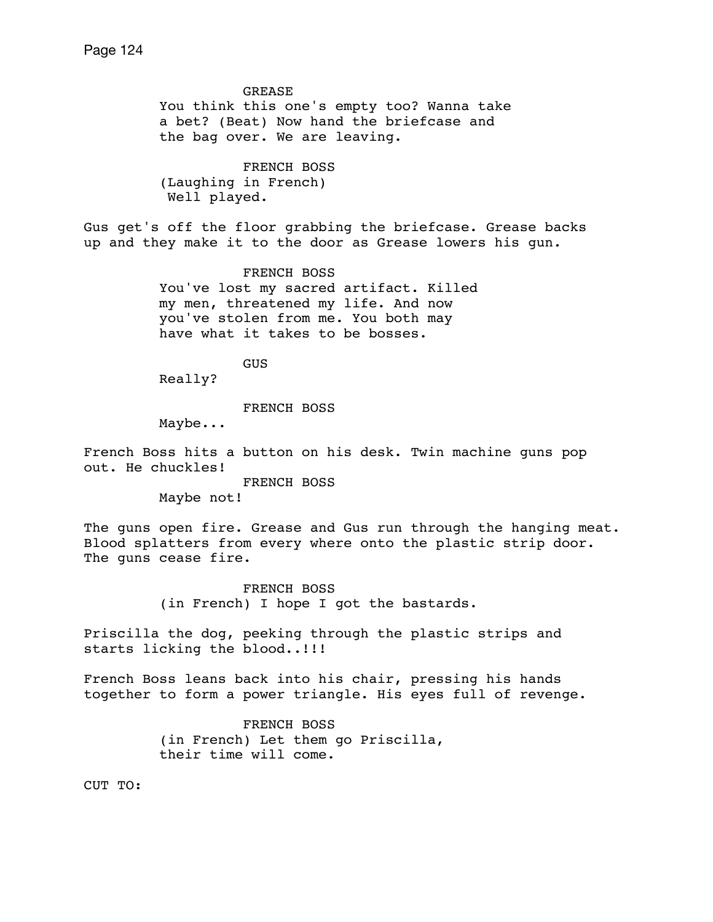GREASE
You think this one's empty too? Wanna take a bet? (Beat) Now hand the briefcase and the bag over. We are leaving.

FRENCH BOSS
(Laughing in French)
Well played.

Gus get's off the floor grabbing the briefcase. Grease backs up and they make it to the door as Grease lowers his gun.

FRENCH BOSS
You've lost my sacred artifact. Killed my men, threatened my life. And now you've stolen from me. You both may have what it takes to be bosses.

GUS
Really?

FRENCH BOSS
Maybe...

French Boss hits a button on his desk. Twin machine guns pop out. He chuckles!

FRENCH BOSS
Maybe not!

The guns open fire. Grease and Gus run through the hanging meat. Blood splatters from every where onto the plastic strip door. The guns cease fire.

FRENCH BOSS
(in French) I hope I got the bastards.

Priscilla the dog, peeking through the plastic strips and starts licking the blood..!!!

French Boss leans back into his chair, pressing his hands together to form a power triangle. His eyes full of revenge.

FRENCH BOSS
(in French) Let them go Priscilla, their time will come.

CUT TO: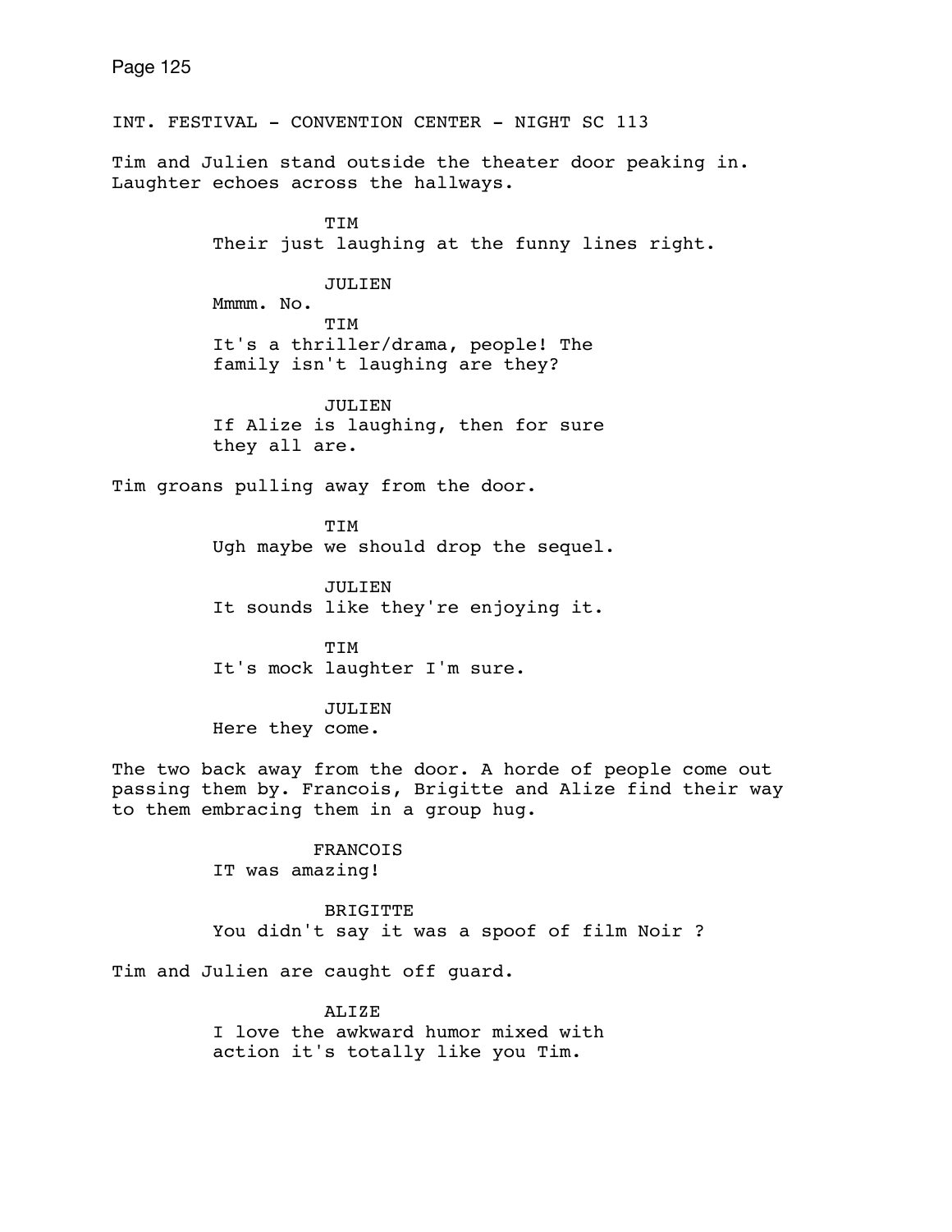INT. FESTIVAL - CONVENTION CENTER - NIGHT SC 113

Tim and Julien stand outside the theater door peaking in. Laughter echoes across the hallways.

TIM
Their just laughing at the funny lines right.

JULIEN
Mmmm. No.

TIM
It's a thriller/drama, people! The family isn't laughing are they?

JULIEN
If Alize is laughing, then for sure they all are.

Tim groans pulling away from the door.

TIM
Ugh maybe we should drop the sequel.

JULIEN
It sounds like they're enjoying it.

TIM
It's mock laughter I'm sure.

JULIEN
Here they come.

The two back away from the door. A horde of people come out passing them by. Francois, Brigitte and Alize find their way to them embracing them in a group hug.

FRANCOIS
IT was amazing!

BRIGITTE
You didn't say it was a spoof of film Noir ?

Tim and Julien are caught off guard.

ALIZE
I love the awkward humor mixed with action it's totally like you Tim.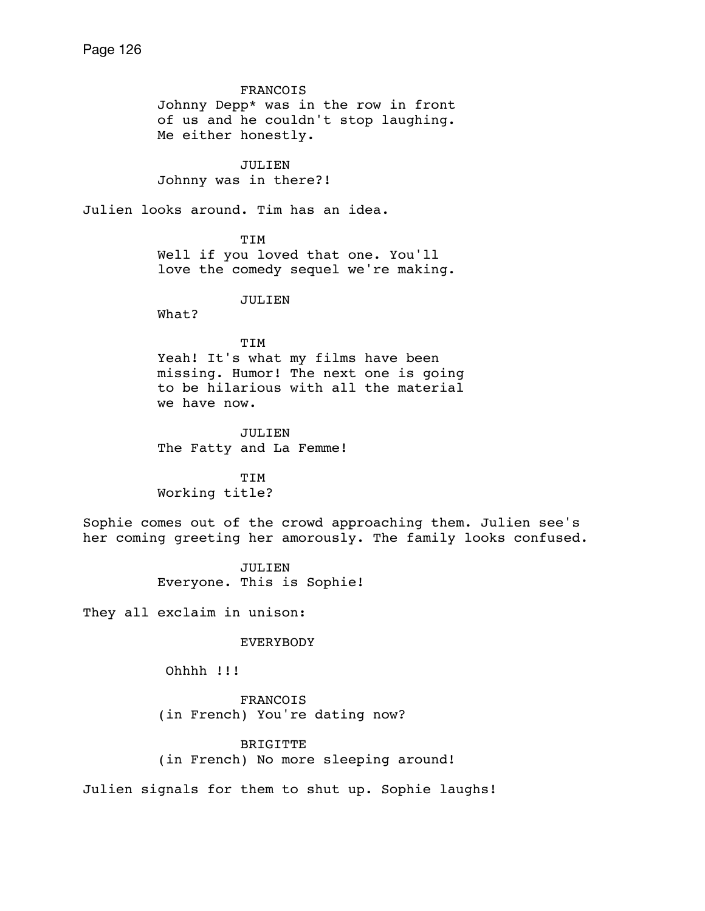FRANCOIS
Johnny Depp* was in the row in front of us and he couldn't stop laughing. Me either honestly.

JULIEN
Johnny was in there?!

Julien looks around. Tim has an idea.

TIM
Well if you loved that one. You'll love the comedy sequel we're making.

JULIEN
What?

TIM
Yeah! It's what my films have been missing. Humor! The next one is going to be hilarious with all the material we have now.

JULIEN
The Fatty and La Femme!

TIM
Working title?

Sophie comes out of the crowd approaching them. Julien see's her coming greeting her amorously. The family looks confused.

JULIEN
Everyone. This is Sophie!

They all exclaim in unison:

EVERYBODY
Ohhhh !!!

FRANCOIS
(in French) You're dating now?

BRIGITTE
(in French) No more sleeping around!

Julien signals for them to shut up. Sophie laughs!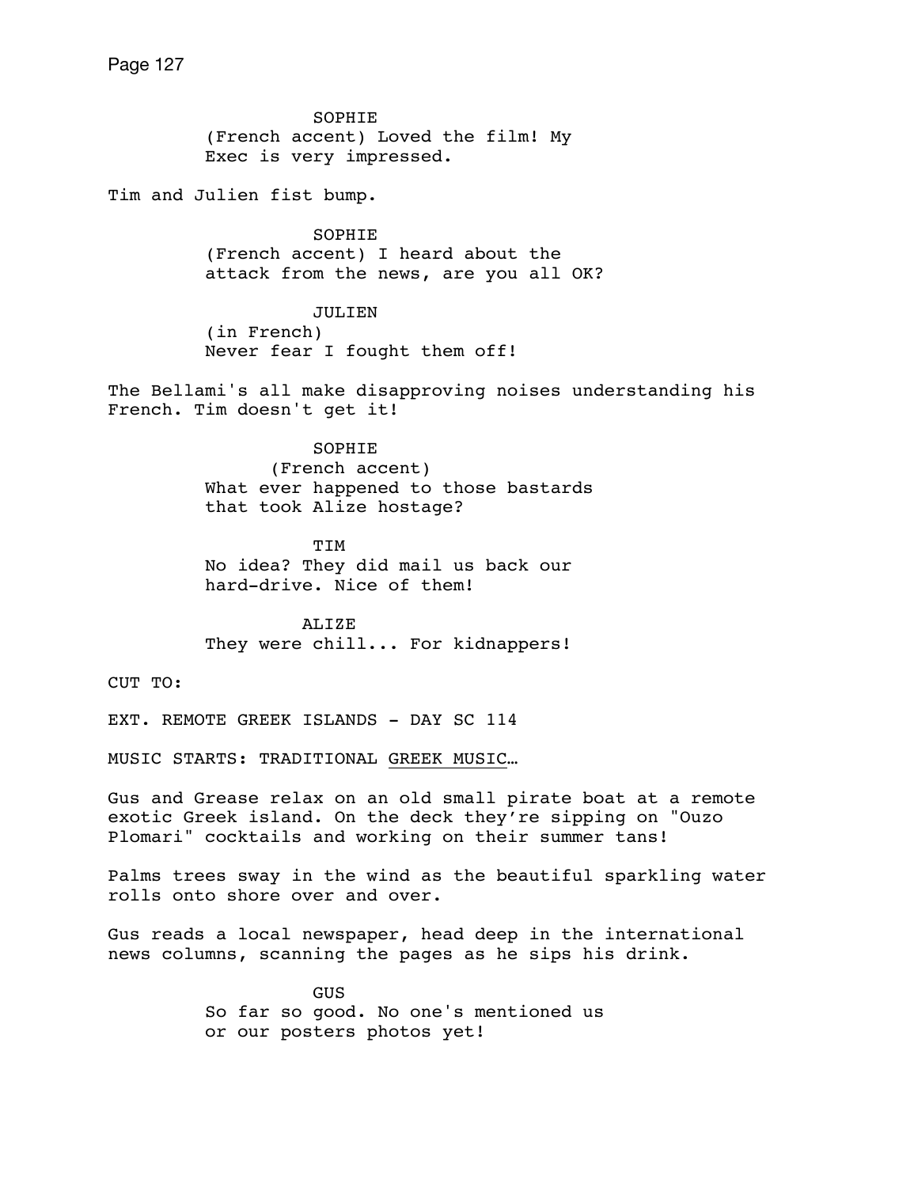SOPHIE
(French accent) Loved the film! My Exec is very impressed.

Tim and Julien fist bump.

SOPHIE
(French accent) I heard about the attack from the news, are you all OK?

JULIEN
(in French)
Never fear I fought them off!

The Bellami's all make disapproving noises understanding his French. Tim doesn't get it!

SOPHIE
(French accent)
What ever happened to those bastards that took Alize hostage?

TIM
No idea? They did mail us back our hard-drive. Nice of them!

ALIZE
They were chill... For kidnappers!

CUT TO:

EXT. REMOTE GREEK ISLANDS - DAY SC 114

MUSIC STARTS: TRADITIONAL GREEK MUSIC…

Gus and Grease relax on an old small pirate boat at a remote exotic Greek island. On the deck they're sipping on "Ouzo Plomari" cocktails and working on their summer tans!

Palms trees sway in the wind as the beautiful sparkling water rolls onto shore over and over.

Gus reads a local newspaper, head deep in the international news columns, scanning the pages as he sips his drink.

GUS
So far so good. No one's mentioned us or our posters photos yet!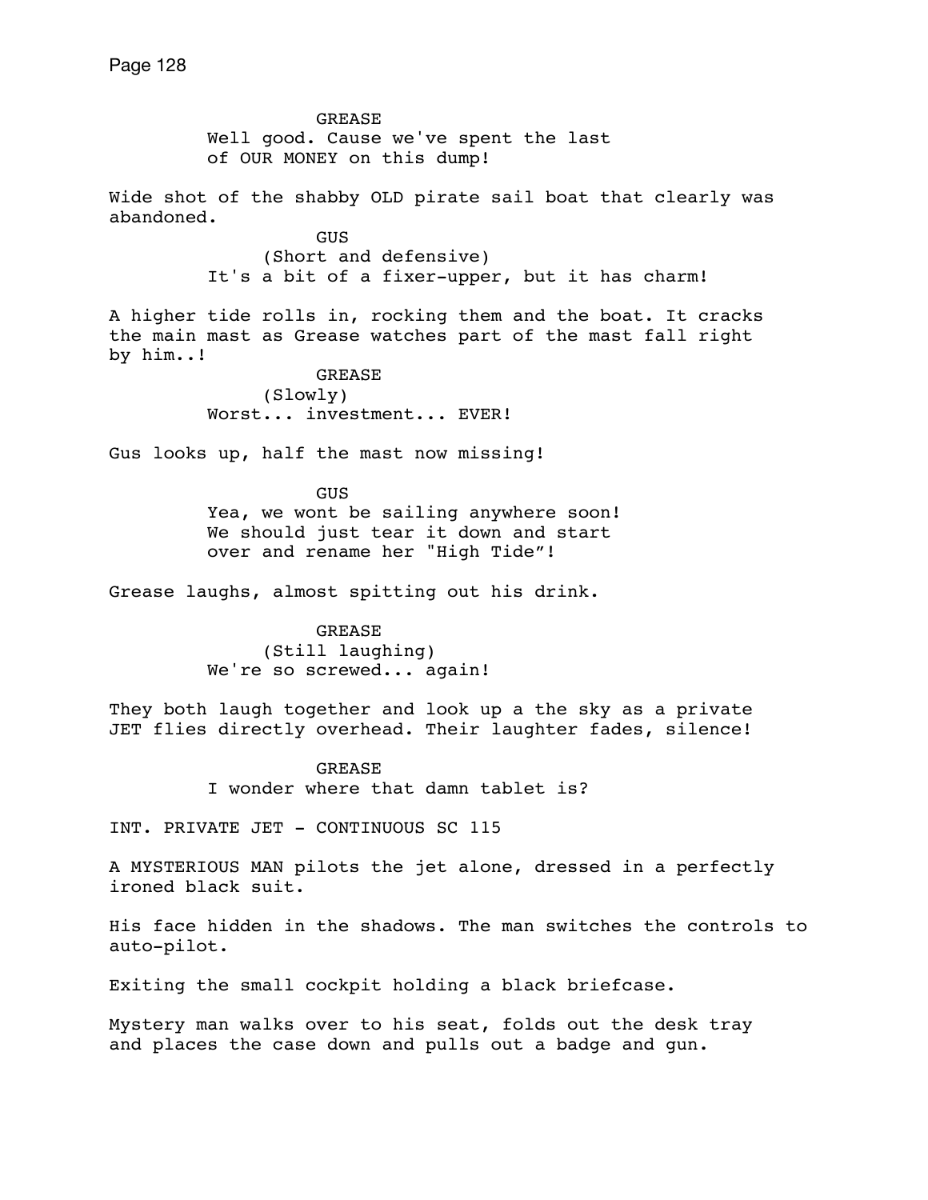GREASE
Well good. Cause we've spent the last of OUR MONEY on this dump!

Wide shot of the shabby OLD pirate sail boat that clearly was abandoned.

GUS
(Short and defensive)
It's a bit of a fixer-upper, but it has charm!

A higher tide rolls in, rocking them and the boat. It cracks the main mast as Grease watches part of the mast fall right by him..!

GREASE
(Slowly)
Worst... investment... EVER!

Gus looks up, half the mast now missing!

GUS
Yea, we wont be sailing anywhere soon! We should just tear it down and start over and rename her "High Tide"!

Grease laughs, almost spitting out his drink.

GREASE
(Still laughing)
We're so screwed... again!

They both laugh together and look up a the sky as a private JET flies directly overhead. Their laughter fades, silence!

GREASE
I wonder where that damn tablet is?

INT. PRIVATE JET - CONTINUOUS SC 115

A MYSTERIOUS MAN pilots the jet alone, dressed in a perfectly ironed black suit.

His face hidden in the shadows. The man switches the controls to auto-pilot.

Exiting the small cockpit holding a black briefcase.

Mystery man walks over to his seat, folds out the desk tray and places the case down and pulls out a badge and gun.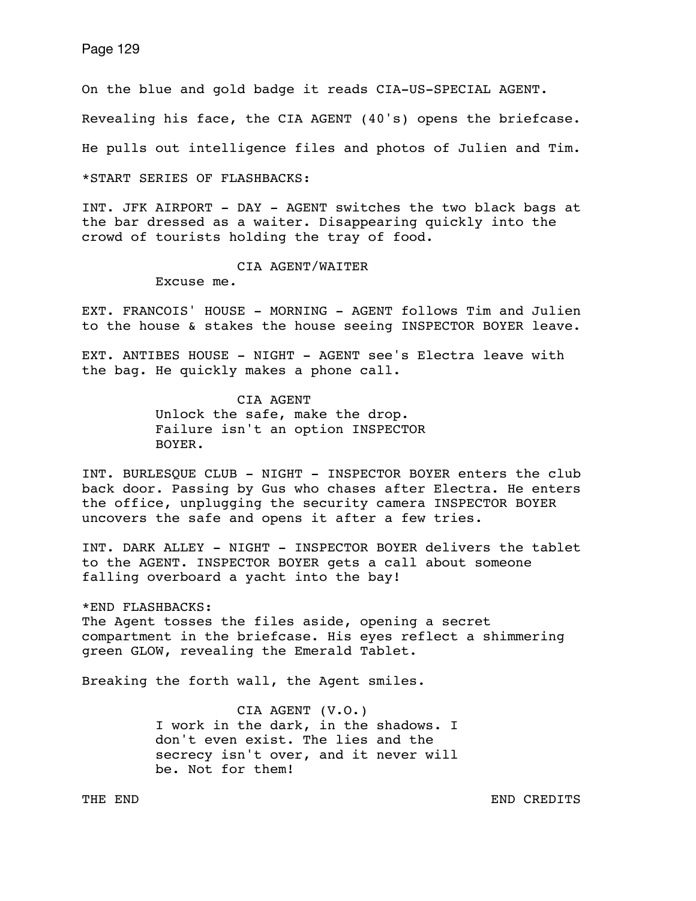On the blue and gold badge it reads CIA-US-SPECIAL AGENT.

Revealing his face, the CIA AGENT (40's) opens the briefcase.

He pulls out intelligence files and photos of Julien and Tim.

*START SERIES OF FLASHBACKS:

INT. JFK AIRPORT - DAY - AGENT switches the two black bags at the bar dressed as a waiter. Disappearing quickly into the crowd of tourists holding the tray of food.

CIA AGENT/WAITER
Excuse me.

EXT. FRANCOIS' HOUSE - MORNING - AGENT follows Tim and Julien to the house & stakes the house seeing INSPECTOR BOYER leave.

EXT. ANTIBES HOUSE - NIGHT - AGENT see's Electra leave with the bag. He quickly makes a phone call.

CIA AGENT
Unlock the safe, make the drop. Failure isn't an option INSPECTOR BOYER.

INT. BURLESQUE CLUB - NIGHT - INSPECTOR BOYER enters the club back door. Passing by Gus who chases after Electra. He enters the office, unplugging the security camera INSPECTOR BOYER uncovers the safe and opens it after a few tries.

INT. DARK ALLEY - NIGHT - INSPECTOR BOYER delivers the tablet to the AGENT. INSPECTOR BOYER gets a call about someone falling overboard a yacht into the bay!

*END FLASHBACKS:
The Agent tosses the files aside, opening a secret compartment in the briefcase. His eyes reflect a shimmering green GLOW, revealing the Emerald Tablet.

Breaking the forth wall, the Agent smiles.

CIA AGENT (V.O.)
I work in the dark, in the shadows. I don't even exist. The lies and the secrecy isn't over, and it never will be. Not for them!

THE END END CREDITS